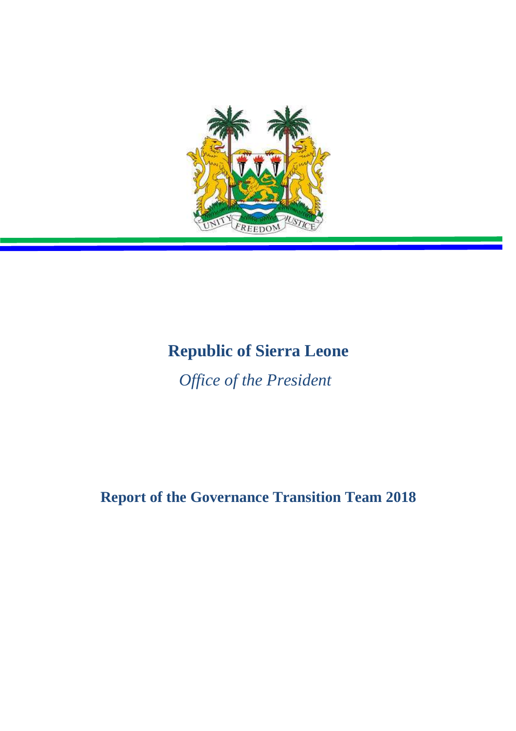# Republic of Sierra Leone

*Office of the President*

## Report of the Governance Transition Team 2018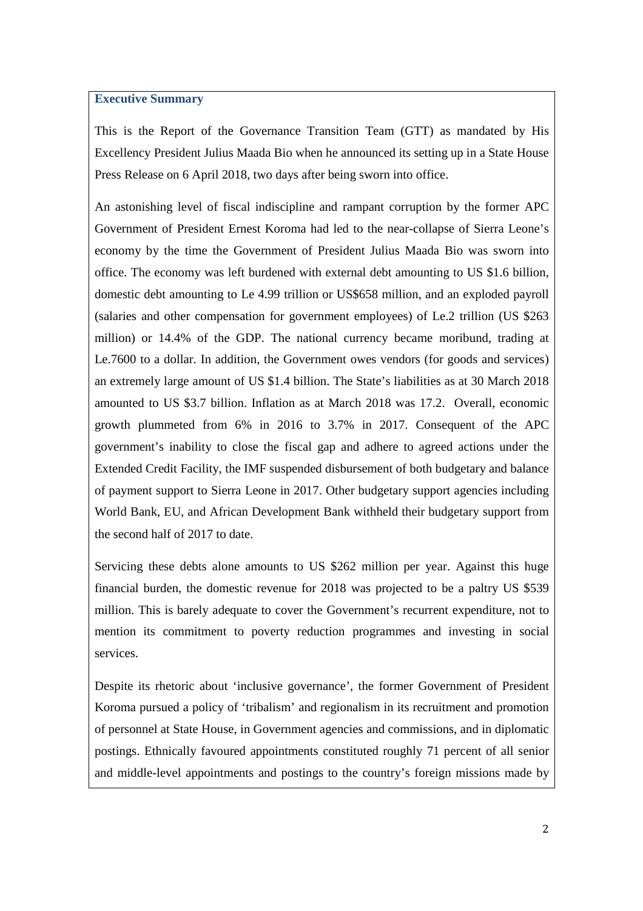## Executive Summary

This is the Report of the Governance Transition Team (GTT) as mandated by His Excellency President Julius Maada Bio when he announced its setting up in a State House Press Release on 6 April 2018, two days after being sworn into office.

An astonishing level of fiscal indiscipline and rampant corruption by the former APC Government of President Ernest Koroma had led to the near-collapse of Sierra Leone's economy by the time the Government of President Julius Maada Bio was sworn into office. The economy was left burdened with external debt amounting to US $1.6 billion, domestic debt amounting to Le 4.99 trillion or US$658 million, and an exploded payroll (salaries and other compensation for government employees) of Le.2 trillion (US $263 million) or 14.4% of the GDP. The national currency became moribund, trading at Le.7600 to a dollar. In addition, the Government owes vendors (for goods and services) an extremely large amount of US $1.4 billion. The State's liabilities as at 30 March 2018 amounted to US $3.7 billion. Inflation as at March 2018 was 17.2. Overall, economic growth plummeted from 6% in 2016 to 3.7% in 2017. Consequent of the APC government's inability to close the fiscal gap and adhere to agreed actions under the Extended Credit Facility, the IMF suspended disbursement of both budgetary and balance of payment support to Sierra Leone in 2017. Other budgetary support agencies including World Bank, EU, and African Development Bank withheld their budgetary support from the second half of 2017 to date.

Servicing these debts alone amounts to US $262 million per year. Against this huge financial burden, the domestic revenue for 2018 was projected to be a paltry US $539 million. This is barely adequate to cover the Government's recurrent expenditure, not to mention its commitment to poverty reduction programmes and investing in social services.

Despite its rhetoric about 'inclusive governance', the former Government of President Koroma pursued a policy of 'tribalism' and regionalism in its recruitment and promotion of personnel at State House, in Government agencies and commissions, and in diplomatic postings. Ethnically favoured appointments constituted roughly 71 percent of all senior and middle-level appointments and postings to the country's foreign missions made by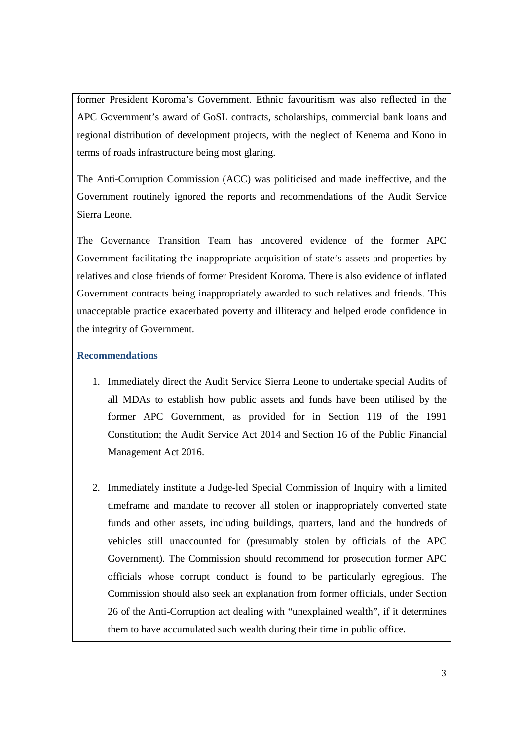former President Koroma's Government. Ethnic favouritism was also reflected in the APC Government's award of GoSL contracts, scholarships, commercial bank loans and regional distribution of development projects, with the neglect of Kenema and Kono in terms of roads infrastructure being most glaring.

The Anti-Corruption Commission (ACC) was politicised and made ineffective, and the Government routinely ignored the reports and recommendations of the Audit Service Sierra Leone.

The Governance Transition Team has uncovered evidence of the former APC Government facilitating the inappropriate acquisition of state's assets and properties by relatives and close friends of former President Koroma. There is also evidence of inflated Government contracts being inappropriately awarded to such relatives and friends. This unacceptable practice exacerbated poverty and illiteracy and helped erode confidence in the integrity of Government.

### Recommendations

1. Immediately direct the Audit Service Sierra Leone to undertake special Audits of all MDAs to establish how public assets and funds have been utilised by the former APC Government, as provided for in Section 119 of the 1991 Constitution; the Audit Service Act 2014 and Section 16 of the Public Financial Management Act 2016.

2. Immediately institute a Judge-led Special Commission of Inquiry with a limited timeframe and mandate to recover all stolen or inappropriately converted state funds and other assets, including buildings, quarters, land and the hundreds of vehicles still unaccounted for (presumably stolen by officials of the APC Government). The Commission should recommend for prosecution former APC officials whose corrupt conduct is found to be particularly egregious. The Commission should also seek an explanation from former officials, under Section 26 of the Anti-Corruption act dealing with "unexplained wealth", if it determines them to have accumulated such wealth during their time in public office.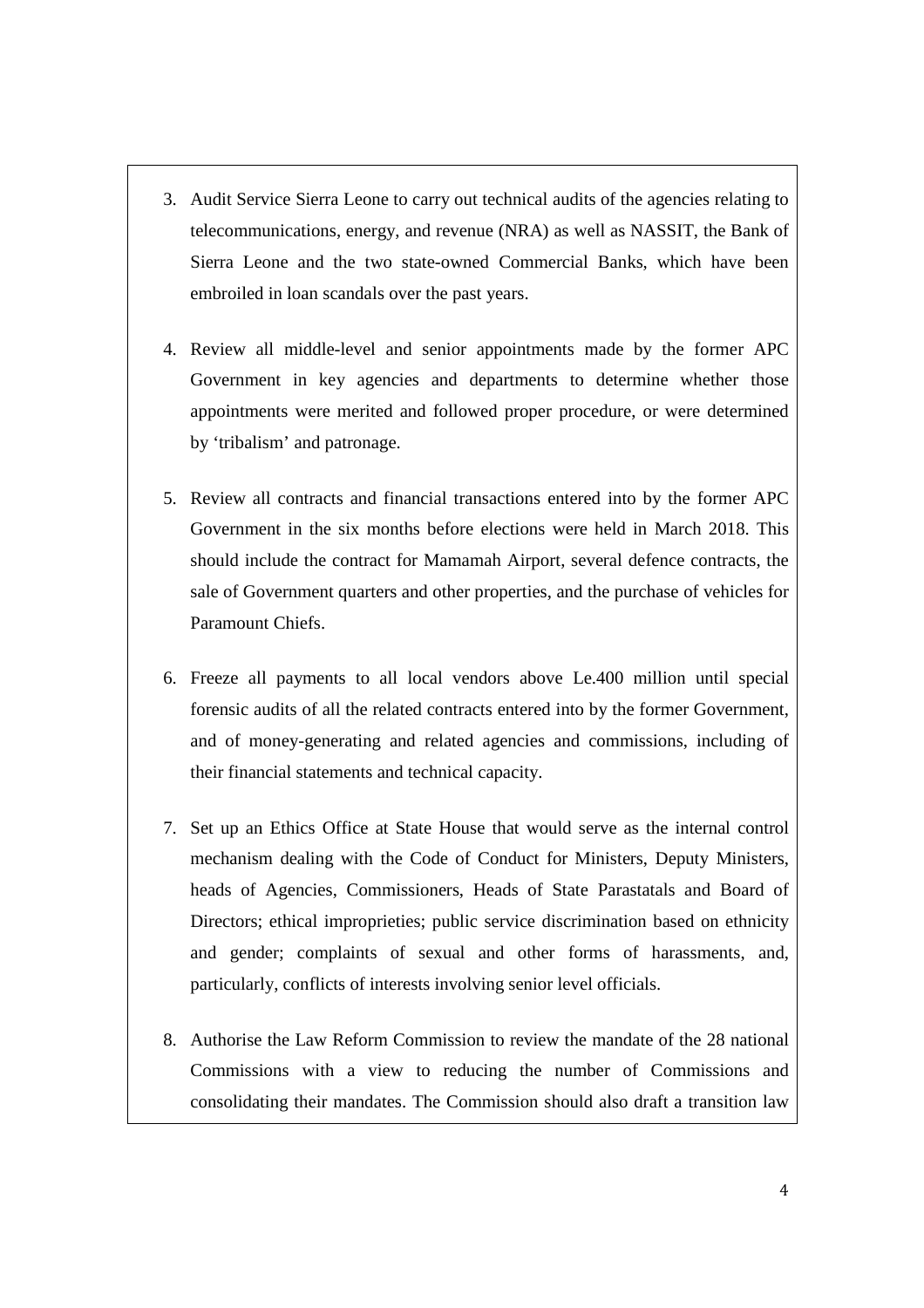3. Audit Service Sierra Leone to carry out technical audits of the agencies relating to telecommunications, energy, and revenue (NRA) as well as NASSIT, the Bank of Sierra Leone and the two state-owned Commercial Banks, which have been embroiled in loan scandals over the past years.

4. Review all middle-level and senior appointments made by the former APC Government in key agencies and departments to determine whether those appointments were merited and followed proper procedure, or were determined by 'tribalism' and patronage.

5. Review all contracts and financial transactions entered into by the former APC Government in the six months before elections were held in March 2018. This should include the contract for Mamamah Airport, several defence contracts, the sale of Government quarters and other properties, and the purchase of vehicles for Paramount Chiefs.

6. Freeze all payments to all local vendors above Le.400 million until special forensic audits of all the related contracts entered into by the former Government, and of money-generating and related agencies and commissions, including of their financial statements and technical capacity.

7. Set up an Ethics Office at State House that would serve as the internal control mechanism dealing with the Code of Conduct for Ministers, Deputy Ministers, heads of Agencies, Commissioners, Heads of State Parastatals and Board of Directors; ethical improprieties; public service discrimination based on ethnicity and gender; complaints of sexual and other forms of harassments, and, particularly, conflicts of interests involving senior level officials.

8. Authorise the Law Reform Commission to review the mandate of the 28 national Commissions with a view to reducing the number of Commissions and consolidating their mandates. The Commission should also draft a transition law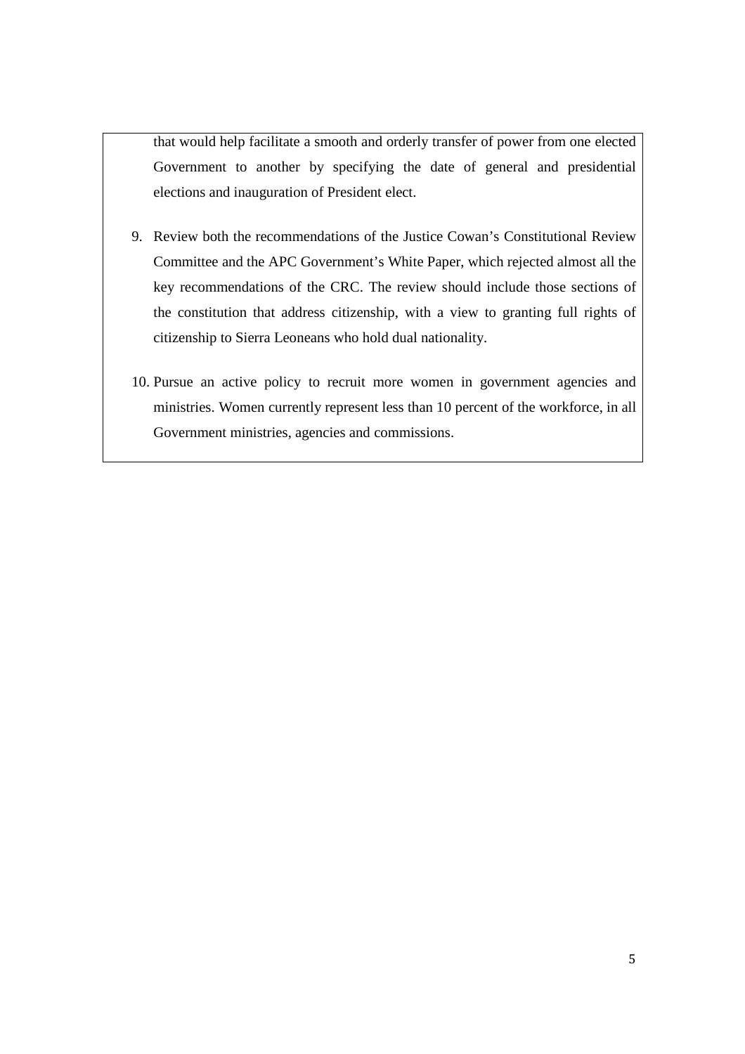that would help facilitate a smooth and orderly transfer of power from one elected Government to another by specifying the date of general and presidential elections and inauguration of President elect.

9. Review both the recommendations of the Justice Cowan's Constitutional Review Committee and the APC Government's White Paper, which rejected almost all the key recommendations of the CRC. The review should include those sections of the constitution that address citizenship, with a view to granting full rights of citizenship to Sierra Leoneans who hold dual nationality.

10. Pursue an active policy to recruit more women in government agencies and ministries. Women currently represent less than 10 percent of the workforce, in all Government ministries, agencies and commissions.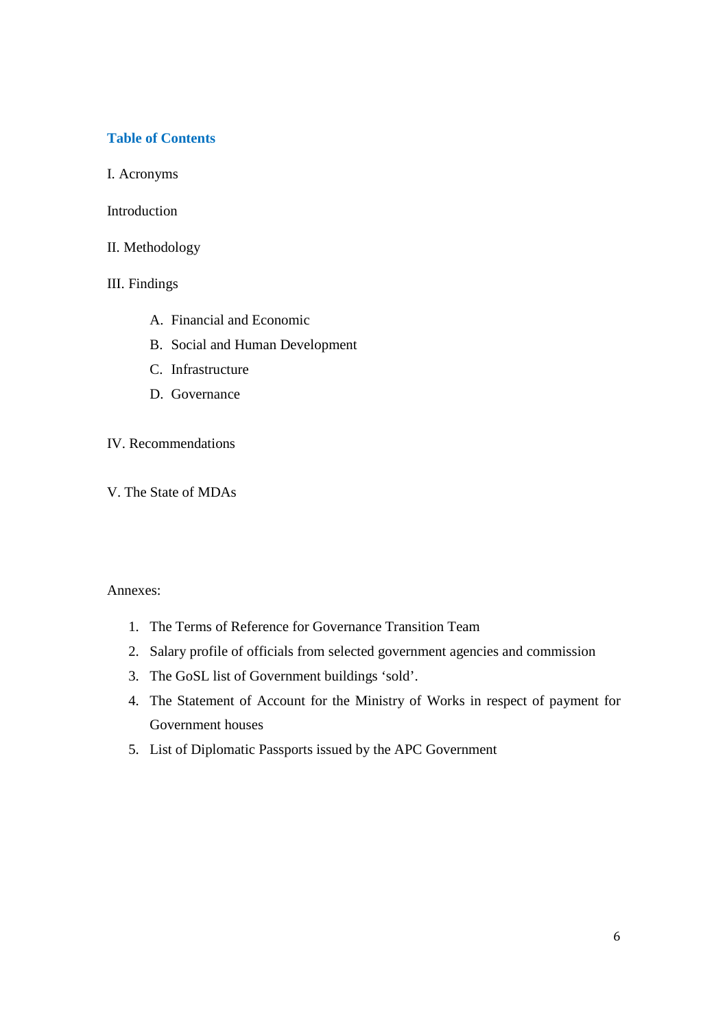## Table of Contents

I. Acronyms

Introduction

II. Methodology

III. Findings

- A. Financial and Economic
- B. Social and Human Development
- C. Infrastructure
- D. Governance

IV. Recommendations

V. The State of MDAs

Annexes:

1. The Terms of Reference for Governance Transition Team
2. Salary profile of officials from selected government agencies and commission
3. The GoSL list of Government buildings 'sold'.
4. The Statement of Account for the Ministry of Works in respect of payment for Government houses
5. List of Diplomatic Passports issued by the APC Government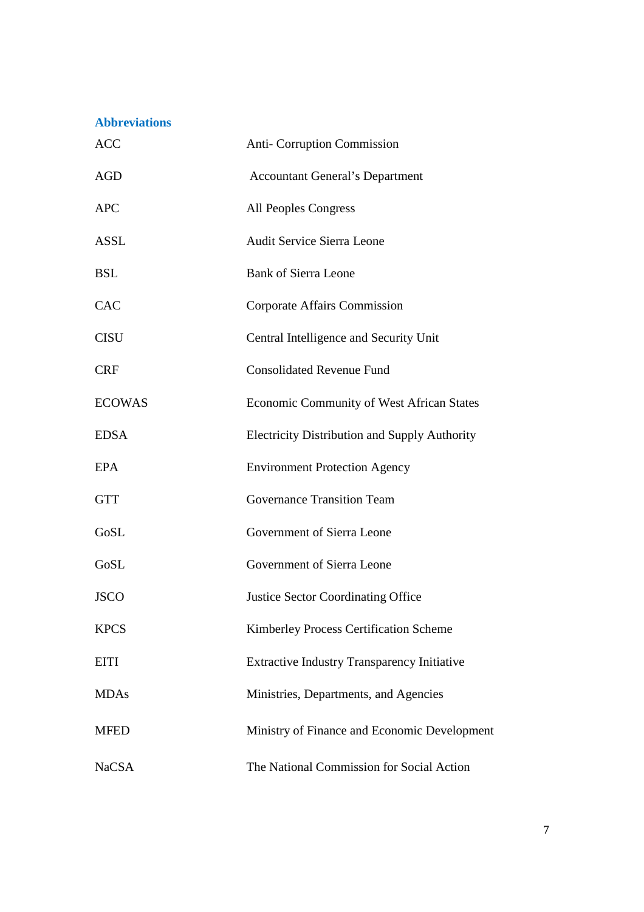## Abbreviations

| | |
|---|---|
| ACC | Anti- Corruption Commission |
| AGD | Accountant General’s Department |
| APC | All Peoples Congress |
| ASSL | Audit Service Sierra Leone |
| BSL | Bank of Sierra Leone |
| CAC | Corporate Affairs Commission |
| CISU | Central Intelligence and Security Unit |
| CRF | Consolidated Revenue Fund |
| ECOWAS | Economic Community of West African States |
| EDSA | Electricity Distribution and Supply Authority |
| EPA | Environment Protection Agency |
| GTT | Governance Transition Team |
| GoSL | Government of Sierra Leone |
| GoSL | Government of Sierra Leone |
| JSCO | Justice Sector Coordinating Office |
| KPCS | Kimberley Process Certification Scheme |
| EITI | Extractive Industry Transparency Initiative |
| MDAs | Ministries, Departments, and Agencies |
| MFED | Ministry of Finance and Economic Development |
| NaCSA | The National Commission for Social Action |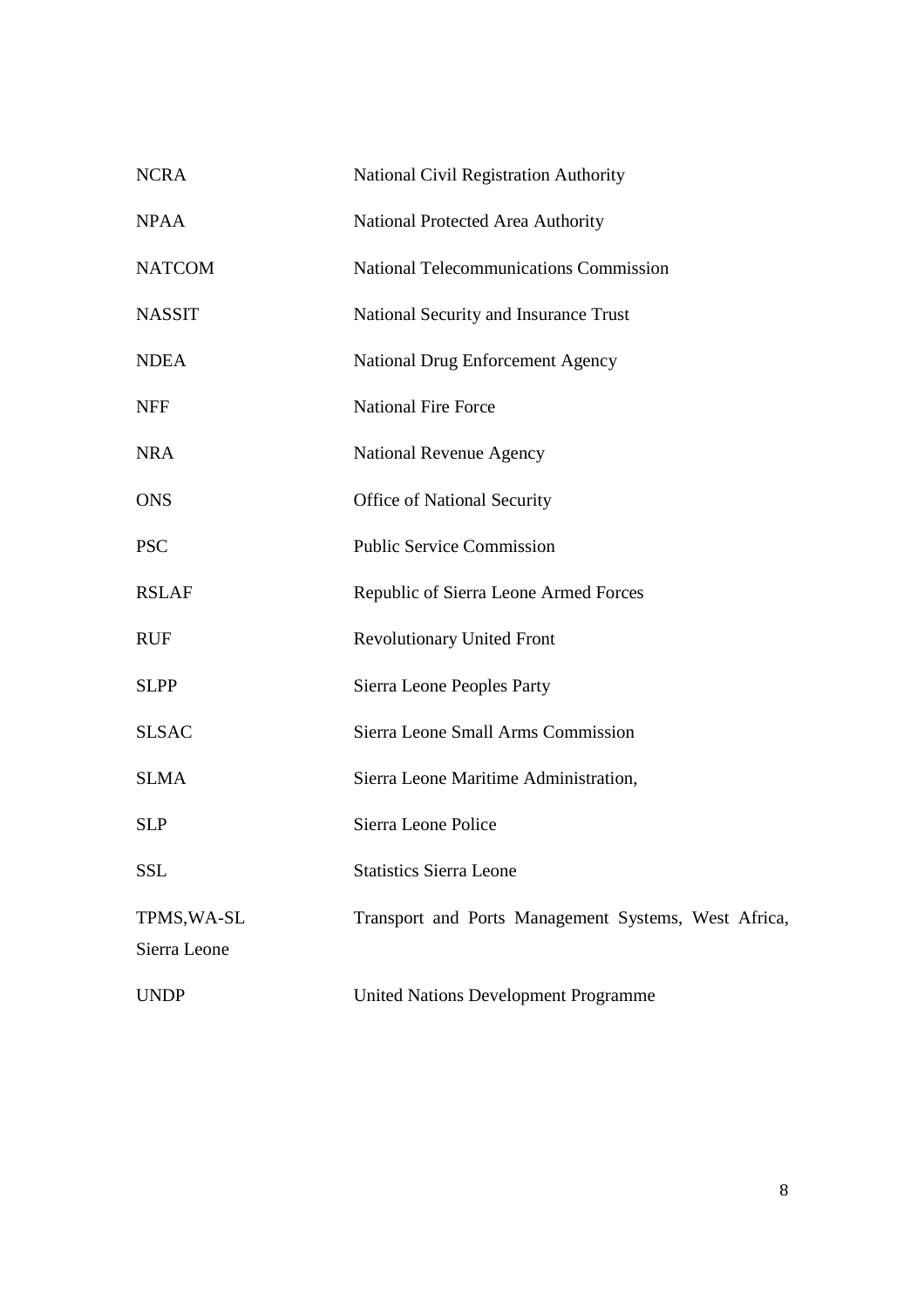| | |
|---|---|
| NCRA | National Civil Registration Authority |
| NPAA | National Protected Area Authority |
| NATCOM | National Telecommunications Commission |
| NASSIT | National Security and Insurance Trust |
| NDEA | National Drug Enforcement Agency |
| NFF | National Fire Force |
| NRA | National Revenue Agency |
| ONS | Office of National Security |
| PSC | Public Service Commission |
| RSLAF | Republic of Sierra Leone Armed Forces |
| RUF | Revolutionary United Front |
| SLPP | Sierra Leone Peoples Party |
| SLSAC | Sierra Leone Small Arms Commission |
| SLMA | Sierra Leone Maritime Administration, |
| SLP | Sierra Leone Police |
| SSL | Statistics Sierra Leone |
| TPMS,WA-SL | Transport and Ports Management Systems, West Africa, Sierra Leone |
| UNDP | United Nations Development Programme |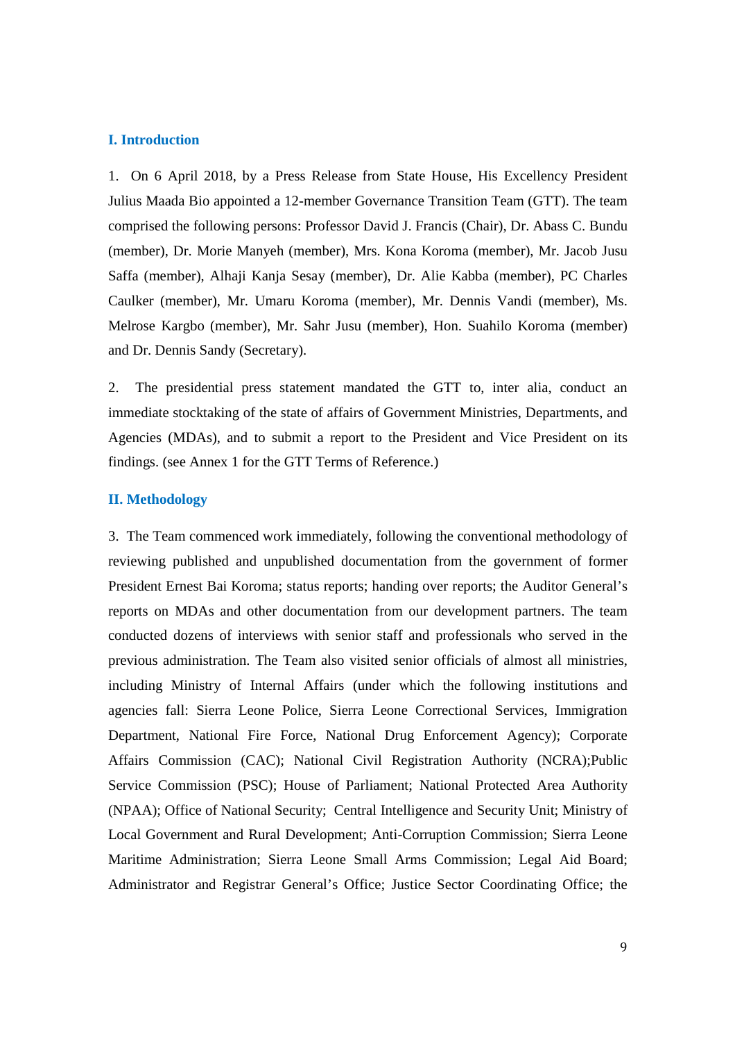## I. Introduction

1. On 6 April 2018, by a Press Release from State House, His Excellency President Julius Maada Bio appointed a 12-member Governance Transition Team (GTT). The team comprised the following persons: Professor David J. Francis (Chair), Dr. Abass C. Bundu (member), Dr. Morie Manyeh (member), Mrs. Kona Koroma (member), Mr. Jacob Jusu Saffa (member), Alhaji Kanja Sesay (member), Dr. Alie Kabba (member), PC Charles Caulker (member), Mr. Umaru Koroma (member), Mr. Dennis Vandi (member), Ms. Melrose Kargbo (member), Mr. Sahr Jusu (member), Hon. Suahilo Koroma (member) and Dr. Dennis Sandy (Secretary).

2. The presidential press statement mandated the GTT to, inter alia, conduct an immediate stocktaking of the state of affairs of Government Ministries, Departments, and Agencies (MDAs), and to submit a report to the President and Vice President on its findings. (see Annex 1 for the GTT Terms of Reference.)

## II. Methodology

3. The Team commenced work immediately, following the conventional methodology of reviewing published and unpublished documentation from the government of former President Ernest Bai Koroma; status reports; handing over reports; the Auditor General's reports on MDAs and other documentation from our development partners. The team conducted dozens of interviews with senior staff and professionals who served in the previous administration. The Team also visited senior officials of almost all ministries, including Ministry of Internal Affairs (under which the following institutions and agencies fall: Sierra Leone Police, Sierra Leone Correctional Services, Immigration Department, National Fire Force, National Drug Enforcement Agency); Corporate Affairs Commission (CAC); National Civil Registration Authority (NCRA);Public Service Commission (PSC); House of Parliament; National Protected Area Authority (NPAA); Office of National Security; Central Intelligence and Security Unit; Ministry of Local Government and Rural Development; Anti-Corruption Commission; Sierra Leone Maritime Administration; Sierra Leone Small Arms Commission; Legal Aid Board; Administrator and Registrar General's Office; Justice Sector Coordinating Office; the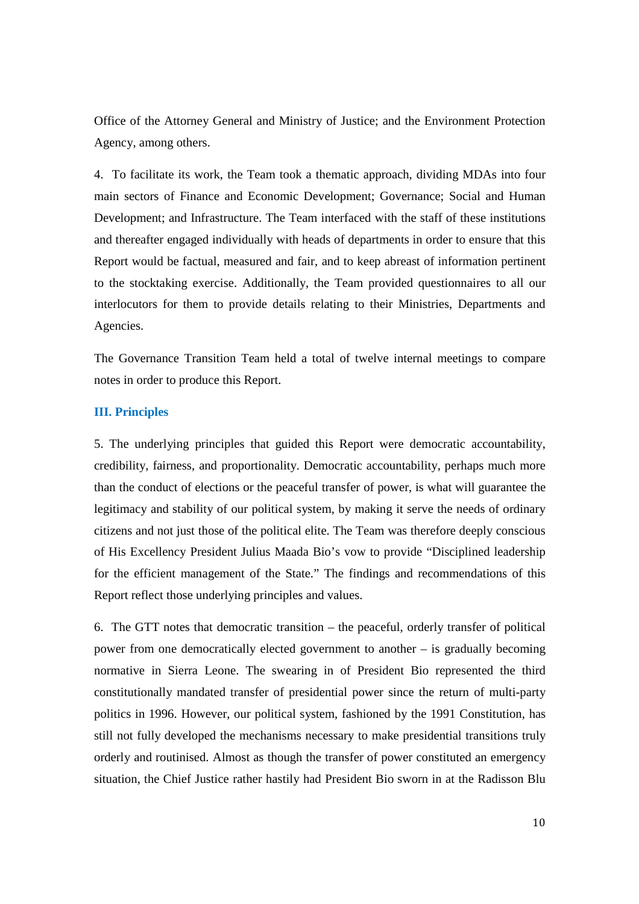Office of the Attorney General and Ministry of Justice; and the Environment Protection Agency, among others.

4. To facilitate its work, the Team took a thematic approach, dividing MDAs into four main sectors of Finance and Economic Development; Governance; Social and Human Development; and Infrastructure. The Team interfaced with the staff of these institutions and thereafter engaged individually with heads of departments in order to ensure that this Report would be factual, measured and fair, and to keep abreast of information pertinent to the stocktaking exercise. Additionally, the Team provided questionnaires to all our interlocutors for them to provide details relating to their Ministries, Departments and Agencies.

The Governance Transition Team held a total of twelve internal meetings to compare notes in order to produce this Report.

### III. Principles

5. The underlying principles that guided this Report were democratic accountability, credibility, fairness, and proportionality. Democratic accountability, perhaps much more than the conduct of elections or the peaceful transfer of power, is what will guarantee the legitimacy and stability of our political system, by making it serve the needs of ordinary citizens and not just those of the political elite. The Team was therefore deeply conscious of His Excellency President Julius Maada Bio's vow to provide "Disciplined leadership for the efficient management of the State." The findings and recommendations of this Report reflect those underlying principles and values.

6. The GTT notes that democratic transition – the peaceful, orderly transfer of political power from one democratically elected government to another – is gradually becoming normative in Sierra Leone. The swearing in of President Bio represented the third constitutionally mandated transfer of presidential power since the return of multi-party politics in 1996. However, our political system, fashioned by the 1991 Constitution, has still not fully developed the mechanisms necessary to make presidential transitions truly orderly and routinised. Almost as though the transfer of power constituted an emergency situation, the Chief Justice rather hastily had President Bio sworn in at the Radisson Blu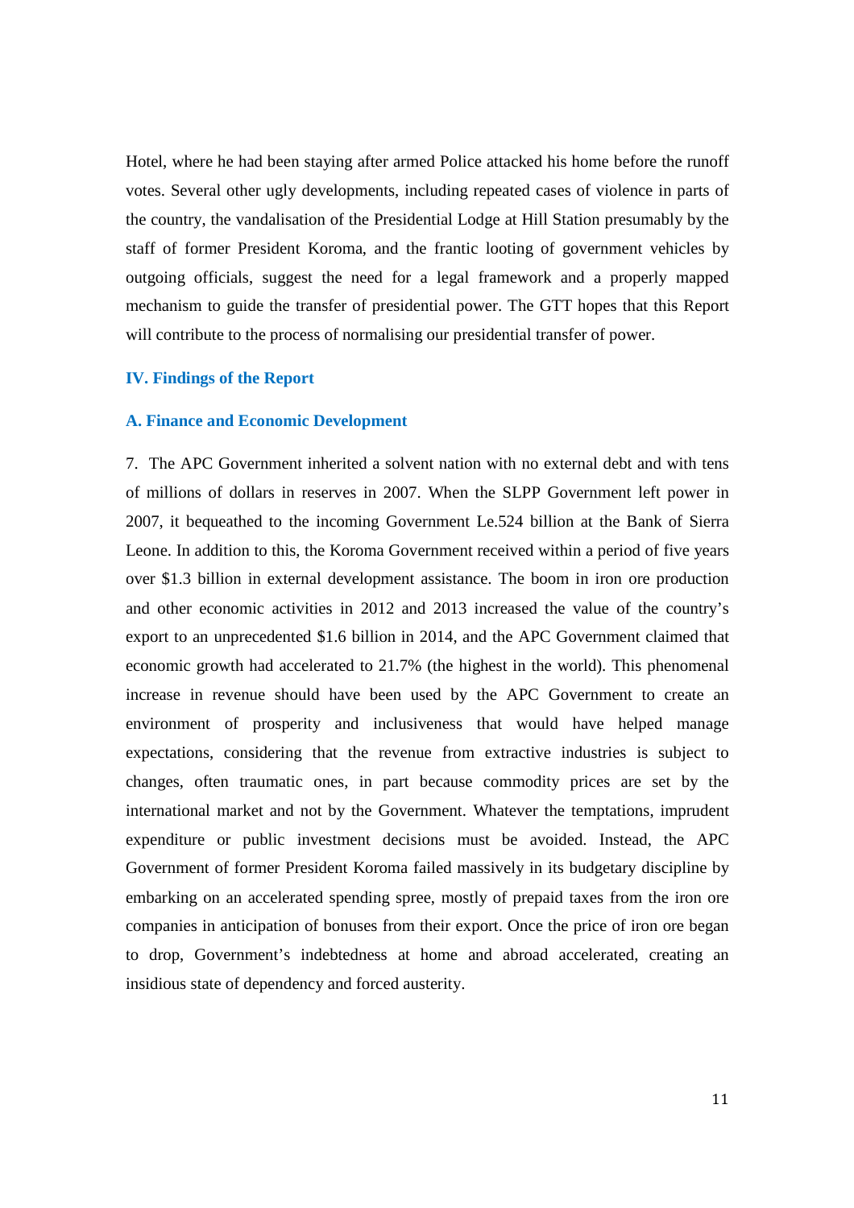Hotel, where he had been staying after armed Police attacked his home before the runoff votes. Several other ugly developments, including repeated cases of violence in parts of the country, the vandalisation of the Presidential Lodge at Hill Station presumably by the staff of former President Koroma, and the frantic looting of government vehicles by outgoing officials, suggest the need for a legal framework and a properly mapped mechanism to guide the transfer of presidential power. The GTT hopes that this Report will contribute to the process of normalising our presidential transfer of power.

## IV. Findings of the Report

### A. Finance and Economic Development

7. The APC Government inherited a solvent nation with no external debt and with tens of millions of dollars in reserves in 2007. When the SLPP Government left power in 2007, it bequeathed to the incoming Government Le.524 billion at the Bank of Sierra Leone. In addition to this, the Koroma Government received within a period of five years over $1.3 billion in external development assistance. The boom in iron ore production and other economic activities in 2012 and 2013 increased the value of the country's export to an unprecedented $1.6 billion in 2014, and the APC Government claimed that economic growth had accelerated to 21.7% (the highest in the world). This phenomenal increase in revenue should have been used by the APC Government to create an environment of prosperity and inclusiveness that would have helped manage expectations, considering that the revenue from extractive industries is subject to changes, often traumatic ones, in part because commodity prices are set by the international market and not by the Government. Whatever the temptations, imprudent expenditure or public investment decisions must be avoided. Instead, the APC Government of former President Koroma failed massively in its budgetary discipline by embarking on an accelerated spending spree, mostly of prepaid taxes from the iron ore companies in anticipation of bonuses from their export. Once the price of iron ore began to drop, Government's indebtedness at home and abroad accelerated, creating an insidious state of dependency and forced austerity.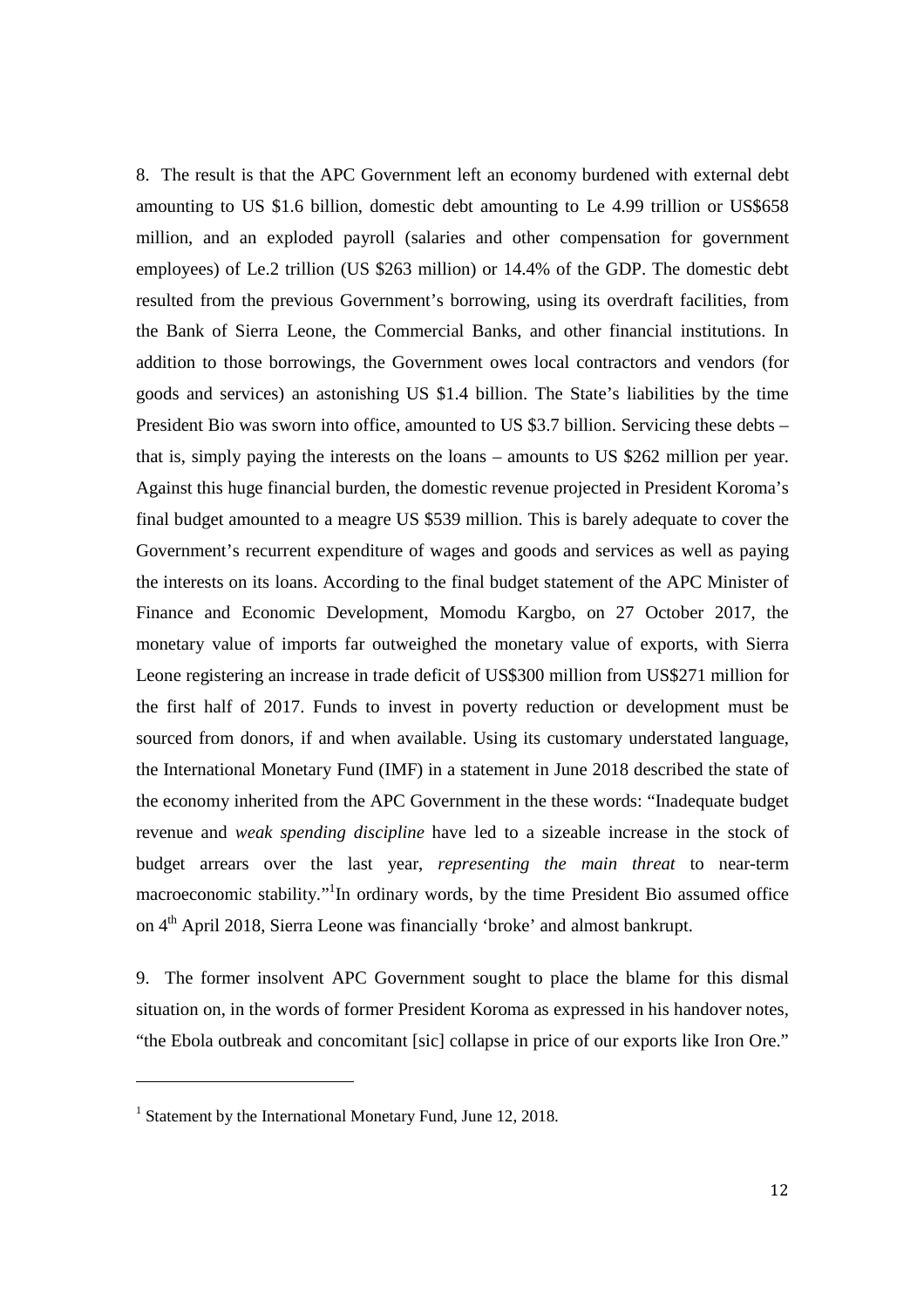8. The result is that the APC Government left an economy burdened with external debt amounting to US \$1.6 billion, domestic debt amounting to Le 4.99 trillion or US\$658 million, and an exploded payroll (salaries and other compensation for government employees) of Le.2 trillion (US \$263 million) or 14.4% of the GDP. The domestic debt resulted from the previous Government's borrowing, using its overdraft facilities, from the Bank of Sierra Leone, the Commercial Banks, and other financial institutions. In addition to those borrowings, the Government owes local contractors and vendors (for goods and services) an astonishing US \$1.4 billion. The State's liabilities by the time President Bio was sworn into office, amounted to US \$3.7 billion. Servicing these debts – that is, simply paying the interests on the loans – amounts to US \$262 million per year. Against this huge financial burden, the domestic revenue projected in President Koroma's final budget amounted to a meagre US \$539 million. This is barely adequate to cover the Government's recurrent expenditure of wages and goods and services as well as paying the interests on its loans. According to the final budget statement of the APC Minister of Finance and Economic Development, Momodu Kargbo, on 27 October 2017, the monetary value of imports far outweighed the monetary value of exports, with Sierra Leone registering an increase in trade deficit of US\$300 million from US\$271 million for the first half of 2017. Funds to invest in poverty reduction or development must be sourced from donors, if and when available. Using its customary understated language, the International Monetary Fund (IMF) in a statement in June 2018 described the state of the economy inherited from the APC Government in the these words: "Inadequate budget revenue and *weak spending discipline* have led to a sizeable increase in the stock of budget arrears over the last year, *representing the main threat* to near-term macroeconomic stability."[1] In ordinary words, by the time President Bio assumed office on 4th April 2018, Sierra Leone was financially 'broke' and almost bankrupt.

9. The former insolvent APC Government sought to place the blame for this dismal situation on, in the words of former President Koroma as expressed in his handover notes, "the Ebola outbreak and concomitant [sic] collapse in price of our exports like Iron Ore."

---

[1] Statement by the International Monetary Fund, June 12, 2018.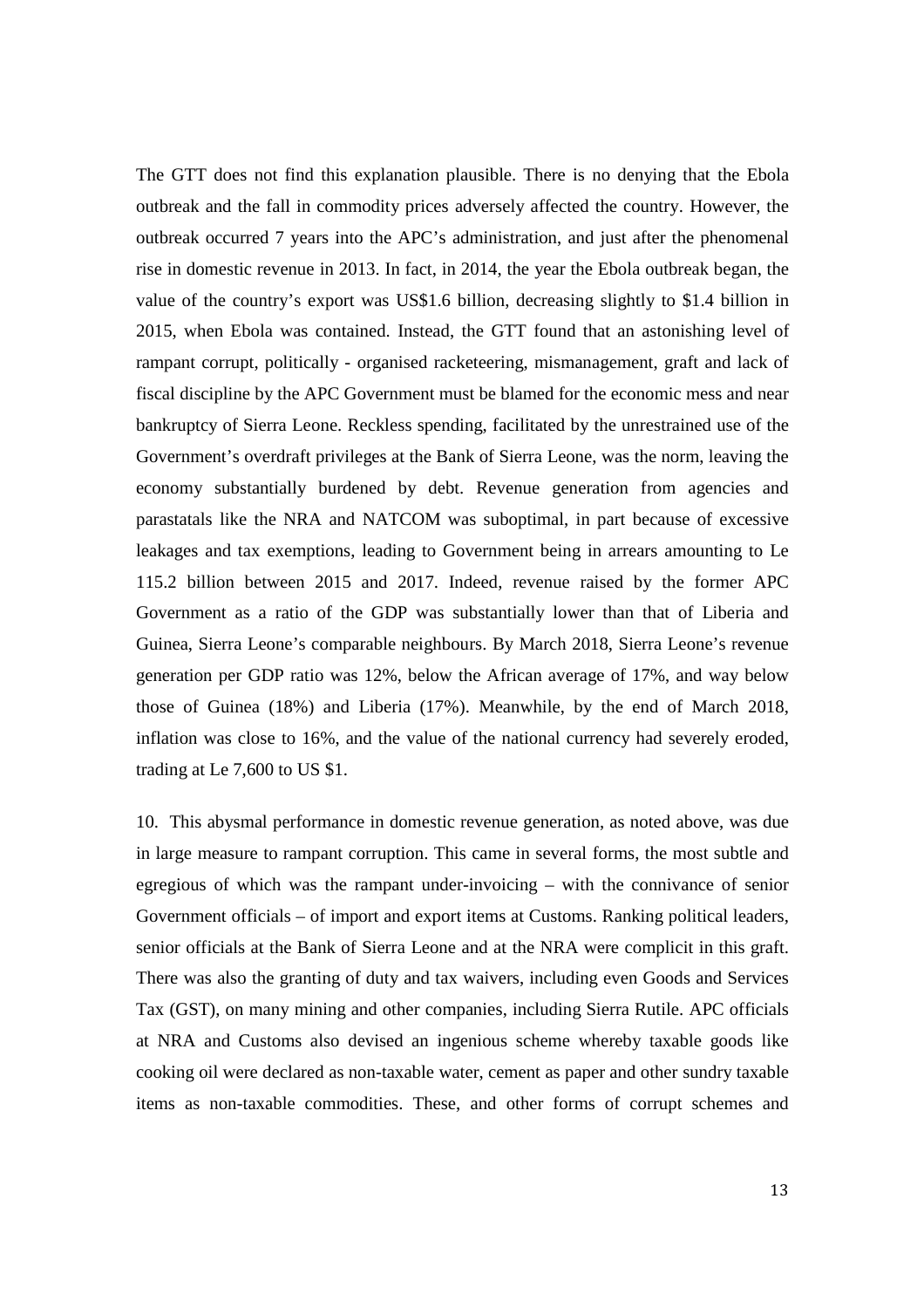The GTT does not find this explanation plausible. There is no denying that the Ebola outbreak and the fall in commodity prices adversely affected the country. However, the outbreak occurred 7 years into the APC's administration, and just after the phenomenal rise in domestic revenue in 2013. In fact, in 2014, the year the Ebola outbreak began, the value of the country's export was US$1.6 billion, decreasing slightly to $1.4 billion in 2015, when Ebola was contained. Instead, the GTT found that an astonishing level of rampant corrupt, politically - organised racketeering, mismanagement, graft and lack of fiscal discipline by the APC Government must be blamed for the economic mess and near bankruptcy of Sierra Leone. Reckless spending, facilitated by the unrestrained use of the Government's overdraft privileges at the Bank of Sierra Leone, was the norm, leaving the economy substantially burdened by debt. Revenue generation from agencies and parastatals like the NRA and NATCOM was suboptimal, in part because of excessive leakages and tax exemptions, leading to Government being in arrears amounting to Le 115.2 billion between 2015 and 2017. Indeed, revenue raised by the former APC Government as a ratio of the GDP was substantially lower than that of Liberia and Guinea, Sierra Leone's comparable neighbours. By March 2018, Sierra Leone's revenue generation per GDP ratio was 12%, below the African average of 17%, and way below those of Guinea (18%) and Liberia (17%). Meanwhile, by the end of March 2018, inflation was close to 16%, and the value of the national currency had severely eroded, trading at Le 7,600 to US $1.

10. This abysmal performance in domestic revenue generation, as noted above, was due in large measure to rampant corruption. This came in several forms, the most subtle and egregious of which was the rampant under-invoicing – with the connivance of senior Government officials – of import and export items at Customs. Ranking political leaders, senior officials at the Bank of Sierra Leone and at the NRA were complicit in this graft. There was also the granting of duty and tax waivers, including even Goods and Services Tax (GST), on many mining and other companies, including Sierra Rutile. APC officials at NRA and Customs also devised an ingenious scheme whereby taxable goods like cooking oil were declared as non-taxable water, cement as paper and other sundry taxable items as non-taxable commodities. These, and other forms of corrupt schemes and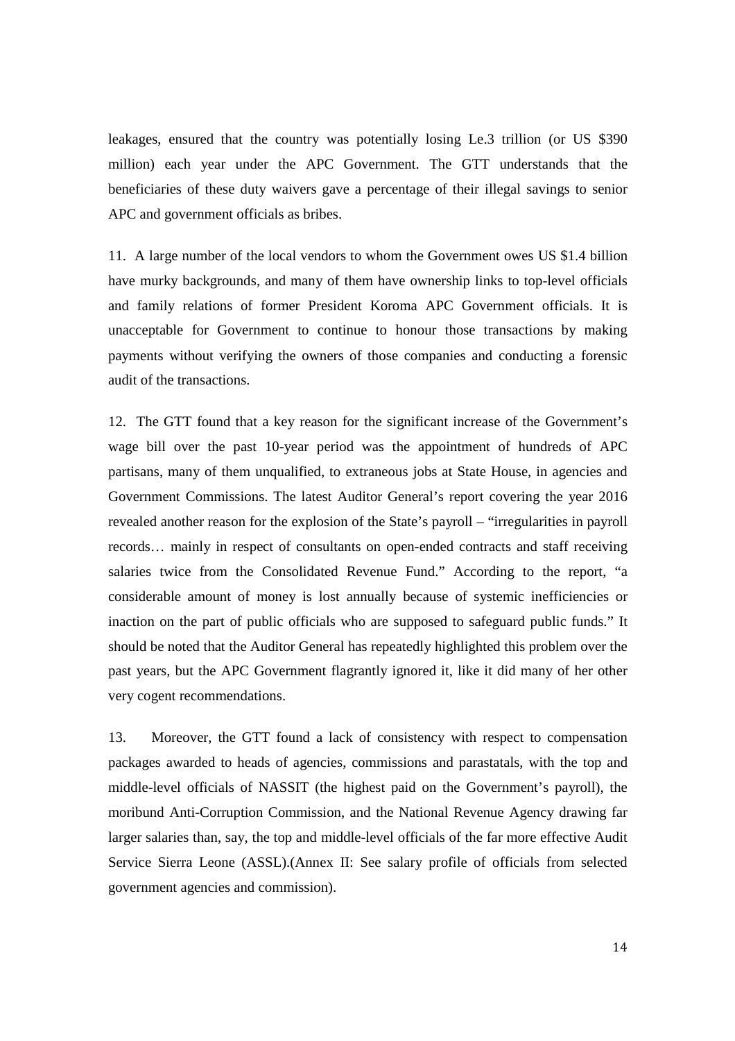leakages, ensured that the country was potentially losing Le.3 trillion (or US $390 million) each year under the APC Government. The GTT understands that the beneficiaries of these duty waivers gave a percentage of their illegal savings to senior APC and government officials as bribes.

11. A large number of the local vendors to whom the Government owes US $1.4 billion have murky backgrounds, and many of them have ownership links to top-level officials and family relations of former President Koroma APC Government officials. It is unacceptable for Government to continue to honour those transactions by making payments without verifying the owners of those companies and conducting a forensic audit of the transactions.

12. The GTT found that a key reason for the significant increase of the Government's wage bill over the past 10-year period was the appointment of hundreds of APC partisans, many of them unqualified, to extraneous jobs at State House, in agencies and Government Commissions. The latest Auditor General's report covering the year 2016 revealed another reason for the explosion of the State's payroll – "irregularities in payroll records… mainly in respect of consultants on open-ended contracts and staff receiving salaries twice from the Consolidated Revenue Fund." According to the report, "a considerable amount of money is lost annually because of systemic inefficiencies or inaction on the part of public officials who are supposed to safeguard public funds." It should be noted that the Auditor General has repeatedly highlighted this problem over the past years, but the APC Government flagrantly ignored it, like it did many of her other very cogent recommendations.

13. Moreover, the GTT found a lack of consistency with respect to compensation packages awarded to heads of agencies, commissions and parastatals, with the top and middle-level officials of NASSIT (the highest paid on the Government's payroll), the moribund Anti-Corruption Commission, and the National Revenue Agency drawing far larger salaries than, say, the top and middle-level officials of the far more effective Audit Service Sierra Leone (ASSL).(Annex II: See salary profile of officials from selected government agencies and commission).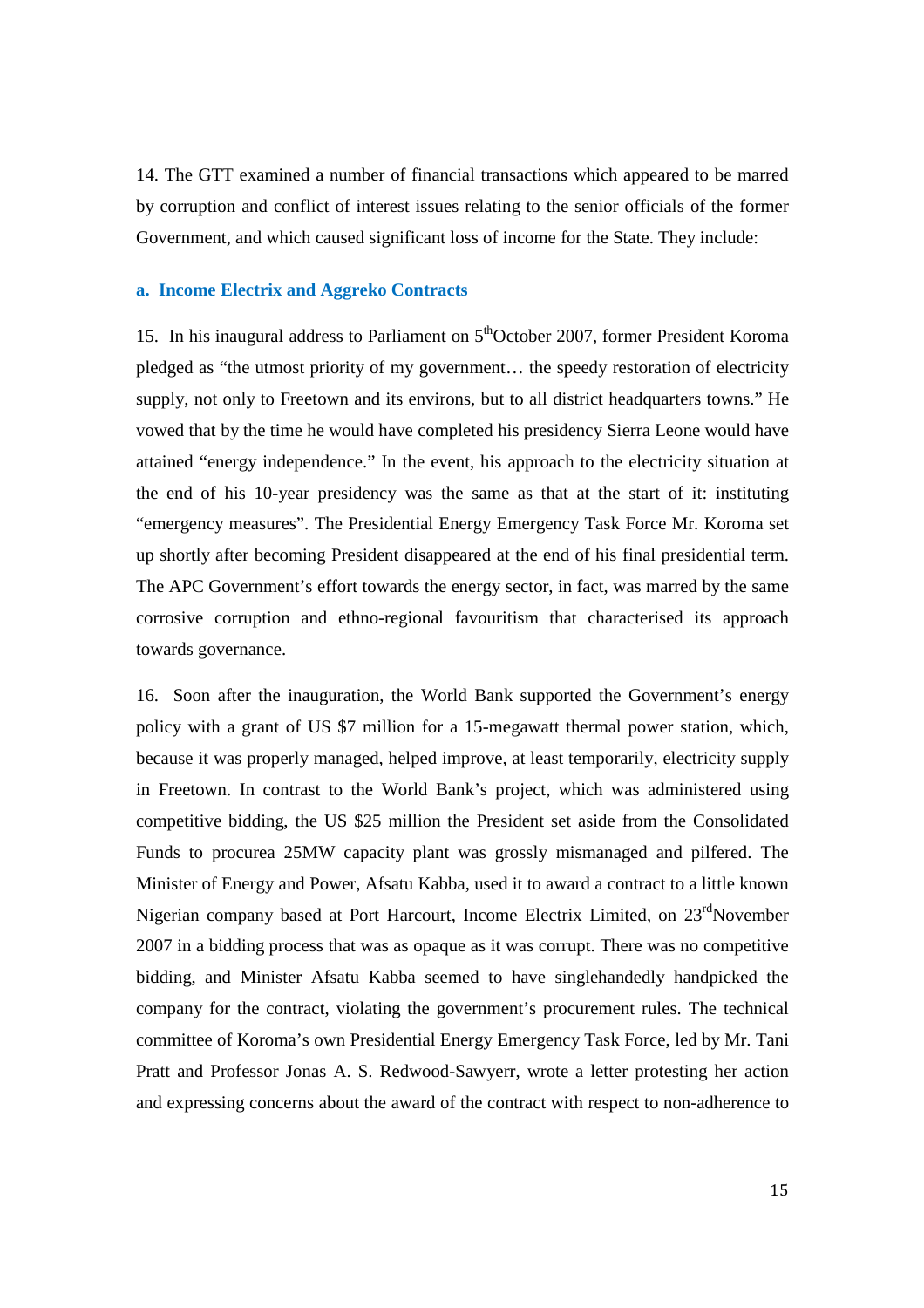14. The GTT examined a number of financial transactions which appeared to be marred by corruption and conflict of interest issues relating to the senior officials of the former Government, and which caused significant loss of income for the State. They include:

### a. Income Electrix and Aggreko Contracts

15. In his inaugural address to Parliament on 5th October 2007, former President Koroma pledged as "the utmost priority of my government… the speedy restoration of electricity supply, not only to Freetown and its environs, but to all district headquarters towns." He vowed that by the time he would have completed his presidency Sierra Leone would have attained "energy independence." In the event, his approach to the electricity situation at the end of his 10-year presidency was the same as that at the start of it: instituting "emergency measures". The Presidential Energy Emergency Task Force Mr. Koroma set up shortly after becoming President disappeared at the end of his final presidential term. The APC Government's effort towards the energy sector, in fact, was marred by the same corrosive corruption and ethno-regional favouritism that characterised its approach towards governance.

16. Soon after the inauguration, the World Bank supported the Government's energy policy with a grant of US $7 million for a 15-megawatt thermal power station, which, because it was properly managed, helped improve, at least temporarily, electricity supply in Freetown. In contrast to the World Bank's project, which was administered using competitive bidding, the US $25 million the President set aside from the Consolidated Funds to procurea 25MW capacity plant was grossly mismanaged and pilfered. The Minister of Energy and Power, Afsatu Kabba, used it to award a contract to a little known Nigerian company based at Port Harcourt, Income Electrix Limited, on 23rd November 2007 in a bidding process that was as opaque as it was corrupt. There was no competitive bidding, and Minister Afsatu Kabba seemed to have singlehandedly handpicked the company for the contract, violating the government's procurement rules. The technical committee of Koroma's own Presidential Energy Emergency Task Force, led by Mr. Tani Pratt and Professor Jonas A. S. Redwood-Sawyerr, wrote a letter protesting her action and expressing concerns about the award of the contract with respect to non-adherence to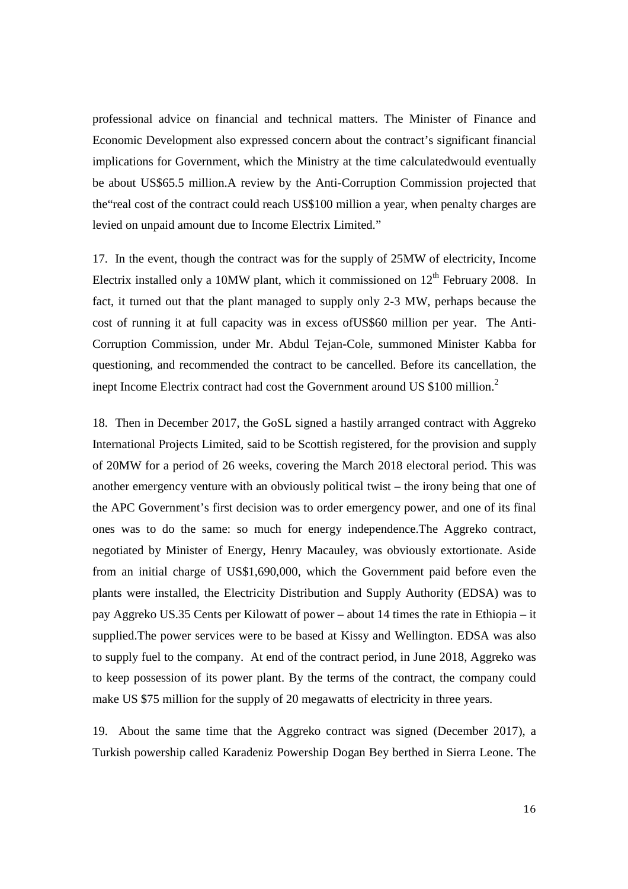professional advice on financial and technical matters. The Minister of Finance and Economic Development also expressed concern about the contract's significant financial implications for Government, which the Ministry at the time calculatedwould eventually be about US$65.5 million.A review by the Anti-Corruption Commission projected that the"real cost of the contract could reach US$100 million a year, when penalty charges are levied on unpaid amount due to Income Electrix Limited."

17. In the event, though the contract was for the supply of 25MW of electricity, Income Electrix installed only a 10MW plant, which it commissioned on 12th February 2008. In fact, it turned out that the plant managed to supply only 2-3 MW, perhaps because the cost of running it at full capacity was in excess ofUS$60 million per year. The Anti-Corruption Commission, under Mr. Abdul Tejan-Cole, summoned Minister Kabba for questioning, and recommended the contract to be cancelled. Before its cancellation, the inept Income Electrix contract had cost the Government around US $100 million.[2]

18. Then in December 2017, the GoSL signed a hastily arranged contract with Aggreko International Projects Limited, said to be Scottish registered, for the provision and supply of 20MW for a period of 26 weeks, covering the March 2018 electoral period. This was another emergency venture with an obviously political twist – the irony being that one of the APC Government's first decision was to order emergency power, and one of its final ones was to do the same: so much for energy independence.The Aggreko contract, negotiated by Minister of Energy, Henry Macauley, was obviously extortionate. Aside from an initial charge of US$1,690,000, which the Government paid before even the plants were installed, the Electricity Distribution and Supply Authority (EDSA) was to pay Aggreko US.35 Cents per Kilowatt of power – about 14 times the rate in Ethiopia – it supplied.The power services were to be based at Kissy and Wellington. EDSA was also to supply fuel to the company. At end of the contract period, in June 2018, Aggreko was to keep possession of its power plant. By the terms of the contract, the company could make US $75 million for the supply of 20 megawatts of electricity in three years.

19. About the same time that the Aggreko contract was signed (December 2017), a Turkish powership called Karadeniz Powership Dogan Bey berthed in Sierra Leone. The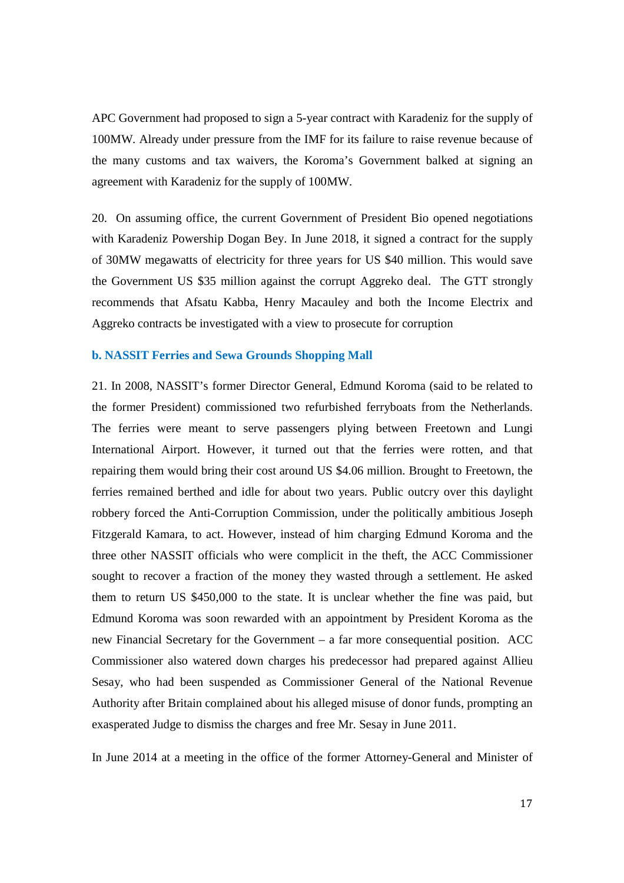APC Government had proposed to sign a 5-year contract with Karadeniz for the supply of 100MW. Already under pressure from the IMF for its failure to raise revenue because of the many customs and tax waivers, the Koroma's Government balked at signing an agreement with Karadeniz for the supply of 100MW.

20. On assuming office, the current Government of President Bio opened negotiations with Karadeniz Powership Dogan Bey. In June 2018, it signed a contract for the supply of 30MW megawatts of electricity for three years for US $40 million. This would save the Government US $35 million against the corrupt Aggreko deal. The GTT strongly recommends that Afsatu Kabba, Henry Macauley and both the Income Electrix and Aggreko contracts be investigated with a view to prosecute for corruption

### b. NASSIT Ferries and Sewa Grounds Shopping Mall

21. In 2008, NASSIT's former Director General, Edmund Koroma (said to be related to the former President) commissioned two refurbished ferryboats from the Netherlands. The ferries were meant to serve passengers plying between Freetown and Lungi International Airport. However, it turned out that the ferries were rotten, and that repairing them would bring their cost around US $4.06 million. Brought to Freetown, the ferries remained berthed and idle for about two years. Public outcry over this daylight robbery forced the Anti-Corruption Commission, under the politically ambitious Joseph Fitzgerald Kamara, to act. However, instead of him charging Edmund Koroma and the three other NASSIT officials who were complicit in the theft, the ACC Commissioner sought to recover a fraction of the money they wasted through a settlement. He asked them to return US $450,000 to the state. It is unclear whether the fine was paid, but Edmund Koroma was soon rewarded with an appointment by President Koroma as the new Financial Secretary for the Government – a far more consequential position. ACC Commissioner also watered down charges his predecessor had prepared against Allieu Sesay, who had been suspended as Commissioner General of the National Revenue Authority after Britain complained about his alleged misuse of donor funds, prompting an exasperated Judge to dismiss the charges and free Mr. Sesay in June 2011.

In June 2014 at a meeting in the office of the former Attorney-General and Minister of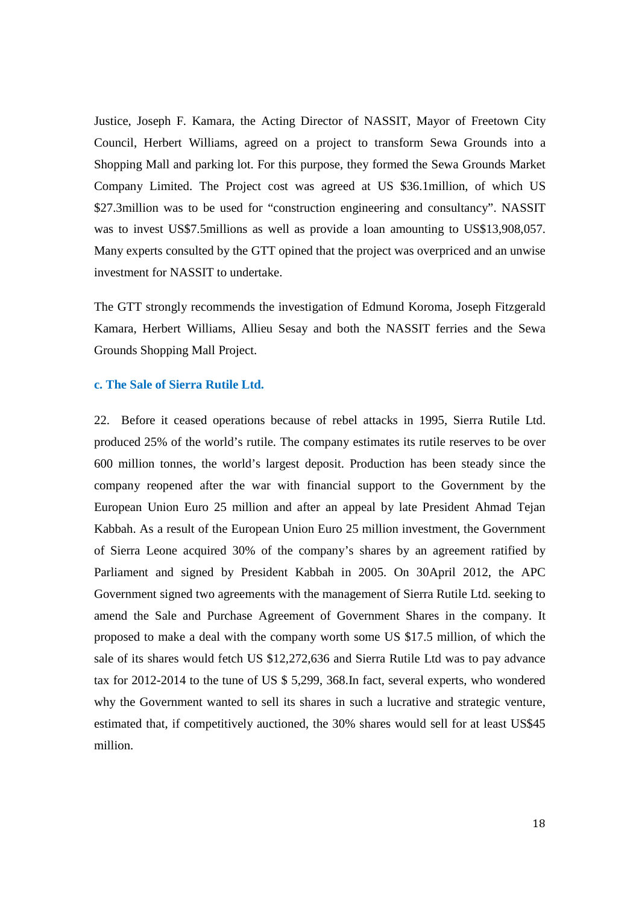Justice, Joseph F. Kamara, the Acting Director of NASSIT, Mayor of Freetown City Council, Herbert Williams, agreed on a project to transform Sewa Grounds into a Shopping Mall and parking lot. For this purpose, they formed the Sewa Grounds Market Company Limited. The Project cost was agreed at US $36.1million, of which US $27.3million was to be used for "construction engineering and consultancy". NASSIT was to invest US$7.5millions as well as provide a loan amounting to US$13,908,057. Many experts consulted by the GTT opined that the project was overpriced and an unwise investment for NASSIT to undertake.

The GTT strongly recommends the investigation of Edmund Koroma, Joseph Fitzgerald Kamara, Herbert Williams, Allieu Sesay and both the NASSIT ferries and the Sewa Grounds Shopping Mall Project.

### c. The Sale of Sierra Rutile Ltd.

22. Before it ceased operations because of rebel attacks in 1995, Sierra Rutile Ltd. produced 25% of the world's rutile. The company estimates its rutile reserves to be over 600 million tonnes, the world's largest deposit. Production has been steady since the company reopened after the war with financial support to the Government by the European Union Euro 25 million and after an appeal by late President Ahmad Tejan Kabbah. As a result of the European Union Euro 25 million investment, the Government of Sierra Leone acquired 30% of the company's shares by an agreement ratified by Parliament and signed by President Kabbah in 2005. On 30April 2012, the APC Government signed two agreements with the management of Sierra Rutile Ltd. seeking to amend the Sale and Purchase Agreement of Government Shares in the company. It proposed to make a deal with the company worth some US $17.5 million, of which the sale of its shares would fetch US $12,272,636 and Sierra Rutile Ltd was to pay advance tax for 2012-2014 to the tune of US $ 5,299, 368.In fact, several experts, who wondered why the Government wanted to sell its shares in such a lucrative and strategic venture, estimated that, if competitively auctioned, the 30% shares would sell for at least US$45 million.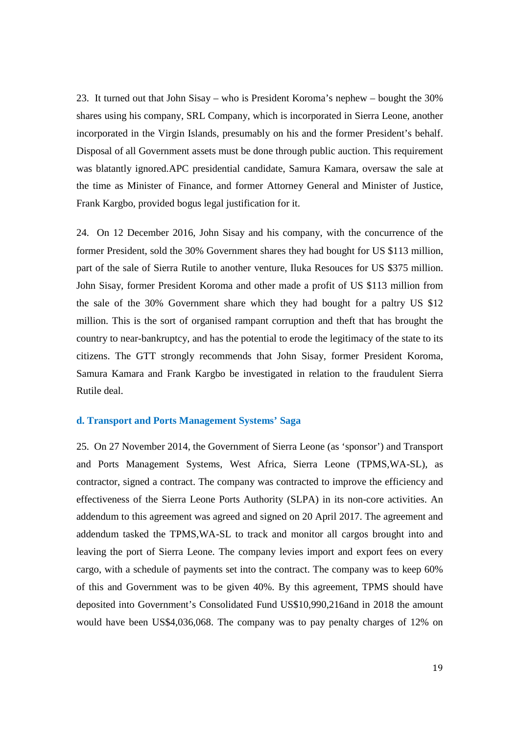23. It turned out that John Sisay – who is President Koroma's nephew – bought the 30% shares using his company, SRL Company, which is incorporated in Sierra Leone, another incorporated in the Virgin Islands, presumably on his and the former President's behalf. Disposal of all Government assets must be done through public auction. This requirement was blatantly ignored.APC presidential candidate, Samura Kamara, oversaw the sale at the time as Minister of Finance, and former Attorney General and Minister of Justice, Frank Kargbo, provided bogus legal justification for it.

24. On 12 December 2016, John Sisay and his company, with the concurrence of the former President, sold the 30% Government shares they had bought for US $113 million, part of the sale of Sierra Rutile to another venture, Iluka Resouces for US $375 million. John Sisay, former President Koroma and other made a profit of US $113 million from the sale of the 30% Government share which they had bought for a paltry US $12 million. This is the sort of organised rampant corruption and theft that has brought the country to near-bankruptcy, and has the potential to erode the legitimacy of the state to its citizens. The GTT strongly recommends that John Sisay, former President Koroma, Samura Kamara and Frank Kargbo be investigated in relation to the fraudulent Sierra Rutile deal.

### d. Transport and Ports Management Systems' Saga

25. On 27 November 2014, the Government of Sierra Leone (as 'sponsor') and Transport and Ports Management Systems, West Africa, Sierra Leone (TPMS,WA-SL), as contractor, signed a contract. The company was contracted to improve the efficiency and effectiveness of the Sierra Leone Ports Authority (SLPA) in its non-core activities. An addendum to this agreement was agreed and signed on 20 April 2017. The agreement and addendum tasked the TPMS,WA-SL to track and monitor all cargos brought into and leaving the port of Sierra Leone. The company levies import and export fees on every cargo, with a schedule of payments set into the contract. The company was to keep 60% of this and Government was to be given 40%. By this agreement, TPMS should have deposited into Government's Consolidated Fund US$10,990,216and in 2018 the amount would have been US$4,036,068. The company was to pay penalty charges of 12% on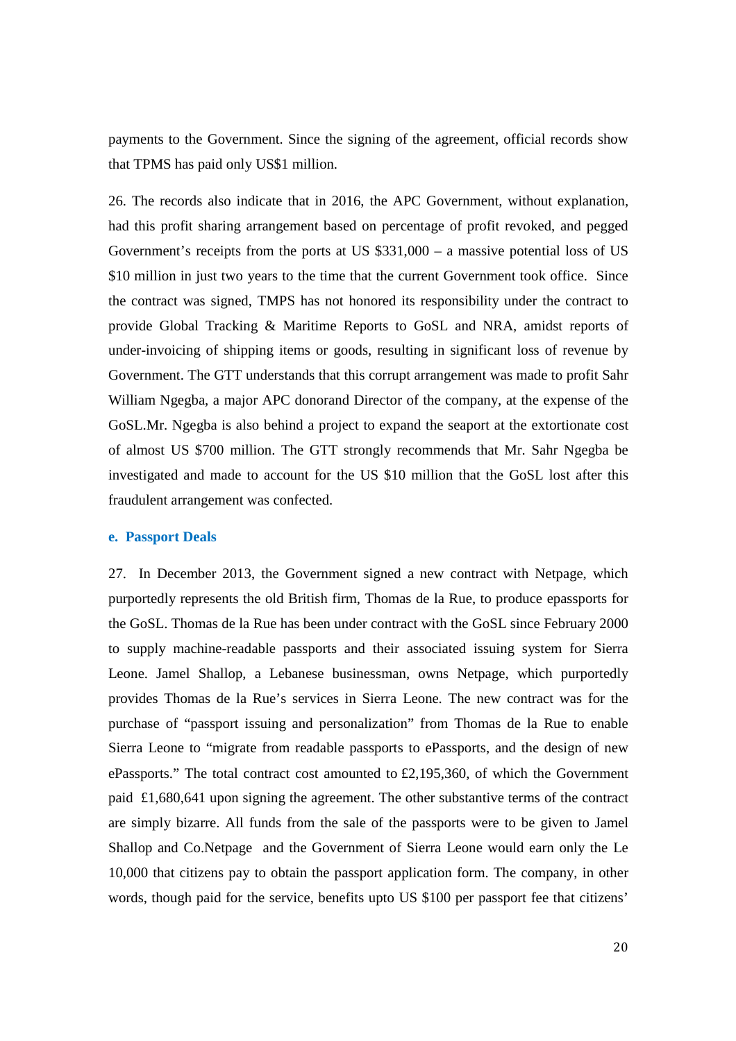payments to the Government. Since the signing of the agreement, official records show that TPMS has paid only US$1 million.

26. The records also indicate that in 2016, the APC Government, without explanation, had this profit sharing arrangement based on percentage of profit revoked, and pegged Government's receipts from the ports at US $331,000 – a massive potential loss of US $10 million in just two years to the time that the current Government took office. Since the contract was signed, TMPS has not honored its responsibility under the contract to provide Global Tracking & Maritime Reports to GoSL and NRA, amidst reports of under-invoicing of shipping items or goods, resulting in significant loss of revenue by Government. The GTT understands that this corrupt arrangement was made to profit Sahr William Ngegba, a major APC donorand Director of the company, at the expense of the GoSL.Mr. Ngegba is also behind a project to expand the seaport at the extortionate cost of almost US $700 million. The GTT strongly recommends that Mr. Sahr Ngegba be investigated and made to account for the US $10 million that the GoSL lost after this fraudulent arrangement was confected.

### e. Passport Deals

27. In December 2013, the Government signed a new contract with Netpage, which purportedly represents the old British firm, Thomas de la Rue, to produce epassports for the GoSL. Thomas de la Rue has been under contract with the GoSL since February 2000 to supply machine-readable passports and their associated issuing system for Sierra Leone. Jamel Shallop, a Lebanese businessman, owns Netpage, which purportedly provides Thomas de la Rue's services in Sierra Leone. The new contract was for the purchase of "passport issuing and personalization" from Thomas de la Rue to enable Sierra Leone to "migrate from readable passports to ePassports, and the design of new ePassports." The total contract cost amounted to £2,195,360, of which the Government paid £1,680,641 upon signing the agreement. The other substantive terms of the contract are simply bizarre. All funds from the sale of the passports were to be given to Jamel Shallop and Co.Netpage and the Government of Sierra Leone would earn only the Le 10,000 that citizens pay to obtain the passport application form. The company, in other words, though paid for the service, benefits upto US $100 per passport fee that citizens'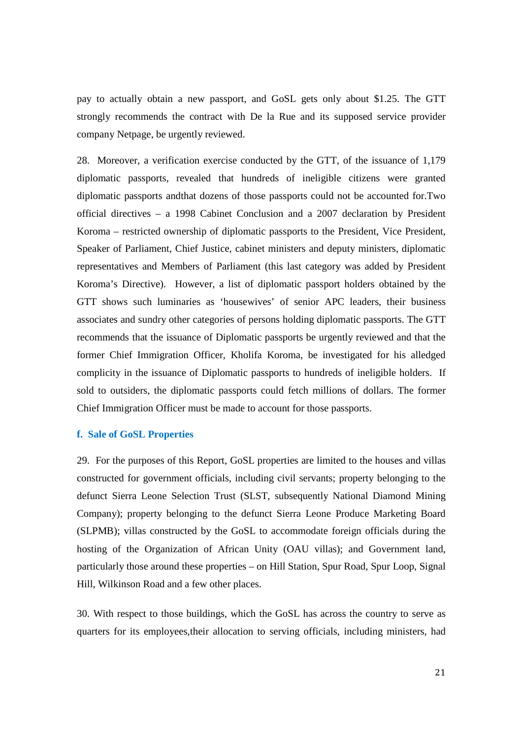pay to actually obtain a new passport, and GoSL gets only about $1.25. The GTT strongly recommends the contract with De la Rue and its supposed service provider company Netpage, be urgently reviewed.

28. Moreover, a verification exercise conducted by the GTT, of the issuance of 1,179 diplomatic passports, revealed that hundreds of ineligible citizens were granted diplomatic passports andthat dozens of those passports could not be accounted for.Two official directives – a 1998 Cabinet Conclusion and a 2007 declaration by President Koroma – restricted ownership of diplomatic passports to the President, Vice President, Speaker of Parliament, Chief Justice, cabinet ministers and deputy ministers, diplomatic representatives and Members of Parliament (this last category was added by President Koroma's Directive). However, a list of diplomatic passport holders obtained by the GTT shows such luminaries as 'housewives' of senior APC leaders, their business associates and sundry other categories of persons holding diplomatic passports. The GTT recommends that the issuance of Diplomatic passports be urgently reviewed and that the former Chief Immigration Officer, Kholifa Koroma, be investigated for his alledged complicity in the issuance of Diplomatic passports to hundreds of ineligible holders. If sold to outsiders, the diplomatic passports could fetch millions of dollars. The former Chief Immigration Officer must be made to account for those passports.

### f. Sale of GoSL Properties

29. For the purposes of this Report, GoSL properties are limited to the houses and villas constructed for government officials, including civil servants; property belonging to the defunct Sierra Leone Selection Trust (SLST, subsequently National Diamond Mining Company); property belonging to the defunct Sierra Leone Produce Marketing Board (SLPMB); villas constructed by the GoSL to accommodate foreign officials during the hosting of the Organization of African Unity (OAU villas); and Government land, particularly those around these properties – on Hill Station, Spur Road, Spur Loop, Signal Hill, Wilkinson Road and a few other places.

30. With respect to those buildings, which the GoSL has across the country to serve as quarters for its employees,their allocation to serving officials, including ministers, had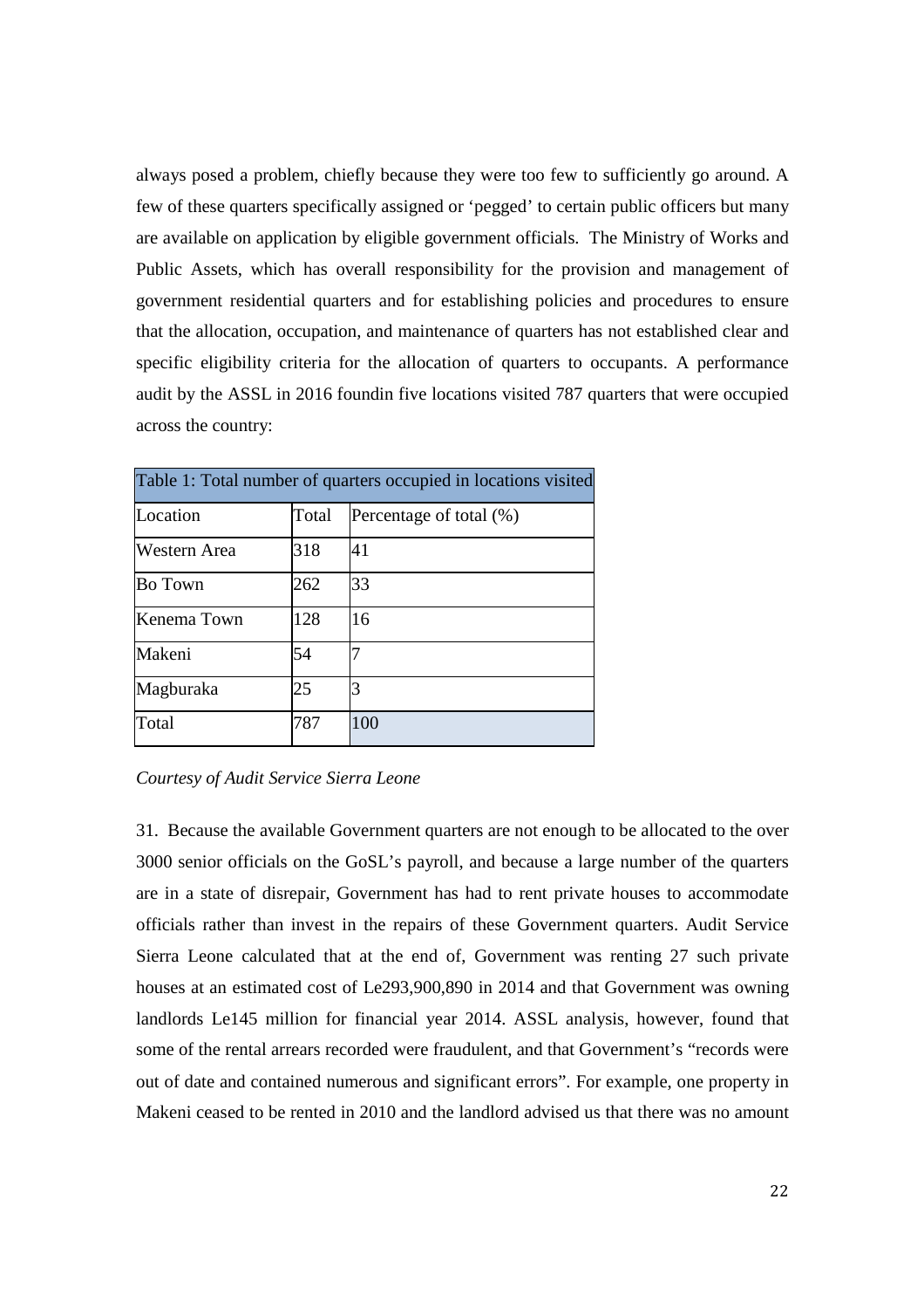always posed a problem, chiefly because they were too few to sufficiently go around. A few of these quarters specifically assigned or 'pegged' to certain public officers but many are available on application by eligible government officials. The Ministry of Works and Public Assets, which has overall responsibility for the provision and management of government residential quarters and for establishing policies and procedures to ensure that the allocation, occupation, and maintenance of quarters has not established clear and specific eligibility criteria for the allocation of quarters to occupants. A performance audit by the ASSL in 2016 foundin five locations visited 787 quarters that were occupied across the country:

| Table 1: Total number of quarters occupied in locations visited | | |
|---|---|---|
| Location | Total | Percentage of total (%) |
| Western Area | 318 | 41 |
| Bo Town | 262 | 33 |
| Kenema Town | 128 | 16 |
| Makeni | 54 | 7 |
| Magburaka | 25 | 3 |
| Total | 787 | 100 |

*Courtesy of Audit Service Sierra Leone*

31. Because the available Government quarters are not enough to be allocated to the over 3000 senior officials on the GoSL's payroll, and because a large number of the quarters are in a state of disrepair, Government has had to rent private houses to accommodate officials rather than invest in the repairs of these Government quarters. Audit Service Sierra Leone calculated that at the end of, Government was renting 27 such private houses at an estimated cost of Le293,900,890 in 2014 and that Government was owning landlords Le145 million for financial year 2014. ASSL analysis, however, found that some of the rental arrears recorded were fraudulent, and that Government's "records were out of date and contained numerous and significant errors". For example, one property in Makeni ceased to be rented in 2010 and the landlord advised us that there was no amount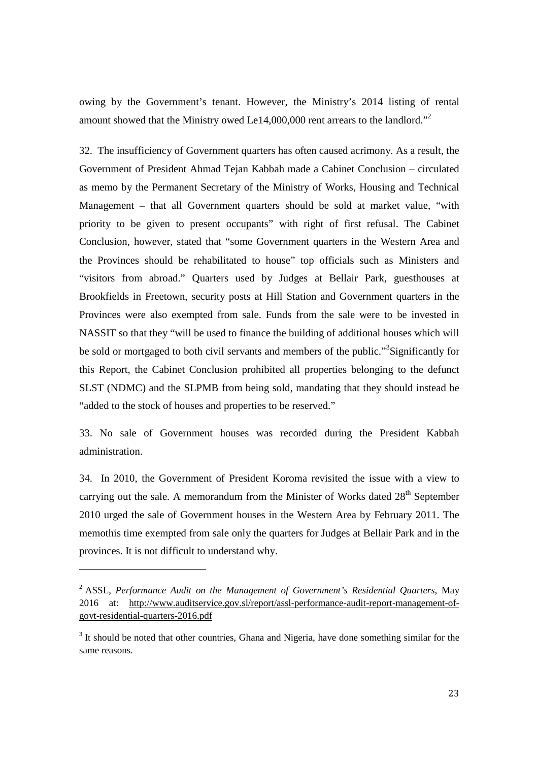owing by the Government's tenant. However, the Ministry's 2014 listing of rental amount showed that the Ministry owed Le14,000,000 rent arrears to the landlord."[2]

32. The insufficiency of Government quarters has often caused acrimony. As a result, the Government of President Ahmad Tejan Kabbah made a Cabinet Conclusion – circulated as memo by the Permanent Secretary of the Ministry of Works, Housing and Technical Management – that all Government quarters should be sold at market value, "with priority to be given to present occupants" with right of first refusal. The Cabinet Conclusion, however, stated that "some Government quarters in the Western Area and the Provinces should be rehabilitated to house" top officials such as Ministers and "visitors from abroad." Quarters used by Judges at Bellair Park, guesthouses at Brookfields in Freetown, security posts at Hill Station and Government quarters in the Provinces were also exempted from sale. Funds from the sale were to be invested in NASSIT so that they "will be used to finance the building of additional houses which will be sold or mortgaged to both civil servants and members of the public."[3]Significantly for this Report, the Cabinet Conclusion prohibited all properties belonging to the defunct SLST (NDMC) and the SLPMB from being sold, mandating that they should instead be "added to the stock of houses and properties to be reserved."

33. No sale of Government houses was recorded during the President Kabbah administration.

34. In 2010, the Government of President Koroma revisited the issue with a view to carrying out the sale. A memorandum from the Minister of Works dated 28th September 2010 urged the sale of Government houses in the Western Area by February 2011. The memothis time exempted from sale only the quarters for Judges at Bellair Park and in the provinces. It is not difficult to understand why.

---

[2] ASSL, *Performance Audit on the Management of Government's Residential Quarters*, May 2016 at: http://www.auditservice.gov.sl/report/assl-performance-audit-report-management-of-govt-residential-quarters-2016.pdf

[3] It should be noted that other countries, Ghana and Nigeria, have done something similar for the same reasons.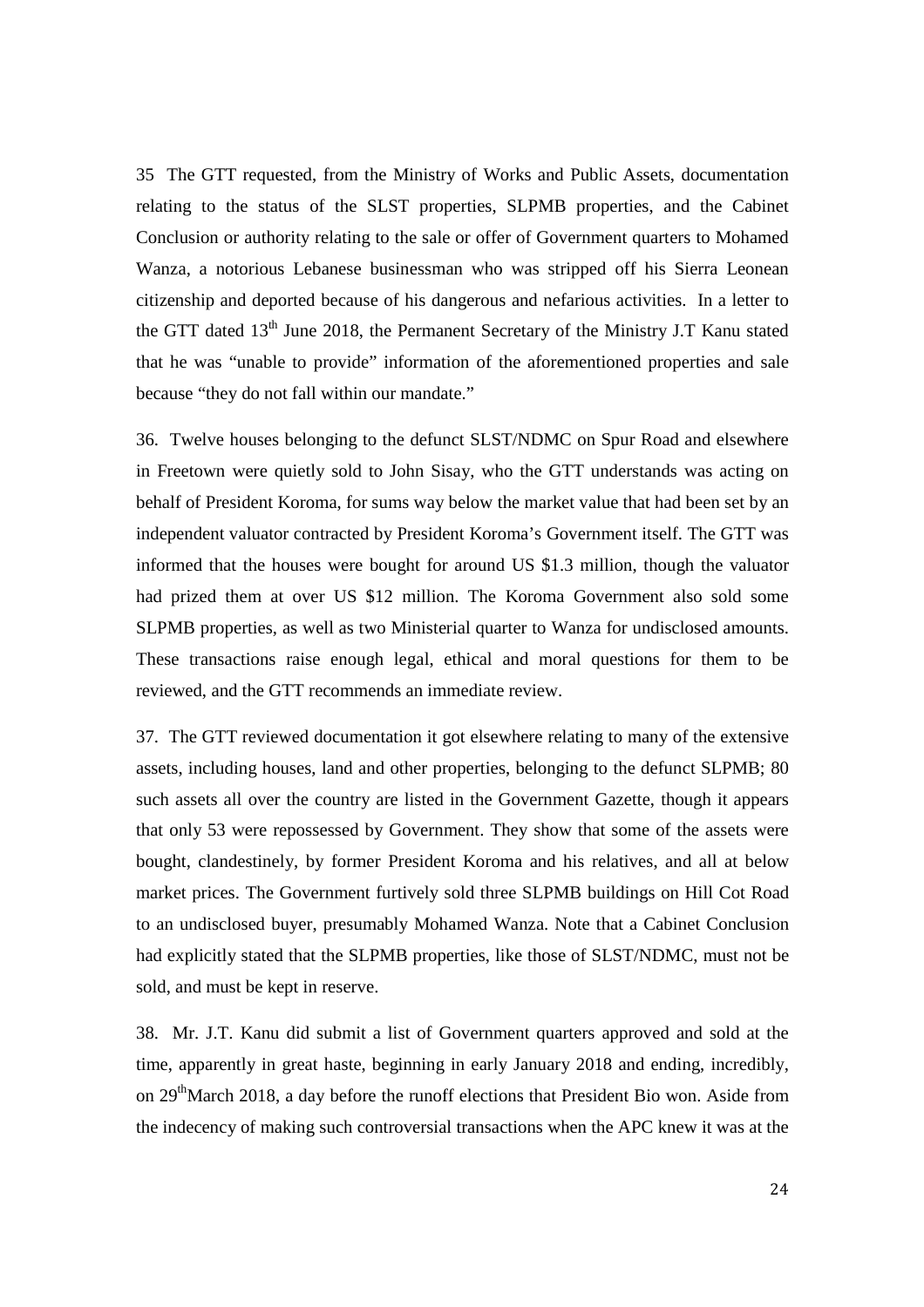35 The GTT requested, from the Ministry of Works and Public Assets, documentation relating to the status of the SLST properties, SLPMB properties, and the Cabinet Conclusion or authority relating to the sale or offer of Government quarters to Mohamed Wanza, a notorious Lebanese businessman who was stripped off his Sierra Leonean citizenship and deported because of his dangerous and nefarious activities. In a letter to the GTT dated 13th June 2018, the Permanent Secretary of the Ministry J.T Kanu stated that he was "unable to provide" information of the aforementioned properties and sale because "they do not fall within our mandate."

36. Twelve houses belonging to the defunct SLST/NDMC on Spur Road and elsewhere in Freetown were quietly sold to John Sisay, who the GTT understands was acting on behalf of President Koroma, for sums way below the market value that had been set by an independent valuator contracted by President Koroma's Government itself. The GTT was informed that the houses were bought for around US $1.3 million, though the valuator had prized them at over US $12 million. The Koroma Government also sold some SLPMB properties, as well as two Ministerial quarter to Wanza for undisclosed amounts. These transactions raise enough legal, ethical and moral questions for them to be reviewed, and the GTT recommends an immediate review.

37. The GTT reviewed documentation it got elsewhere relating to many of the extensive assets, including houses, land and other properties, belonging to the defunct SLPMB; 80 such assets all over the country are listed in the Government Gazette, though it appears that only 53 were repossessed by Government. They show that some of the assets were bought, clandestinely, by former President Koroma and his relatives, and all at below market prices. The Government furtively sold three SLPMB buildings on Hill Cot Road to an undisclosed buyer, presumably Mohamed Wanza. Note that a Cabinet Conclusion had explicitly stated that the SLPMB properties, like those of SLST/NDMC, must not be sold, and must be kept in reserve.

38. Mr. J.T. Kanu did submit a list of Government quarters approved and sold at the time, apparently in great haste, beginning in early January 2018 and ending, incredibly, on 29th March 2018, a day before the runoff elections that President Bio won. Aside from the indecency of making such controversial transactions when the APC knew it was at the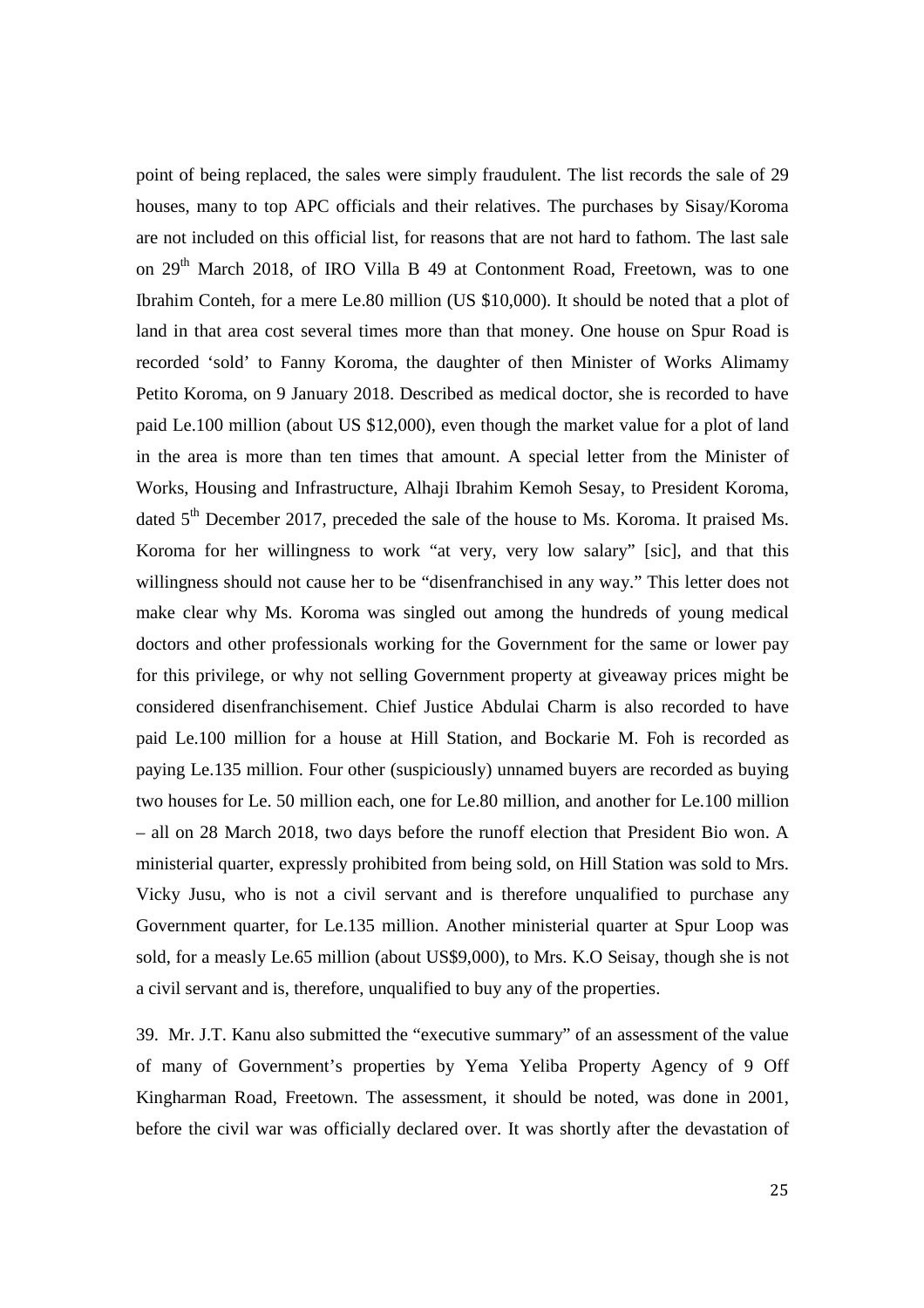point of being replaced, the sales were simply fraudulent. The list records the sale of 29 houses, many to top APC officials and their relatives. The purchases by Sisay/Koroma are not included on this official list, for reasons that are not hard to fathom. The last sale on 29th March 2018, of IRO Villa B 49 at Contonment Road, Freetown, was to one Ibrahim Conteh, for a mere Le.80 million (US $10,000). It should be noted that a plot of land in that area cost several times more than that money. One house on Spur Road is recorded 'sold' to Fanny Koroma, the daughter of then Minister of Works Alimamy Petito Koroma, on 9 January 2018. Described as medical doctor, she is recorded to have paid Le.100 million (about US $12,000), even though the market value for a plot of land in the area is more than ten times that amount. A special letter from the Minister of Works, Housing and Infrastructure, Alhaji Ibrahim Kemoh Sesay, to President Koroma, dated 5th December 2017, preceded the sale of the house to Ms. Koroma. It praised Ms. Koroma for her willingness to work "at very, very low salary" [sic], and that this willingness should not cause her to be "disenfranchised in any way." This letter does not make clear why Ms. Koroma was singled out among the hundreds of young medical doctors and other professionals working for the Government for the same or lower pay for this privilege, or why not selling Government property at giveaway prices might be considered disenfranchisement. Chief Justice Abdulai Charm is also recorded to have paid Le.100 million for a house at Hill Station, and Bockarie M. Foh is recorded as paying Le.135 million. Four other (suspiciously) unnamed buyers are recorded as buying two houses for Le. 50 million each, one for Le.80 million, and another for Le.100 million – all on 28 March 2018, two days before the runoff election that President Bio won. A ministerial quarter, expressly prohibited from being sold, on Hill Station was sold to Mrs. Vicky Jusu, who is not a civil servant and is therefore unqualified to purchase any Government quarter, for Le.135 million. Another ministerial quarter at Spur Loop was sold, for a measly Le.65 million (about US$9,000), to Mrs. K.O Seisay, though she is not a civil servant and is, therefore, unqualified to buy any of the properties.

39. Mr. J.T. Kanu also submitted the "executive summary" of an assessment of the value of many of Government's properties by Yema Yeliba Property Agency of 9 Off Kingharman Road, Freetown. The assessment, it should be noted, was done in 2001, before the civil war was officially declared over. It was shortly after the devastation of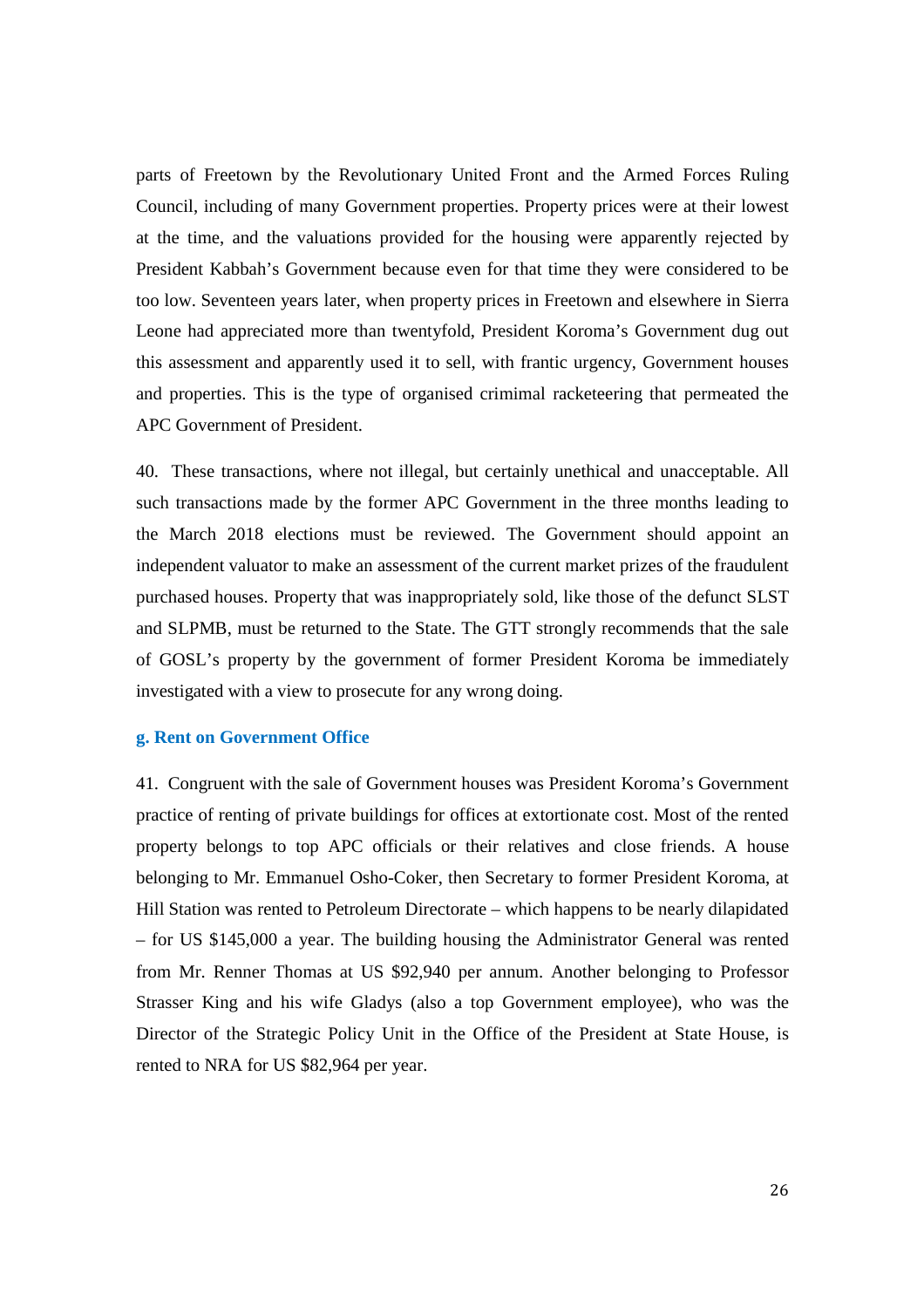parts of Freetown by the Revolutionary United Front and the Armed Forces Ruling Council, including of many Government properties. Property prices were at their lowest at the time, and the valuations provided for the housing were apparently rejected by President Kabbah's Government because even for that time they were considered to be too low. Seventeen years later, when property prices in Freetown and elsewhere in Sierra Leone had appreciated more than twentyfold, President Koroma's Government dug out this assessment and apparently used it to sell, with frantic urgency, Government houses and properties. This is the type of organised crimimal racketeering that permeated the APC Government of President.

40. These transactions, where not illegal, but certainly unethical and unacceptable. All such transactions made by the former APC Government in the three months leading to the March 2018 elections must be reviewed. The Government should appoint an independent valuator to make an assessment of the current market prizes of the fraudulent purchased houses. Property that was inappropriately sold, like those of the defunct SLST and SLPMB, must be returned to the State. The GTT strongly recommends that the sale of GOSL's property by the government of former President Koroma be immediately investigated with a view to prosecute for any wrong doing.

### g. Rent on Government Office

41. Congruent with the sale of Government houses was President Koroma's Government practice of renting of private buildings for offices at extortionate cost. Most of the rented property belongs to top APC officials or their relatives and close friends. A house belonging to Mr. Emmanuel Osho-Coker, then Secretary to former President Koroma, at Hill Station was rented to Petroleum Directorate – which happens to be nearly dilapidated – for US $145,000 a year. The building housing the Administrator General was rented from Mr. Renner Thomas at US $92,940 per annum. Another belonging to Professor Strasser King and his wife Gladys (also a top Government employee), who was the Director of the Strategic Policy Unit in the Office of the President at State House, is rented to NRA for US $82,964 per year.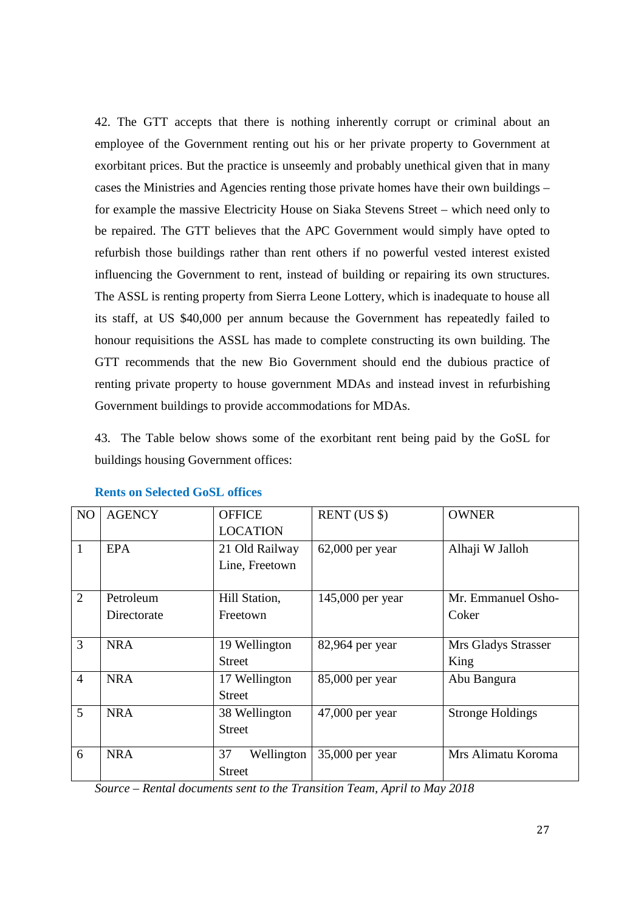42. The GTT accepts that there is nothing inherently corrupt or criminal about an employee of the Government renting out his or her private property to Government at exorbitant prices. But the practice is unseemly and probably unethical given that in many cases the Ministries and Agencies renting those private homes have their own buildings – for example the massive Electricity House on Siaka Stevens Street – which need only to be repaired. The GTT believes that the APC Government would simply have opted to refurbish those buildings rather than rent others if no powerful vested interest existed influencing the Government to rent, instead of building or repairing its own structures. The ASSL is renting property from Sierra Leone Lottery, which is inadequate to house all its staff, at US $40,000 per annum because the Government has repeatedly failed to honour requisitions the ASSL has made to complete constructing its own building. The GTT recommends that the new Bio Government should end the dubious practice of renting private property to house government MDAs and instead invest in refurbishing Government buildings to provide accommodations for MDAs.

43. The Table below shows some of the exorbitant rent being paid by the GoSL for buildings housing Government offices:

**Rents on Selected GoSL offices**

| NO | AGENCY | OFFICE LOCATION | RENT (US $) | OWNER |
|---|---|---|---|---|
| 1 | EPA | 21 Old Railway Line, Freetown | 62,000 per year | Alhaji W Jalloh |
| 2 | Petroleum Directorate | Hill Station, Freetown | 145,000 per year | Mr. Emmanuel Osho-Coker |
| 3 | NRA | 19 Wellington Street | 82,964 per year | Mrs Gladys Strasser King |
| 4 | NRA | 17 Wellington Street | 85,000 per year | Abu Bangura |
| 5 | NRA | 38 Wellington Street | 47,000 per year | Stronge Holdings |
| 6 | NRA | 37 Wellington Street | 35,000 per year | Mrs Alimatu Koroma |

*Source – Rental documents sent to the Transition Team, April to May 2018*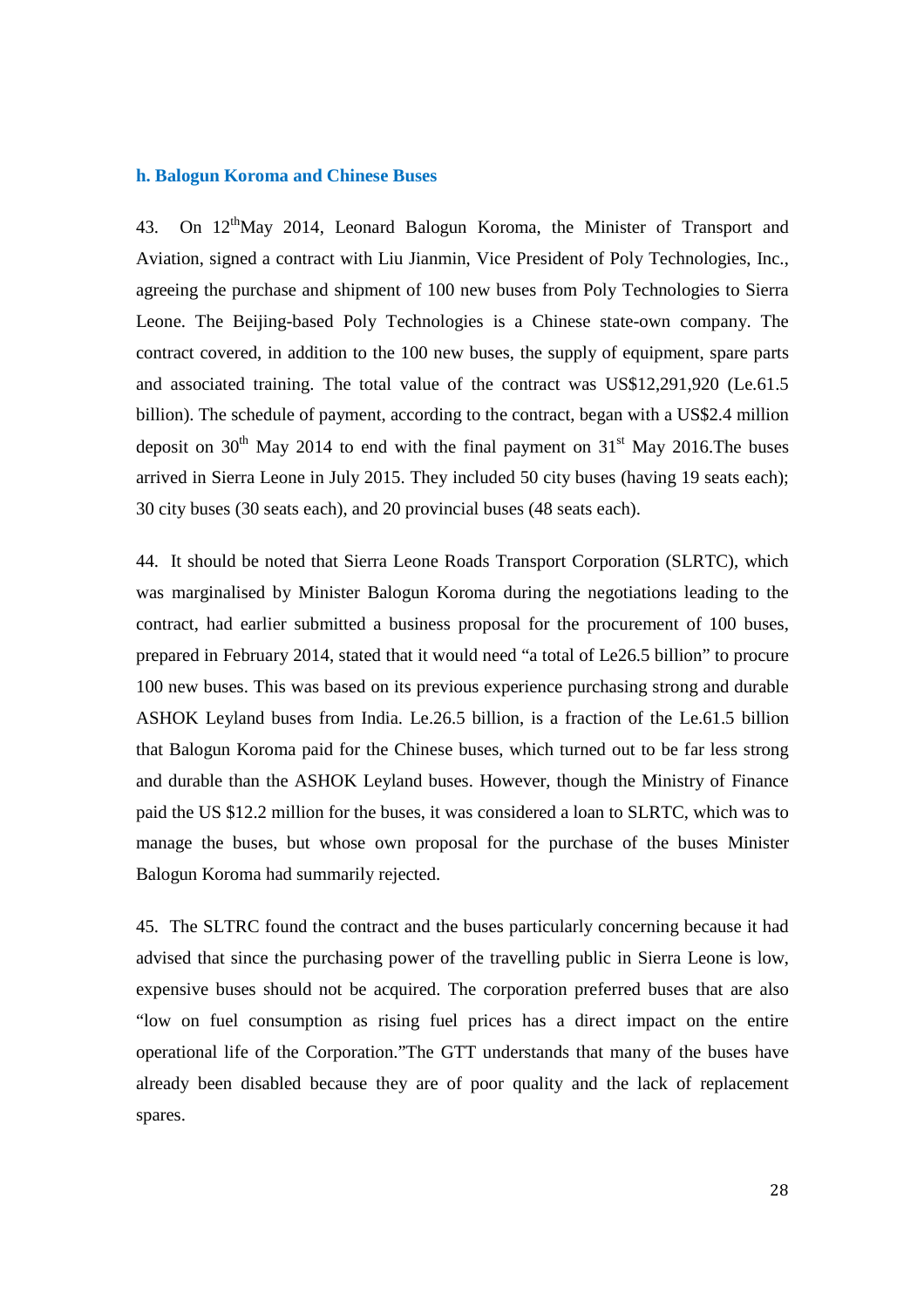### h. Balogun Koroma and Chinese Buses

43. On 12th May 2014, Leonard Balogun Koroma, the Minister of Transport and Aviation, signed a contract with Liu Jianmin, Vice President of Poly Technologies, Inc., agreeing the purchase and shipment of 100 new buses from Poly Technologies to Sierra Leone. The Beijing-based Poly Technologies is a Chinese state-own company. The contract covered, in addition to the 100 new buses, the supply of equipment, spare parts and associated training. The total value of the contract was US$12,291,920 (Le.61.5 billion). The schedule of payment, according to the contract, began with a US$2.4 million deposit on 30th May 2014 to end with the final payment on 31st May 2016.The buses arrived in Sierra Leone in July 2015. They included 50 city buses (having 19 seats each); 30 city buses (30 seats each), and 20 provincial buses (48 seats each).

44. It should be noted that Sierra Leone Roads Transport Corporation (SLRTC), which was marginalised by Minister Balogun Koroma during the negotiations leading to the contract, had earlier submitted a business proposal for the procurement of 100 buses, prepared in February 2014, stated that it would need "a total of Le26.5 billion" to procure 100 new buses. This was based on its previous experience purchasing strong and durable ASHOK Leyland buses from India. Le.26.5 billion, is a fraction of the Le.61.5 billion that Balogun Koroma paid for the Chinese buses, which turned out to be far less strong and durable than the ASHOK Leyland buses. However, though the Ministry of Finance paid the US $12.2 million for the buses, it was considered a loan to SLRTC, which was to manage the buses, but whose own proposal for the purchase of the buses Minister Balogun Koroma had summarily rejected.

45. The SLTRC found the contract and the buses particularly concerning because it had advised that since the purchasing power of the travelling public in Sierra Leone is low, expensive buses should not be acquired. The corporation preferred buses that are also "low on fuel consumption as rising fuel prices has a direct impact on the entire operational life of the Corporation."The GTT understands that many of the buses have already been disabled because they are of poor quality and the lack of replacement spares.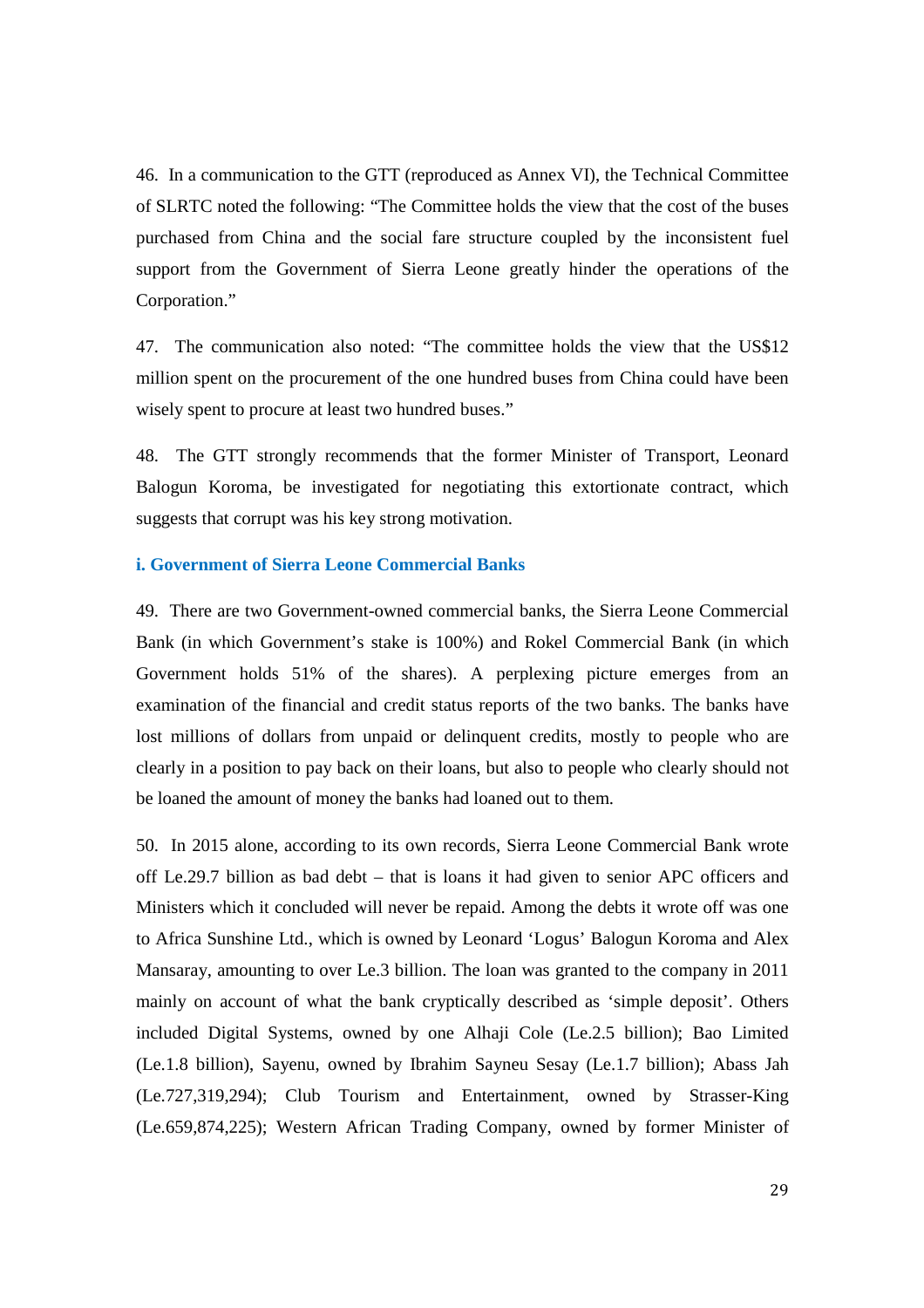46. In a communication to the GTT (reproduced as Annex VI), the Technical Committee of SLRTC noted the following: "The Committee holds the view that the cost of the buses purchased from China and the social fare structure coupled by the inconsistent fuel support from the Government of Sierra Leone greatly hinder the operations of the Corporation."

47. The communication also noted: "The committee holds the view that the US$12 million spent on the procurement of the one hundred buses from China could have been wisely spent to procure at least two hundred buses."

48. The GTT strongly recommends that the former Minister of Transport, Leonard Balogun Koroma, be investigated for negotiating this extortionate contract, which suggests that corrupt was his key strong motivation.

### i. Government of Sierra Leone Commercial Banks

49. There are two Government-owned commercial banks, the Sierra Leone Commercial Bank (in which Government's stake is 100%) and Rokel Commercial Bank (in which Government holds 51% of the shares). A perplexing picture emerges from an examination of the financial and credit status reports of the two banks. The banks have lost millions of dollars from unpaid or delinquent credits, mostly to people who are clearly in a position to pay back on their loans, but also to people who clearly should not be loaned the amount of money the banks had loaned out to them.

50. In 2015 alone, according to its own records, Sierra Leone Commercial Bank wrote off Le.29.7 billion as bad debt – that is loans it had given to senior APC officers and Ministers which it concluded will never be repaid. Among the debts it wrote off was one to Africa Sunshine Ltd., which is owned by Leonard 'Logus' Balogun Koroma and Alex Mansaray, amounting to over Le.3 billion. The loan was granted to the company in 2011 mainly on account of what the bank cryptically described as 'simple deposit'. Others included Digital Systems, owned by one Alhaji Cole (Le.2.5 billion); Bao Limited (Le.1.8 billion), Sayenu, owned by Ibrahim Sayneu Sesay (Le.1.7 billion); Abass Jah (Le.727,319,294); Club Tourism and Entertainment, owned by Strasser-King (Le.659,874,225); Western African Trading Company, owned by former Minister of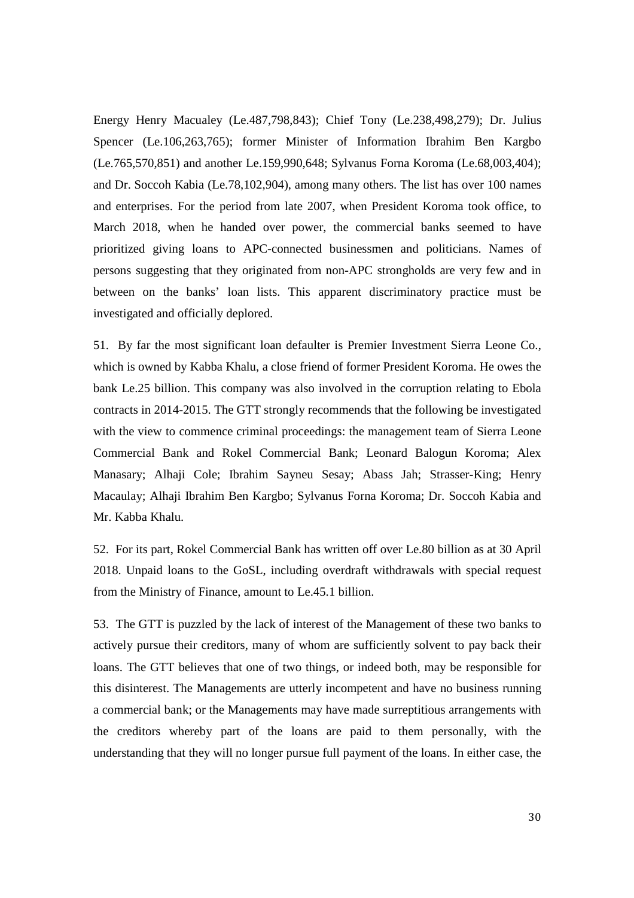Energy Henry Macualey (Le.487,798,843); Chief Tony (Le.238,498,279); Dr. Julius Spencer (Le.106,263,765); former Minister of Information Ibrahim Ben Kargbo (Le.765,570,851) and another Le.159,990,648; Sylvanus Forna Koroma (Le.68,003,404); and Dr. Soccoh Kabia (Le.78,102,904), among many others. The list has over 100 names and enterprises. For the period from late 2007, when President Koroma took office, to March 2018, when he handed over power, the commercial banks seemed to have prioritized giving loans to APC-connected businessmen and politicians. Names of persons suggesting that they originated from non-APC strongholds are very few and in between on the banks' loan lists. This apparent discriminatory practice must be investigated and officially deplored.

51. By far the most significant loan defaulter is Premier Investment Sierra Leone Co., which is owned by Kabba Khalu, a close friend of former President Koroma. He owes the bank Le.25 billion. This company was also involved in the corruption relating to Ebola contracts in 2014-2015. The GTT strongly recommends that the following be investigated with the view to commence criminal proceedings: the management team of Sierra Leone Commercial Bank and Rokel Commercial Bank; Leonard Balogun Koroma; Alex Manasary; Alhaji Cole; Ibrahim Sayneu Sesay; Abass Jah; Strasser-King; Henry Macaulay; Alhaji Ibrahim Ben Kargbo; Sylvanus Forna Koroma; Dr. Soccoh Kabia and Mr. Kabba Khalu.

52. For its part, Rokel Commercial Bank has written off over Le.80 billion as at 30 April 2018. Unpaid loans to the GoSL, including overdraft withdrawals with special request from the Ministry of Finance, amount to Le.45.1 billion.

53. The GTT is puzzled by the lack of interest of the Management of these two banks to actively pursue their creditors, many of whom are sufficiently solvent to pay back their loans. The GTT believes that one of two things, or indeed both, may be responsible for this disinterest. The Managements are utterly incompetent and have no business running a commercial bank; or the Managements may have made surreptitious arrangements with the creditors whereby part of the loans are paid to them personally, with the understanding that they will no longer pursue full payment of the loans. In either case, the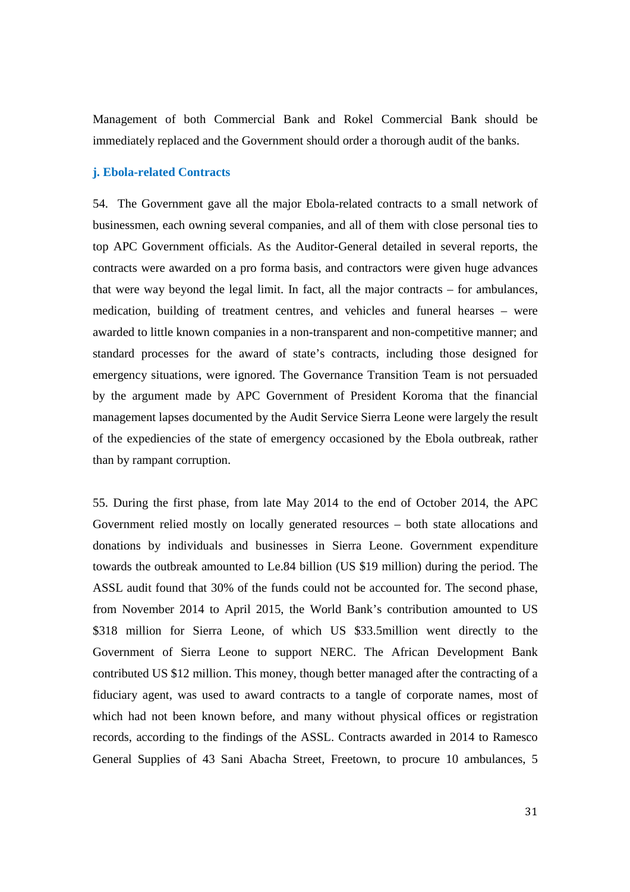Management of both Commercial Bank and Rokel Commercial Bank should be immediately replaced and the Government should order a thorough audit of the banks.

### j. Ebola-related Contracts

54. The Government gave all the major Ebola-related contracts to a small network of businessmen, each owning several companies, and all of them with close personal ties to top APC Government officials. As the Auditor-General detailed in several reports, the contracts were awarded on a pro forma basis, and contractors were given huge advances that were way beyond the legal limit. In fact, all the major contracts – for ambulances, medication, building of treatment centres, and vehicles and funeral hearses – were awarded to little known companies in a non-transparent and non-competitive manner; and standard processes for the award of state's contracts, including those designed for emergency situations, were ignored. The Governance Transition Team is not persuaded by the argument made by APC Government of President Koroma that the financial management lapses documented by the Audit Service Sierra Leone were largely the result of the expediencies of the state of emergency occasioned by the Ebola outbreak, rather than by rampant corruption.

55. During the first phase, from late May 2014 to the end of October 2014, the APC Government relied mostly on locally generated resources – both state allocations and donations by individuals and businesses in Sierra Leone. Government expenditure towards the outbreak amounted to Le.84 billion (US $19 million) during the period. The ASSL audit found that 30% of the funds could not be accounted for. The second phase, from November 2014 to April 2015, the World Bank's contribution amounted to US $318 million for Sierra Leone, of which US $33.5million went directly to the Government of Sierra Leone to support NERC. The African Development Bank contributed US $12 million. This money, though better managed after the contracting of a fiduciary agent, was used to award contracts to a tangle of corporate names, most of which had not been known before, and many without physical offices or registration records, according to the findings of the ASSL. Contracts awarded in 2014 to Ramesco General Supplies of 43 Sani Abacha Street, Freetown, to procure 10 ambulances, 5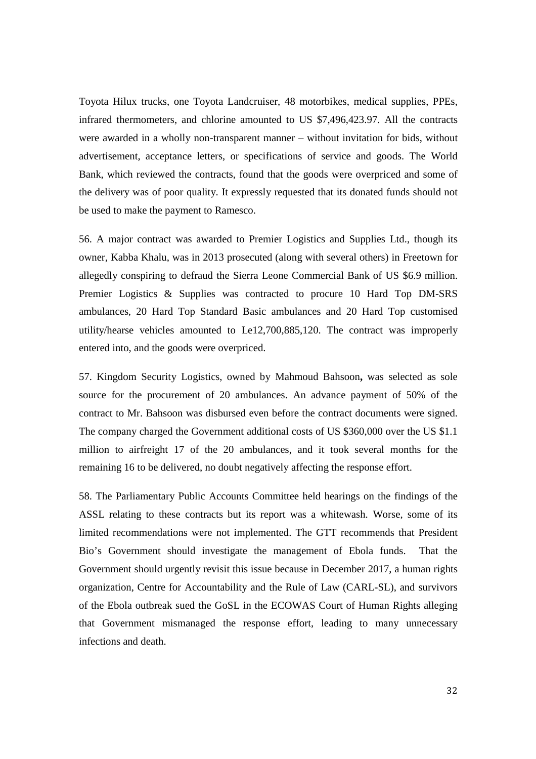Toyota Hilux trucks, one Toyota Landcruiser, 48 motorbikes, medical supplies, PPEs, infrared thermometers, and chlorine amounted to US $7,496,423.97. All the contracts were awarded in a wholly non-transparent manner – without invitation for bids, without advertisement, acceptance letters, or specifications of service and goods. The World Bank, which reviewed the contracts, found that the goods were overpriced and some of the delivery was of poor quality. It expressly requested that its donated funds should not be used to make the payment to Ramesco.

56. A major contract was awarded to Premier Logistics and Supplies Ltd., though its owner, Kabba Khalu, was in 2013 prosecuted (along with several others) in Freetown for allegedly conspiring to defraud the Sierra Leone Commercial Bank of US $6.9 million. Premier Logistics & Supplies was contracted to procure 10 Hard Top DM-SRS ambulances, 20 Hard Top Standard Basic ambulances and 20 Hard Top customised utility/hearse vehicles amounted to Le12,700,885,120. The contract was improperly entered into, and the goods were overpriced.

57. Kingdom Security Logistics, owned by Mahmoud Bahsoon**,** was selected as sole source for the procurement of 20 ambulances. An advance payment of 50% of the contract to Mr. Bahsoon was disbursed even before the contract documents were signed. The company charged the Government additional costs of US $360,000 over the US $1.1 million to airfreight 17 of the 20 ambulances, and it took several months for the remaining 16 to be delivered, no doubt negatively affecting the response effort.

58. The Parliamentary Public Accounts Committee held hearings on the findings of the ASSL relating to these contracts but its report was a whitewash. Worse, some of its limited recommendations were not implemented. The GTT recommends that President Bio's Government should investigate the management of Ebola funds. That the Government should urgently revisit this issue because in December 2017, a human rights organization, Centre for Accountability and the Rule of Law (CARL-SL), and survivors of the Ebola outbreak sued the GoSL in the ECOWAS Court of Human Rights alleging that Government mismanaged the response effort, leading to many unnecessary infections and death.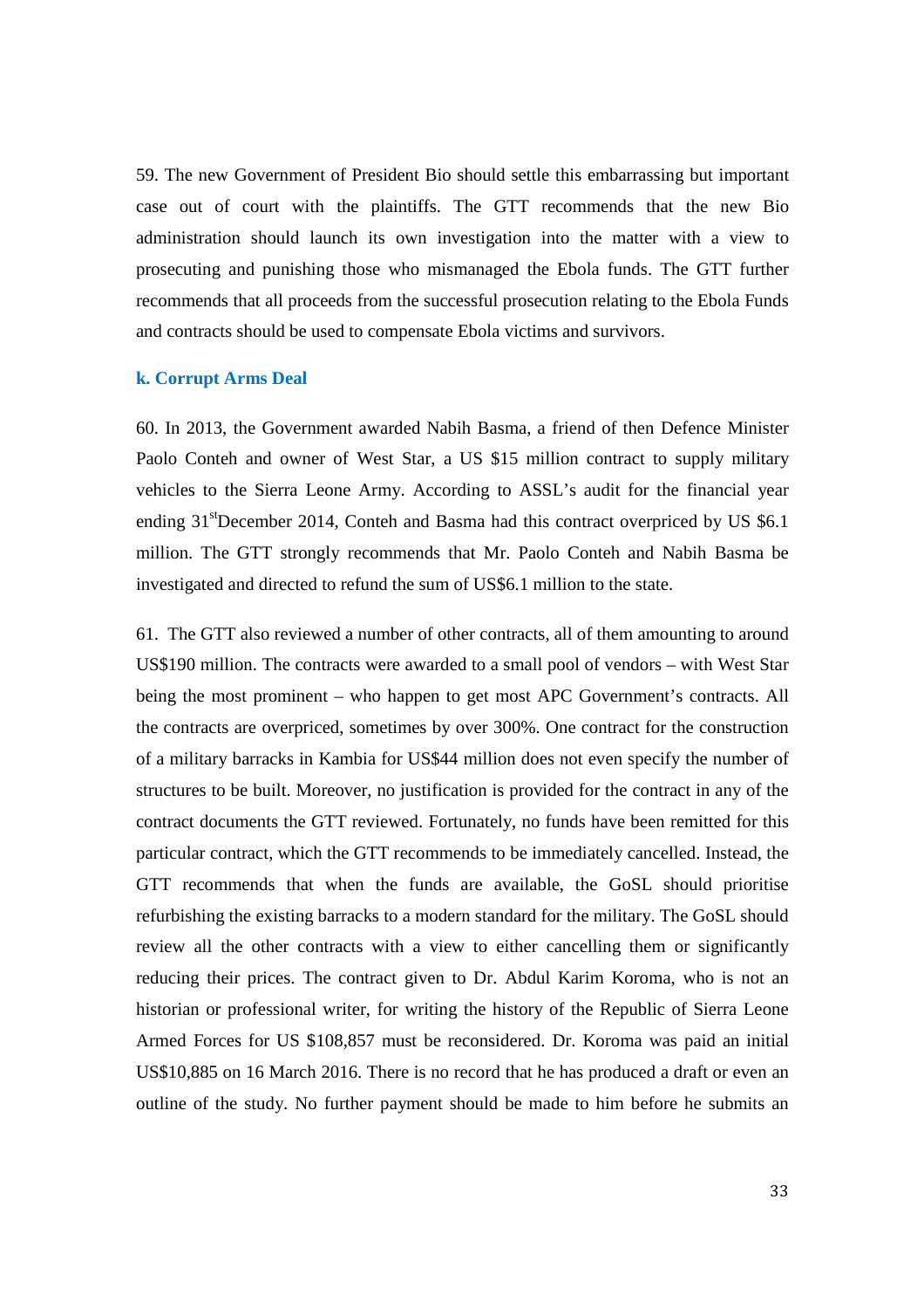59. The new Government of President Bio should settle this embarrassing but important case out of court with the plaintiffs. The GTT recommends that the new Bio administration should launch its own investigation into the matter with a view to prosecuting and punishing those who mismanaged the Ebola funds. The GTT further recommends that all proceeds from the successful prosecution relating to the Ebola Funds and contracts should be used to compensate Ebola victims and survivors.

### k. Corrupt Arms Deal

60. In 2013, the Government awarded Nabih Basma, a friend of then Defence Minister Paolo Conteh and owner of West Star, a US $15 million contract to supply military vehicles to the Sierra Leone Army. According to ASSL's audit for the financial year ending 31st December 2014, Conteh and Basma had this contract overpriced by US $6.1 million. The GTT strongly recommends that Mr. Paolo Conteh and Nabih Basma be investigated and directed to refund the sum of US$6.1 million to the state.

61. The GTT also reviewed a number of other contracts, all of them amounting to around US$190 million. The contracts were awarded to a small pool of vendors – with West Star being the most prominent – who happen to get most APC Government's contracts. All the contracts are overpriced, sometimes by over 300%. One contract for the construction of a military barracks in Kambia for US$44 million does not even specify the number of structures to be built. Moreover, no justification is provided for the contract in any of the contract documents the GTT reviewed. Fortunately, no funds have been remitted for this particular contract, which the GTT recommends to be immediately cancelled. Instead, the GTT recommends that when the funds are available, the GoSL should prioritise refurbishing the existing barracks to a modern standard for the military. The GoSL should review all the other contracts with a view to either cancelling them or significantly reducing their prices. The contract given to Dr. Abdul Karim Koroma, who is not an historian or professional writer, for writing the history of the Republic of Sierra Leone Armed Forces for US $108,857 must be reconsidered. Dr. Koroma was paid an initial US$10,885 on 16 March 2016. There is no record that he has produced a draft or even an outline of the study. No further payment should be made to him before he submits an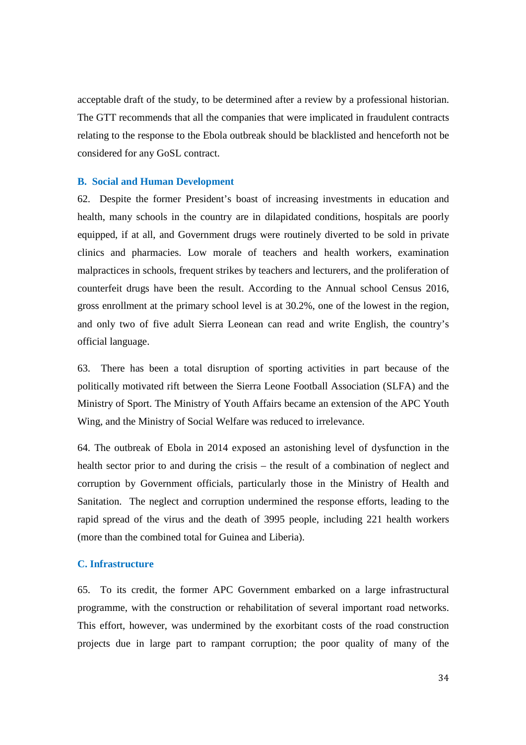acceptable draft of the study, to be determined after a review by a professional historian. The GTT recommends that all the companies that were implicated in fraudulent contracts relating to the response to the Ebola outbreak should be blacklisted and henceforth not be considered for any GoSL contract.

### B. Social and Human Development

62. Despite the former President's boast of increasing investments in education and health, many schools in the country are in dilapidated conditions, hospitals are poorly equipped, if at all, and Government drugs were routinely diverted to be sold in private clinics and pharmacies. Low morale of teachers and health workers, examination malpractices in schools, frequent strikes by teachers and lecturers, and the proliferation of counterfeit drugs have been the result. According to the Annual school Census 2016, gross enrollment at the primary school level is at 30.2%, one of the lowest in the region, and only two of five adult Sierra Leonean can read and write English, the country's official language.

63. There has been a total disruption of sporting activities in part because of the politically motivated rift between the Sierra Leone Football Association (SLFA) and the Ministry of Sport. The Ministry of Youth Affairs became an extension of the APC Youth Wing, and the Ministry of Social Welfare was reduced to irrelevance.

64. The outbreak of Ebola in 2014 exposed an astonishing level of dysfunction in the health sector prior to and during the crisis – the result of a combination of neglect and corruption by Government officials, particularly those in the Ministry of Health and Sanitation. The neglect and corruption undermined the response efforts, leading to the rapid spread of the virus and the death of 3995 people, including 221 health workers (more than the combined total for Guinea and Liberia).

### C. Infrastructure

65. To its credit, the former APC Government embarked on a large infrastructural programme, with the construction or rehabilitation of several important road networks. This effort, however, was undermined by the exorbitant costs of the road construction projects due in large part to rampant corruption; the poor quality of many of the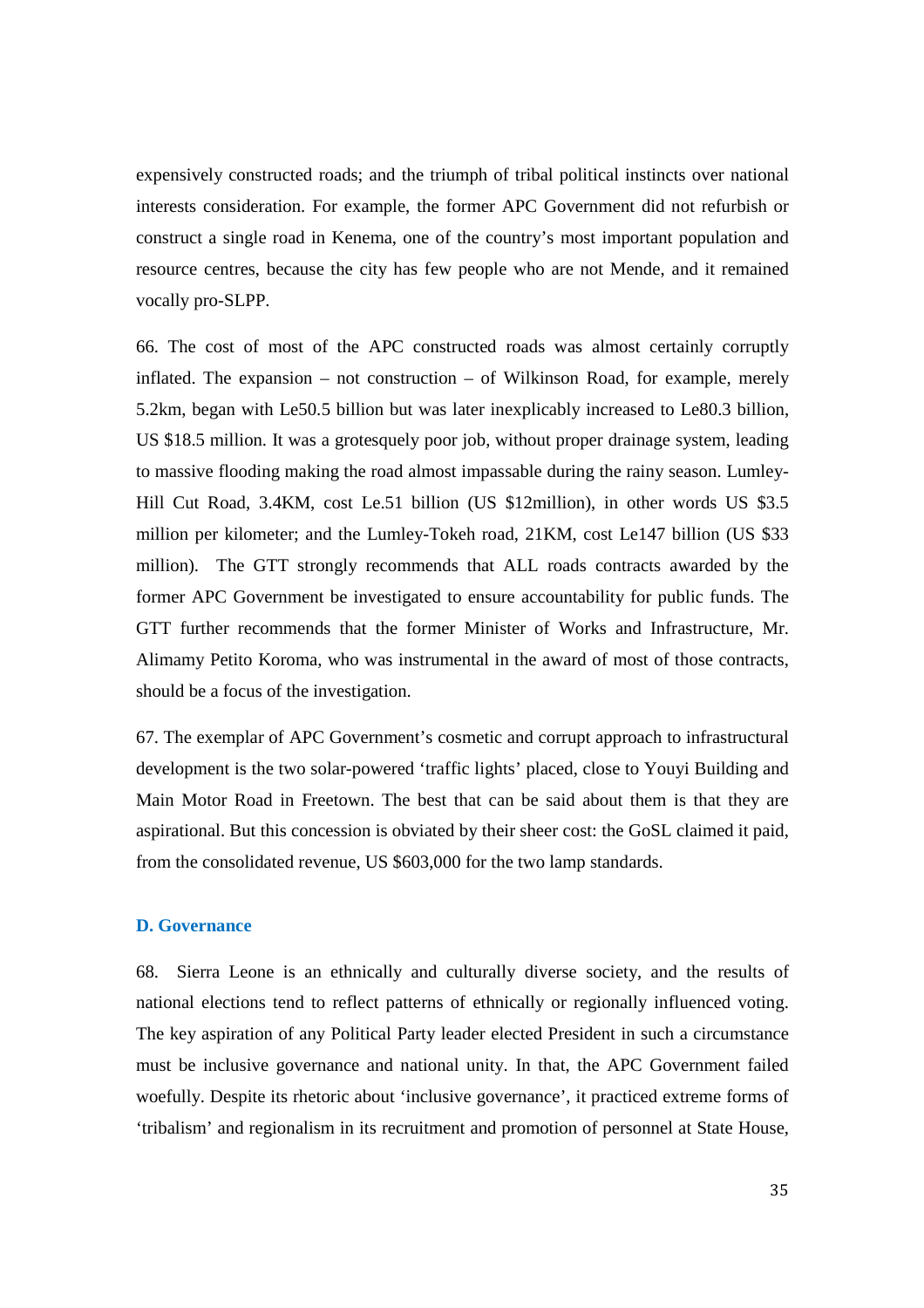expensively constructed roads; and the triumph of tribal political instincts over national interests consideration. For example, the former APC Government did not refurbish or construct a single road in Kenema, one of the country's most important population and resource centres, because the city has few people who are not Mende, and it remained vocally pro-SLPP.

66. The cost of most of the APC constructed roads was almost certainly corruptly inflated. The expansion – not construction – of Wilkinson Road, for example, merely 5.2km, began with Le50.5 billion but was later inexplicably increased to Le80.3 billion, US $18.5 million. It was a grotesquely poor job, without proper drainage system, leading to massive flooding making the road almost impassable during the rainy season. Lumley-Hill Cut Road, 3.4KM, cost Le.51 billion (US $12million), in other words US $3.5 million per kilometer; and the Lumley-Tokeh road, 21KM, cost Le147 billion (US $33 million). The GTT strongly recommends that ALL roads contracts awarded by the former APC Government be investigated to ensure accountability for public funds. The GTT further recommends that the former Minister of Works and Infrastructure, Mr. Alimamy Petito Koroma, who was instrumental in the award of most of those contracts, should be a focus of the investigation.

67. The exemplar of APC Government's cosmetic and corrupt approach to infrastructural development is the two solar-powered 'traffic lights' placed, close to Youyi Building and Main Motor Road in Freetown. The best that can be said about them is that they are aspirational. But this concession is obviated by their sheer cost: the GoSL claimed it paid, from the consolidated revenue, US $603,000 for the two lamp standards.

### D. Governance

68. Sierra Leone is an ethnically and culturally diverse society, and the results of national elections tend to reflect patterns of ethnically or regionally influenced voting. The key aspiration of any Political Party leader elected President in such a circumstance must be inclusive governance and national unity. In that, the APC Government failed woefully. Despite its rhetoric about 'inclusive governance', it practiced extreme forms of 'tribalism' and regionalism in its recruitment and promotion of personnel at State House,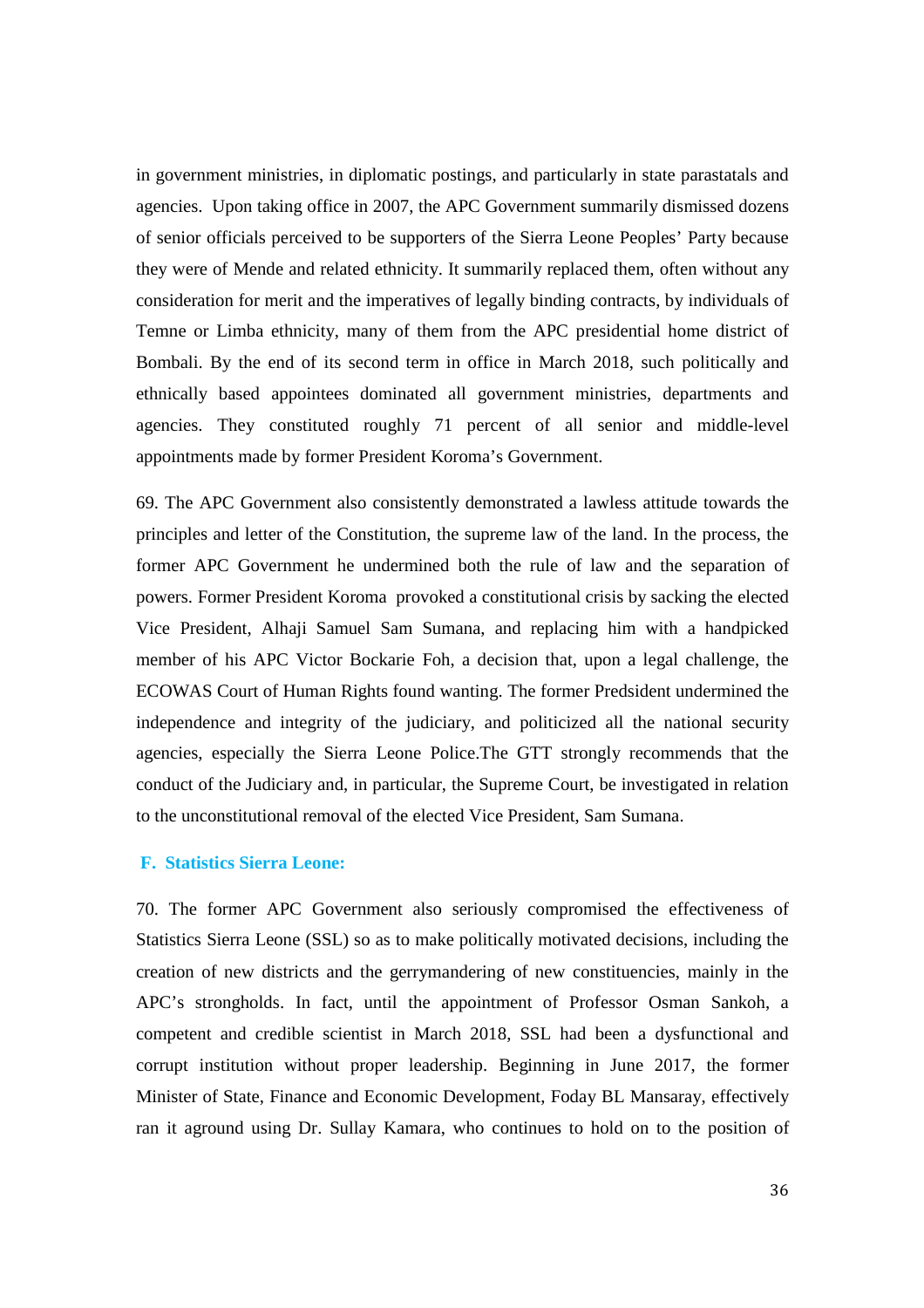in government ministries, in diplomatic postings, and particularly in state parastatals and agencies. Upon taking office in 2007, the APC Government summarily dismissed dozens of senior officials perceived to be supporters of the Sierra Leone Peoples' Party because they were of Mende and related ethnicity. It summarily replaced them, often without any consideration for merit and the imperatives of legally binding contracts, by individuals of Temne or Limba ethnicity, many of them from the APC presidential home district of Bombali. By the end of its second term in office in March 2018, such politically and ethnically based appointees dominated all government ministries, departments and agencies. They constituted roughly 71 percent of all senior and middle-level appointments made by former President Koroma's Government.

69. The APC Government also consistently demonstrated a lawless attitude towards the principles and letter of the Constitution, the supreme law of the land. In the process, the former APC Government he undermined both the rule of law and the separation of powers. Former President Koroma provoked a constitutional crisis by sacking the elected Vice President, Alhaji Samuel Sam Sumana, and replacing him with a handpicked member of his APC Victor Bockarie Foh, a decision that, upon a legal challenge, the ECOWAS Court of Human Rights found wanting. The former Predsident undermined the independence and integrity of the judiciary, and politicized all the national security agencies, especially the Sierra Leone Police.The GTT strongly recommends that the conduct of the Judiciary and, in particular, the Supreme Court, be investigated in relation to the unconstitutional removal of the elected Vice President, Sam Sumana.

### F. Statistics Sierra Leone:

70. The former APC Government also seriously compromised the effectiveness of Statistics Sierra Leone (SSL) so as to make politically motivated decisions, including the creation of new districts and the gerrymandering of new constituencies, mainly in the APC's strongholds. In fact, until the appointment of Professor Osman Sankoh, a competent and credible scientist in March 2018, SSL had been a dysfunctional and corrupt institution without proper leadership. Beginning in June 2017, the former Minister of State, Finance and Economic Development, Foday BL Mansaray, effectively ran it aground using Dr. Sullay Kamara, who continues to hold on to the position of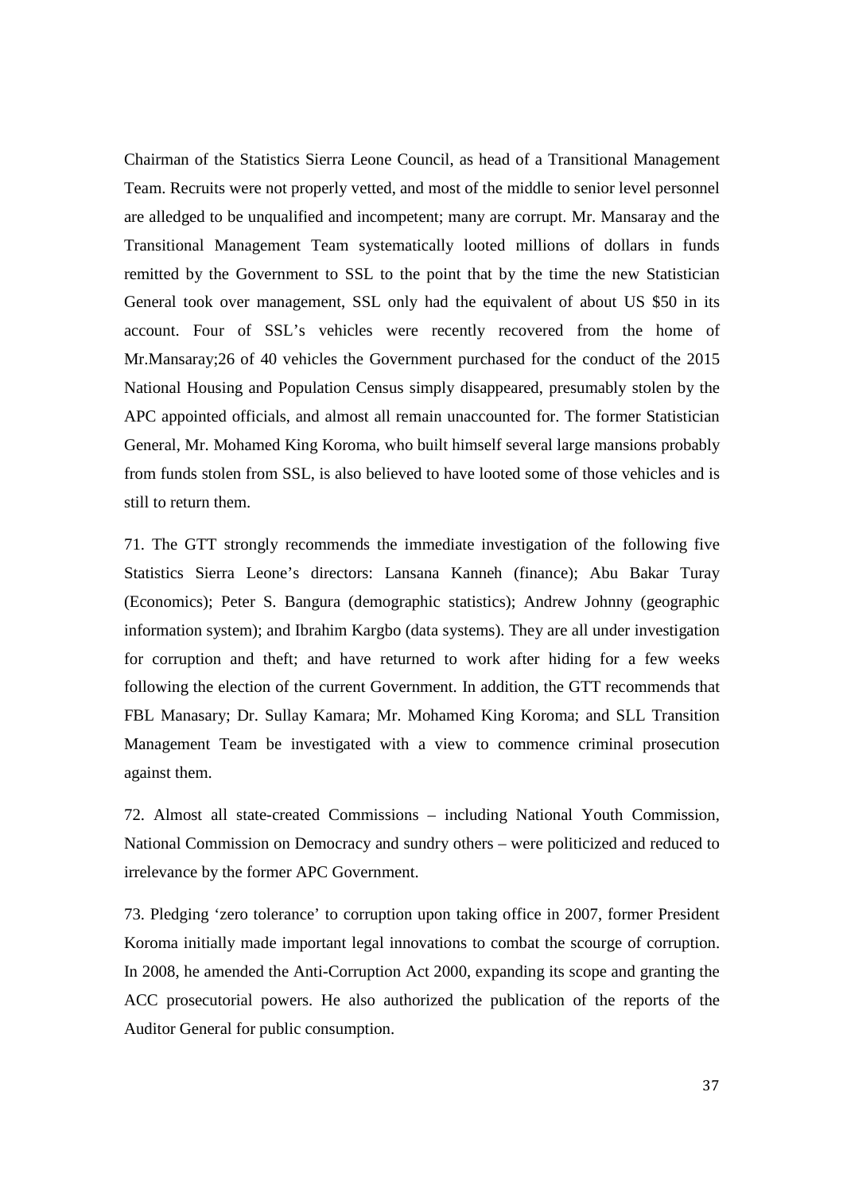Chairman of the Statistics Sierra Leone Council, as head of a Transitional Management Team. Recruits were not properly vetted, and most of the middle to senior level personnel are alledged to be unqualified and incompetent; many are corrupt. Mr. Mansaray and the Transitional Management Team systematically looted millions of dollars in funds remitted by the Government to SSL to the point that by the time the new Statistician General took over management, SSL only had the equivalent of about US $50 in its account. Four of SSL's vehicles were recently recovered from the home of Mr.Mansaray;26 of 40 vehicles the Government purchased for the conduct of the 2015 National Housing and Population Census simply disappeared, presumably stolen by the APC appointed officials, and almost all remain unaccounted for. The former Statistician General, Mr. Mohamed King Koroma, who built himself several large mansions probably from funds stolen from SSL, is also believed to have looted some of those vehicles and is still to return them.

71. The GTT strongly recommends the immediate investigation of the following five Statistics Sierra Leone's directors: Lansana Kanneh (finance); Abu Bakar Turay (Economics); Peter S. Bangura (demographic statistics); Andrew Johnny (geographic information system); and Ibrahim Kargbo (data systems). They are all under investigation for corruption and theft; and have returned to work after hiding for a few weeks following the election of the current Government. In addition, the GTT recommends that FBL Manasary; Dr. Sullay Kamara; Mr. Mohamed King Koroma; and SLL Transition Management Team be investigated with a view to commence criminal prosecution against them.

72. Almost all state-created Commissions – including National Youth Commission, National Commission on Democracy and sundry others – were politicized and reduced to irrelevance by the former APC Government.

73. Pledging 'zero tolerance' to corruption upon taking office in 2007, former President Koroma initially made important legal innovations to combat the scourge of corruption. In 2008, he amended the Anti-Corruption Act 2000, expanding its scope and granting the ACC prosecutorial powers. He also authorized the publication of the reports of the Auditor General for public consumption.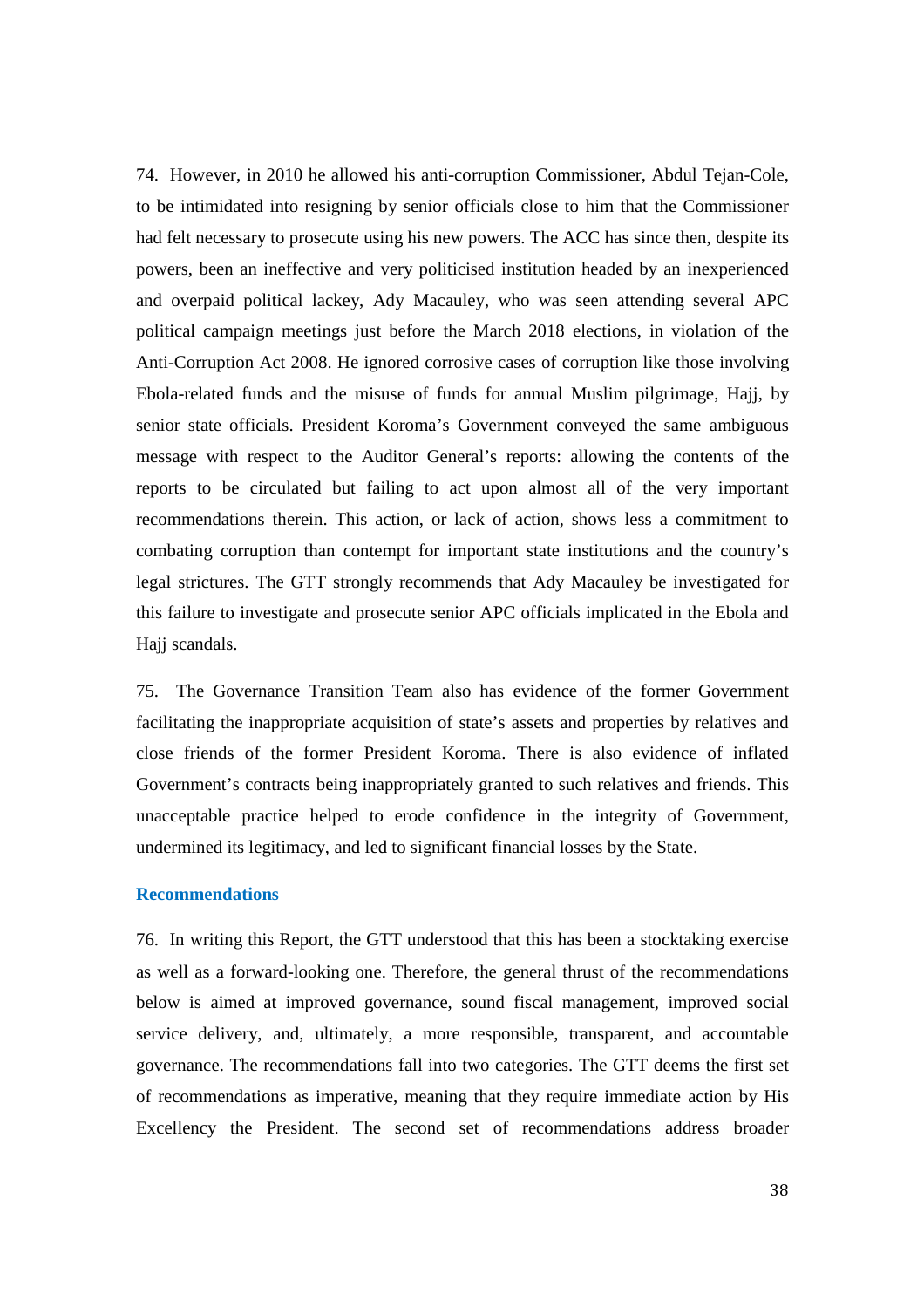74. However, in 2010 he allowed his anti-corruption Commissioner, Abdul Tejan-Cole, to be intimidated into resigning by senior officials close to him that the Commissioner had felt necessary to prosecute using his new powers. The ACC has since then, despite its powers, been an ineffective and very politicised institution headed by an inexperienced and overpaid political lackey, Ady Macauley, who was seen attending several APC political campaign meetings just before the March 2018 elections, in violation of the Anti-Corruption Act 2008. He ignored corrosive cases of corruption like those involving Ebola-related funds and the misuse of funds for annual Muslim pilgrimage, Hajj, by senior state officials. President Koroma's Government conveyed the same ambiguous message with respect to the Auditor General's reports: allowing the contents of the reports to be circulated but failing to act upon almost all of the very important recommendations therein. This action, or lack of action, shows less a commitment to combating corruption than contempt for important state institutions and the country's legal strictures. The GTT strongly recommends that Ady Macauley be investigated for this failure to investigate and prosecute senior APC officials implicated in the Ebola and Hajj scandals.

75. The Governance Transition Team also has evidence of the former Government facilitating the inappropriate acquisition of state's assets and properties by relatives and close friends of the former President Koroma. There is also evidence of inflated Government's contracts being inappropriately granted to such relatives and friends. This unacceptable practice helped to erode confidence in the integrity of Government, undermined its legitimacy, and led to significant financial losses by the State.

### Recommendations

76. In writing this Report, the GTT understood that this has been a stocktaking exercise as well as a forward-looking one. Therefore, the general thrust of the recommendations below is aimed at improved governance, sound fiscal management, improved social service delivery, and, ultimately, a more responsible, transparent, and accountable governance. The recommendations fall into two categories. The GTT deems the first set of recommendations as imperative, meaning that they require immediate action by His Excellency the President. The second set of recommendations address broader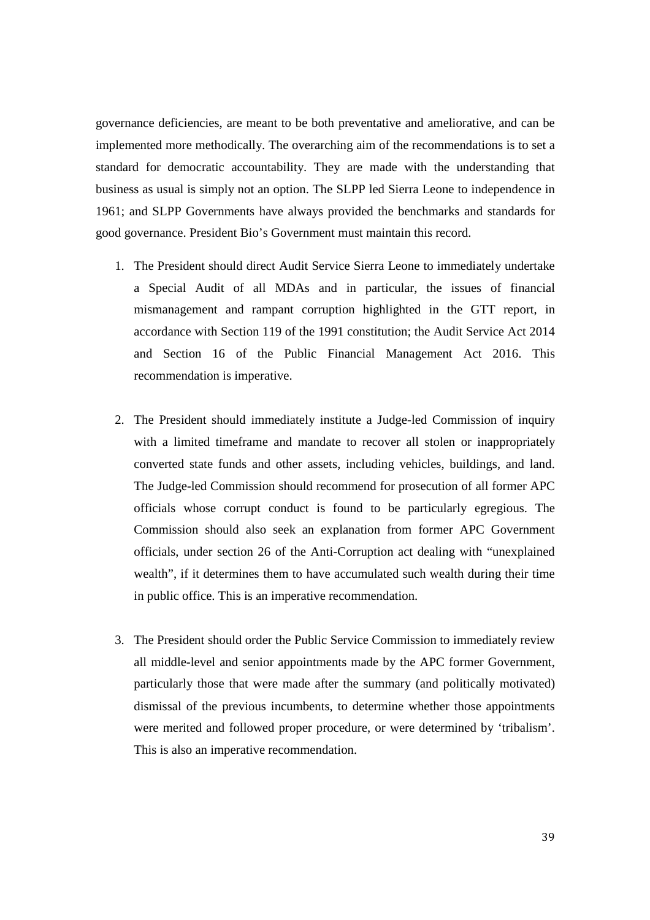governance deficiencies, are meant to be both preventative and ameliorative, and can be implemented more methodically. The overarching aim of the recommendations is to set a standard for democratic accountability. They are made with the understanding that business as usual is simply not an option. The SLPP led Sierra Leone to independence in 1961; and SLPP Governments have always provided the benchmarks and standards for good governance. President Bio's Government must maintain this record.

1. The President should direct Audit Service Sierra Leone to immediately undertake a Special Audit of all MDAs and in particular, the issues of financial mismanagement and rampant corruption highlighted in the GTT report, in accordance with Section 119 of the 1991 constitution; the Audit Service Act 2014 and Section 16 of the Public Financial Management Act 2016. This recommendation is imperative.

2. The President should immediately institute a Judge-led Commission of inquiry with a limited timeframe and mandate to recover all stolen or inappropriately converted state funds and other assets, including vehicles, buildings, and land. The Judge-led Commission should recommend for prosecution of all former APC officials whose corrupt conduct is found to be particularly egregious. The Commission should also seek an explanation from former APC Government officials, under section 26 of the Anti-Corruption act dealing with "unexplained wealth", if it determines them to have accumulated such wealth during their time in public office. This is an imperative recommendation.

3. The President should order the Public Service Commission to immediately review all middle-level and senior appointments made by the APC former Government, particularly those that were made after the summary (and politically motivated) dismissal of the previous incumbents, to determine whether those appointments were merited and followed proper procedure, or were determined by 'tribalism'. This is also an imperative recommendation.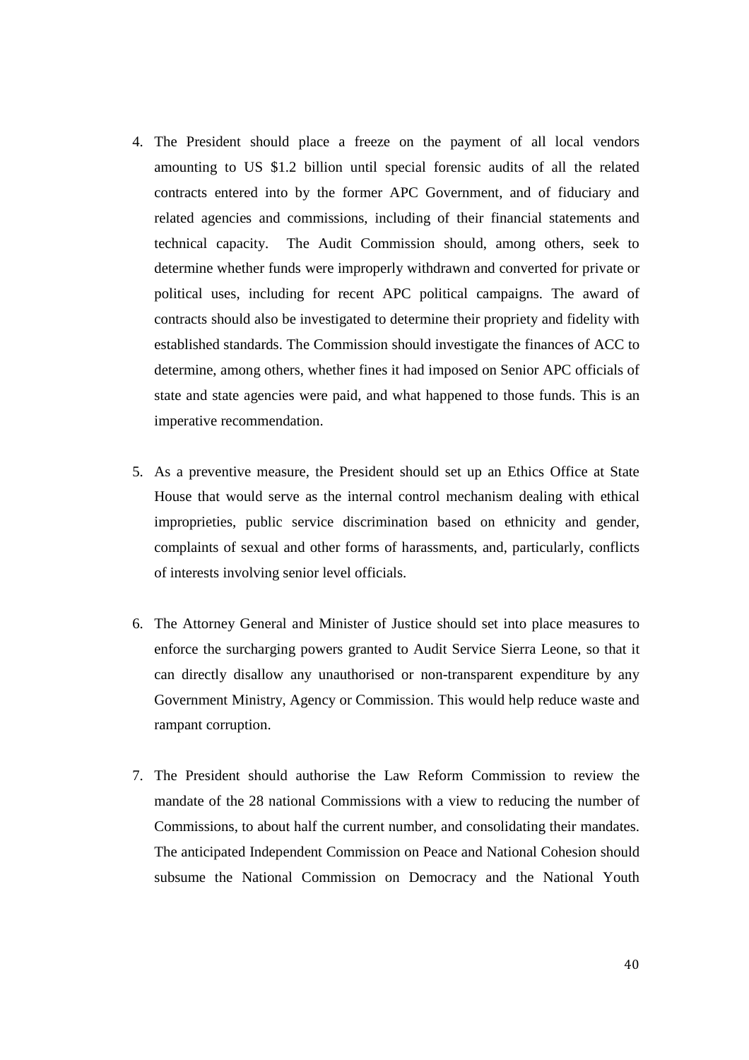4. The President should place a freeze on the payment of all local vendors amounting to US $1.2 billion until special forensic audits of all the related contracts entered into by the former APC Government, and of fiduciary and related agencies and commissions, including of their financial statements and technical capacity. The Audit Commission should, among others, seek to determine whether funds were improperly withdrawn and converted for private or political uses, including for recent APC political campaigns. The award of contracts should also be investigated to determine their propriety and fidelity with established standards. The Commission should investigate the finances of ACC to determine, among others, whether fines it had imposed on Senior APC officials of state and state agencies were paid, and what happened to those funds. This is an imperative recommendation.

5. As a preventive measure, the President should set up an Ethics Office at State House that would serve as the internal control mechanism dealing with ethical improprieties, public service discrimination based on ethnicity and gender, complaints of sexual and other forms of harassments, and, particularly, conflicts of interests involving senior level officials.

6. The Attorney General and Minister of Justice should set into place measures to enforce the surcharging powers granted to Audit Service Sierra Leone, so that it can directly disallow any unauthorised or non-transparent expenditure by any Government Ministry, Agency or Commission. This would help reduce waste and rampant corruption.

7. The President should authorise the Law Reform Commission to review the mandate of the 28 national Commissions with a view to reducing the number of Commissions, to about half the current number, and consolidating their mandates. The anticipated Independent Commission on Peace and National Cohesion should subsume the National Commission on Democracy and the National Youth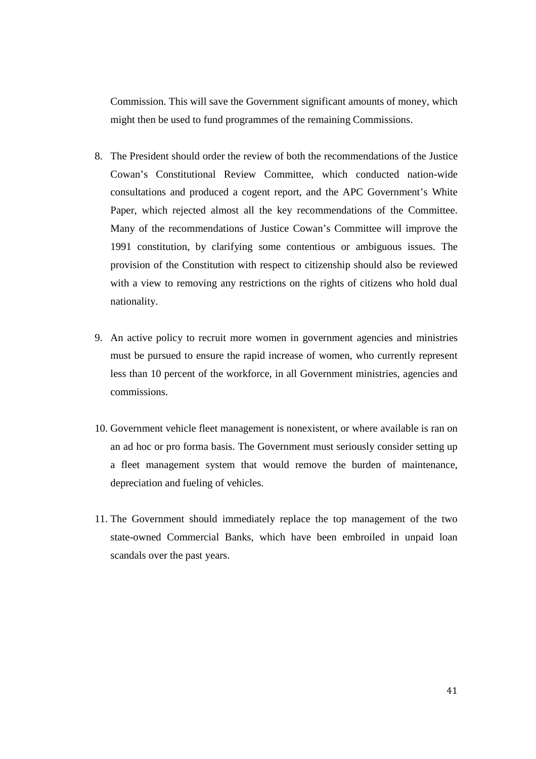Commission. This will save the Government significant amounts of money, which might then be used to fund programmes of the remaining Commissions.

8. The President should order the review of both the recommendations of the Justice Cowan's Constitutional Review Committee, which conducted nation-wide consultations and produced a cogent report, and the APC Government's White Paper, which rejected almost all the key recommendations of the Committee. Many of the recommendations of Justice Cowan's Committee will improve the 1991 constitution, by clarifying some contentious or ambiguous issues. The provision of the Constitution with respect to citizenship should also be reviewed with a view to removing any restrictions on the rights of citizens who hold dual nationality.

9. An active policy to recruit more women in government agencies and ministries must be pursued to ensure the rapid increase of women, who currently represent less than 10 percent of the workforce, in all Government ministries, agencies and commissions.

10. Government vehicle fleet management is nonexistent, or where available is ran on an ad hoc or pro forma basis. The Government must seriously consider setting up a fleet management system that would remove the burden of maintenance, depreciation and fueling of vehicles.

11. The Government should immediately replace the top management of the two state-owned Commercial Banks, which have been embroiled in unpaid loan scandals over the past years.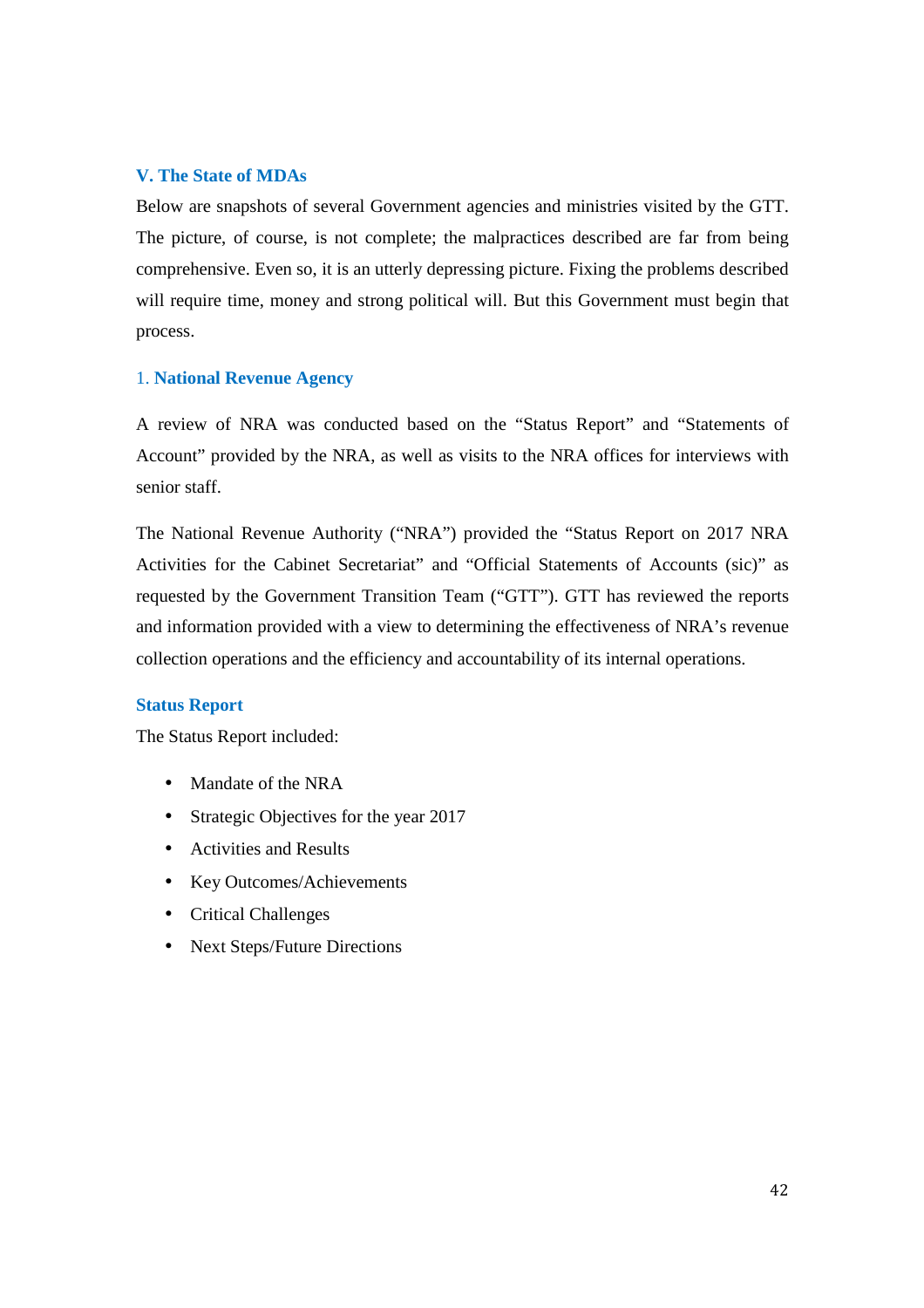## V. The State of MDAs

Below are snapshots of several Government agencies and ministries visited by the GTT. The picture, of course, is not complete; the malpractices described are far from being comprehensive. Even so, it is an utterly depressing picture. Fixing the problems described will require time, money and strong political will. But this Government must begin that process.

### 1. National Revenue Agency

A review of NRA was conducted based on the "Status Report" and "Statements of Account" provided by the NRA, as well as visits to the NRA offices for interviews with senior staff.

The National Revenue Authority ("NRA") provided the "Status Report on 2017 NRA Activities for the Cabinet Secretariat" and "Official Statements of Accounts (sic)" as requested by the Government Transition Team ("GTT"). GTT has reviewed the reports and information provided with a view to determining the effectiveness of NRA's revenue collection operations and the efficiency and accountability of its internal operations.

#### Status Report

The Status Report included:

- Mandate of the NRA
- Strategic Objectives for the year 2017
- Activities and Results
- Key Outcomes/Achievements
- Critical Challenges
- Next Steps/Future Directions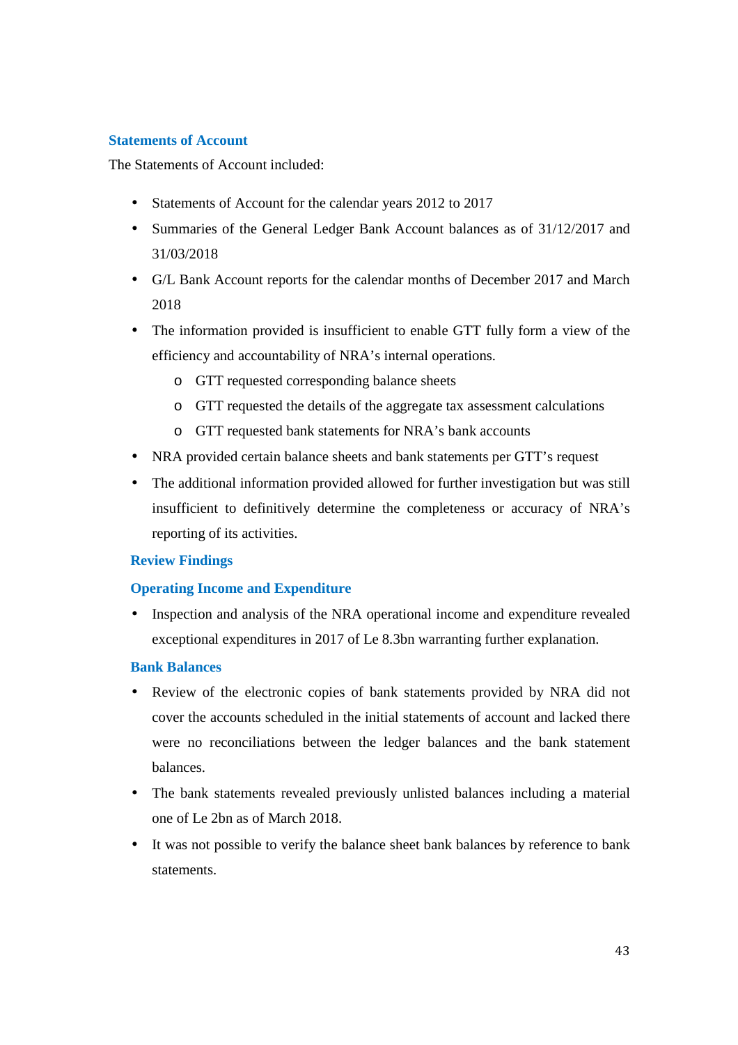### Statements of Account

The Statements of Account included:

- Statements of Account for the calendar years 2012 to 2017
- Summaries of the General Ledger Bank Account balances as of 31/12/2017 and 31/03/2018
- G/L Bank Account reports for the calendar months of December 2017 and March 2018
- The information provided is insufficient to enable GTT fully form a view of the efficiency and accountability of NRA's internal operations.
  - GTT requested corresponding balance sheets
  - GTT requested the details of the aggregate tax assessment calculations
  - GTT requested bank statements for NRA's bank accounts
- NRA provided certain balance sheets and bank statements per GTT's request
- The additional information provided allowed for further investigation but was still insufficient to definitively determine the completeness or accuracy of NRA's reporting of its activities.

#### Review Findings

#### Operating Income and Expenditure

- Inspection and analysis of the NRA operational income and expenditure revealed exceptional expenditures in 2017 of Le 8.3bn warranting further explanation.

#### Bank Balances

- Review of the electronic copies of bank statements provided by NRA did not cover the accounts scheduled in the initial statements of account and lacked there were no reconciliations between the ledger balances and the bank statement balances.
- The bank statements revealed previously unlisted balances including a material one of Le 2bn as of March 2018.
- It was not possible to verify the balance sheet bank balances by reference to bank statements.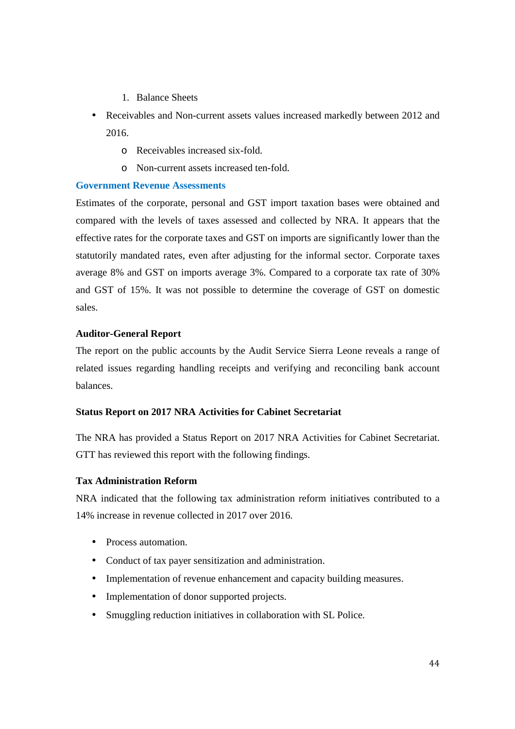1. Balance Sheets

- Receivables and Non-current assets values increased markedly between 2012 and 2016.
  - Receivables increased six-fold.
  - Non-current assets increased ten-fold.

### Government Revenue Assessments

Estimates of the corporate, personal and GST import taxation bases were obtained and compared with the levels of taxes assessed and collected by NRA. It appears that the effective rates for the corporate taxes and GST on imports are significantly lower than the statutorily mandated rates, even after adjusting for the informal sector. Corporate taxes average 8% and GST on imports average 3%. Compared to a corporate tax rate of 30% and GST of 15%. It was not possible to determine the coverage of GST on domestic sales.

**Auditor-General Report**

The report on the public accounts by the Audit Service Sierra Leone reveals a range of related issues regarding handling receipts and verifying and reconciling bank account balances.

**Status Report on 2017 NRA Activities for Cabinet Secretariat**

The NRA has provided a Status Report on 2017 NRA Activities for Cabinet Secretariat. GTT has reviewed this report with the following findings.

**Tax Administration Reform**

NRA indicated that the following tax administration reform initiatives contributed to a 14% increase in revenue collected in 2017 over 2016.

- Process automation.
- Conduct of tax payer sensitization and administration.
- Implementation of revenue enhancement and capacity building measures.
- Implementation of donor supported projects.
- Smuggling reduction initiatives in collaboration with SL Police.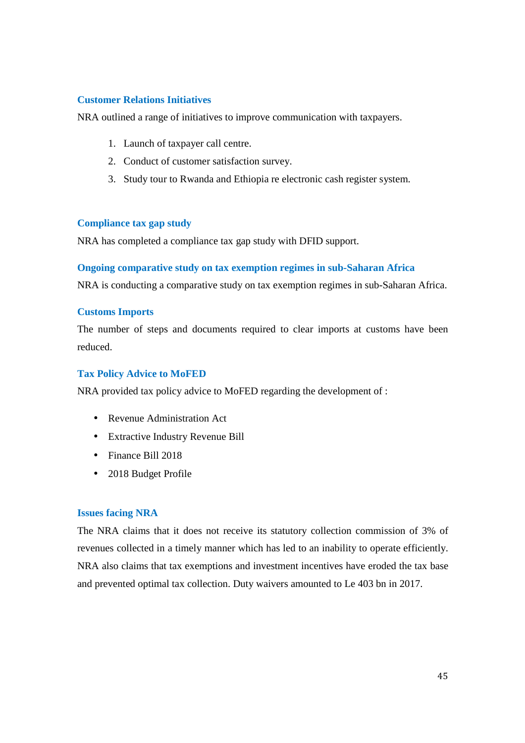### Customer Relations Initiatives

NRA outlined a range of initiatives to improve communication with taxpayers.

1. Launch of taxpayer call centre.
2. Conduct of customer satisfaction survey.
3. Study tour to Rwanda and Ethiopia re electronic cash register system.

### Compliance tax gap study

NRA has completed a compliance tax gap study with DFID support.

### Ongoing comparative study on tax exemption regimes in sub-Saharan Africa

NRA is conducting a comparative study on tax exemption regimes in sub-Saharan Africa.

### Customs Imports

The number of steps and documents required to clear imports at customs have been reduced.

### Tax Policy Advice to MoFED

NRA provided tax policy advice to MoFED regarding the development of :

- Revenue Administration Act
- Extractive Industry Revenue Bill
- Finance Bill 2018
- 2018 Budget Profile

### Issues facing NRA

The NRA claims that it does not receive its statutory collection commission of 3% of revenues collected in a timely manner which has led to an inability to operate efficiently. NRA also claims that tax exemptions and investment incentives have eroded the tax base and prevented optimal tax collection. Duty waivers amounted to Le 403 bn in 2017.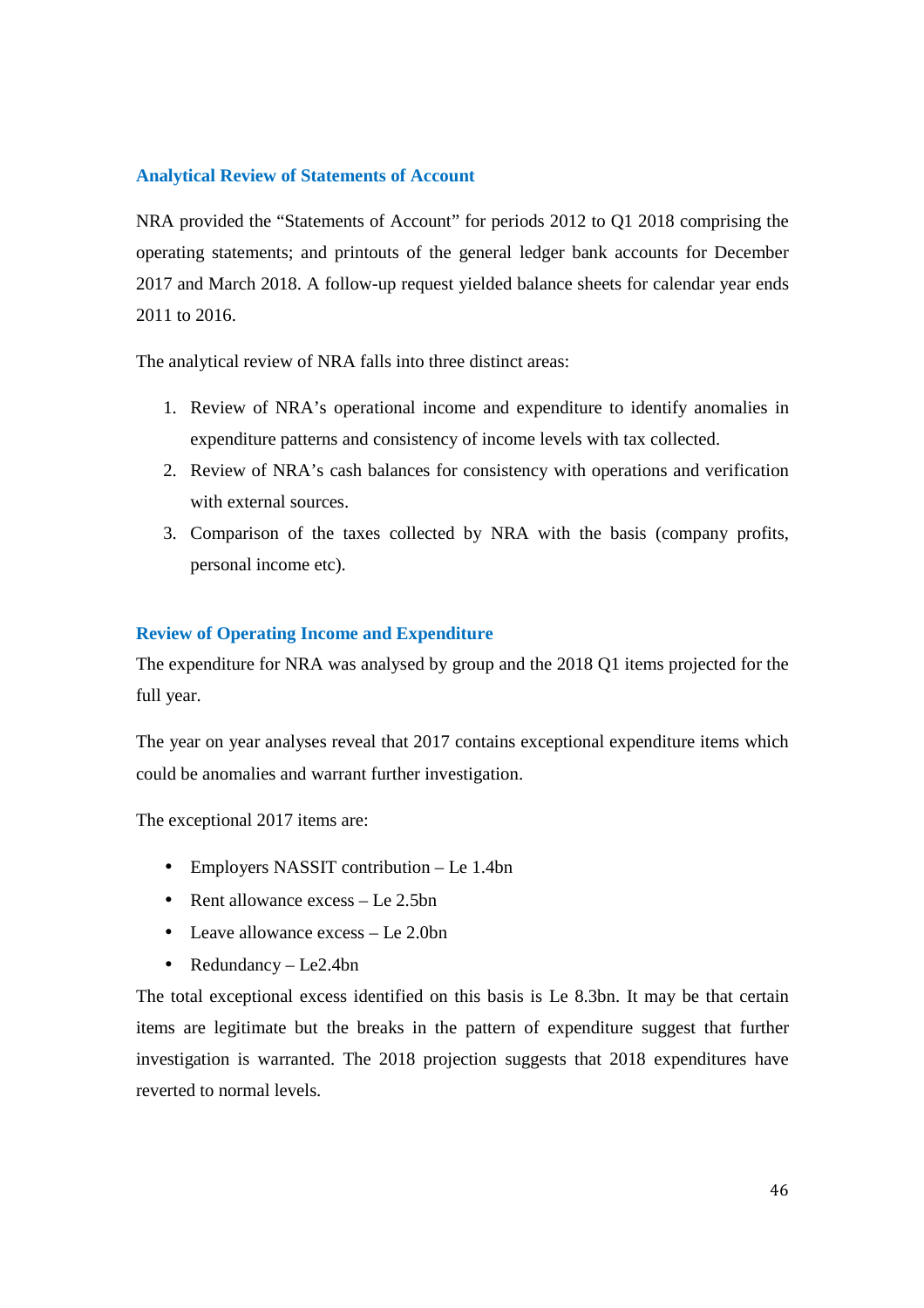## Analytical Review of Statements of Account

NRA provided the "Statements of Account" for periods 2012 to Q1 2018 comprising the operating statements; and printouts of the general ledger bank accounts for December 2017 and March 2018. A follow-up request yielded balance sheets for calendar year ends 2011 to 2016.

The analytical review of NRA falls into three distinct areas:

1. Review of NRA's operational income and expenditure to identify anomalies in expenditure patterns and consistency of income levels with tax collected.
2. Review of NRA's cash balances for consistency with operations and verification with external sources.
3. Comparison of the taxes collected by NRA with the basis (company profits, personal income etc).

## Review of Operating Income and Expenditure

The expenditure for NRA was analysed by group and the 2018 Q1 items projected for the full year.

The year on year analyses reveal that 2017 contains exceptional expenditure items which could be anomalies and warrant further investigation.

The exceptional 2017 items are:

- Employers NASSIT contribution – Le 1.4bn
- Rent allowance excess – Le 2.5bn
- Leave allowance excess – Le 2.0bn
- Redundancy – Le2.4bn

The total exceptional excess identified on this basis is Le 8.3bn. It may be that certain items are legitimate but the breaks in the pattern of expenditure suggest that further investigation is warranted. The 2018 projection suggests that 2018 expenditures have reverted to normal levels.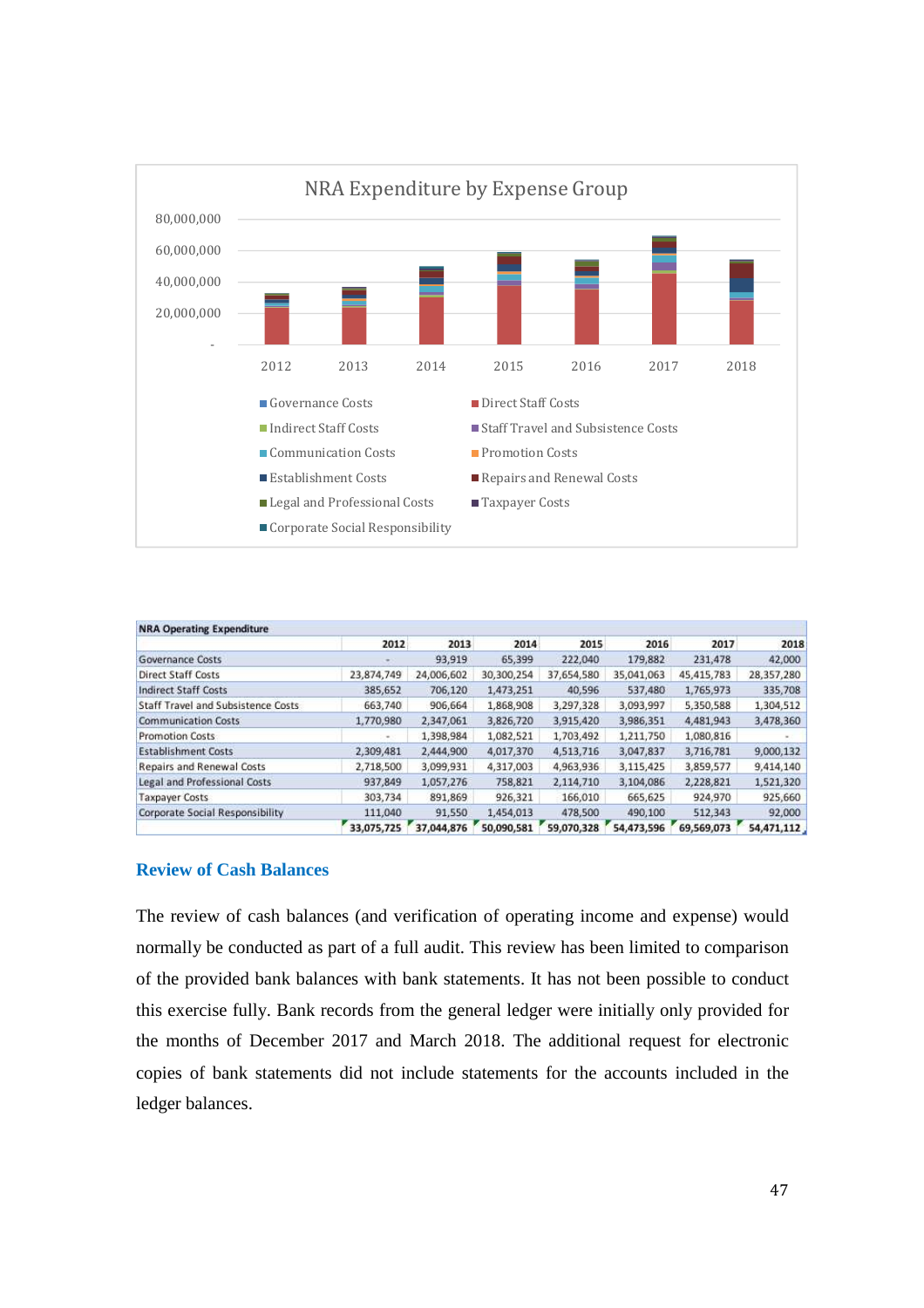NRA Expenditure by Expense Group

80,000,000
60,000,000
40,000,000
20,000,000
-

2012 2013 2014 2015 2016 2017 2018

Governance Costs
Direct Staff Costs
Indirect Staff Costs
Staff Travel and Subsistence Costs
Communication Costs
Promotion Costs
Establishment Costs
Repairs and Renewal Costs
Legal and Professional Costs
Taxpayer Costs
Corporate Social Responsibility

| NRA Operating Expenditure | 2012 | 2013 | 2014 | 2015 | 2016 | 2017 | 2018 |
|---|---|---|---|---|---|---|---|
| Governance Costs | - | 93,919 | 65,399 | 222,040 | 179,882 | 231,478 | 42,000 |
| Direct Staff Costs | 23,874,749 | 24,006,602 | 30,300,254 | 37,654,580 | 35,041,063 | 45,415,783 | 28,357,280 |
| Indirect Staff Costs | 385,652 | 706,120 | 1,473,251 | 40,596 | 537,480 | 1,765,973 | 335,708 |
| Staff Travel and Subsistence Costs | 663,740 | 906,664 | 1,868,908 | 3,297,328 | 3,093,997 | 5,350,588 | 1,304,512 |
| Communication Costs | 1,770,980 | 2,347,061 | 3,826,720 | 3,915,420 | 3,986,351 | 4,481,943 | 3,478,360 |
| Promotion Costs | - | 1,398,984 | 1,082,521 | 1,703,492 | 1,211,750 | 1,080,816 | - |
| Establishment Costs | 2,309,481 | 2,444,900 | 4,017,370 | 4,513,716 | 3,047,837 | 3,716,781 | 9,000,132 |
| Repairs and Renewal Costs | 2,718,500 | 3,099,931 | 4,317,003 | 4,963,936 | 3,115,425 | 3,859,577 | 9,414,140 |
| Legal and Professional Costs | 937,849 | 1,057,276 | 758,821 | 2,114,710 | 3,104,086 | 2,228,821 | 1,521,320 |
| Taxpayer Costs | 303,734 | 891,869 | 926,321 | 166,010 | 665,625 | 924,970 | 925,660 |
| Corporate Social Responsibility | 111,040 | 91,550 | 1,454,013 | 478,500 | 490,100 | 512,343 | 92,000 |
| | 33,075,725 | 37,044,876 | 50,090,581 | 59,070,328 | 54,473,596 | 69,569,073 | 54,471,112 |

## Review of Cash Balances

The review of cash balances (and verification of operating income and expense) would normally be conducted as part of a full audit. This review has been limited to comparison of the provided bank balances with bank statements. It has not been possible to conduct this exercise fully. Bank records from the general ledger were initially only provided for the months of December 2017 and March 2018. The additional request for electronic copies of bank statements did not include statements for the accounts included in the ledger balances.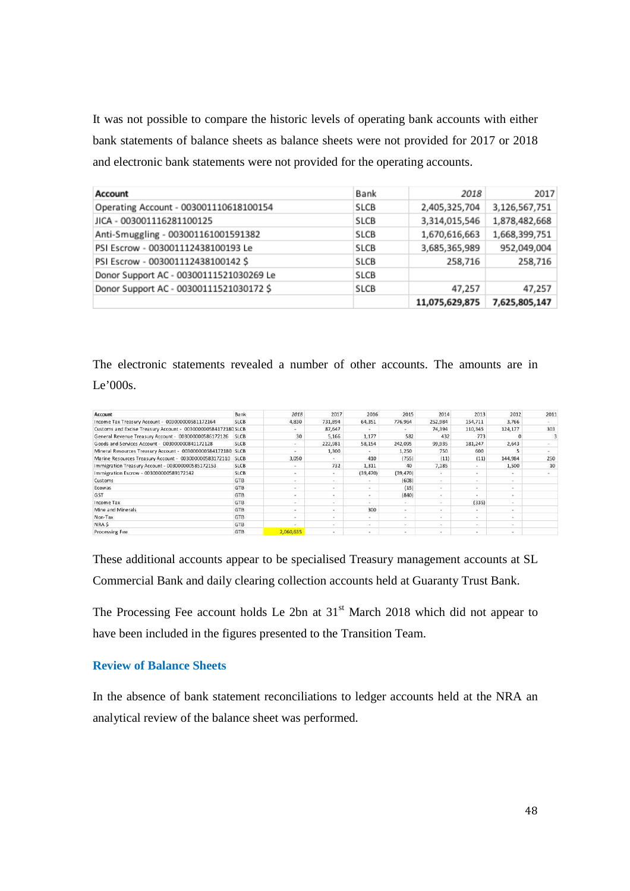It was not possible to compare the historic levels of operating bank accounts with either bank statements of balance sheets as balance sheets were not provided for 2017 or 2018 and electronic bank statements were not provided for the operating accounts.

| Account | Bank | 2018 | 2017 |
|---|---|---|---|
| Operating Account - 003001110618100154 | SLCB | 2,405,325,704 | 3,126,567,751 |
| JICA - 003001116281100125 | SLCB | 3,314,015,546 | 1,878,482,668 |
| Anti-Smuggling - 003001161001591382 | SLCB | 1,670,616,663 | 1,668,399,751 |
| PSI Escrow - 003001112438100193 Le | SLCB | 3,685,365,989 | 952,049,004 |
| PSI Escrow - 003001112438100142 $ | SLCB | 258,716 | 258,716 |
| Donor Support AC - 00300111521030269 Le | SLCB | | |
| Donor Support AC - 00300111521030172 $ | SLCB | 47,257 | 47,257 |
| | | 11,075,629,875 | 7,625,805,147 |

The electronic statements revealed a number of other accounts. The amounts are in Le'000s.

| Account | Bank | 2018 | 2017 | 2016 | 2015 | 2014 | 2013 | 2012 | 2011 |
|---|---|---|---|---|---|---|---|---|---|
| Income Tax Treasury Account - 003000000581172164 | SLCB | 4,830 | 731,894 | 64,351 | 776,964 | 252,984 | 154,711 | 3,766 | - |
| Customs and Excise Treasury Account - 003000000584172180 | SLCB | - | 87,647 | - | - | 74,394 | 110,345 | 124,177 | 303 |
| General Revenue Treasury Account - 003000000586172126 | SLCB | 30 | 5,166 | 1,177 | 582 | 432 | 773 | 0 | 3 |
| Goods and Services Account - 003000000841172128 | SLCB | - | 222,981 | 58,154 | 242,095 | 99,935 | 181,247 | 2,643 | - |
| Mineral Resources Treasury Account - 003000000584172180 | SLCB | - | 1,300 | - | 1,250 | 750 | 600 | 5 | - |
| Marine Resources Treasury Account - 003000000583172110 | SLCB | 3,050 | - | 410 | (755) | (11) | (11) | 144,984 | 250 |
| Immigration Treasury Account - 003000000585172153 | SLCB | - | 732 | 1,311 | 40 | 7,185 | - | 1,500 | 10 |
| Immigration Escrow - 003000000589172142 | SLCB | - | - | (39,470) | (39,470) | - | - | - | - |
| Customs | GTB | - | - | - | (608) | - | - | - | |
| Ecowas | GTB | - | - | - | (15) | - | - | - | |
| GST | GTB | - | - | - | (840) | - | - | - | |
| Income Tax | GTB | - | - | - | - | - | (335) | - | |
| Mine and Minerals | GTB | - | - | 300 | - | - | - | - | |
| Non-Tax | GTB | - | - | - | - | - | - | - | |
| NRA $ | GTB | - | - | - | - | - | - | - | |
| Processing Fee | GTB | 2,060,635 | - | - | - | - | - | - | |

These additional accounts appear to be specialised Treasury management accounts at SL Commercial Bank and daily clearing collection accounts held at Guaranty Trust Bank.

The Processing Fee account holds Le 2bn at 31st March 2018 which did not appear to have been included in the figures presented to the Transition Team.

### Review of Balance Sheets

In the absence of bank statement reconciliations to ledger accounts held at the NRA an analytical review of the balance sheet was performed.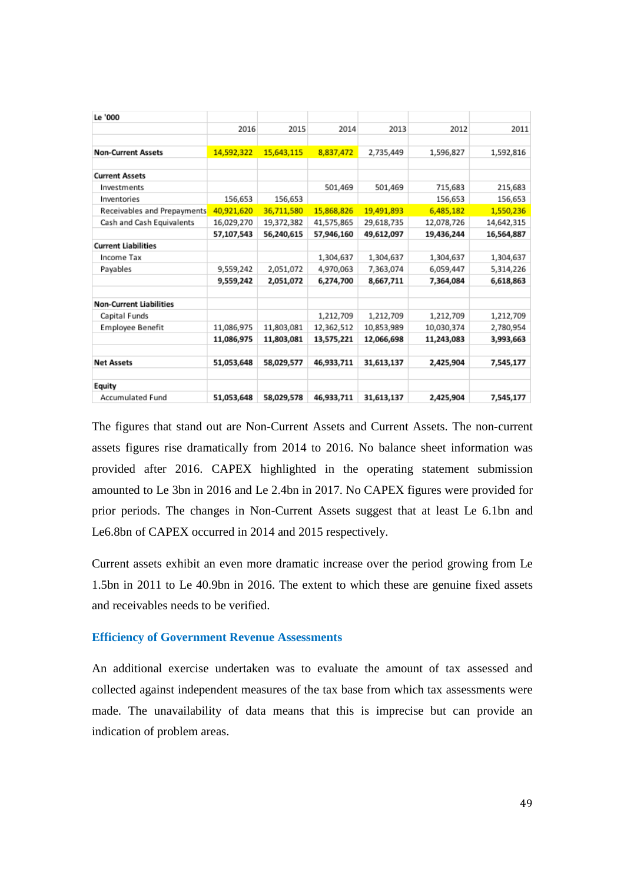| Le '000 | | | | | | |
|---|---|---|---|---|---|---|
| | 2016 | 2015 | 2014 | 2013 | 2012 | 2011 |
| **Non-Current Assets** | 14,592,322 | 15,643,115 | 8,837,472 | 2,735,449 | 1,596,827 | 1,592,816 |
| **Current Assets** | | | | | | |
| Investments | | | 501,469 | 501,469 | 715,683 | 215,683 |
| Inventories | 156,653 | 156,653 | | | 156,653 | 156,653 |
| Receivables and Prepayments | 40,921,620 | 36,711,580 | 15,868,826 | 19,491,893 | 6,485,182 | 1,550,236 |
| Cash and Cash Equivalents | 16,029,270 | 19,372,382 | 41,575,865 | 29,618,735 | 12,078,726 | 14,642,315 |
| | **57,107,543** | **56,240,615** | **57,946,160** | **49,612,097** | **19,436,244** | **16,564,887** |
| **Current Liabilities** | | | | | | |
| Income Tax | | | 1,304,637 | 1,304,637 | 1,304,637 | 1,304,637 |
| Payables | 9,559,242 | 2,051,072 | 4,970,063 | 7,363,074 | 6,059,447 | 5,314,226 |
| | **9,559,242** | **2,051,072** | **6,274,700** | **8,667,711** | **7,364,084** | **6,618,863** |
| **Non-Current Liabilities** | | | | | | |
| Capital Funds | | | 1,212,709 | 1,212,709 | 1,212,709 | 1,212,709 |
| Employee Benefit | 11,086,975 | 11,803,081 | 12,362,512 | 10,853,989 | 10,030,374 | 2,780,954 |
| | **11,086,975** | **11,803,081** | **13,575,221** | **12,066,698** | **11,243,083** | **3,993,663** |
| **Net Assets** | **51,053,648** | **58,029,577** | **46,933,711** | **31,613,137** | **2,425,904** | **7,545,177** |
| **Equity** | | | | | | |
| Accumulated Fund | **51,053,648** | **58,029,578** | **46,933,711** | **31,613,137** | **2,425,904** | **7,545,177** |

The figures that stand out are Non-Current Assets and Current Assets. The non-current assets figures rise dramatically from 2014 to 2016. No balance sheet information was provided after 2016. CAPEX highlighted in the operating statement submission amounted to Le 3bn in 2016 and Le 2.4bn in 2017. No CAPEX figures were provided for prior periods. The changes in Non-Current Assets suggest that at least Le 6.1bn and Le6.8bn of CAPEX occurred in 2014 and 2015 respectively.

Current assets exhibit an even more dramatic increase over the period growing from Le 1.5bn in 2011 to Le 40.9bn in 2016. The extent to which these are genuine fixed assets and receivables needs to be verified.

### Efficiency of Government Revenue Assessments

An additional exercise undertaken was to evaluate the amount of tax assessed and collected against independent measures of the tax base from which tax assessments were made. The unavailability of data means that this is imprecise but can provide an indication of problem areas.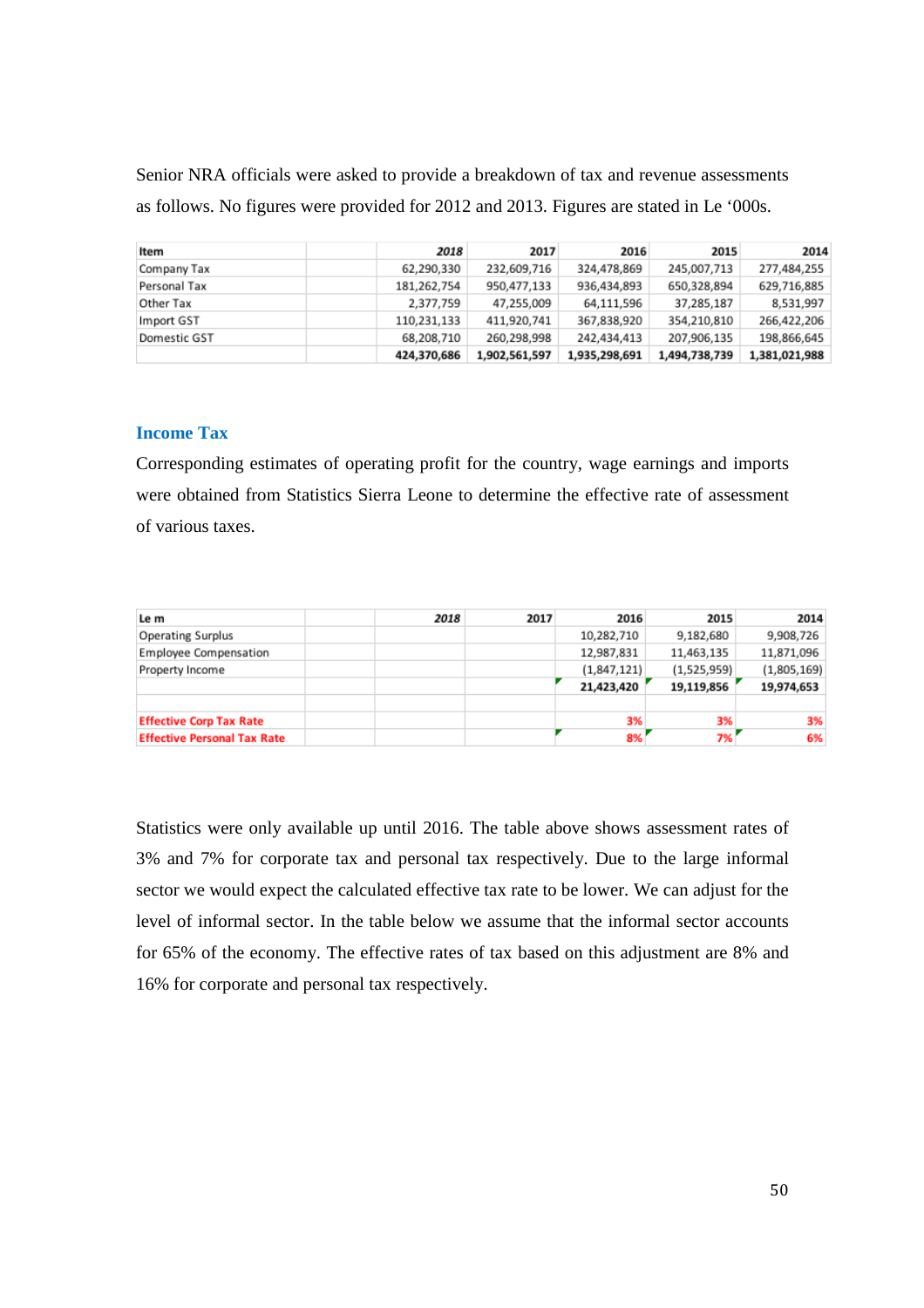Senior NRA officials were asked to provide a breakdown of tax and revenue assessments as follows. No figures were provided for 2012 and 2013. Figures are stated in Le '000s.

| Item | | 2018 | 2017 | 2016 | 2015 | 2014 |
|---|---|---|---|---|---|---|
| Company Tax | | 62,290,330 | 232,609,716 | 324,478,869 | 245,007,713 | 277,484,255 |
| Personal Tax | | 181,262,754 | 950,477,133 | 936,434,893 | 650,328,894 | 629,716,885 |
| Other Tax | | 2,377,759 | 47,255,009 | 64,111,596 | 37,285,187 | 8,531,997 |
| Import GST | | 110,231,133 | 411,920,741 | 367,838,920 | 354,210,810 | 266,422,206 |
| Domestic GST | | 68,208,710 | 260,298,998 | 242,434,413 | 207,906,135 | 198,866,645 |
| | | **424,370,686** | **1,902,561,597** | **1,935,298,691** | **1,494,738,739** | **1,381,021,988** |

## Income Tax

Corresponding estimates of operating profit for the country, wage earnings and imports were obtained from Statistics Sierra Leone to determine the effective rate of assessment of various taxes.

| Le m | | 2018 | 2017 | 2016 | 2015 | 2014 |
|---|---|---|---|---|---|---|
| Operating Surplus | | | | 10,282,710 | 9,182,680 | 9,908,726 |
| Employee Compensation | | | | 12,987,831 | 11,463,135 | 11,871,096 |
| Property Income | | | | (1,847,121) | (1,525,959) | (1,805,169) |
| | | | | **21,423,420** | **19,119,856** | **19,974,653** |
| | | | | | | |
| **Effective Corp Tax Rate** | | | | **3%** | **3%** | **3%** |
| **Effective Personal Tax Rate** | | | | **8%** | **7%** | **6%** |

Statistics were only available up until 2016. The table above shows assessment rates of 3% and 7% for corporate tax and personal tax respectively. Due to the large informal sector we would expect the calculated effective tax rate to be lower. We can adjust for the level of informal sector. In the table below we assume that the informal sector accounts for 65% of the economy. The effective rates of tax based on this adjustment are 8% and 16% for corporate and personal tax respectively.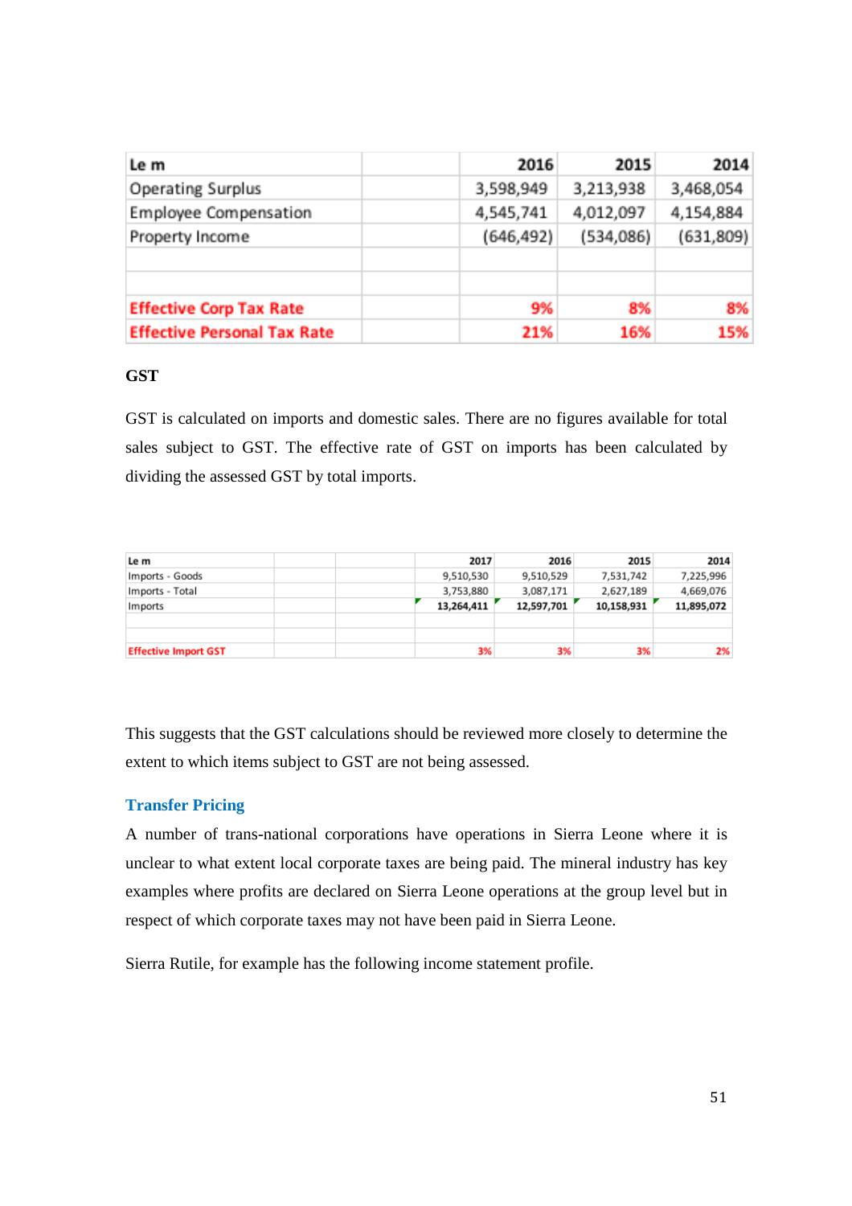| Le m | | 2016 | 2015 | 2014 |
|---|---|---|---|---|
| Operating Surplus | | 3,598,949 | 3,213,938 | 3,468,054 |
| Employee Compensation | | 4,545,741 | 4,012,097 | 4,154,884 |
| Property Income | | (646,492) | (534,086) | (631,809) |
| | | | | |
| | | | | |
| Effective Corp Tax Rate | | 9% | 8% | 8% |
| Effective Personal Tax Rate | | 21% | 16% | 15% |

**GST**

GST is calculated on imports and domestic sales. There are no figures available for total sales subject to GST. The effective rate of GST on imports has been calculated by dividing the assessed GST by total imports.

| Le m | | | 2017 | 2016 | 2015 | 2014 |
|---|---|---|---|---|---|---|
| Imports - Goods | | | 9,510,530 | 9,510,529 | 7,531,742 | 7,225,996 |
| Imports - Total | | | 3,753,880 | 3,087,171 | 2,627,189 | 4,669,076 |
| Imports | | | 13,264,411 | 12,597,701 | 10,158,931 | 11,895,072 |
| | | | | | | |
| | | | | | | |
| Effective Import GST | | | 3% | 3% | 3% | 2% |

This suggests that the GST calculations should be reviewed more closely to determine the extent to which items subject to GST are not being assessed.

### Transfer Pricing

A number of trans-national corporations have operations in Sierra Leone where it is unclear to what extent local corporate taxes are being paid. The mineral industry has key examples where profits are declared on Sierra Leone operations at the group level but in respect of which corporate taxes may not have been paid in Sierra Leone.

Sierra Rutile, for example has the following income statement profile.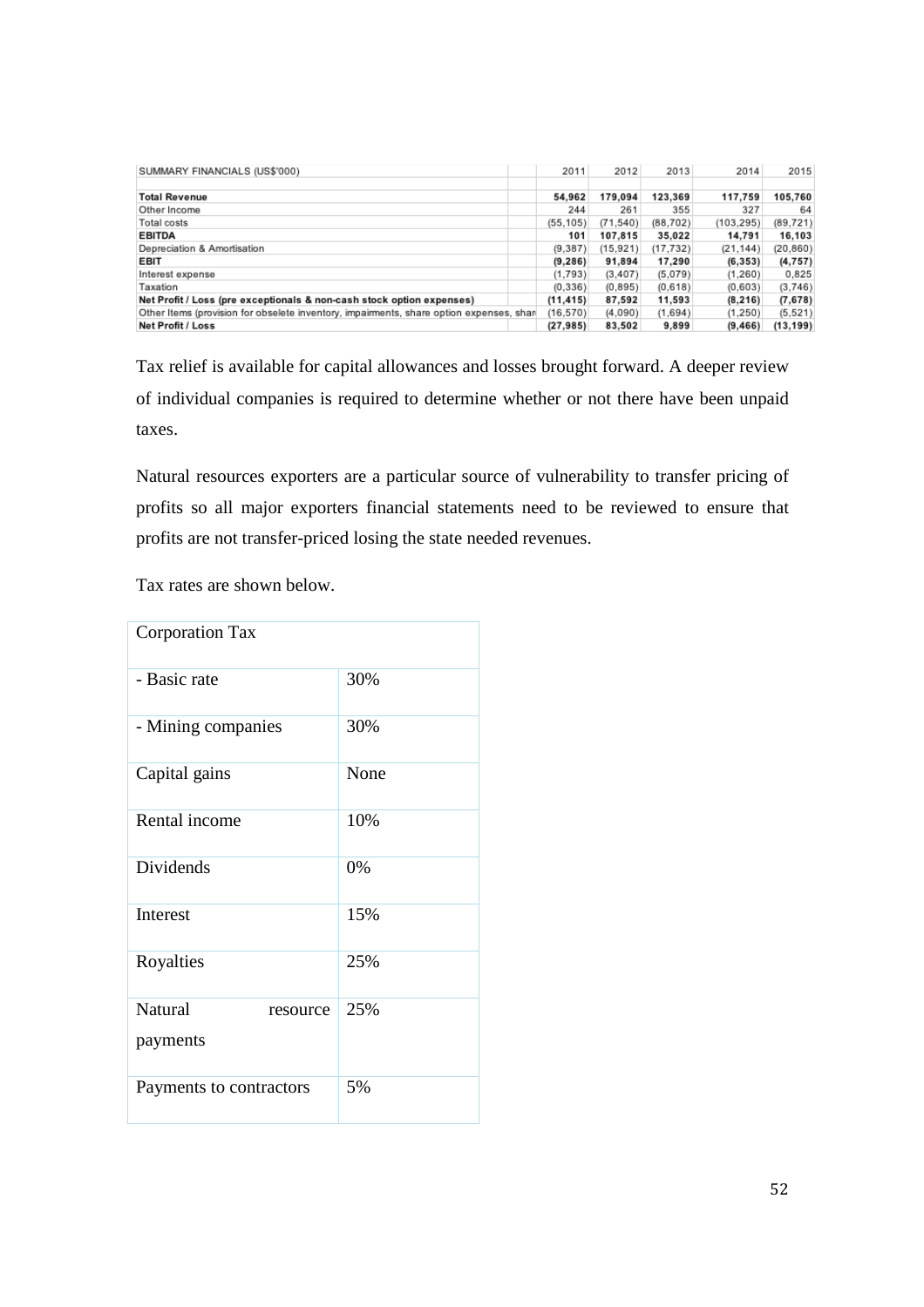| SUMMARY FINANCIALS (US$'000) | 2011 | 2012 | 2013 | 2014 | 2015 |
|---|---|---|---|---|---|
| **Total Revenue** | **54,962** | **179,094** | **123,369** | **117,759** | **105,760** |
| Other Income | 244 | 261 | 355 | 327 | 64 |
| Total costs | (55,105) | (71,540) | (88,702) | (103,295) | (89,721) |
| **EBITDA** | **101** | **107,815** | **35,022** | **14,791** | **16,103** |
| Depreciation & Amortisation | (9,387) | (15,921) | (17,732) | (21,144) | (20,860) |
| **EBIT** | **(9,286)** | **91,894** | **17,290** | **(6,353)** | **(4,757)** |
| Interest expense | (1,793) | (3,407) | (5,079) | (1,260) | 0,825 |
| Taxation | (0,336) | (0,895) | (0,618) | (0,603) | (3,746) |
| **Net Profit / Loss (pre exceptionals & non-cash stock option expenses)** | **(11,415)** | **87,592** | **11,593** | **(8,216)** | **(7,678)** |
| Other Items (provision for obselete inventory, impairments, share option expenses, shar | (16,570) | (4,090) | (1,694) | (1,250) | (5,521) |
| **Net Profit / Loss** | **(27,985)** | **83,502** | **9,899** | **(9,466)** | **(13,199)** |

Tax relief is available for capital allowances and losses brought forward. A deeper review of individual companies is required to determine whether or not there have been unpaid taxes.

Natural resources exporters are a particular source of vulnerability to transfer pricing of profits so all major exporters financial statements need to be reviewed to ensure that profits are not transfer-priced losing the state needed revenues.

Tax rates are shown below.

| Corporation Tax | |
|---|---|
| - Basic rate | 30% |
| - Mining companies | 30% |
| Capital gains | None |
| Rental income | 10% |
| Dividends | 0% |
| Interest | 15% |
| Royalties | 25% |
| Natural resource payments | 25% |
| Payments to contractors | 5% |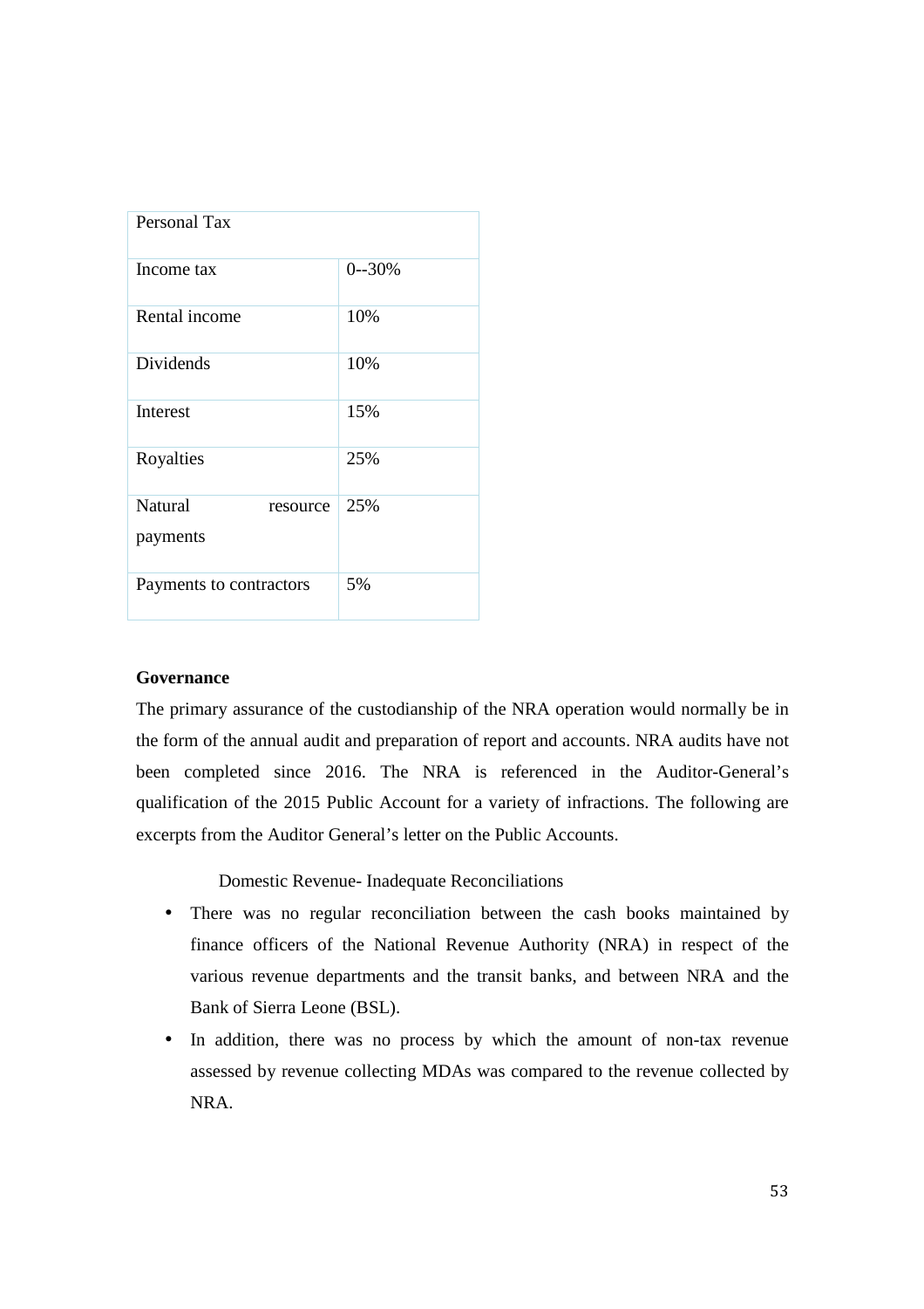| Personal Tax | |
| --- | --- |
| Income tax | 0--30% |
| Rental income | 10% |
| Dividends | 10% |
| Interest | 15% |
| Royalties | 25% |
| Natural resource payments | 25% |
| Payments to contractors | 5% |

**Governance**

The primary assurance of the custodianship of the NRA operation would normally be in the form of the annual audit and preparation of report and accounts. NRA audits have not been completed since 2016. The NRA is referenced in the Auditor-General's qualification of the 2015 Public Account for a variety of infractions. The following are excerpts from the Auditor General's letter on the Public Accounts.

Domestic Revenue- Inadequate Reconciliations

- There was no regular reconciliation between the cash books maintained by finance officers of the National Revenue Authority (NRA) in respect of the various revenue departments and the transit banks, and between NRA and the Bank of Sierra Leone (BSL).
- In addition, there was no process by which the amount of non-tax revenue assessed by revenue collecting MDAs was compared to the revenue collected by NRA.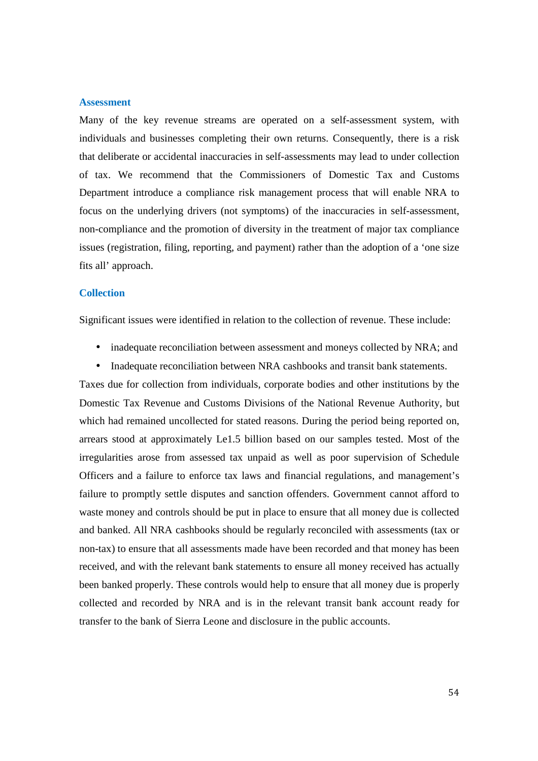### Assessment

Many of the key revenue streams are operated on a self-assessment system, with individuals and businesses completing their own returns. Consequently, there is a risk that deliberate or accidental inaccuracies in self-assessments may lead to under collection of tax. We recommend that the Commissioners of Domestic Tax and Customs Department introduce a compliance risk management process that will enable NRA to focus on the underlying drivers (not symptoms) of the inaccuracies in self-assessment, non-compliance and the promotion of diversity in the treatment of major tax compliance issues (registration, filing, reporting, and payment) rather than the adoption of a 'one size fits all' approach.

### Collection

Significant issues were identified in relation to the collection of revenue. These include:

- inadequate reconciliation between assessment and moneys collected by NRA; and
- Inadequate reconciliation between NRA cashbooks and transit bank statements.

Taxes due for collection from individuals, corporate bodies and other institutions by the Domestic Tax Revenue and Customs Divisions of the National Revenue Authority, but which had remained uncollected for stated reasons. During the period being reported on, arrears stood at approximately Le1.5 billion based on our samples tested. Most of the irregularities arose from assessed tax unpaid as well as poor supervision of Schedule Officers and a failure to enforce tax laws and financial regulations, and management's failure to promptly settle disputes and sanction offenders. Government cannot afford to waste money and controls should be put in place to ensure that all money due is collected and banked. All NRA cashbooks should be regularly reconciled with assessments (tax or non-tax) to ensure that all assessments made have been recorded and that money has been received, and with the relevant bank statements to ensure all money received has actually been banked properly. These controls would help to ensure that all money due is properly collected and recorded by NRA and is in the relevant transit bank account ready for transfer to the bank of Sierra Leone and disclosure in the public accounts.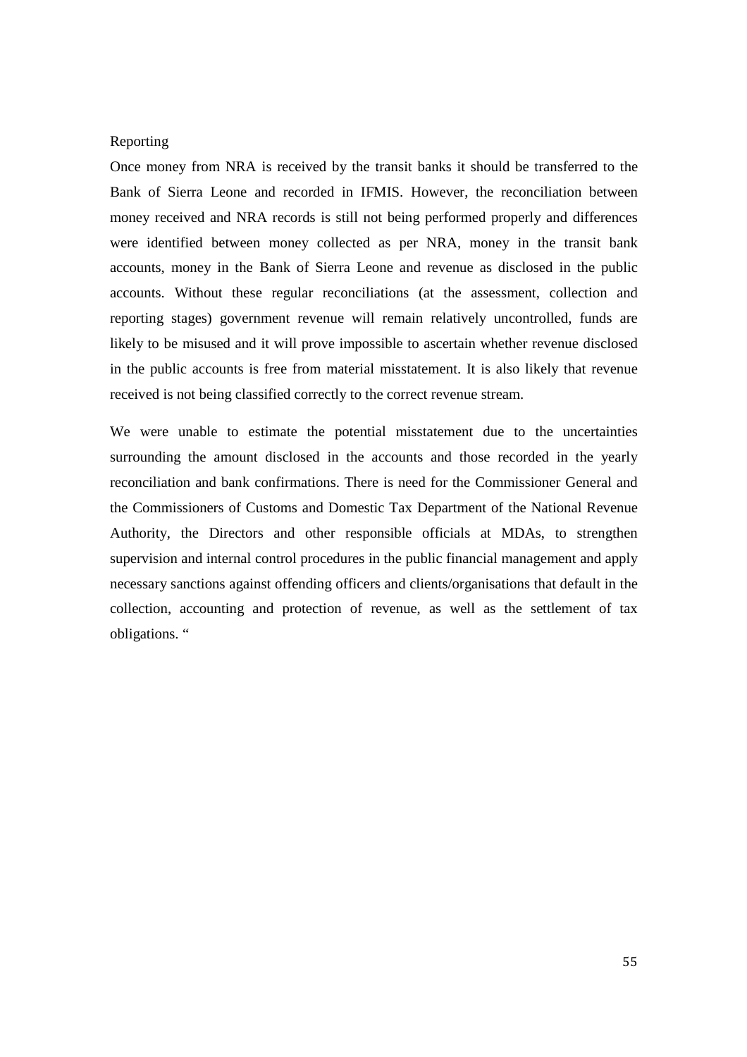Reporting

Once money from NRA is received by the transit banks it should be transferred to the Bank of Sierra Leone and recorded in IFMIS. However, the reconciliation between money received and NRA records is still not being performed properly and differences were identified between money collected as per NRA, money in the transit bank accounts, money in the Bank of Sierra Leone and revenue as disclosed in the public accounts. Without these regular reconciliations (at the assessment, collection and reporting stages) government revenue will remain relatively uncontrolled, funds are likely to be misused and it will prove impossible to ascertain whether revenue disclosed in the public accounts is free from material misstatement. It is also likely that revenue received is not being classified correctly to the correct revenue stream.

We were unable to estimate the potential misstatement due to the uncertainties surrounding the amount disclosed in the accounts and those recorded in the yearly reconciliation and bank confirmations. There is need for the Commissioner General and the Commissioners of Customs and Domestic Tax Department of the National Revenue Authority, the Directors and other responsible officials at MDAs, to strengthen supervision and internal control procedures in the public financial management and apply necessary sanctions against offending officers and clients/organisations that default in the collection, accounting and protection of revenue, as well as the settlement of tax obligations. "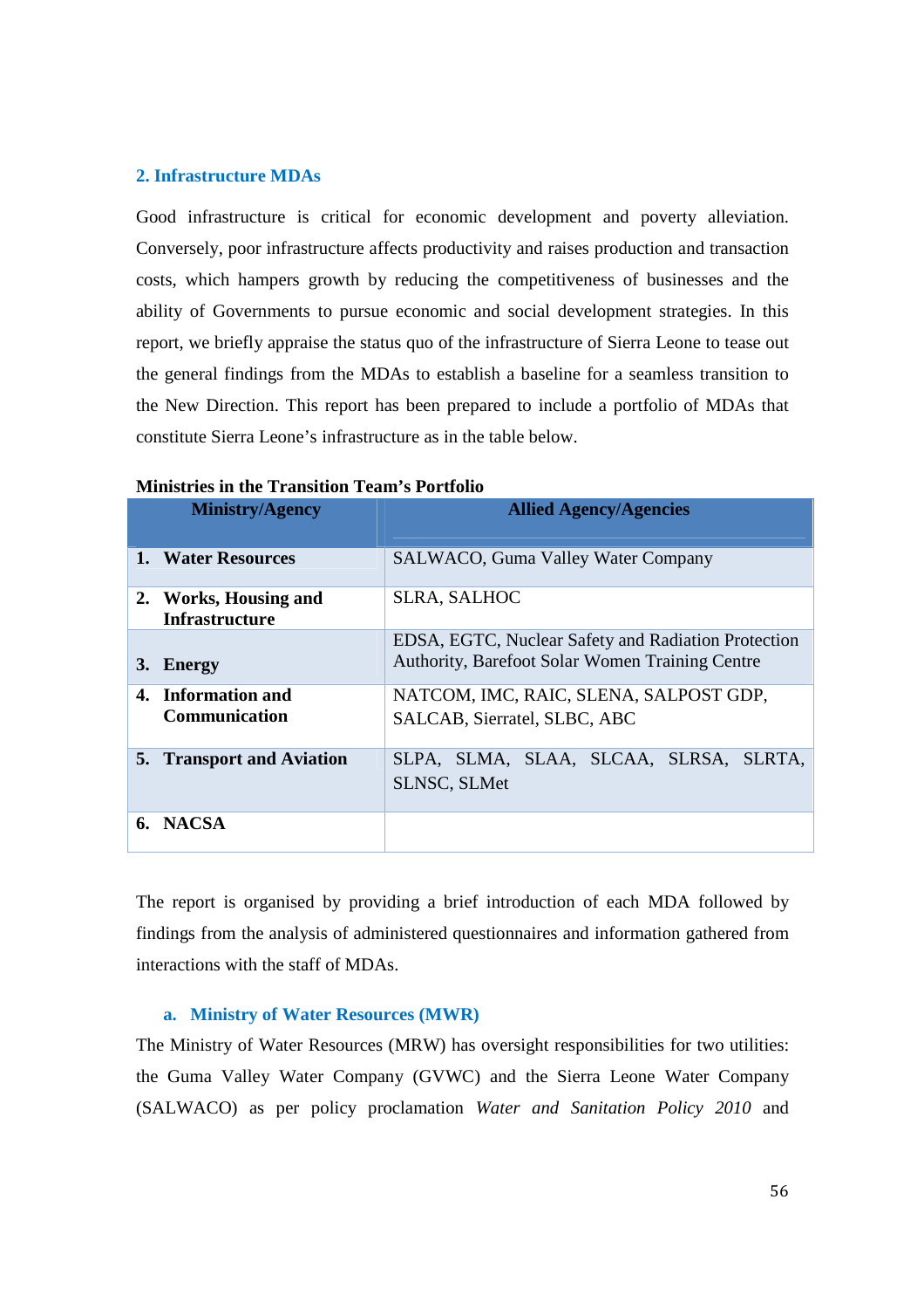## 2. Infrastructure MDAs

Good infrastructure is critical for economic development and poverty alleviation. Conversely, poor infrastructure affects productivity and raises production and transaction costs, which hampers growth by reducing the competitiveness of businesses and the ability of Governments to pursue economic and social development strategies. In this report, we briefly appraise the status quo of the infrastructure of Sierra Leone to tease out the general findings from the MDAs to establish a baseline for a seamless transition to the New Direction. This report has been prepared to include a portfolio of MDAs that constitute Sierra Leone's infrastructure as in the table below.

**Ministries in the Transition Team's Portfolio**

| Ministry/Agency | Allied Agency/Agencies |
|---|---|
| **1. Water Resources** | SALWACO, Guma Valley Water Company |
| **2. Works, Housing and Infrastructure** | SLRA, SALHOC |
| **3. Energy** | EDSA, EGTC, Nuclear Safety and Radiation Protection Authority, Barefoot Solar Women Training Centre |
| **4. Information and Communication** | NATCOM, IMC, RAIC, SLENA, SALPOST GDP, SALCAB, Sierratel, SLBC, ABC |
| **5. Transport and Aviation** | SLPA, SLMA, SLAA, SLCAA, SLRSA, SLRTA, SLNSC, SLMet |
| **6. NACSA** | |

The report is organised by providing a brief introduction of each MDA followed by findings from the analysis of administered questionnaires and information gathered from interactions with the staff of MDAs.

### a. Ministry of Water Resources (MWR)

The Ministry of Water Resources (MRW) has oversight responsibilities for two utilities: the Guma Valley Water Company (GVWC) and the Sierra Leone Water Company (SALWACO) as per policy proclamation *Water and Sanitation Policy 2010* and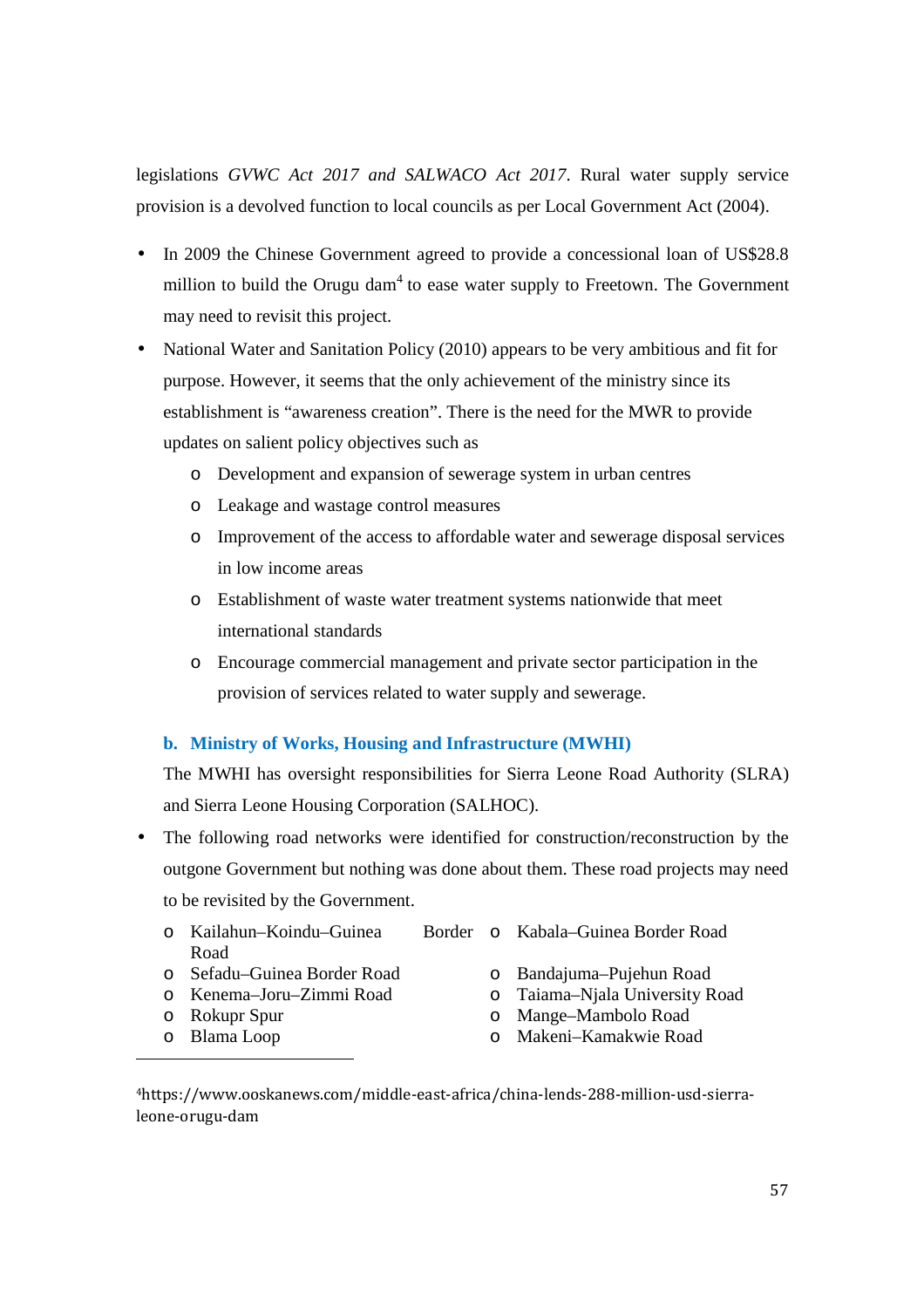legislations *GVWC Act 2017 and SALWACO Act 2017*. Rural water supply service provision is a devolved function to local councils as per Local Government Act (2004).

- In 2009 the Chinese Government agreed to provide a concessional loan of US$28.8 million to build the Orugu dam[4] to ease water supply to Freetown. The Government may need to revisit this project.
- National Water and Sanitation Policy (2010) appears to be very ambitious and fit for purpose. However, it seems that the only achievement of the ministry since its establishment is "awareness creation". There is the need for the MWR to provide updates on salient policy objectives such as
    - Development and expansion of sewerage system in urban centres
    - Leakage and wastage control measures
    - Improvement of the access to affordable water and sewerage disposal services in low income areas
    - Establishment of waste water treatment systems nationwide that meet international standards
    - Encourage commercial management and private sector participation in the provision of services related to water supply and sewerage.

### b. Ministry of Works, Housing and Infrastructure (MWHI)

The MWHI has oversight responsibilities for Sierra Leone Road Authority (SLRA) and Sierra Leone Housing Corporation (SALHOC).

- The following road networks were identified for construction/reconstruction by the outgone Government but nothing was done about them. These road projects may need to be revisited by the Government.
    - Kailahun–Koindu–Guinea Border Road
    - Sefadu–Guinea Border Road
    - Kenema–Joru–Zimmi Road
    - Rokupr Spur
    - Blama Loop
    - Kabala–Guinea Border Road
    - Bandajuma–Pujehun Road
    - Taiama–Njala University Road
    - Mange–Mambolo Road
    - Makeni–Kamakwie Road

[4] https://www.ooskanews.com/middle-east-africa/china-lends-288-million-usd-sierra-leone-orugu-dam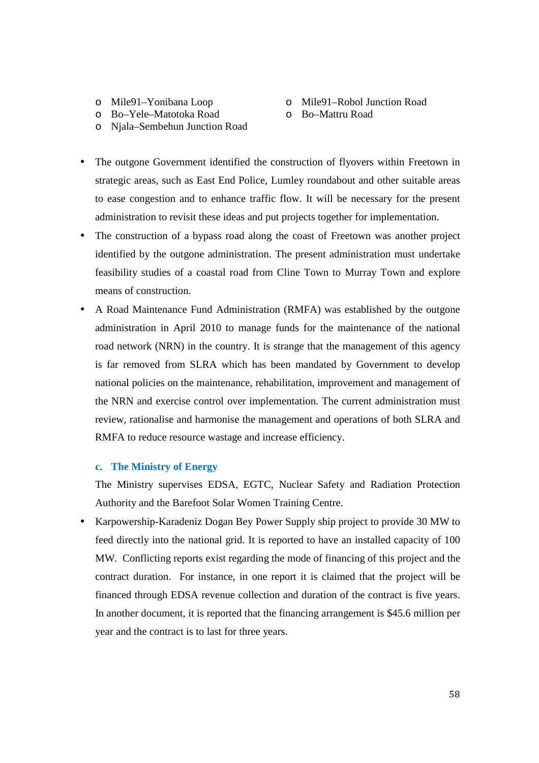- Mile91–Yonibana Loop
- Bo–Yele–Matotoka Road
- Njala–Sembehun Junction Road
- Mile91–Robol Junction Road
- Bo–Mattru Road

- The outgone Government identified the construction of flyovers within Freetown in strategic areas, such as East End Police, Lumley roundabout and other suitable areas to ease congestion and to enhance traffic flow. It will be necessary for the present administration to revisit these ideas and put projects together for implementation.
- The construction of a bypass road along the coast of Freetown was another project identified by the outgone administration. The present administration must undertake feasibility studies of a coastal road from Cline Town to Murray Town and explore means of construction.
- A Road Maintenance Fund Administration (RMFA) was established by the outgone administration in April 2010 to manage funds for the maintenance of the national road network (NRN) in the country. It is strange that the management of this agency is far removed from SLRA which has been mandated by Government to develop national policies on the maintenance, rehabilitation, improvement and management of the NRN and exercise control over implementation. The current administration must review, rationalise and harmonise the management and operations of both SLRA and RMFA to reduce resource wastage and increase efficiency.

### c. The Ministry of Energy

The Ministry supervises EDSA, EGTC, Nuclear Safety and Radiation Protection Authority and the Barefoot Solar Women Training Centre.

- Karpowership-Karadeniz Dogan Bey Power Supply ship project to provide 30 MW to feed directly into the national grid. It is reported to have an installed capacity of 100 MW. Conflicting reports exist regarding the mode of financing of this project and the contract duration. For instance, in one report it is claimed that the project will be financed through EDSA revenue collection and duration of the contract is five years. In another document, it is reported that the financing arrangement is $45.6 million per year and the contract is to last for three years.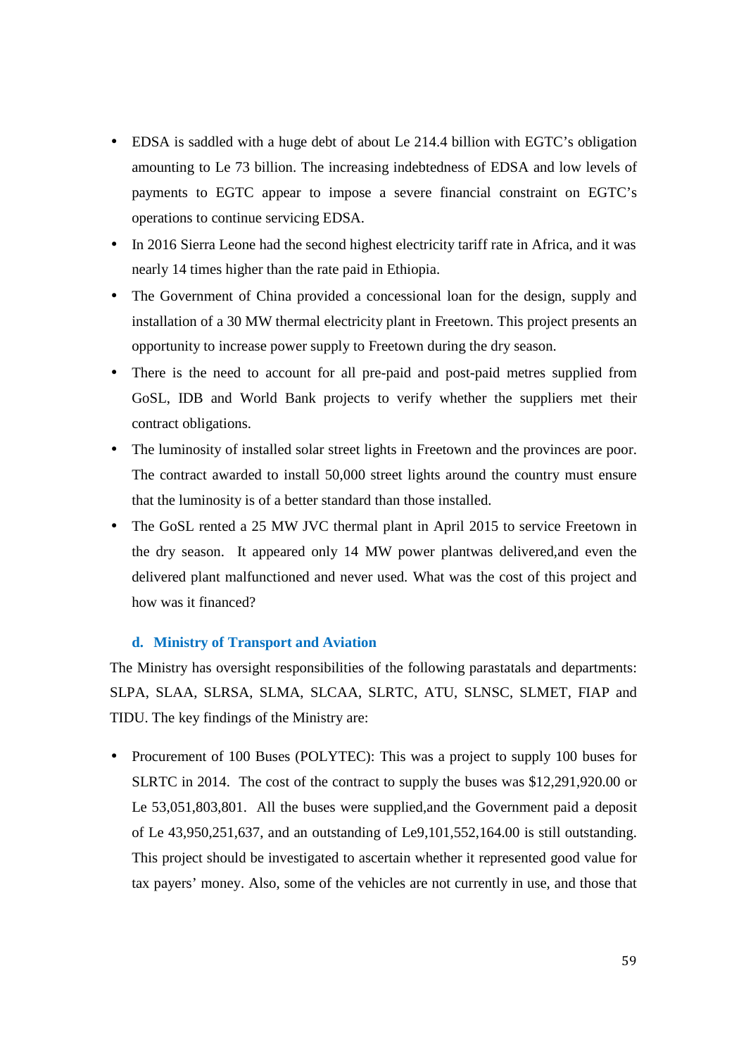- EDSA is saddled with a huge debt of about Le 214.4 billion with EGTC's obligation amounting to Le 73 billion. The increasing indebtedness of EDSA and low levels of payments to EGTC appear to impose a severe financial constraint on EGTC's operations to continue servicing EDSA.
- In 2016 Sierra Leone had the second highest electricity tariff rate in Africa, and it was nearly 14 times higher than the rate paid in Ethiopia.
- The Government of China provided a concessional loan for the design, supply and installation of a 30 MW thermal electricity plant in Freetown. This project presents an opportunity to increase power supply to Freetown during the dry season.
- There is the need to account for all pre-paid and post-paid metres supplied from GoSL, IDB and World Bank projects to verify whether the suppliers met their contract obligations.
- The luminosity of installed solar street lights in Freetown and the provinces are poor. The contract awarded to install 50,000 street lights around the country must ensure that the luminosity is of a better standard than those installed.
- The GoSL rented a 25 MW JVC thermal plant in April 2015 to service Freetown in the dry season. It appeared only 14 MW power plantwas delivered,and even the delivered plant malfunctioned and never used. What was the cost of this project and how was it financed?

### d. Ministry of Transport and Aviation

The Ministry has oversight responsibilities of the following parastatals and departments: SLPA, SLAA, SLRSA, SLMA, SLCAA, SLRTC, ATU, SLNSC, SLMET, FIAP and TIDU. The key findings of the Ministry are:

- Procurement of 100 Buses (POLYTEC): This was a project to supply 100 buses for SLRTC in 2014. The cost of the contract to supply the buses was $12,291,920.00 or Le 53,051,803,801. All the buses were supplied,and the Government paid a deposit of Le 43,950,251,637, and an outstanding of Le9,101,552,164.00 is still outstanding. This project should be investigated to ascertain whether it represented good value for tax payers' money. Also, some of the vehicles are not currently in use, and those that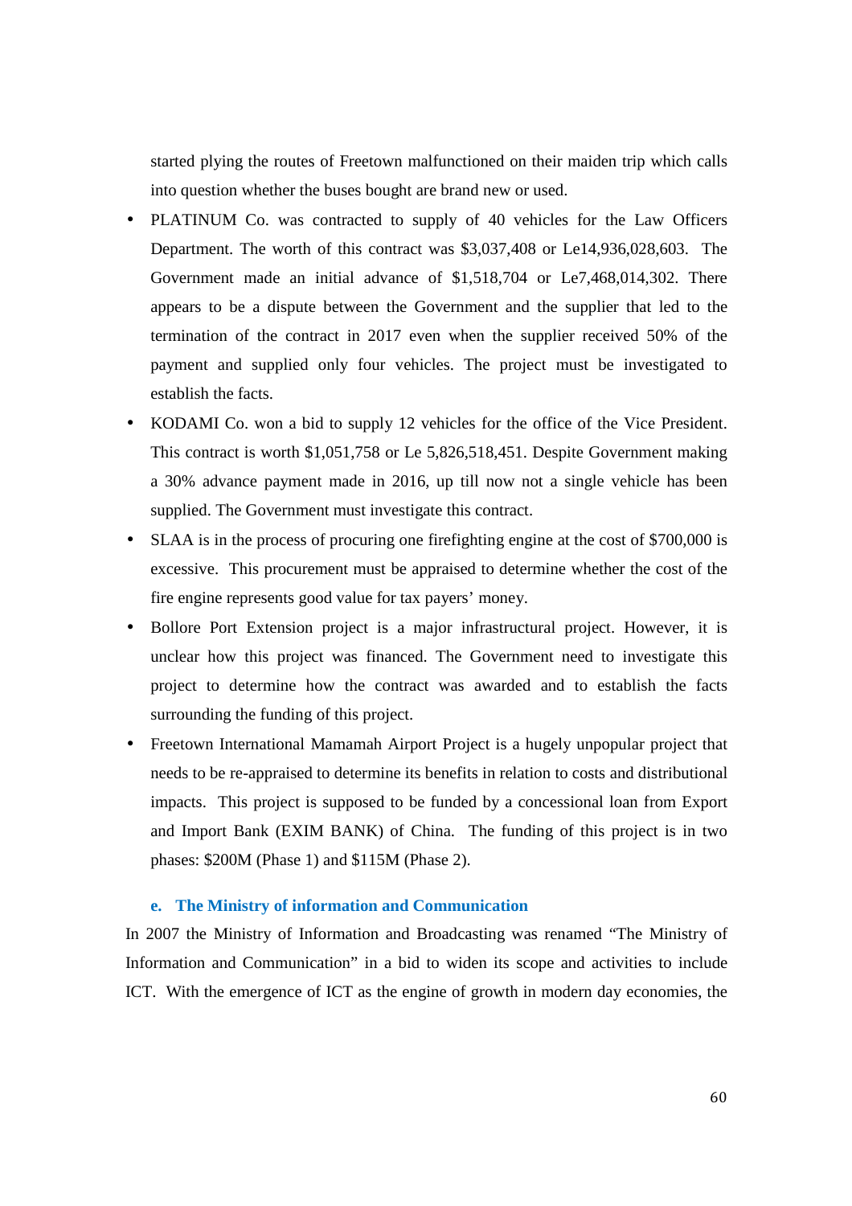started plying the routes of Freetown malfunctioned on their maiden trip which calls into question whether the buses bought are brand new or used.

- PLATINUM Co. was contracted to supply of 40 vehicles for the Law Officers Department. The worth of this contract was $3,037,408 or Le14,936,028,603. The Government made an initial advance of $1,518,704 or Le7,468,014,302. There appears to be a dispute between the Government and the supplier that led to the termination of the contract in 2017 even when the supplier received 50% of the payment and supplied only four vehicles. The project must be investigated to establish the facts.
- KODAMI Co. won a bid to supply 12 vehicles for the office of the Vice President. This contract is worth $1,051,758 or Le 5,826,518,451. Despite Government making a 30% advance payment made in 2016, up till now not a single vehicle has been supplied. The Government must investigate this contract.
- SLAA is in the process of procuring one firefighting engine at the cost of $700,000 is excessive. This procurement must be appraised to determine whether the cost of the fire engine represents good value for tax payers' money.
- Bollore Port Extension project is a major infrastructural project. However, it is unclear how this project was financed. The Government need to investigate this project to determine how the contract was awarded and to establish the facts surrounding the funding of this project.
- Freetown International Mamamah Airport Project is a hugely unpopular project that needs to be re-appraised to determine its benefits in relation to costs and distributional impacts. This project is supposed to be funded by a concessional loan from Export and Import Bank (EXIM BANK) of China. The funding of this project is in two phases: $200M (Phase 1) and $115M (Phase 2).

### e. The Ministry of information and Communication

In 2007 the Ministry of Information and Broadcasting was renamed "The Ministry of Information and Communication" in a bid to widen its scope and activities to include ICT. With the emergence of ICT as the engine of growth in modern day economies, the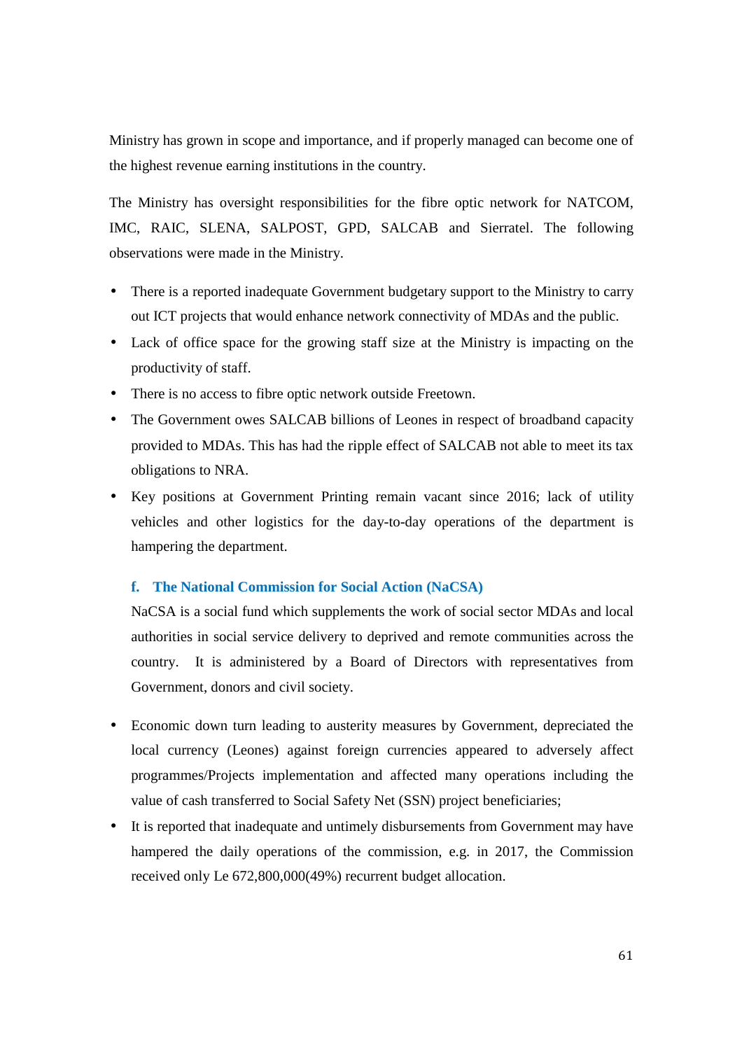Ministry has grown in scope and importance, and if properly managed can become one of the highest revenue earning institutions in the country.

The Ministry has oversight responsibilities for the fibre optic network for NATCOM, IMC, RAIC, SLENA, SALPOST, GPD, SALCAB and Sierratel. The following observations were made in the Ministry.

- There is a reported inadequate Government budgetary support to the Ministry to carry out ICT projects that would enhance network connectivity of MDAs and the public.
- Lack of office space for the growing staff size at the Ministry is impacting on the productivity of staff.
- There is no access to fibre optic network outside Freetown.
- The Government owes SALCAB billions of Leones in respect of broadband capacity provided to MDAs. This has had the ripple effect of SALCAB not able to meet its tax obligations to NRA.
- Key positions at Government Printing remain vacant since 2016; lack of utility vehicles and other logistics for the day-to-day operations of the department is hampering the department.

### f. The National Commission for Social Action (NaCSA)

NaCSA is a social fund which supplements the work of social sector MDAs and local authorities in social service delivery to deprived and remote communities across the country. It is administered by a Board of Directors with representatives from Government, donors and civil society.

- Economic down turn leading to austerity measures by Government, depreciated the local currency (Leones) against foreign currencies appeared to adversely affect programmes/Projects implementation and affected many operations including the value of cash transferred to Social Safety Net (SSN) project beneficiaries;
- It is reported that inadequate and untimely disbursements from Government may have hampered the daily operations of the commission, e.g. in 2017, the Commission received only Le 672,800,000(49%) recurrent budget allocation.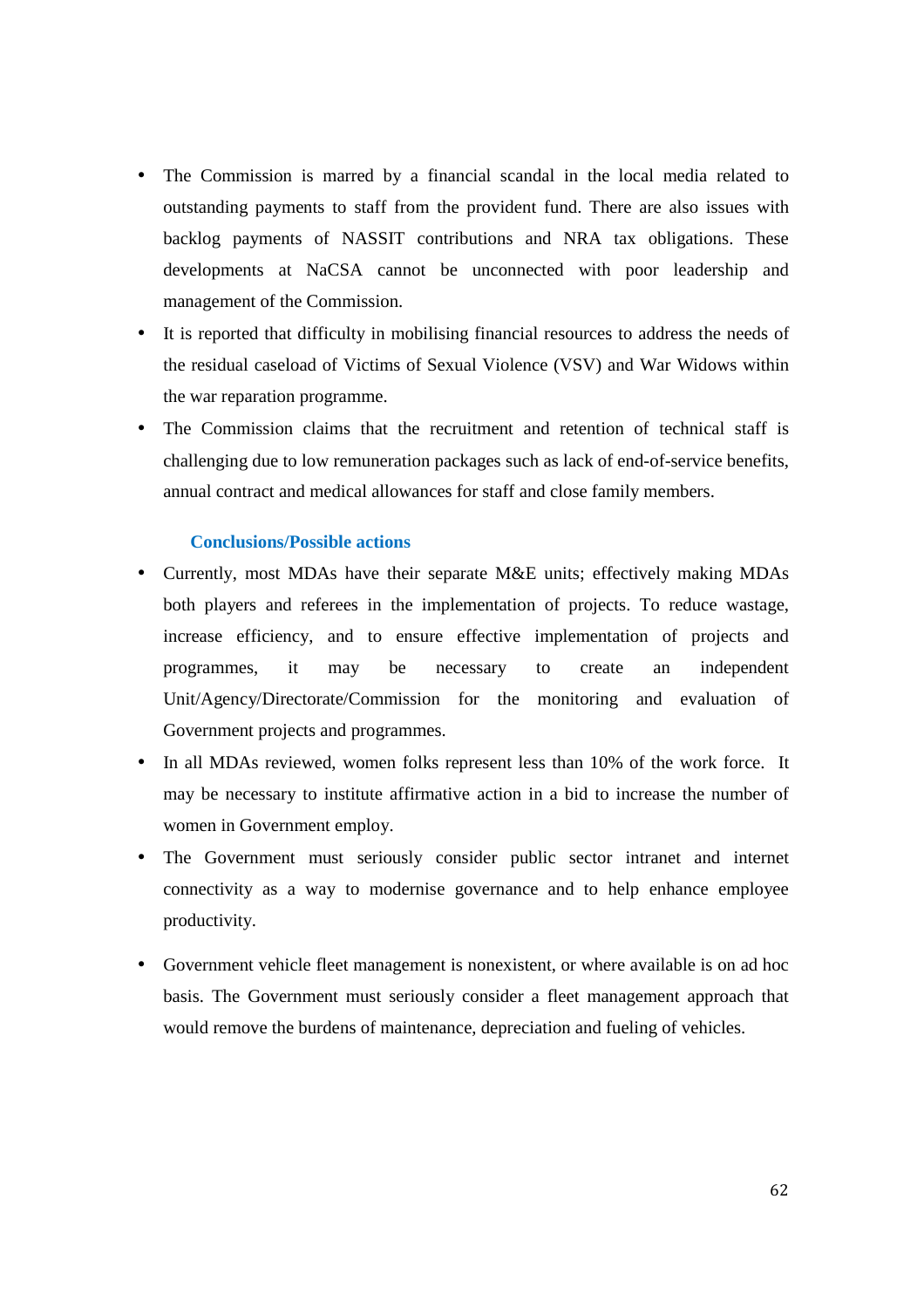- The Commission is marred by a financial scandal in the local media related to outstanding payments to staff from the provident fund. There are also issues with backlog payments of NASSIT contributions and NRA tax obligations. These developments at NaCSA cannot be unconnected with poor leadership and management of the Commission.
- It is reported that difficulty in mobilising financial resources to address the needs of the residual caseload of Victims of Sexual Violence (VSV) and War Widows within the war reparation programme.
- The Commission claims that the recruitment and retention of technical staff is challenging due to low remuneration packages such as lack of end-of-service benefits, annual contract and medical allowances for staff and close family members.

#### Conclusions/Possible actions

- Currently, most MDAs have their separate M&E units; effectively making MDAs both players and referees in the implementation of projects. To reduce wastage, increase efficiency, and to ensure effective implementation of projects and programmes, it may be necessary to create an independent Unit/Agency/Directorate/Commission for the monitoring and evaluation of Government projects and programmes.
- In all MDAs reviewed, women folks represent less than 10% of the work force. It may be necessary to institute affirmative action in a bid to increase the number of women in Government employ.
- The Government must seriously consider public sector intranet and internet connectivity as a way to modernise governance and to help enhance employee productivity.
- Government vehicle fleet management is nonexistent, or where available is on ad hoc basis. The Government must seriously consider a fleet management approach that would remove the burdens of maintenance, depreciation and fueling of vehicles.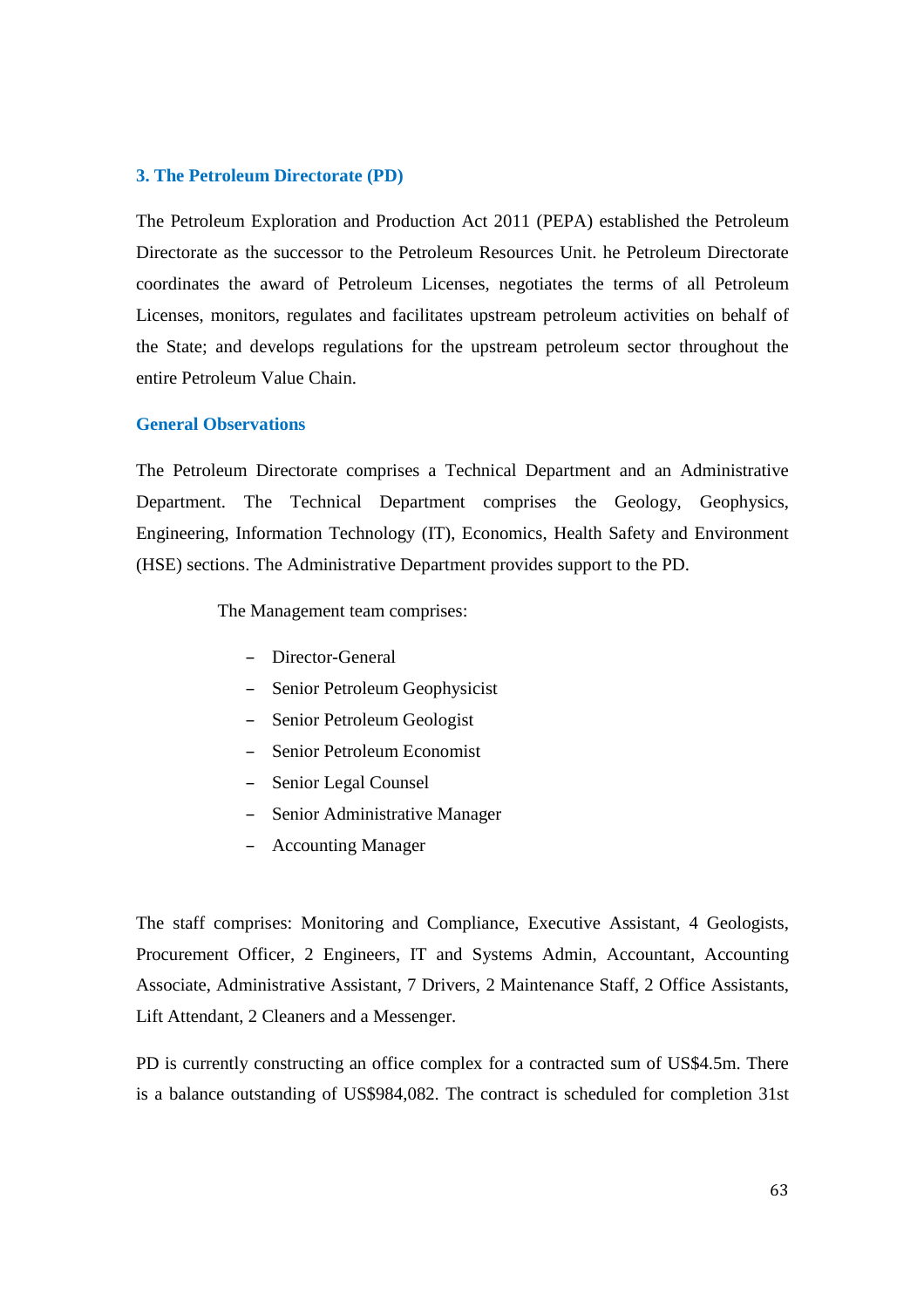### 3. The Petroleum Directorate (PD)

The Petroleum Exploration and Production Act 2011 (PEPA) established the Petroleum Directorate as the successor to the Petroleum Resources Unit. he Petroleum Directorate coordinates the award of Petroleum Licenses, negotiates the terms of all Petroleum Licenses, monitors, regulates and facilitates upstream petroleum activities on behalf of the State; and develops regulations for the upstream petroleum sector throughout the entire Petroleum Value Chain.

### General Observations

The Petroleum Directorate comprises a Technical Department and an Administrative Department. The Technical Department comprises the Geology, Geophysics, Engineering, Information Technology (IT), Economics, Health Safety and Environment (HSE) sections. The Administrative Department provides support to the PD.

The Management team comprises:

- Director-General
- Senior Petroleum Geophysicist
- Senior Petroleum Geologist
- Senior Petroleum Economist
- Senior Legal Counsel
- Senior Administrative Manager
- Accounting Manager

The staff comprises: Monitoring and Compliance, Executive Assistant, 4 Geologists, Procurement Officer, 2 Engineers, IT and Systems Admin, Accountant, Accounting Associate, Administrative Assistant, 7 Drivers, 2 Maintenance Staff, 2 Office Assistants, Lift Attendant, 2 Cleaners and a Messenger.

PD is currently constructing an office complex for a contracted sum of US$4.5m. There is a balance outstanding of US$984,082. The contract is scheduled for completion 31st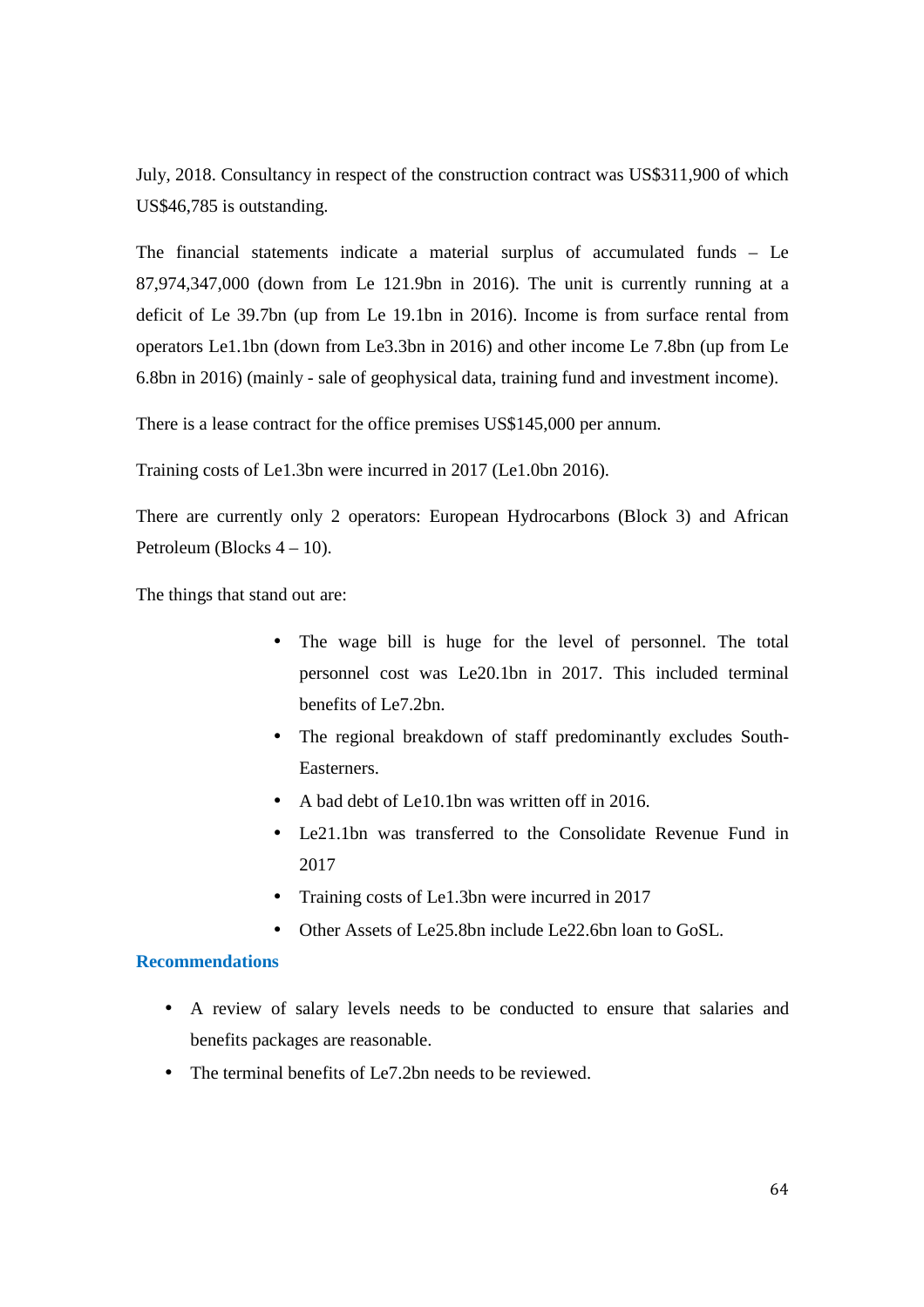July, 2018. Consultancy in respect of the construction contract was US$311,900 of which US$46,785 is outstanding.

The financial statements indicate a material surplus of accumulated funds – Le 87,974,347,000 (down from Le 121.9bn in 2016). The unit is currently running at a deficit of Le 39.7bn (up from Le 19.1bn in 2016). Income is from surface rental from operators Le1.1bn (down from Le3.3bn in 2016) and other income Le 7.8bn (up from Le 6.8bn in 2016) (mainly - sale of geophysical data, training fund and investment income).

There is a lease contract for the office premises US$145,000 per annum.

Training costs of Le1.3bn were incurred in 2017 (Le1.0bn 2016).

There are currently only 2 operators: European Hydrocarbons (Block 3) and African Petroleum (Blocks 4 – 10).

The things that stand out are:

- The wage bill is huge for the level of personnel. The total personnel cost was Le20.1bn in 2017. This included terminal benefits of Le7.2bn.
- The regional breakdown of staff predominantly excludes South-Easterners.
- A bad debt of Le10.1bn was written off in 2016.
- Le21.1bn was transferred to the Consolidate Revenue Fund in 2017
- Training costs of Le1.3bn were incurred in 2017
- Other Assets of Le25.8bn include Le22.6bn loan to GoSL.

### Recommendations

- A review of salary levels needs to be conducted to ensure that salaries and benefits packages are reasonable.
- The terminal benefits of Le7.2bn needs to be reviewed.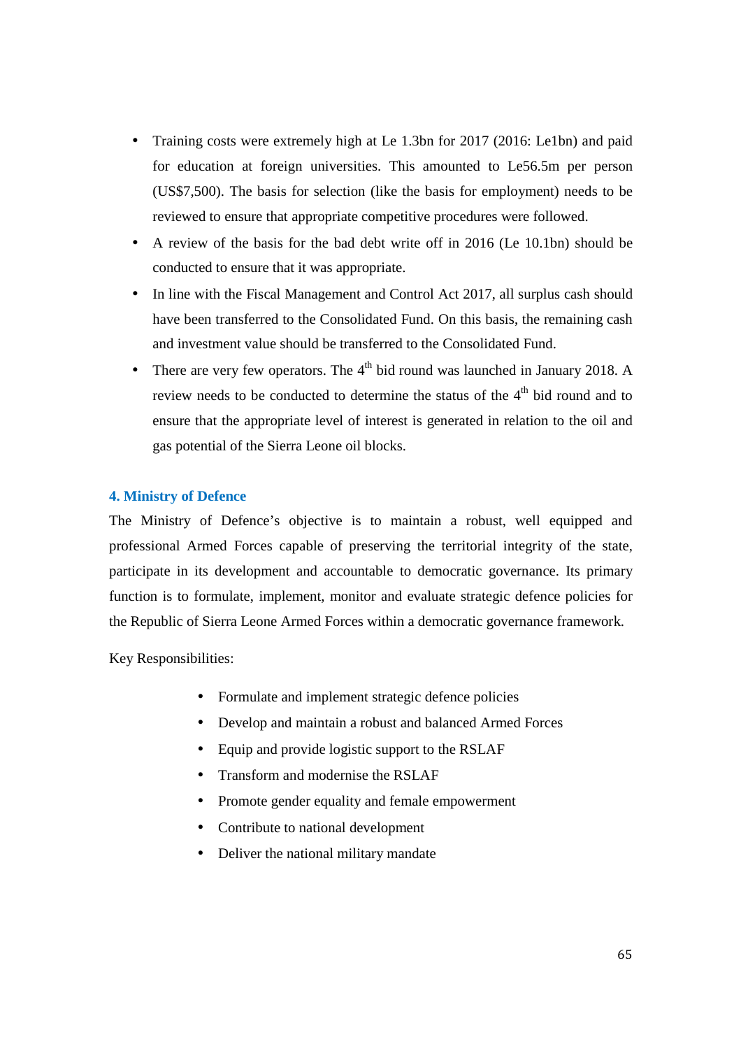- Training costs were extremely high at Le 1.3bn for 2017 (2016: Le1bn) and paid for education at foreign universities. This amounted to Le56.5m per person (US$7,500). The basis for selection (like the basis for employment) needs to be reviewed to ensure that appropriate competitive procedures were followed.
- A review of the basis for the bad debt write off in 2016 (Le 10.1bn) should be conducted to ensure that it was appropriate.
- In line with the Fiscal Management and Control Act 2017, all surplus cash should have been transferred to the Consolidated Fund. On this basis, the remaining cash and investment value should be transferred to the Consolidated Fund.
- There are very few operators. The 4th bid round was launched in January 2018. A review needs to be conducted to determine the status of the 4th bid round and to ensure that the appropriate level of interest is generated in relation to the oil and gas potential of the Sierra Leone oil blocks.

## 4. Ministry of Defence

The Ministry of Defence's objective is to maintain a robust, well equipped and professional Armed Forces capable of preserving the territorial integrity of the state, participate in its development and accountable to democratic governance. Its primary function is to formulate, implement, monitor and evaluate strategic defence policies for the Republic of Sierra Leone Armed Forces within a democratic governance framework.

Key Responsibilities:

- Formulate and implement strategic defence policies
- Develop and maintain a robust and balanced Armed Forces
- Equip and provide logistic support to the RSLAF
- Transform and modernise the RSLAF
- Promote gender equality and female empowerment
- Contribute to national development
- Deliver the national military mandate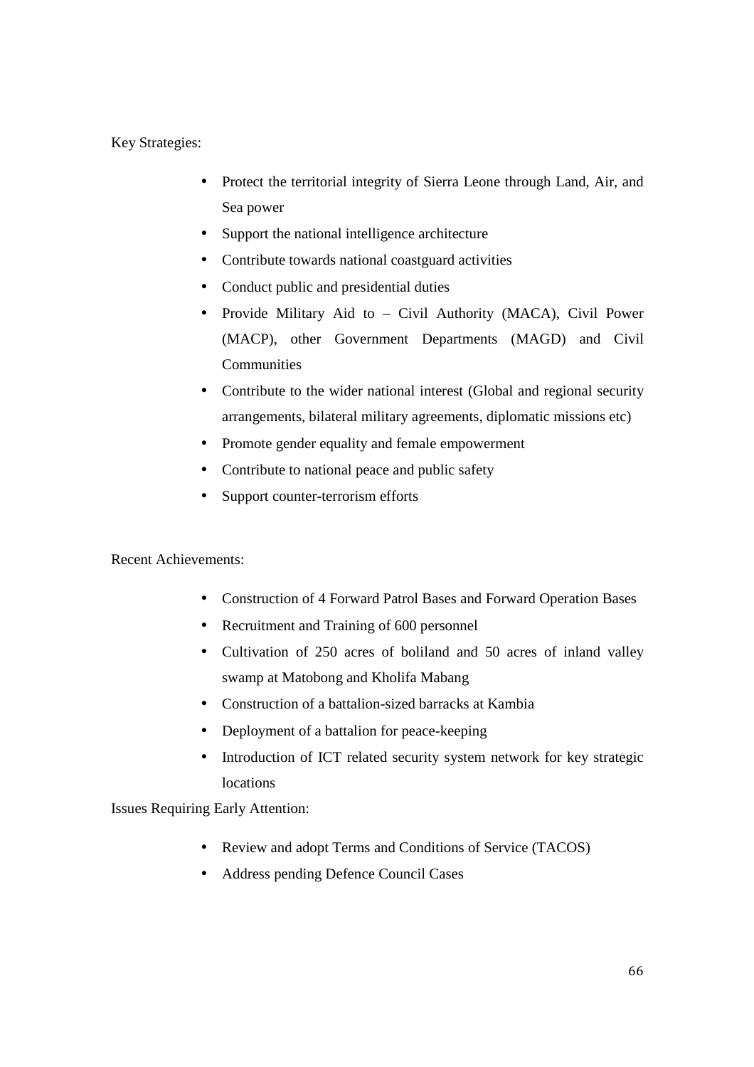Key Strategies:

- Protect the territorial integrity of Sierra Leone through Land, Air, and Sea power
- Support the national intelligence architecture
- Contribute towards national coastguard activities
- Conduct public and presidential duties
- Provide Military Aid to – Civil Authority (MACA), Civil Power (MACP), other Government Departments (MAGD) and Civil Communities
- Contribute to the wider national interest (Global and regional security arrangements, bilateral military agreements, diplomatic missions etc)
- Promote gender equality and female empowerment
- Contribute to national peace and public safety
- Support counter-terrorism efforts

Recent Achievements:

- Construction of 4 Forward Patrol Bases and Forward Operation Bases
- Recruitment and Training of 600 personnel
- Cultivation of 250 acres of boliland and 50 acres of inland valley swamp at Matobong and Kholifa Mabang
- Construction of a battalion-sized barracks at Kambia
- Deployment of a battalion for peace-keeping
- Introduction of ICT related security system network for key strategic locations

Issues Requiring Early Attention:

- Review and adopt Terms and Conditions of Service (TACOS)
- Address pending Defence Council Cases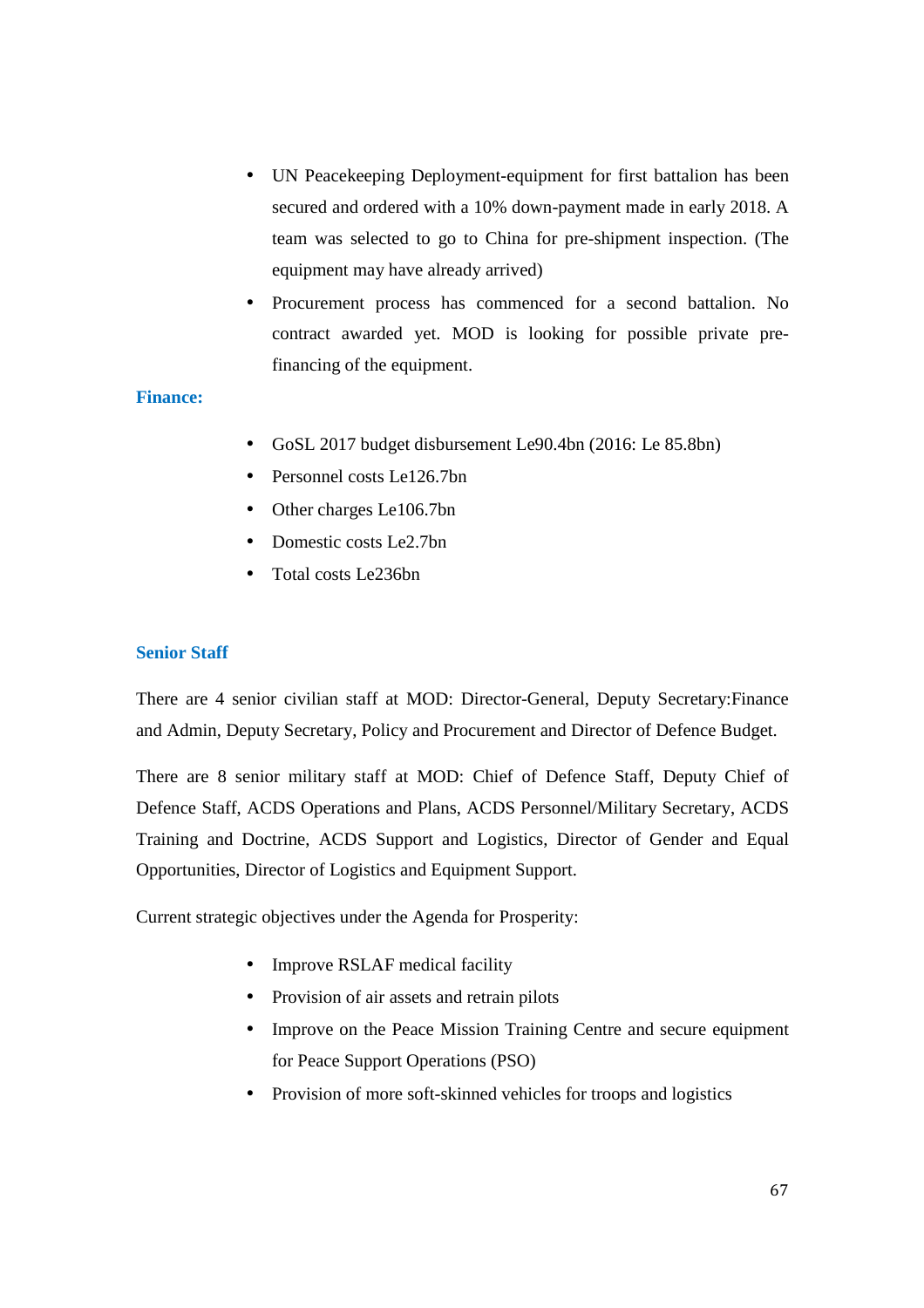- UN Peacekeeping Deployment-equipment for first battalion has been secured and ordered with a 10% down-payment made in early 2018. A team was selected to go to China for pre-shipment inspection. (The equipment may have already arrived)
- Procurement process has commenced for a second battalion. No contract awarded yet. MOD is looking for possible private pre-financing of the equipment.

### Finance:

- GoSL 2017 budget disbursement Le90.4bn (2016: Le 85.8bn)
- Personnel costs Le126.7bn
- Other charges Le106.7bn
- Domestic costs Le2.7bn
- Total costs Le236bn

### Senior Staff

There are 4 senior civilian staff at MOD: Director-General, Deputy Secretary:Finance and Admin, Deputy Secretary, Policy and Procurement and Director of Defence Budget.

There are 8 senior military staff at MOD: Chief of Defence Staff, Deputy Chief of Defence Staff, ACDS Operations and Plans, ACDS Personnel/Military Secretary, ACDS Training and Doctrine, ACDS Support and Logistics, Director of Gender and Equal Opportunities, Director of Logistics and Equipment Support.

Current strategic objectives under the Agenda for Prosperity:

- Improve RSLAF medical facility
- Provision of air assets and retrain pilots
- Improve on the Peace Mission Training Centre and secure equipment for Peace Support Operations (PSO)
- Provision of more soft-skinned vehicles for troops and logistics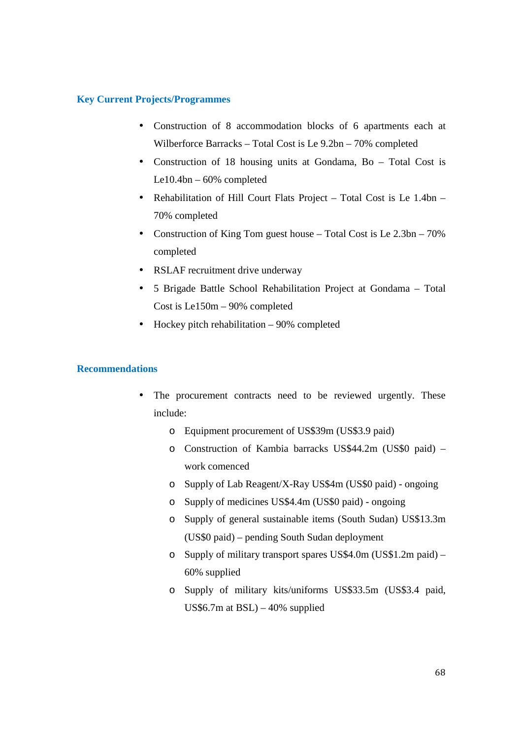### Key Current Projects/Programmes

- Construction of 8 accommodation blocks of 6 apartments each at Wilberforce Barracks – Total Cost is Le 9.2bn – 70% completed
- Construction of 18 housing units at Gondama, Bo – Total Cost is Le10.4bn – 60% completed
- Rehabilitation of Hill Court Flats Project – Total Cost is Le 1.4bn – 70% completed
- Construction of King Tom guest house – Total Cost is Le 2.3bn – 70% completed
- RSLAF recruitment drive underway
- 5 Brigade Battle School Rehabilitation Project at Gondama – Total Cost is Le150m – 90% completed
- Hockey pitch rehabilitation – 90% completed

### Recommendations

- The procurement contracts need to be reviewed urgently. These include:
  - Equipment procurement of US$39m (US$3.9 paid)
  - Construction of Kambia barracks US$44.2m (US$0 paid) – work comenced
  - Supply of Lab Reagent/X-Ray US$4m (US$0 paid) - ongoing
  - Supply of medicines US$4.4m (US$0 paid) - ongoing
  - Supply of general sustainable items (South Sudan) US$13.3m (US$0 paid) – pending South Sudan deployment
  - Supply of military transport spares US$4.0m (US$1.2m paid) – 60% supplied
  - Supply of military kits/uniforms US$33.5m (US$3.4 paid, US$6.7m at BSL) – 40% supplied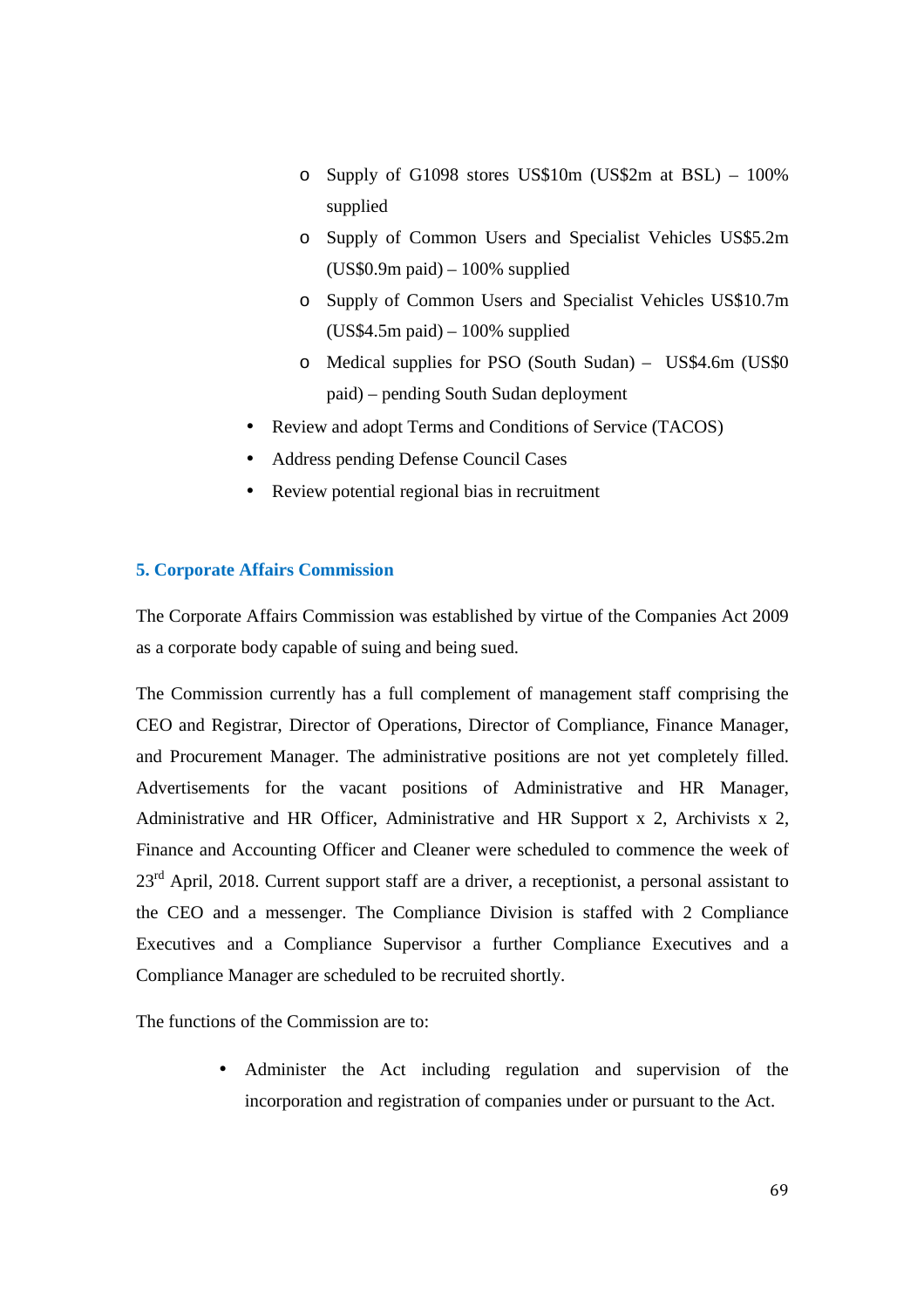- Supply of G1098 stores US$10m (US$2m at BSL) – 100% supplied
  - Supply of Common Users and Specialist Vehicles US$5.2m (US$0.9m paid) – 100% supplied
  - Supply of Common Users and Specialist Vehicles US$10.7m (US$4.5m paid) – 100% supplied
  - Medical supplies for PSO (South Sudan) – US$4.6m (US$0 paid) – pending South Sudan deployment
- Review and adopt Terms and Conditions of Service (TACOS)
- Address pending Defense Council Cases
- Review potential regional bias in recruitment

## 5. Corporate Affairs Commission

The Corporate Affairs Commission was established by virtue of the Companies Act 2009 as a corporate body capable of suing and being sued.

The Commission currently has a full complement of management staff comprising the CEO and Registrar, Director of Operations, Director of Compliance, Finance Manager, and Procurement Manager. The administrative positions are not yet completely filled. Advertisements for the vacant positions of Administrative and HR Manager, Administrative and HR Officer, Administrative and HR Support x 2, Archivists x 2, Finance and Accounting Officer and Cleaner were scheduled to commence the week of 23rd April, 2018. Current support staff are a driver, a receptionist, a personal assistant to the CEO and a messenger. The Compliance Division is staffed with 2 Compliance Executives and a Compliance Supervisor a further Compliance Executives and a Compliance Manager are scheduled to be recruited shortly.

The functions of the Commission are to:

- Administer the Act including regulation and supervision of the incorporation and registration of companies under or pursuant to the Act.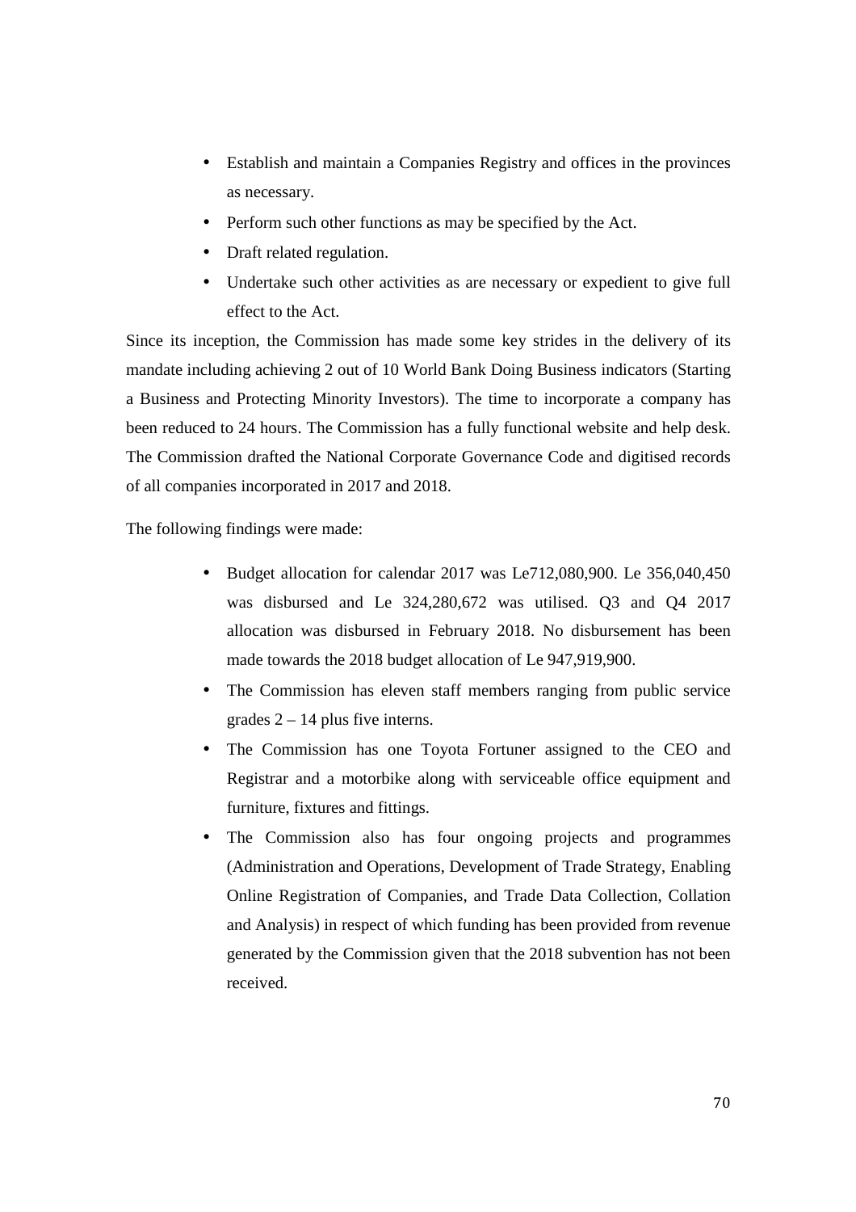- Establish and maintain a Companies Registry and offices in the provinces as necessary.
- Perform such other functions as may be specified by the Act.
- Draft related regulation.
- Undertake such other activities as are necessary or expedient to give full effect to the Act.

Since its inception, the Commission has made some key strides in the delivery of its mandate including achieving 2 out of 10 World Bank Doing Business indicators (Starting a Business and Protecting Minority Investors). The time to incorporate a company has been reduced to 24 hours. The Commission has a fully functional website and help desk. The Commission drafted the National Corporate Governance Code and digitised records of all companies incorporated in 2017 and 2018.

The following findings were made:

- Budget allocation for calendar 2017 was Le712,080,900. Le 356,040,450 was disbursed and Le 324,280,672 was utilised. Q3 and Q4 2017 allocation was disbursed in February 2018. No disbursement has been made towards the 2018 budget allocation of Le 947,919,900.
- The Commission has eleven staff members ranging from public service grades 2 – 14 plus five interns.
- The Commission has one Toyota Fortuner assigned to the CEO and Registrar and a motorbike along with serviceable office equipment and furniture, fixtures and fittings.
- The Commission also has four ongoing projects and programmes (Administration and Operations, Development of Trade Strategy, Enabling Online Registration of Companies, and Trade Data Collection, Collation and Analysis) in respect of which funding has been provided from revenue generated by the Commission given that the 2018 subvention has not been received.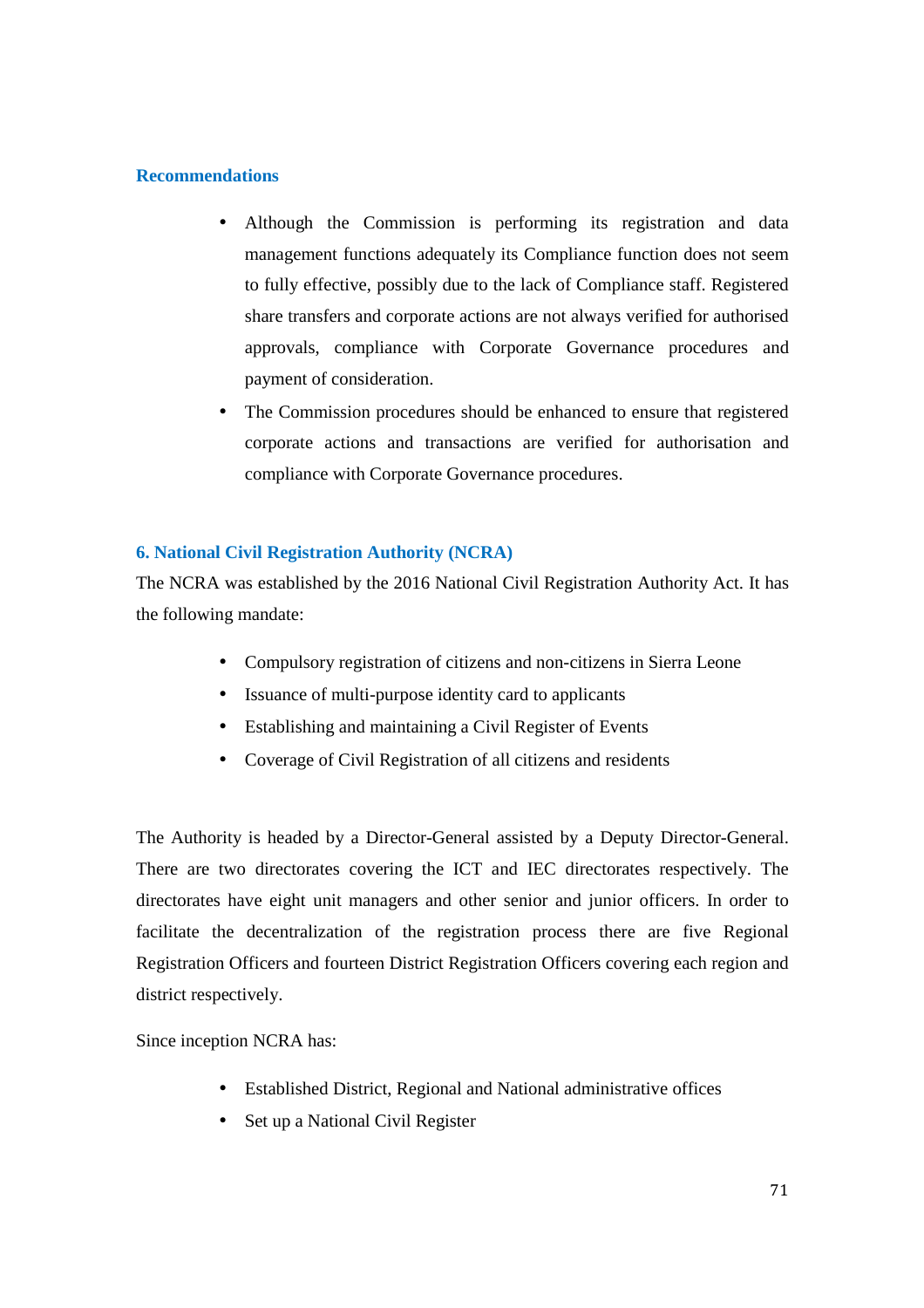### Recommendations

- Although the Commission is performing its registration and data management functions adequately its Compliance function does not seem to fully effective, possibly due to the lack of Compliance staff. Registered share transfers and corporate actions are not always verified for authorised approvals, compliance with Corporate Governance procedures and payment of consideration.
- The Commission procedures should be enhanced to ensure that registered corporate actions and transactions are verified for authorisation and compliance with Corporate Governance procedures.

## 6. National Civil Registration Authority (NCRA)

The NCRA was established by the 2016 National Civil Registration Authority Act. It has the following mandate:

- Compulsory registration of citizens and non-citizens in Sierra Leone
- Issuance of multi-purpose identity card to applicants
- Establishing and maintaining a Civil Register of Events
- Coverage of Civil Registration of all citizens and residents

The Authority is headed by a Director-General assisted by a Deputy Director-General. There are two directorates covering the ICT and IEC directorates respectively. The directorates have eight unit managers and other senior and junior officers. In order to facilitate the decentralization of the registration process there are five Regional Registration Officers and fourteen District Registration Officers covering each region and district respectively.

Since inception NCRA has:

- Established District, Regional and National administrative offices
- Set up a National Civil Register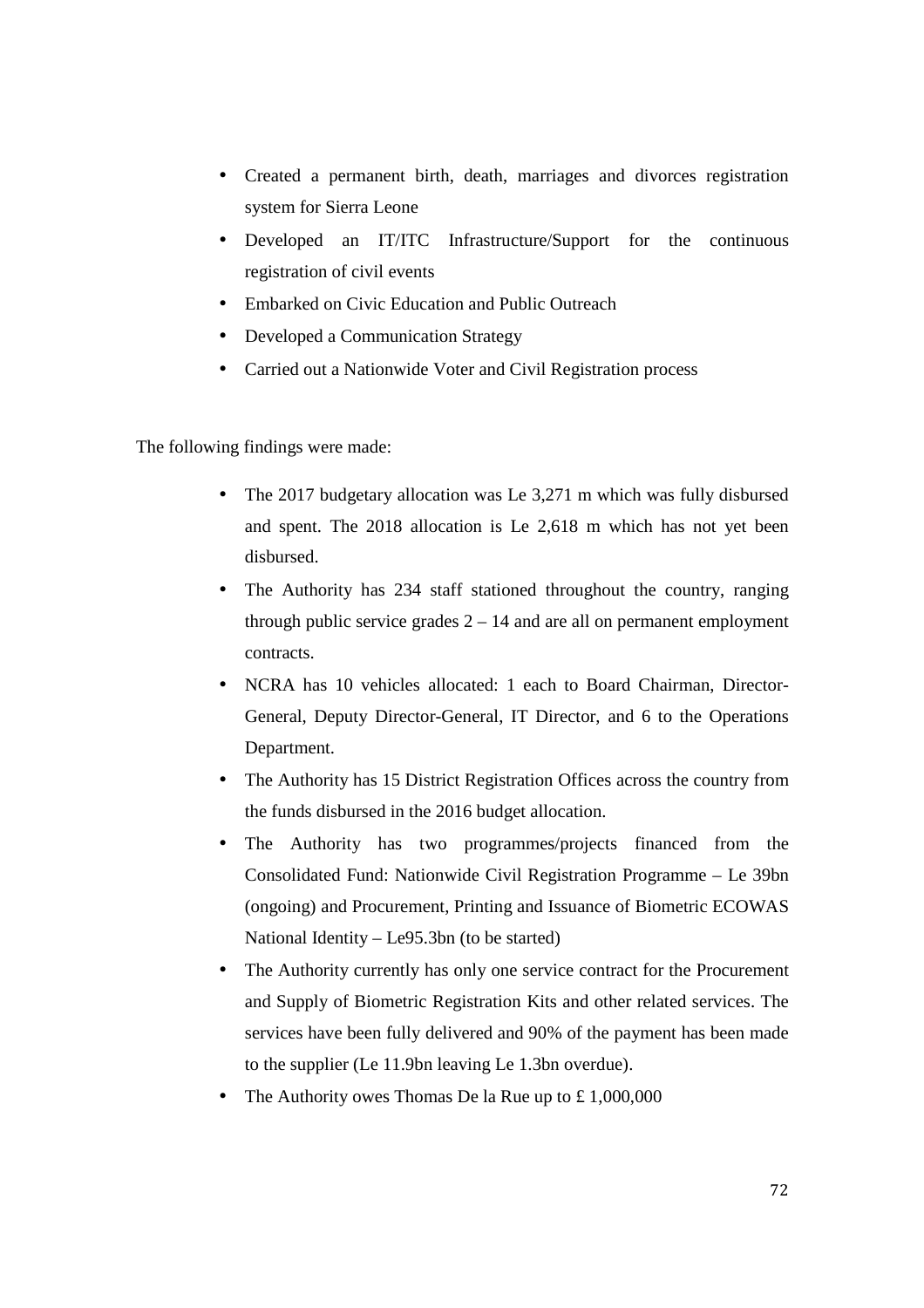- Created a permanent birth, death, marriages and divorces registration system for Sierra Leone
- Developed an IT/ITC Infrastructure/Support for the continuous registration of civil events
- Embarked on Civic Education and Public Outreach
- Developed a Communication Strategy
- Carried out a Nationwide Voter and Civil Registration process

The following findings were made:

- The 2017 budgetary allocation was Le 3,271 m which was fully disbursed and spent. The 2018 allocation is Le 2,618 m which has not yet been disbursed.
- The Authority has 234 staff stationed throughout the country, ranging through public service grades 2 – 14 and are all on permanent employment contracts.
- NCRA has 10 vehicles allocated: 1 each to Board Chairman, Director-General, Deputy Director-General, IT Director, and 6 to the Operations Department.
- The Authority has 15 District Registration Offices across the country from the funds disbursed in the 2016 budget allocation.
- The Authority has two programmes/projects financed from the Consolidated Fund: Nationwide Civil Registration Programme – Le 39bn (ongoing) and Procurement, Printing and Issuance of Biometric ECOWAS National Identity – Le95.3bn (to be started)
- The Authority currently has only one service contract for the Procurement and Supply of Biometric Registration Kits and other related services. The services have been fully delivered and 90% of the payment has been made to the supplier (Le 11.9bn leaving Le 1.3bn overdue).
- The Authority owes Thomas De la Rue up to £ 1,000,000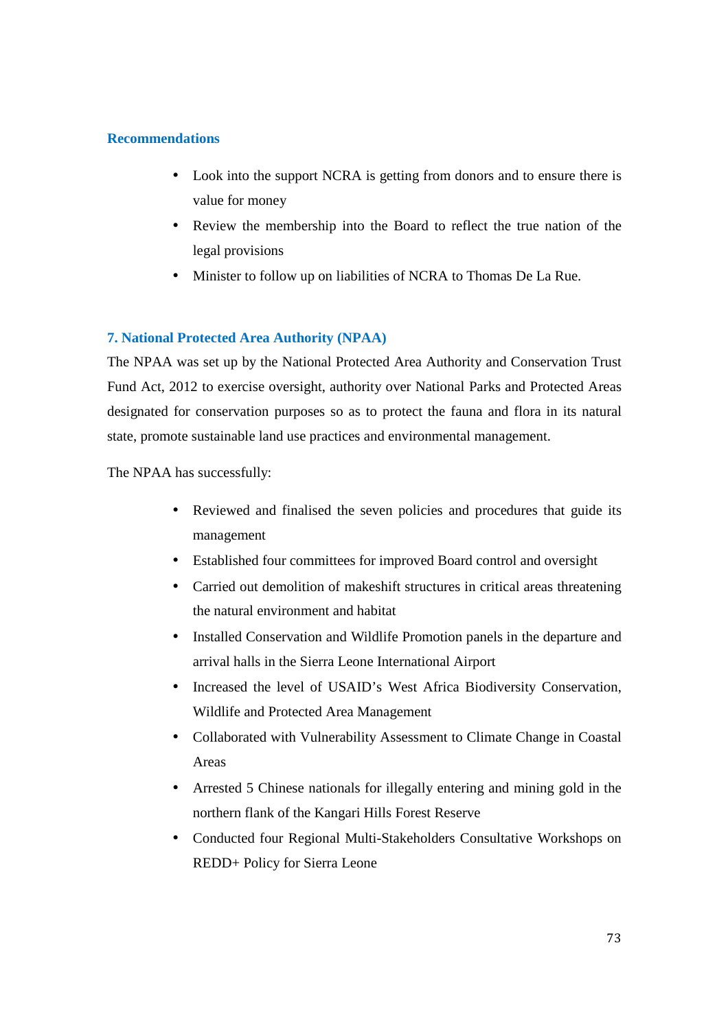### Recommendations

- Look into the support NCRA is getting from donors and to ensure there is value for money
- Review the membership into the Board to reflect the true nation of the legal provisions
- Minister to follow up on liabilities of NCRA to Thomas De La Rue.

### 7. National Protected Area Authority (NPAA)

The NPAA was set up by the National Protected Area Authority and Conservation Trust Fund Act, 2012 to exercise oversight, authority over National Parks and Protected Areas designated for conservation purposes so as to protect the fauna and flora in its natural state, promote sustainable land use practices and environmental management.

The NPAA has successfully:

- Reviewed and finalised the seven policies and procedures that guide its management
- Established four committees for improved Board control and oversight
- Carried out demolition of makeshift structures in critical areas threatening the natural environment and habitat
- Installed Conservation and Wildlife Promotion panels in the departure and arrival halls in the Sierra Leone International Airport
- Increased the level of USAID's West Africa Biodiversity Conservation, Wildlife and Protected Area Management
- Collaborated with Vulnerability Assessment to Climate Change in Coastal Areas
- Arrested 5 Chinese nationals for illegally entering and mining gold in the northern flank of the Kangari Hills Forest Reserve
- Conducted four Regional Multi-Stakeholders Consultative Workshops on REDD+ Policy for Sierra Leone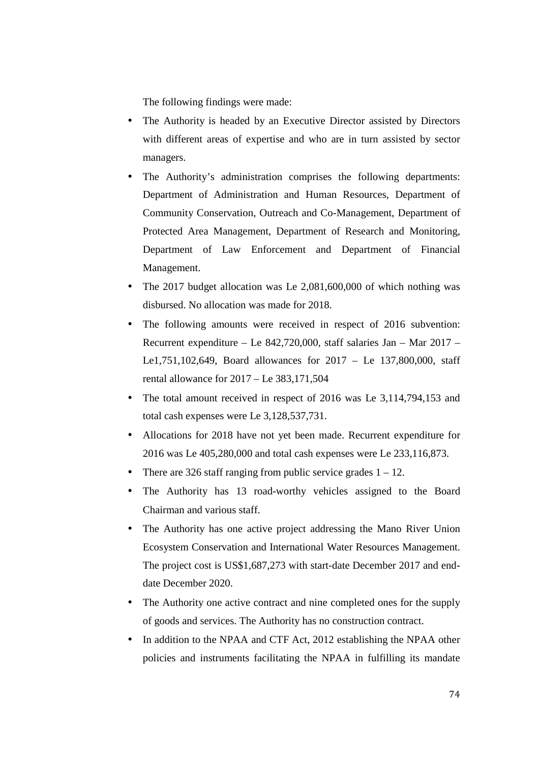The following findings were made:

- The Authority is headed by an Executive Director assisted by Directors with different areas of expertise and who are in turn assisted by sector managers.
- The Authority's administration comprises the following departments: Department of Administration and Human Resources, Department of Community Conservation, Outreach and Co-Management, Department of Protected Area Management, Department of Research and Monitoring, Department of Law Enforcement and Department of Financial Management.
- The 2017 budget allocation was Le 2,081,600,000 of which nothing was disbursed. No allocation was made for 2018.
- The following amounts were received in respect of 2016 subvention: Recurrent expenditure – Le 842,720,000, staff salaries Jan – Mar 2017 – Le1,751,102,649, Board allowances for 2017 – Le 137,800,000, staff rental allowance for 2017 – Le 383,171,504
- The total amount received in respect of 2016 was Le 3,114,794,153 and total cash expenses were Le 3,128,537,731.
- Allocations for 2018 have not yet been made. Recurrent expenditure for 2016 was Le 405,280,000 and total cash expenses were Le 233,116,873.
- There are 326 staff ranging from public service grades 1 – 12.
- The Authority has 13 road-worthy vehicles assigned to the Board Chairman and various staff.
- The Authority has one active project addressing the Mano River Union Ecosystem Conservation and International Water Resources Management. The project cost is US$1,687,273 with start-date December 2017 and end-date December 2020.
- The Authority one active contract and nine completed ones for the supply of goods and services. The Authority has no construction contract.
- In addition to the NPAA and CTF Act, 2012 establishing the NPAA other policies and instruments facilitating the NPAA in fulfilling its mandate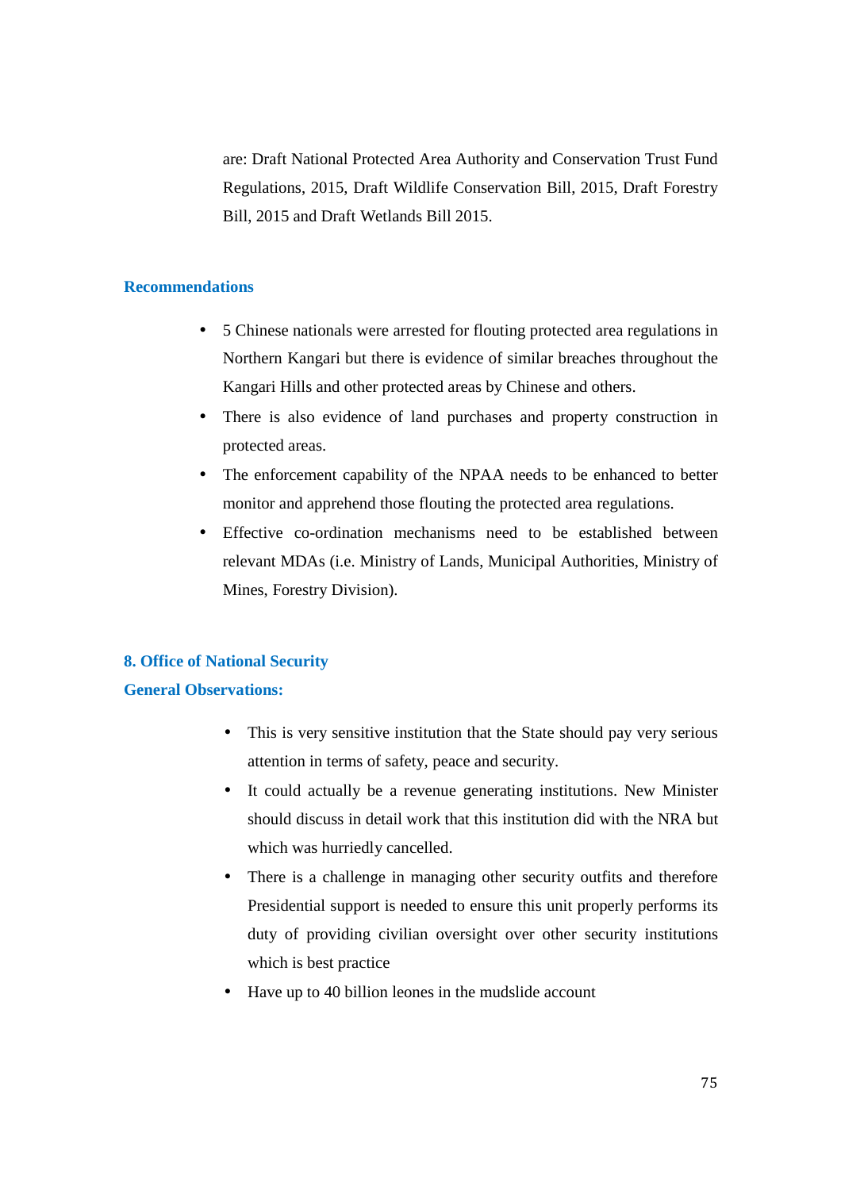are: Draft National Protected Area Authority and Conservation Trust Fund Regulations, 2015, Draft Wildlife Conservation Bill, 2015, Draft Forestry Bill, 2015 and Draft Wetlands Bill 2015.

### Recommendations

- 5 Chinese nationals were arrested for flouting protected area regulations in Northern Kangari but there is evidence of similar breaches throughout the Kangari Hills and other protected areas by Chinese and others.
- There is also evidence of land purchases and property construction in protected areas.
- The enforcement capability of the NPAA needs to be enhanced to better monitor and apprehend those flouting the protected area regulations.
- Effective co-ordination mechanisms need to be established between relevant MDAs (i.e. Ministry of Lands, Municipal Authorities, Ministry of Mines, Forestry Division).

### 8. Office of National Security

### General Observations:

- This is very sensitive institution that the State should pay very serious attention in terms of safety, peace and security.
- It could actually be a revenue generating institutions. New Minister should discuss in detail work that this institution did with the NRA but which was hurriedly cancelled.
- There is a challenge in managing other security outfits and therefore Presidential support is needed to ensure this unit properly performs its duty of providing civilian oversight over other security institutions which is best practice
- Have up to 40 billion leones in the mudslide account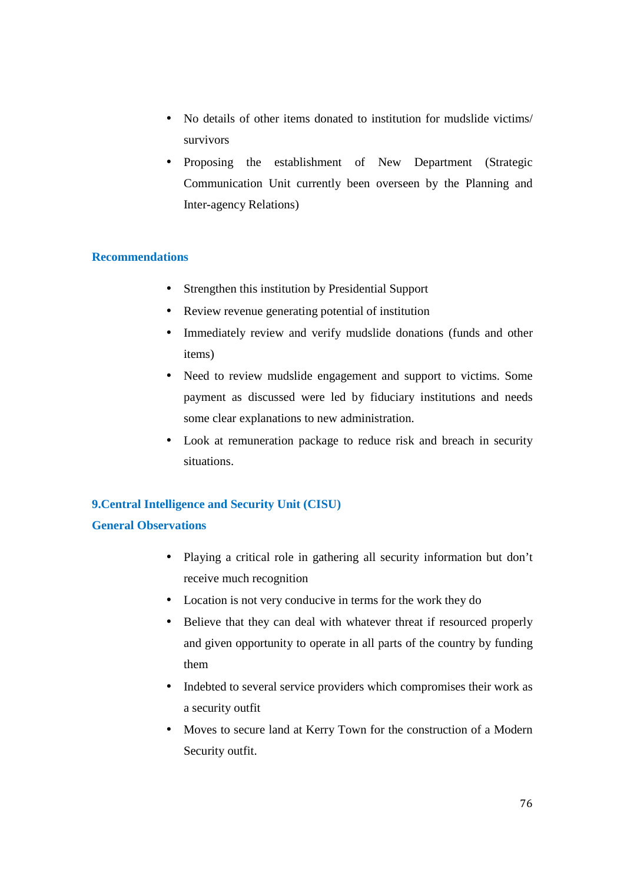- No details of other items donated to institution for mudslide victims/ survivors
- Proposing the establishment of New Department (Strategic Communication Unit currently been overseen by the Planning and Inter-agency Relations)

### Recommendations

- Strengthen this institution by Presidential Support
- Review revenue generating potential of institution
- Immediately review and verify mudslide donations (funds and other items)
- Need to review mudslide engagement and support to victims. Some payment as discussed were led by fiduciary institutions and needs some clear explanations to new administration.
- Look at remuneration package to reduce risk and breach in security situations.

## 9.Central Intelligence and Security Unit (CISU)

### General Observations

- Playing a critical role in gathering all security information but don't receive much recognition
- Location is not very conducive in terms for the work they do
- Believe that they can deal with whatever threat if resourced properly and given opportunity to operate in all parts of the country by funding them
- Indebted to several service providers which compromises their work as a security outfit
- Moves to secure land at Kerry Town for the construction of a Modern Security outfit.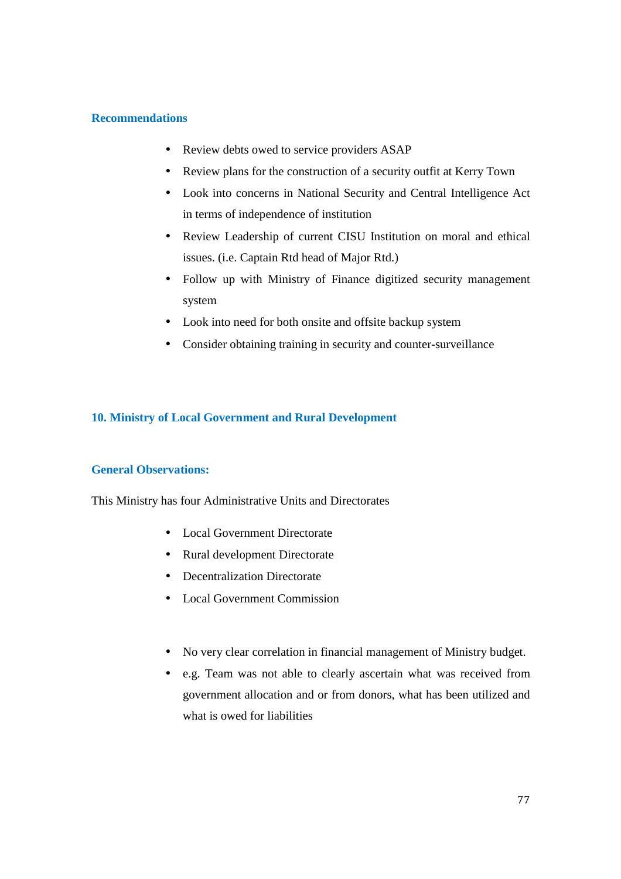### Recommendations

- Review debts owed to service providers ASAP
- Review plans for the construction of a security outfit at Kerry Town
- Look into concerns in National Security and Central Intelligence Act in terms of independence of institution
- Review Leadership of current CISU Institution on moral and ethical issues. (i.e. Captain Rtd head of Major Rtd.)
- Follow up with Ministry of Finance digitized security management system
- Look into need for both onsite and offsite backup system
- Consider obtaining training in security and counter-surveillance

## 10. Ministry of Local Government and Rural Development

### General Observations:

This Ministry has four Administrative Units and Directorates

- Local Government Directorate
- Rural development Directorate
- Decentralization Directorate
- Local Government Commission

- No very clear correlation in financial management of Ministry budget.
- e.g. Team was not able to clearly ascertain what was received from government allocation and or from donors, what has been utilized and what is owed for liabilities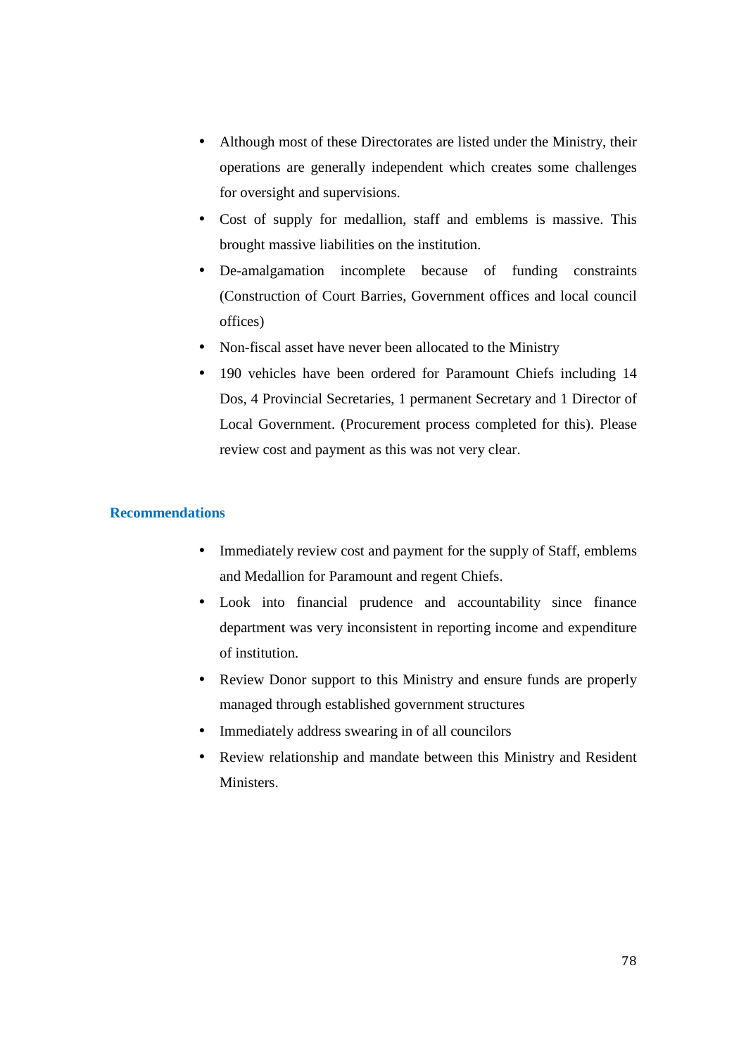- Although most of these Directorates are listed under the Ministry, their operations are generally independent which creates some challenges for oversight and supervisions.
- Cost of supply for medallion, staff and emblems is massive. This brought massive liabilities on the institution.
- De-amalgamation incomplete because of funding constraints (Construction of Court Barries, Government offices and local council offices)
- Non-fiscal asset have never been allocated to the Ministry
- 190 vehicles have been ordered for Paramount Chiefs including 14 Dos, 4 Provincial Secretaries, 1 permanent Secretary and 1 Director of Local Government. (Procurement process completed for this). Please review cost and payment as this was not very clear.

## Recommendations

- Immediately review cost and payment for the supply of Staff, emblems and Medallion for Paramount and regent Chiefs.
- Look into financial prudence and accountability since finance department was very inconsistent in reporting income and expenditure of institution.
- Review Donor support to this Ministry and ensure funds are properly managed through established government structures
- Immediately address swearing in of all councilors
- Review relationship and mandate between this Ministry and Resident Ministers.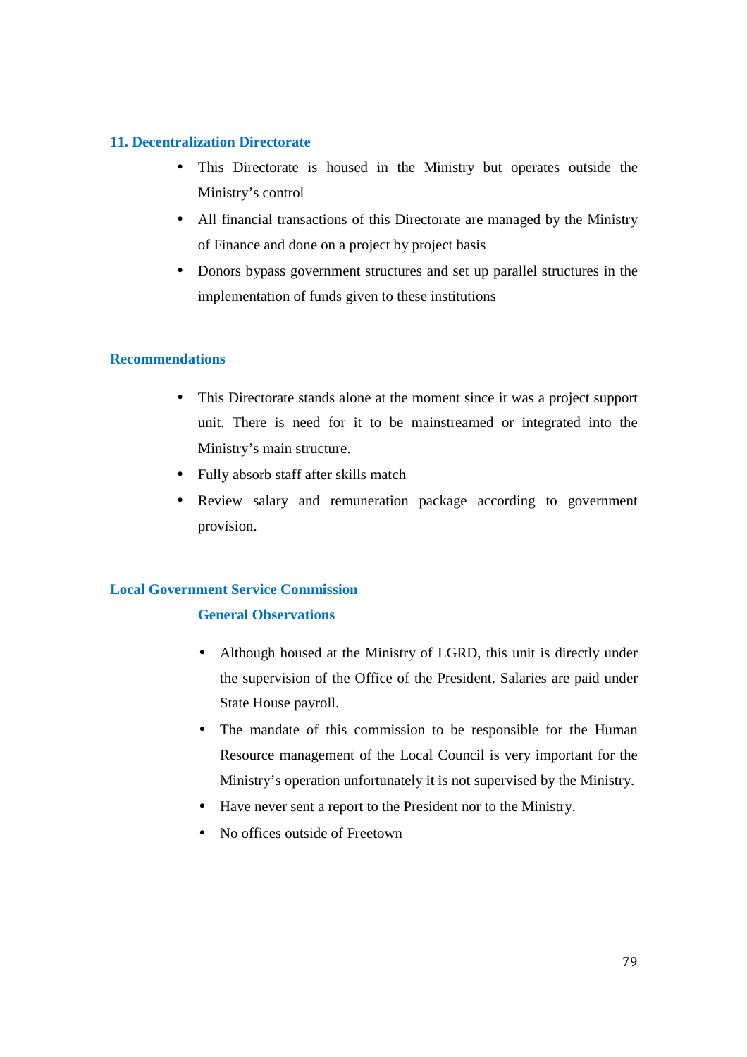## 11. Decentralization Directorate

- This Directorate is housed in the Ministry but operates outside the Ministry's control
- All financial transactions of this Directorate are managed by the Ministry of Finance and done on a project by project basis
- Donors bypass government structures and set up parallel structures in the implementation of funds given to these institutions

## Recommendations

- This Directorate stands alone at the moment since it was a project support unit. There is need for it to be mainstreamed or integrated into the Ministry's main structure.
- Fully absorb staff after skills match
- Review salary and remuneration package according to government provision.

## Local Government Service Commission

### General Observations

- Although housed at the Ministry of LGRD, this unit is directly under the supervision of the Office of the President. Salaries are paid under State House payroll.
- The mandate of this commission to be responsible for the Human Resource management of the Local Council is very important for the Ministry's operation unfortunately it is not supervised by the Ministry.
- Have never sent a report to the President nor to the Ministry.
- No offices outside of Freetown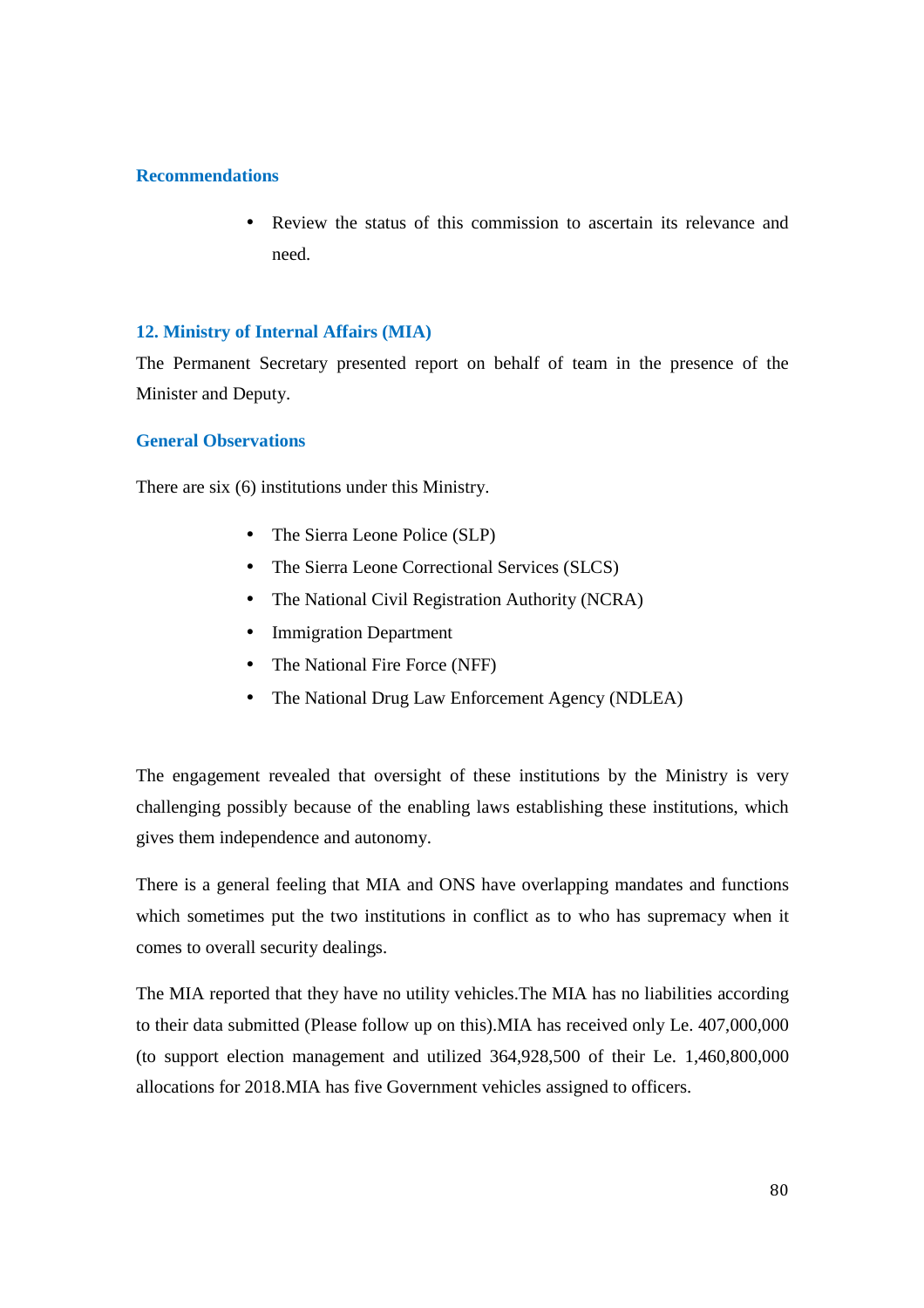### Recommendations

- Review the status of this commission to ascertain its relevance and need.

### 12. Ministry of Internal Affairs (MIA)

The Permanent Secretary presented report on behalf of team in the presence of the Minister and Deputy.

### General Observations

There are six (6) institutions under this Ministry.

- The Sierra Leone Police (SLP)
- The Sierra Leone Correctional Services (SLCS)
- The National Civil Registration Authority (NCRA)
- Immigration Department
- The National Fire Force (NFF)
- The National Drug Law Enforcement Agency (NDLEA)

The engagement revealed that oversight of these institutions by the Ministry is very challenging possibly because of the enabling laws establishing these institutions, which gives them independence and autonomy.

There is a general feeling that MIA and ONS have overlapping mandates and functions which sometimes put the two institutions in conflict as to who has supremacy when it comes to overall security dealings.

The MIA reported that they have no utility vehicles.The MIA has no liabilities according to their data submitted (Please follow up on this).MIA has received only Le. 407,000,000 (to support election management and utilized 364,928,500 of their Le. 1,460,800,000 allocations for 2018.MIA has five Government vehicles assigned to officers.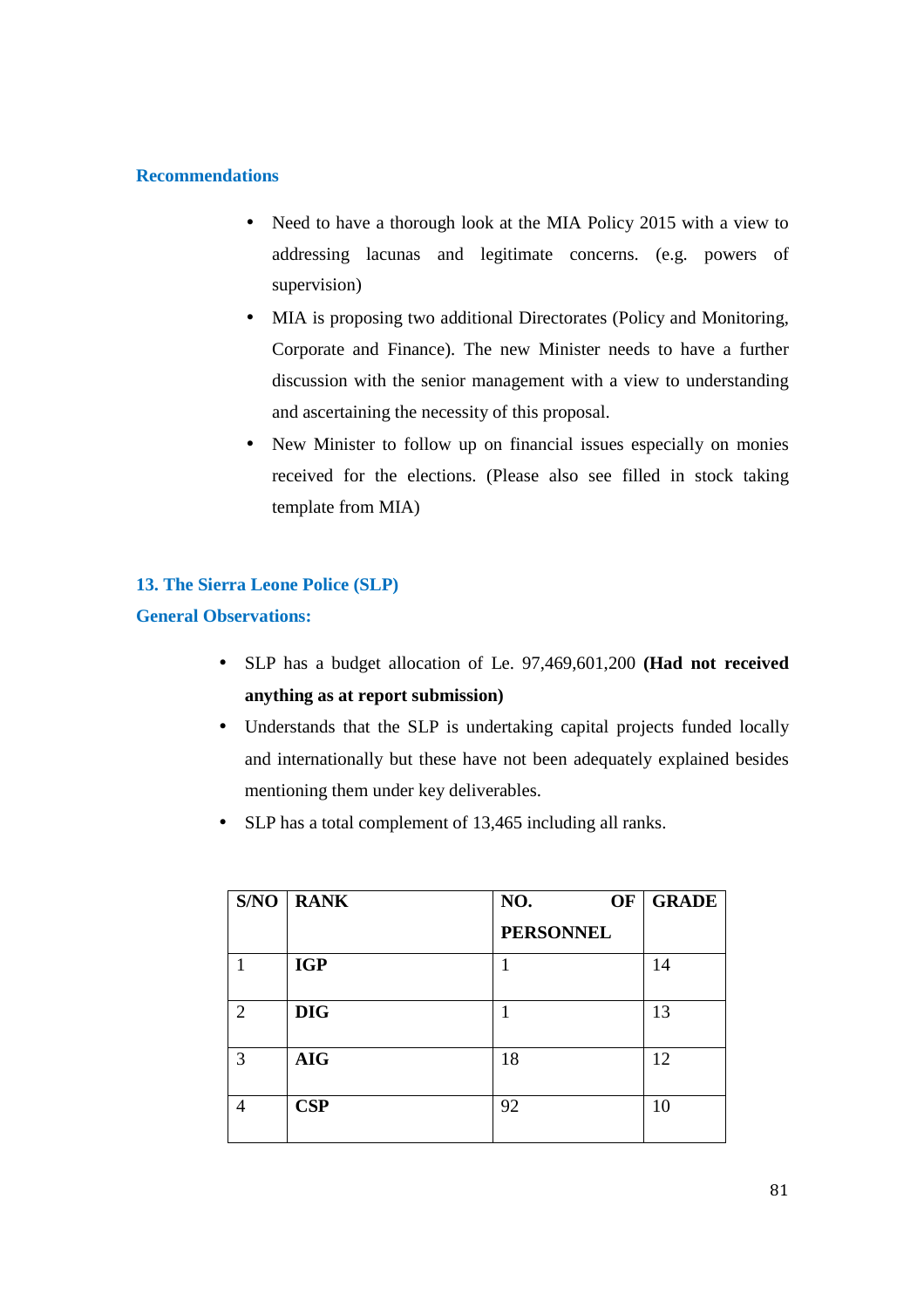### Recommendations

- Need to have a thorough look at the MIA Policy 2015 with a view to addressing lacunas and legitimate concerns. (e.g. powers of supervision)
- MIA is proposing two additional Directorates (Policy and Monitoring, Corporate and Finance). The new Minister needs to have a further discussion with the senior management with a view to understanding and ascertaining the necessity of this proposal.
- New Minister to follow up on financial issues especially on monies received for the elections. (Please also see filled in stock taking template from MIA)

## 13. The Sierra Leone Police (SLP)

### General Observations:

- SLP has a budget allocation of Le. 97,469,601,200 **(Had not received anything as at report submission)**
- Understands that the SLP is undertaking capital projects funded locally and internationally but these have not been adequately explained besides mentioning them under key deliverables.
- SLP has a total complement of 13,465 including all ranks.

| S/NO | RANK | NO. OF PERSONNEL | GRADE |
|---|---|---|---|
| 1 | **IGP** | 1 | 14 |
| 2 | **DIG** | 1 | 13 |
| 3 | **AIG** | 18 | 12 |
| 4 | **CSP** | 92 | 10 |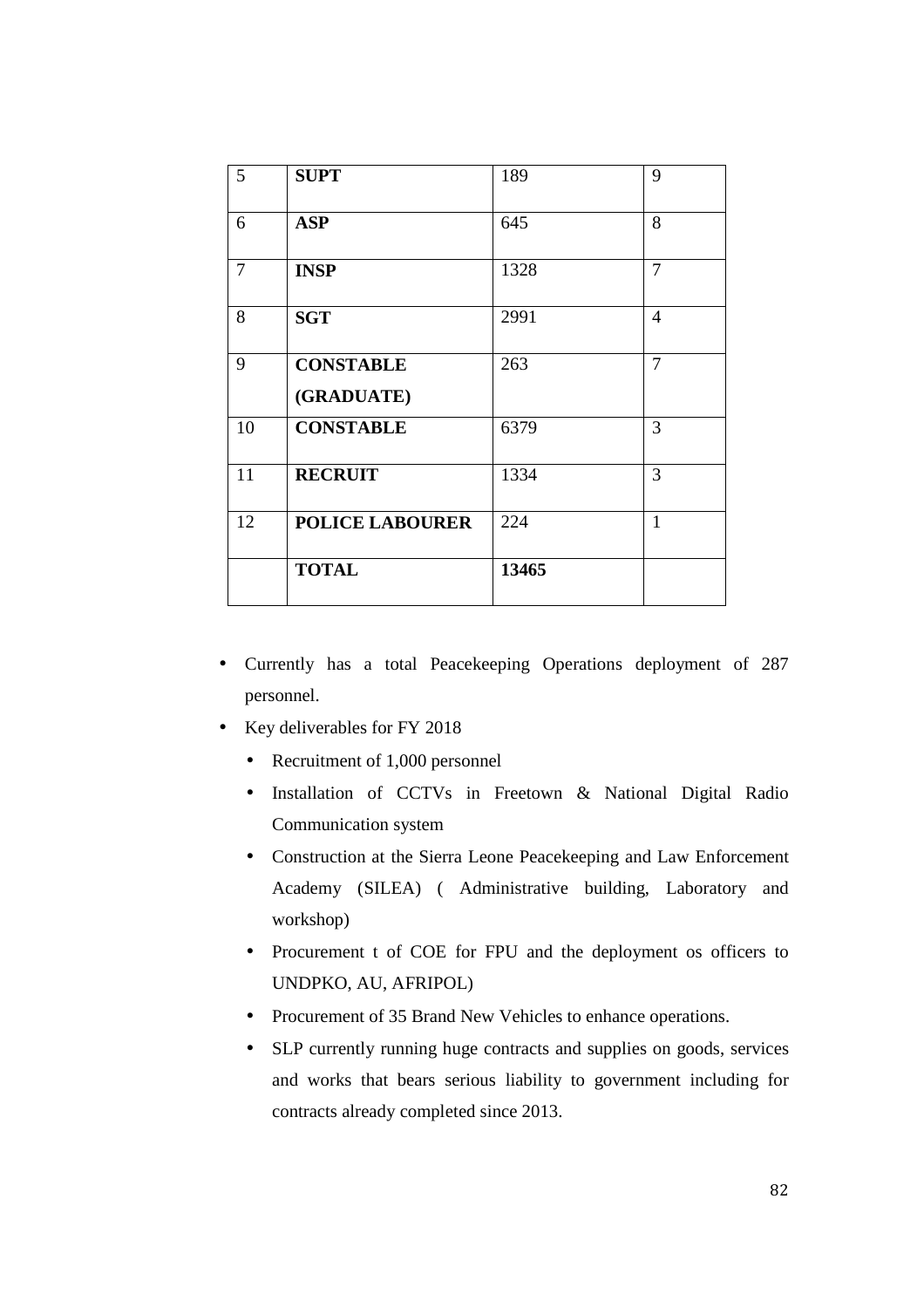| | | | |
|---|---|---|---|
| 5 | **SUPT** | 189 | 9 |
| 6 | **ASP** | 645 | 8 |
| 7 | **INSP** | 1328 | 7 |
| 8 | **SGT** | 2991 | 4 |
| 9 | **CONSTABLE (GRADUATE)** | 263 | 7 |
| 10 | **CONSTABLE** | 6379 | 3 |
| 11 | **RECRUIT** | 1334 | 3 |
| 12 | **POLICE LABOURER** | 224 | 1 |
| | **TOTAL** | **13465** | |

- Currently has a total Peacekeeping Operations deployment of 287 personnel.
- Key deliverables for FY 2018
  - Recruitment of 1,000 personnel
  - Installation of CCTVs in Freetown & National Digital Radio Communication system
  - Construction at the Sierra Leone Peacekeeping and Law Enforcement Academy (SILEA) ( Administrative building, Laboratory and workshop)
  - Procurement t of COE for FPU and the deployment os officers to UNDPKO, AU, AFRIPOL)
  - Procurement of 35 Brand New Vehicles to enhance operations.
  - SLP currently running huge contracts and supplies on goods, services and works that bears serious liability to government including for contracts already completed since 2013.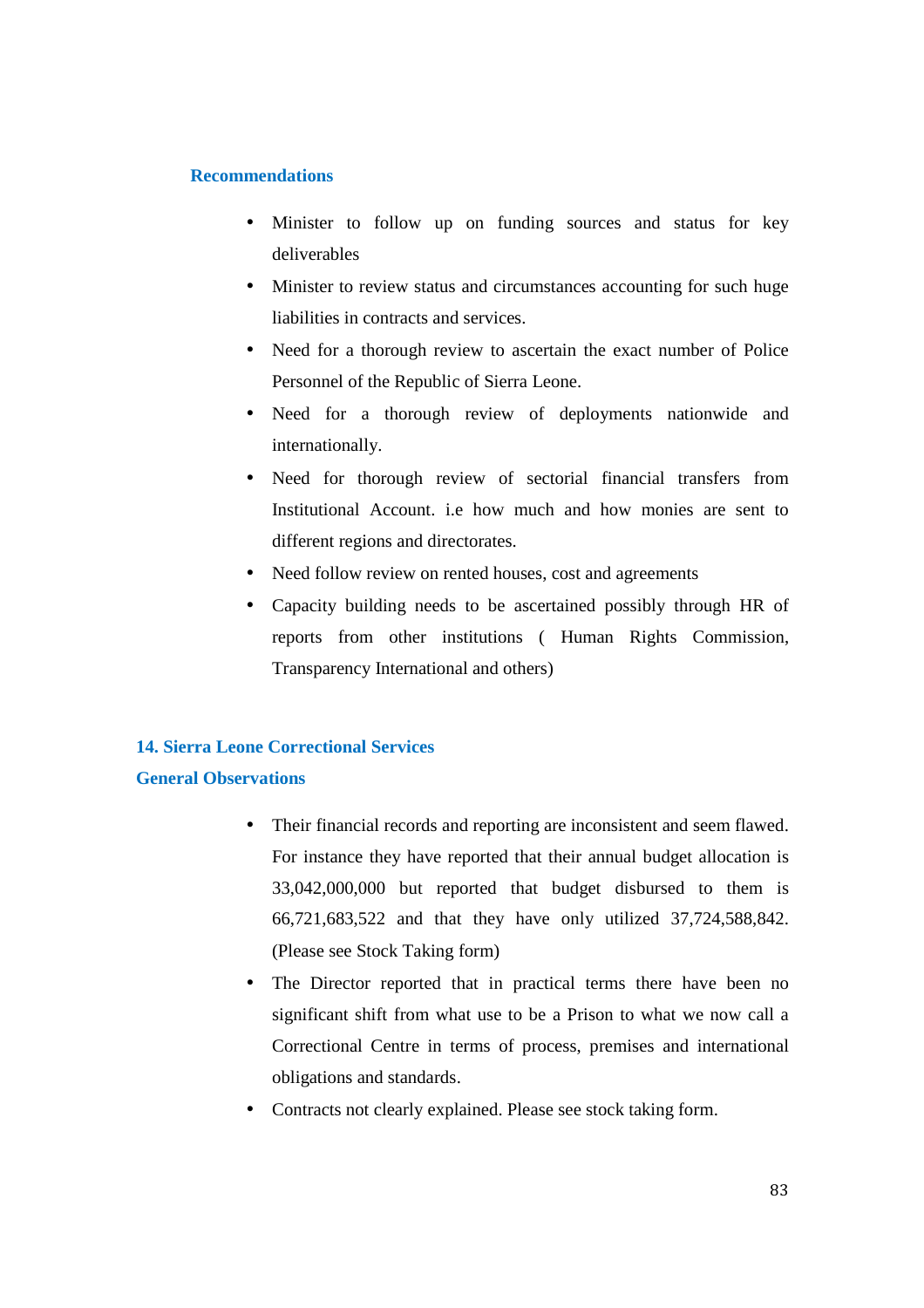### Recommendations

- Minister to follow up on funding sources and status for key deliverables
- Minister to review status and circumstances accounting for such huge liabilities in contracts and services.
- Need for a thorough review to ascertain the exact number of Police Personnel of the Republic of Sierra Leone.
- Need for a thorough review of deployments nationwide and internationally.
- Need for thorough review of sectorial financial transfers from Institutional Account. i.e how much and how monies are sent to different regions and directorates.
- Need follow review on rented houses, cost and agreements
- Capacity building needs to be ascertained possibly through HR of reports from other institutions ( Human Rights Commission, Transparency International and others)

## 14. Sierra Leone Correctional Services

### General Observations

- Their financial records and reporting are inconsistent and seem flawed. For instance they have reported that their annual budget allocation is 33,042,000,000 but reported that budget disbursed to them is 66,721,683,522 and that they have only utilized 37,724,588,842. (Please see Stock Taking form)
- The Director reported that in practical terms there have been no significant shift from what use to be a Prison to what we now call a Correctional Centre in terms of process, premises and international obligations and standards.
- Contracts not clearly explained. Please see stock taking form.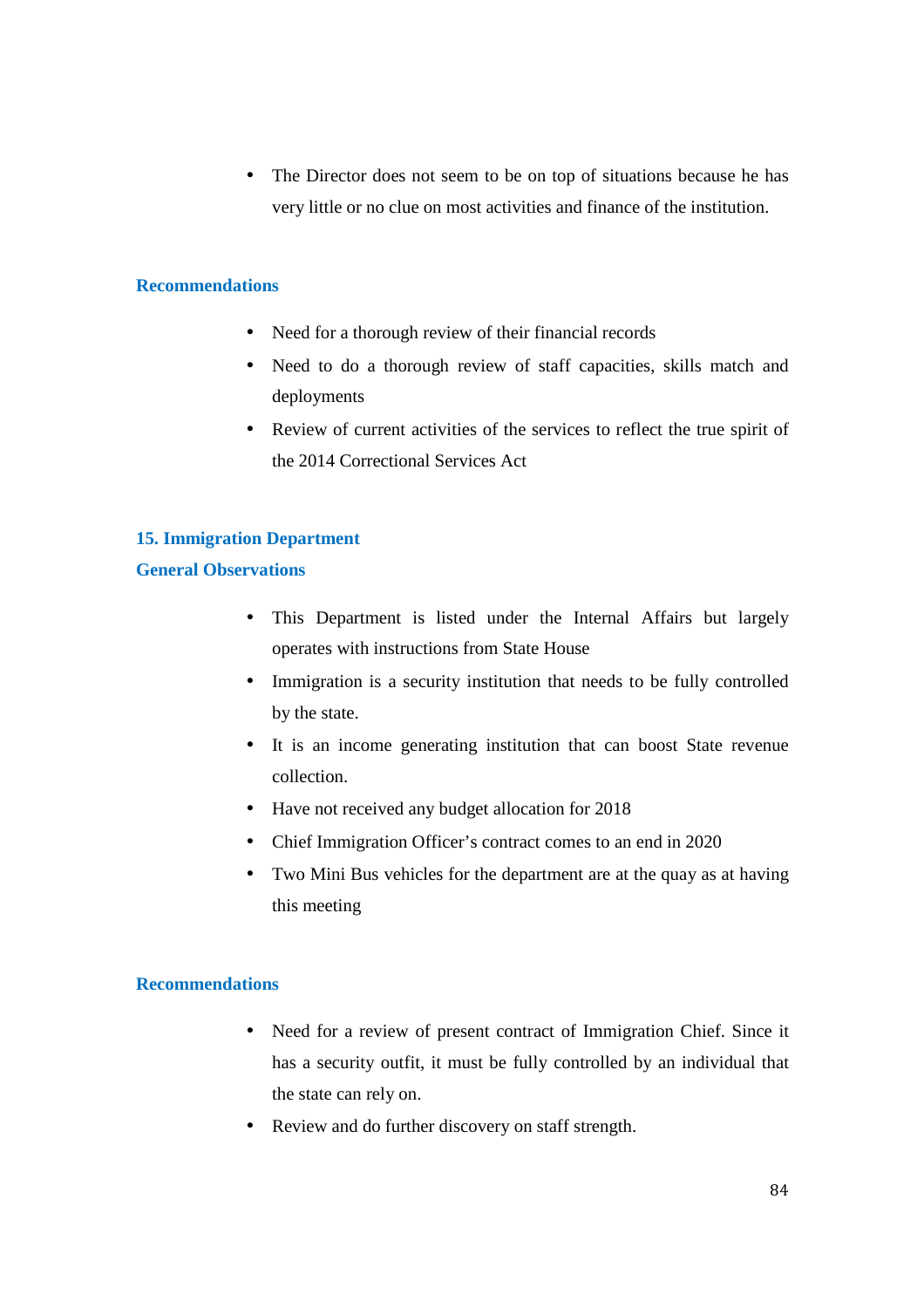- The Director does not seem to be on top of situations because he has very little or no clue on most activities and finance of the institution.

### Recommendations

- Need for a thorough review of their financial records
- Need to do a thorough review of staff capacities, skills match and deployments
- Review of current activities of the services to reflect the true spirit of the 2014 Correctional Services Act

## 15. Immigration Department

### General Observations

- This Department is listed under the Internal Affairs but largely operates with instructions from State House
- Immigration is a security institution that needs to be fully controlled by the state.
- It is an income generating institution that can boost State revenue collection.
- Have not received any budget allocation for 2018
- Chief Immigration Officer's contract comes to an end in 2020
- Two Mini Bus vehicles for the department are at the quay as at having this meeting

### Recommendations

- Need for a review of present contract of Immigration Chief. Since it has a security outfit, it must be fully controlled by an individual that the state can rely on.
- Review and do further discovery on staff strength.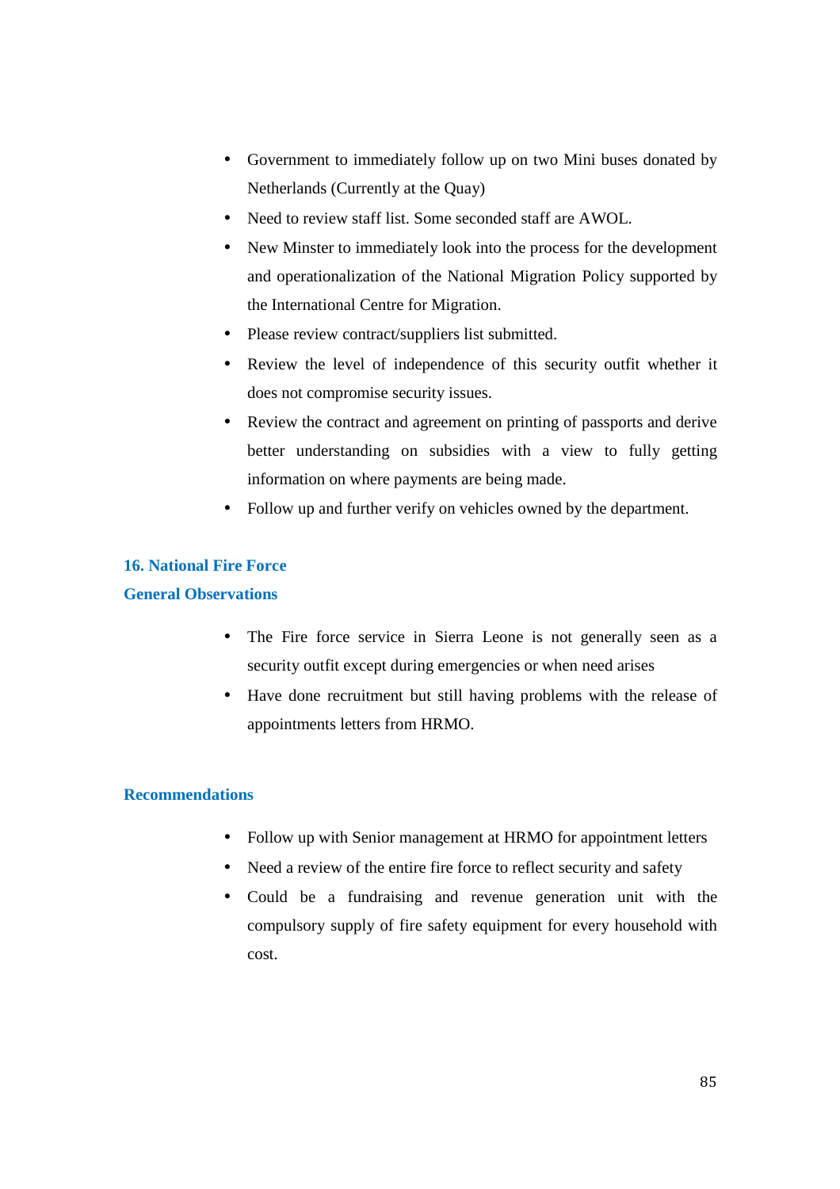- Government to immediately follow up on two Mini buses donated by Netherlands (Currently at the Quay)
- Need to review staff list. Some seconded staff are AWOL.
- New Minster to immediately look into the process for the development and operationalization of the National Migration Policy supported by the International Centre for Migration.
- Please review contract/suppliers list submitted.
- Review the level of independence of this security outfit whether it does not compromise security issues.
- Review the contract and agreement on printing of passports and derive better understanding on subsidies with a view to fully getting information on where payments are being made.
- Follow up and further verify on vehicles owned by the department.

## 16. National Fire Force

### General Observations

- The Fire force service in Sierra Leone is not generally seen as a security outfit except during emergencies or when need arises
- Have done recruitment but still having problems with the release of appointments letters from HRMO.

### Recommendations

- Follow up with Senior management at HRMO for appointment letters
- Need a review of the entire fire force to reflect security and safety
- Could be a fundraising and revenue generation unit with the compulsory supply of fire safety equipment for every household with cost.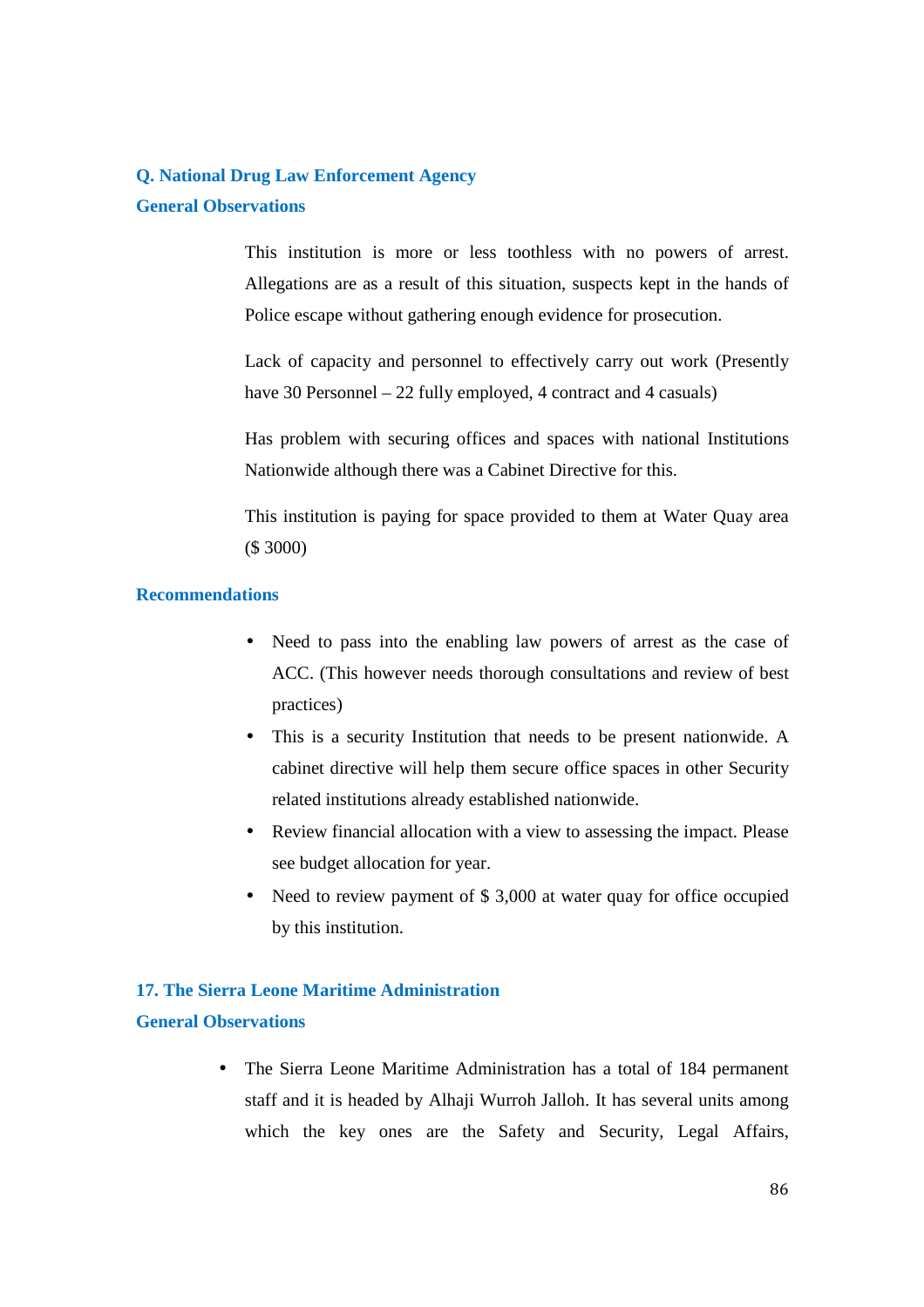## Q. National Drug Law Enforcement Agency

### General Observations

This institution is more or less toothless with no powers of arrest. Allegations are as a result of this situation, suspects kept in the hands of Police escape without gathering enough evidence for prosecution.

Lack of capacity and personnel to effectively carry out work (Presently have 30 Personnel – 22 fully employed, 4 contract and 4 casuals)

Has problem with securing offices and spaces with national Institutions Nationwide although there was a Cabinet Directive for this.

This institution is paying for space provided to them at Water Quay area ($ 3000)

### Recommendations

- Need to pass into the enabling law powers of arrest as the case of ACC. (This however needs thorough consultations and review of best practices)
- This is a security Institution that needs to be present nationwide. A cabinet directive will help them secure office spaces in other Security related institutions already established nationwide.
- Review financial allocation with a view to assessing the impact. Please see budget allocation for year.
- Need to review payment of $ 3,000 at water quay for office occupied by this institution.

## 17. The Sierra Leone Maritime Administration

### General Observations

- The Sierra Leone Maritime Administration has a total of 184 permanent staff and it is headed by Alhaji Wurroh Jalloh. It has several units among which the key ones are the Safety and Security, Legal Affairs,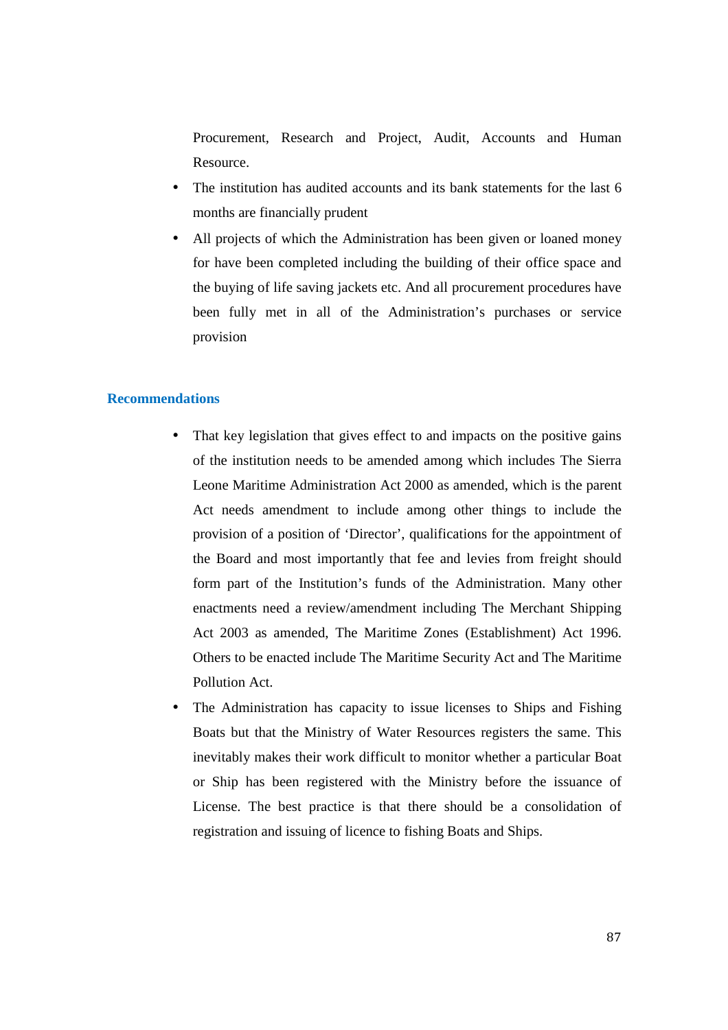Procurement, Research and Project, Audit, Accounts and Human Resource.

- The institution has audited accounts and its bank statements for the last 6 months are financially prudent
- All projects of which the Administration has been given or loaned money for have been completed including the building of their office space and the buying of life saving jackets etc. And all procurement procedures have been fully met in all of the Administration's purchases or service provision

## Recommendations

- That key legislation that gives effect to and impacts on the positive gains of the institution needs to be amended among which includes The Sierra Leone Maritime Administration Act 2000 as amended, which is the parent Act needs amendment to include among other things to include the provision of a position of 'Director', qualifications for the appointment of the Board and most importantly that fee and levies from freight should form part of the Institution's funds of the Administration. Many other enactments need a review/amendment including The Merchant Shipping Act 2003 as amended, The Maritime Zones (Establishment) Act 1996. Others to be enacted include The Maritime Security Act and The Maritime Pollution Act.
- The Administration has capacity to issue licenses to Ships and Fishing Boats but that the Ministry of Water Resources registers the same. This inevitably makes their work difficult to monitor whether a particular Boat or Ship has been registered with the Ministry before the issuance of License. The best practice is that there should be a consolidation of registration and issuing of licence to fishing Boats and Ships.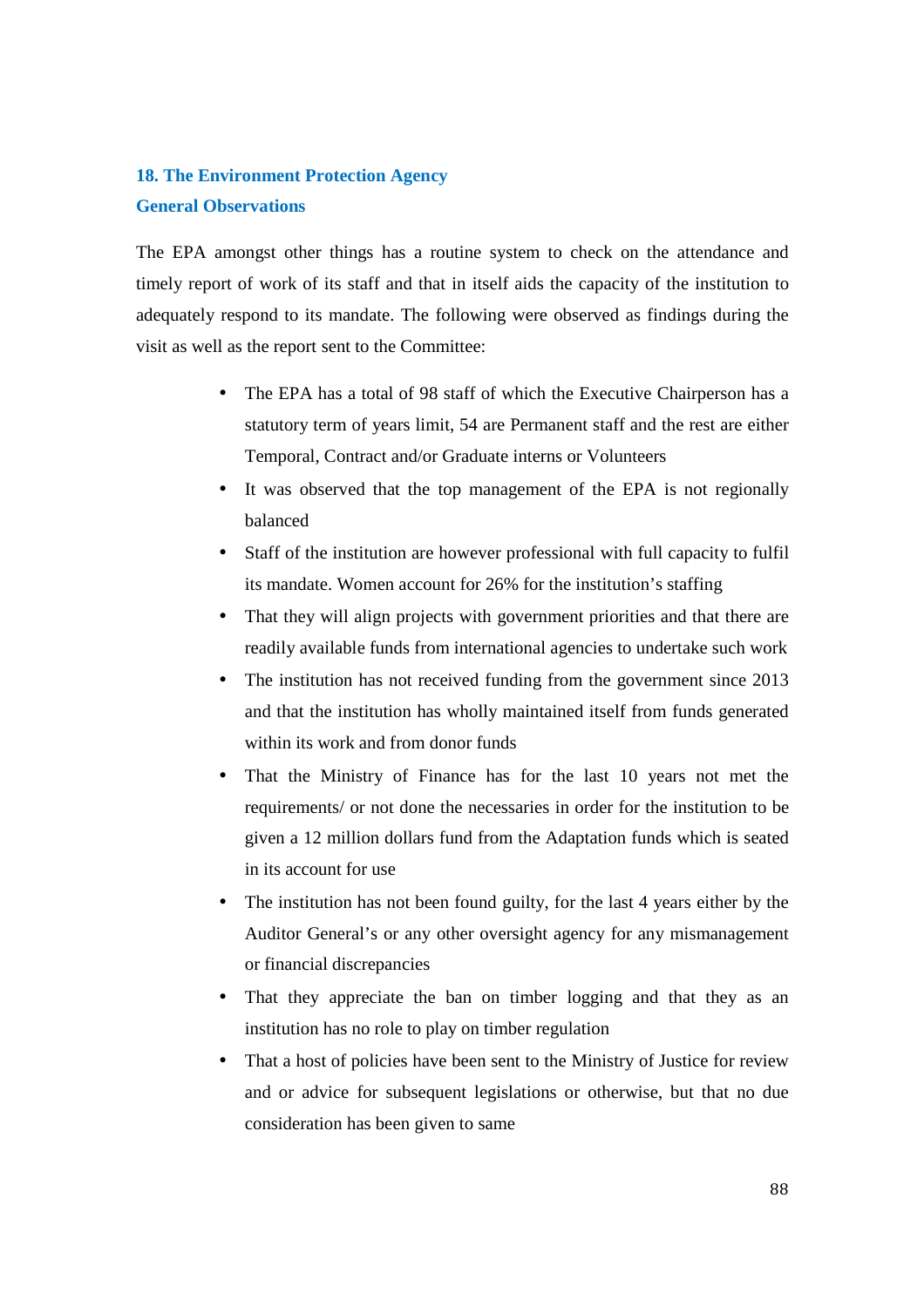## 18. The Environment Protection Agency

### General Observations

The EPA amongst other things has a routine system to check on the attendance and timely report of work of its staff and that in itself aids the capacity of the institution to adequately respond to its mandate. The following were observed as findings during the visit as well as the report sent to the Committee:

- The EPA has a total of 98 staff of which the Executive Chairperson has a statutory term of years limit, 54 are Permanent staff and the rest are either Temporal, Contract and/or Graduate interns or Volunteers
- It was observed that the top management of the EPA is not regionally balanced
- Staff of the institution are however professional with full capacity to fulfil its mandate. Women account for 26% for the institution's staffing
- That they will align projects with government priorities and that there are readily available funds from international agencies to undertake such work
- The institution has not received funding from the government since 2013 and that the institution has wholly maintained itself from funds generated within its work and from donor funds
- That the Ministry of Finance has for the last 10 years not met the requirements/ or not done the necessaries in order for the institution to be given a 12 million dollars fund from the Adaptation funds which is seated in its account for use
- The institution has not been found guilty, for the last 4 years either by the Auditor General's or any other oversight agency for any mismanagement or financial discrepancies
- That they appreciate the ban on timber logging and that they as an institution has no role to play on timber regulation
- That a host of policies have been sent to the Ministry of Justice for review and or advice for subsequent legislations or otherwise, but that no due consideration has been given to same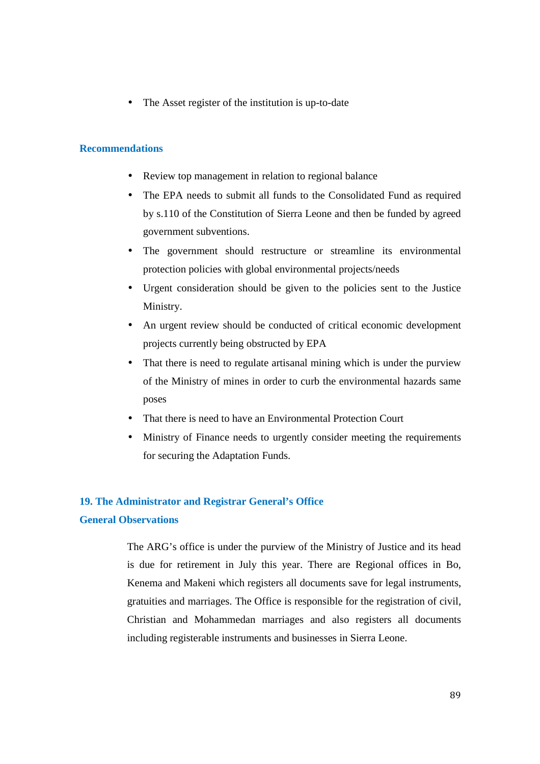- The Asset register of the institution is up-to-date

**Recommendations**

- Review top management in relation to regional balance
- The EPA needs to submit all funds to the Consolidated Fund as required by s.110 of the Constitution of Sierra Leone and then be funded by agreed government subventions.
- The government should restructure or streamline its environmental protection policies with global environmental projects/needs
- Urgent consideration should be given to the policies sent to the Justice Ministry.
- An urgent review should be conducted of critical economic development projects currently being obstructed by EPA
- That there is need to regulate artisanal mining which is under the purview of the Ministry of mines in order to curb the environmental hazards same poses
- That there is need to have an Environmental Protection Court
- Ministry of Finance needs to urgently consider meeting the requirements for securing the Adaptation Funds.

## 19. The Administrator and Registrar General's Office

**General Observations**

The ARG's office is under the purview of the Ministry of Justice and its head is due for retirement in July this year. There are Regional offices in Bo, Kenema and Makeni which registers all documents save for legal instruments, gratuities and marriages. The Office is responsible for the registration of civil, Christian and Mohammedan marriages and also registers all documents including registerable instruments and businesses in Sierra Leone.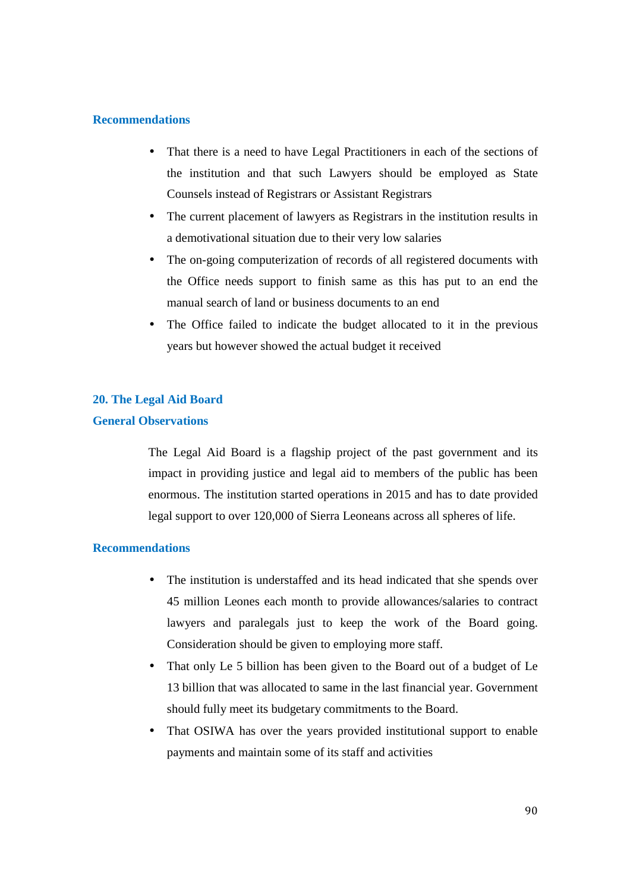### Recommendations

- That there is a need to have Legal Practitioners in each of the sections of the institution and that such Lawyers should be employed as State Counsels instead of Registrars or Assistant Registrars
- The current placement of lawyers as Registrars in the institution results in a demotivational situation due to their very low salaries
- The on-going computerization of records of all registered documents with the Office needs support to finish same as this has put to an end the manual search of land or business documents to an end
- The Office failed to indicate the budget allocated to it in the previous years but however showed the actual budget it received

## 20. The Legal Aid Board

### General Observations

The Legal Aid Board is a flagship project of the past government and its impact in providing justice and legal aid to members of the public has been enormous. The institution started operations in 2015 and has to date provided legal support to over 120,000 of Sierra Leoneans across all spheres of life.

### Recommendations

- The institution is understaffed and its head indicated that she spends over 45 million Leones each month to provide allowances/salaries to contract lawyers and paralegals just to keep the work of the Board going. Consideration should be given to employing more staff.
- That only Le 5 billion has been given to the Board out of a budget of Le 13 billion that was allocated to same in the last financial year. Government should fully meet its budgetary commitments to the Board.
- That OSIWA has over the years provided institutional support to enable payments and maintain some of its staff and activities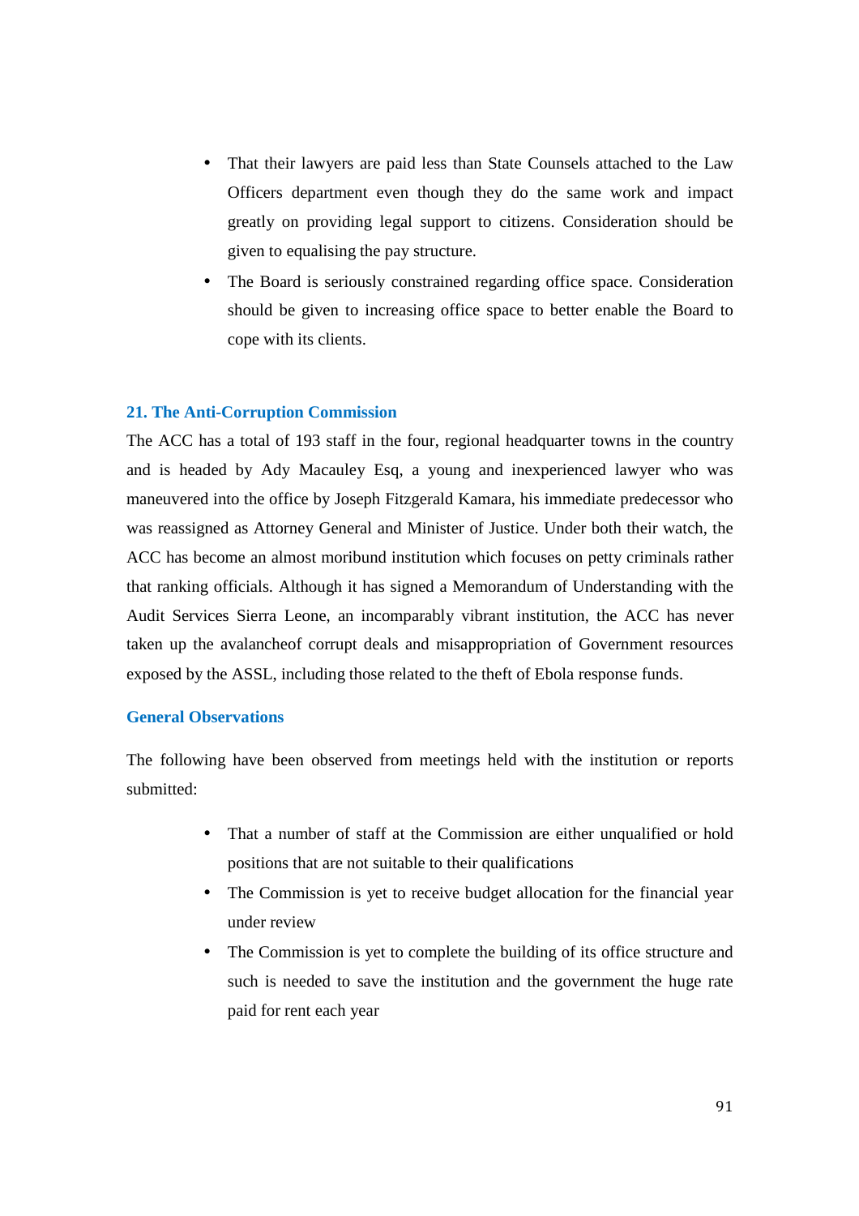- That their lawyers are paid less than State Counsels attached to the Law Officers department even though they do the same work and impact greatly on providing legal support to citizens. Consideration should be given to equalising the pay structure.
- The Board is seriously constrained regarding office space. Consideration should be given to increasing office space to better enable the Board to cope with its clients.

## 21. The Anti-Corruption Commission

The ACC has a total of 193 staff in the four, regional headquarter towns in the country and is headed by Ady Macauley Esq, a young and inexperienced lawyer who was maneuvered into the office by Joseph Fitzgerald Kamara, his immediate predecessor who was reassigned as Attorney General and Minister of Justice. Under both their watch, the ACC has become an almost moribund institution which focuses on petty criminals rather that ranking officials. Although it has signed a Memorandum of Understanding with the Audit Services Sierra Leone, an incomparably vibrant institution, the ACC has never taken up the avalancheof corrupt deals and misappropriation of Government resources exposed by the ASSL, including those related to the theft of Ebola response funds.

### General Observations

The following have been observed from meetings held with the institution or reports submitted:

- That a number of staff at the Commission are either unqualified or hold positions that are not suitable to their qualifications
- The Commission is yet to receive budget allocation for the financial year under review
- The Commission is yet to complete the building of its office structure and such is needed to save the institution and the government the huge rate paid for rent each year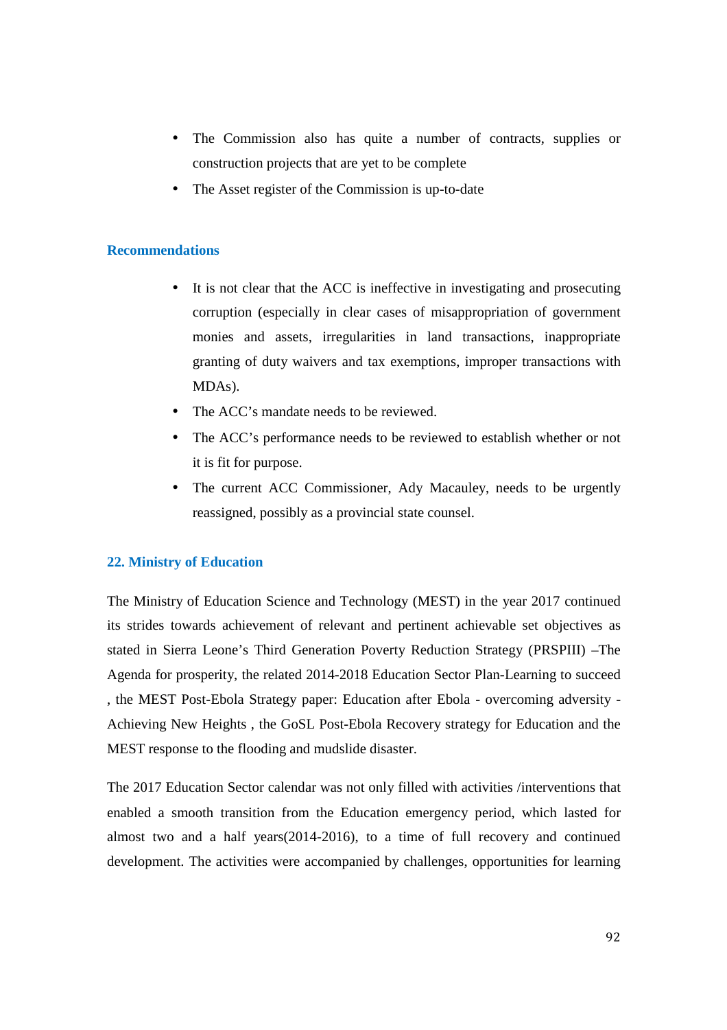- The Commission also has quite a number of contracts, supplies or construction projects that are yet to be complete
- The Asset register of the Commission is up-to-date

## Recommendations

- It is not clear that the ACC is ineffective in investigating and prosecuting corruption (especially in clear cases of misappropriation of government monies and assets, irregularities in land transactions, inappropriate granting of duty waivers and tax exemptions, improper transactions with MDAs).
- The ACC's mandate needs to be reviewed.
- The ACC's performance needs to be reviewed to establish whether or not it is fit for purpose.
- The current ACC Commissioner, Ady Macauley, needs to be urgently reassigned, possibly as a provincial state counsel.

## 22. Ministry of Education

The Ministry of Education Science and Technology (MEST) in the year 2017 continued its strides towards achievement of relevant and pertinent achievable set objectives as stated in Sierra Leone's Third Generation Poverty Reduction Strategy (PRSPIII) –The Agenda for prosperity, the related 2014-2018 Education Sector Plan-Learning to succeed , the MEST Post-Ebola Strategy paper: Education after Ebola - overcoming adversity - Achieving New Heights , the GoSL Post-Ebola Recovery strategy for Education and the MEST response to the flooding and mudslide disaster.

The 2017 Education Sector calendar was not only filled with activities /interventions that enabled a smooth transition from the Education emergency period, which lasted for almost two and a half years(2014-2016), to a time of full recovery and continued development. The activities were accompanied by challenges, opportunities for learning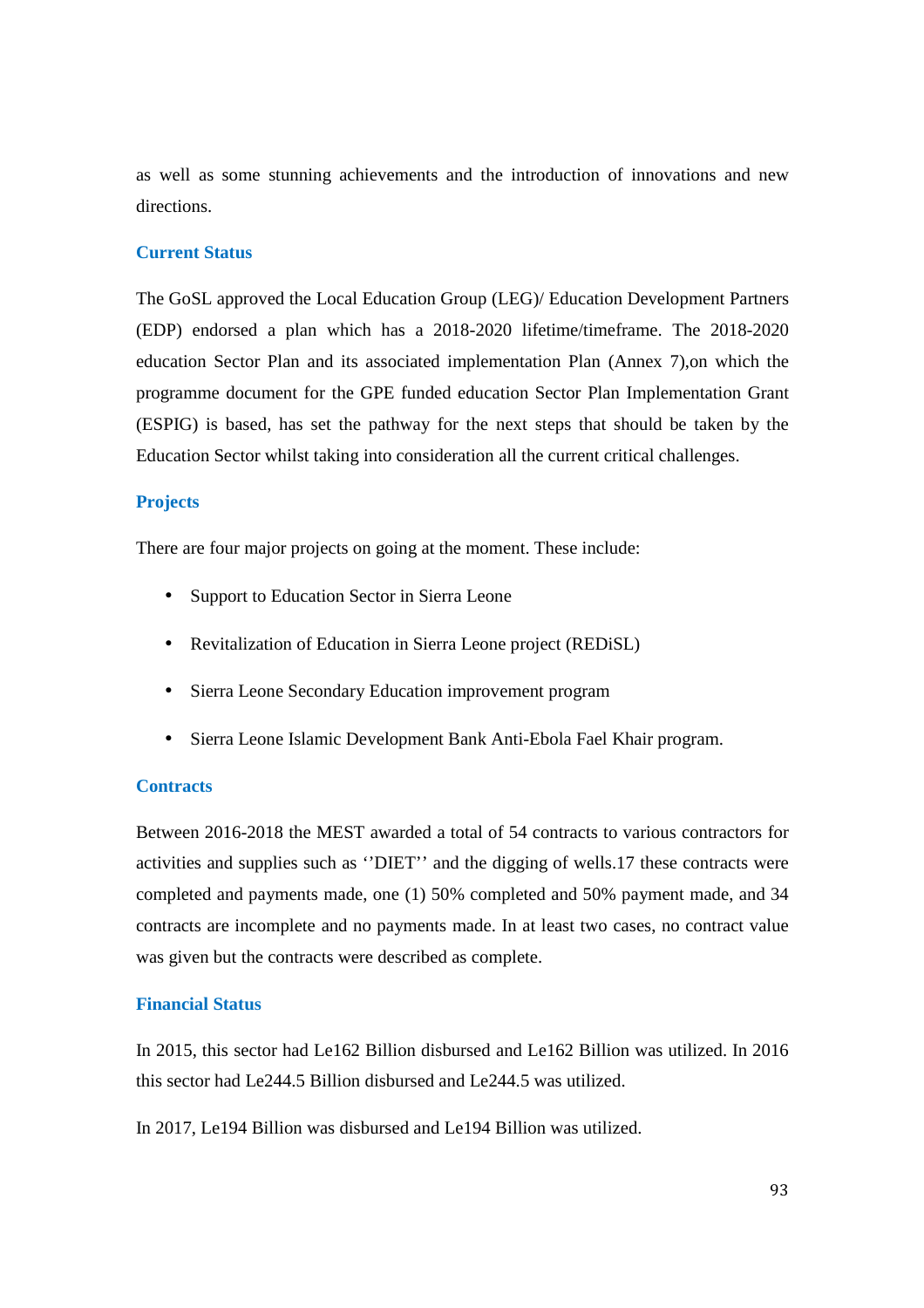as well as some stunning achievements and the introduction of innovations and new directions.

### Current Status

The GoSL approved the Local Education Group (LEG)/ Education Development Partners (EDP) endorsed a plan which has a 2018-2020 lifetime/timeframe. The 2018-2020 education Sector Plan and its associated implementation Plan (Annex 7),on which the programme document for the GPE funded education Sector Plan Implementation Grant (ESPIG) is based, has set the pathway for the next steps that should be taken by the Education Sector whilst taking into consideration all the current critical challenges.

### Projects

There are four major projects on going at the moment. These include:

- Support to Education Sector in Sierra Leone
- Revitalization of Education in Sierra Leone project (REDiSL)
- Sierra Leone Secondary Education improvement program
- Sierra Leone Islamic Development Bank Anti-Ebola Fael Khair program.

### Contracts

Between 2016-2018 the MEST awarded a total of 54 contracts to various contractors for activities and supplies such as ''DIET'' and the digging of wells.17 these contracts were completed and payments made, one (1) 50% completed and 50% payment made, and 34 contracts are incomplete and no payments made. In at least two cases, no contract value was given but the contracts were described as complete.

### Financial Status

In 2015, this sector had Le162 Billion disbursed and Le162 Billion was utilized. In 2016 this sector had Le244.5 Billion disbursed and Le244.5 was utilized.

In 2017, Le194 Billion was disbursed and Le194 Billion was utilized.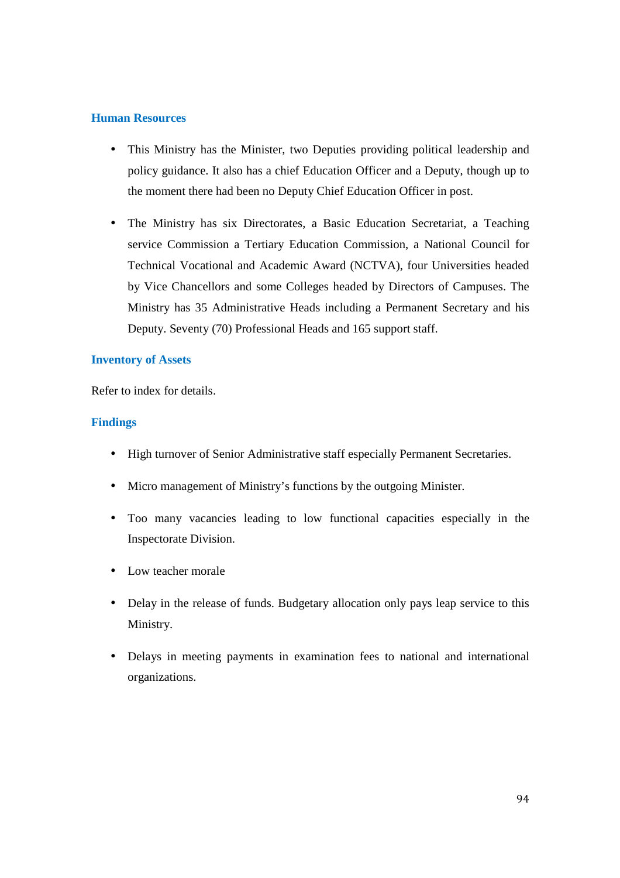### Human Resources

- This Ministry has the Minister, two Deputies providing political leadership and policy guidance. It also has a chief Education Officer and a Deputy, though up to the moment there had been no Deputy Chief Education Officer in post.

- The Ministry has six Directorates, a Basic Education Secretariat, a Teaching service Commission a Tertiary Education Commission, a National Council for Technical Vocational and Academic Award (NCTVA), four Universities headed by Vice Chancellors and some Colleges headed by Directors of Campuses. The Ministry has 35 Administrative Heads including a Permanent Secretary and his Deputy. Seventy (70) Professional Heads and 165 support staff.

### Inventory of Assets

Refer to index for details.

### Findings

- High turnover of Senior Administrative staff especially Permanent Secretaries.

- Micro management of Ministry's functions by the outgoing Minister.

- Too many vacancies leading to low functional capacities especially in the Inspectorate Division.

- Low teacher morale

- Delay in the release of funds. Budgetary allocation only pays leap service to this Ministry.

- Delays in meeting payments in examination fees to national and international organizations.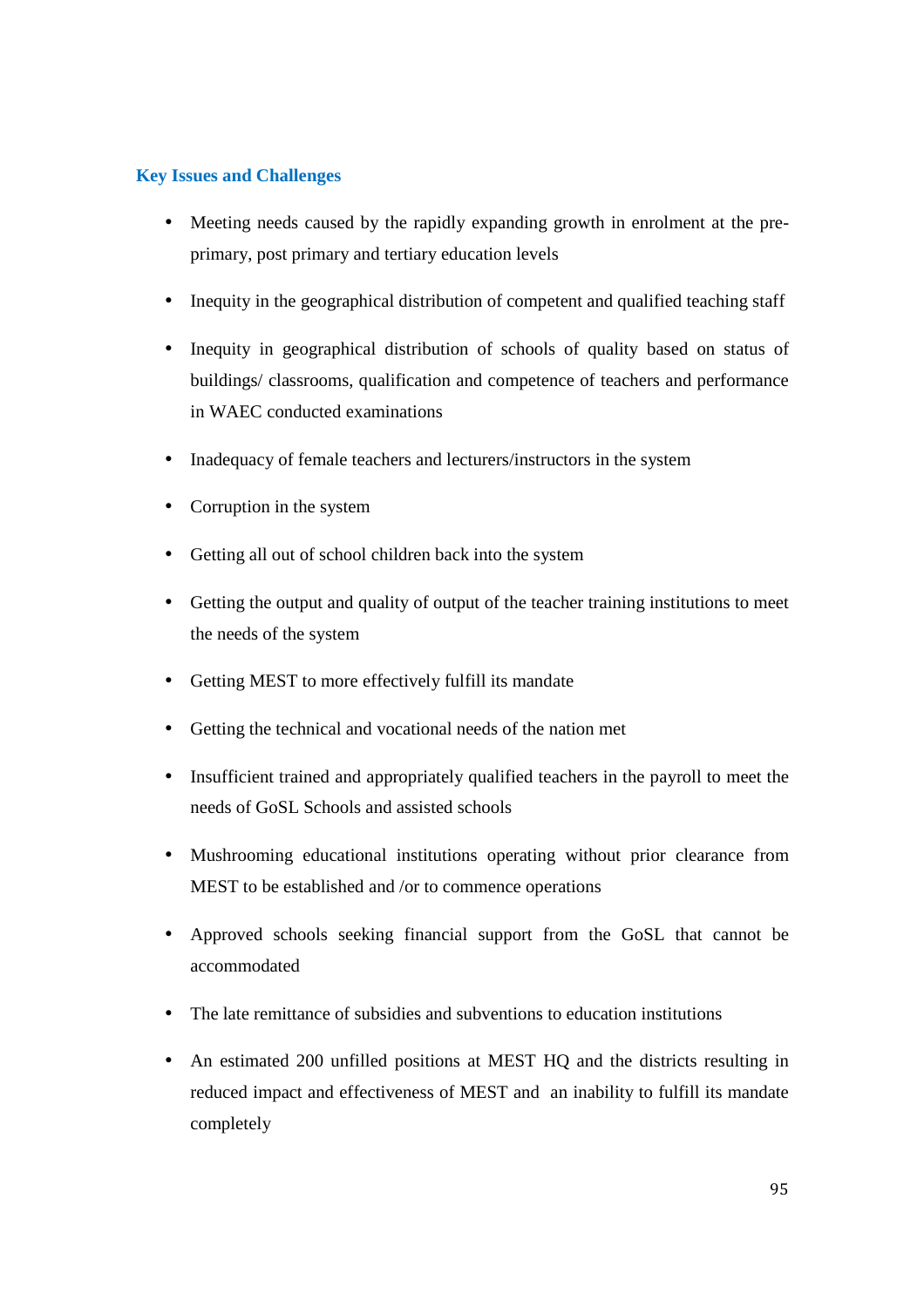### Key Issues and Challenges

- Meeting needs caused by the rapidly expanding growth in enrolment at the pre-primary, post primary and tertiary education levels
- Inequity in the geographical distribution of competent and qualified teaching staff
- Inequity in geographical distribution of schools of quality based on status of buildings/ classrooms, qualification and competence of teachers and performance in WAEC conducted examinations
- Inadequacy of female teachers and lecturers/instructors in the system
- Corruption in the system
- Getting all out of school children back into the system
- Getting the output and quality of output of the teacher training institutions to meet the needs of the system
- Getting MEST to more effectively fulfill its mandate
- Getting the technical and vocational needs of the nation met
- Insufficient trained and appropriately qualified teachers in the payroll to meet the needs of GoSL Schools and assisted schools
- Mushrooming educational institutions operating without prior clearance from MEST to be established and /or to commence operations
- Approved schools seeking financial support from the GoSL that cannot be accommodated
- The late remittance of subsidies and subventions to education institutions
- An estimated 200 unfilled positions at MEST HQ and the districts resulting in reduced impact and effectiveness of MEST and an inability to fulfill its mandate completely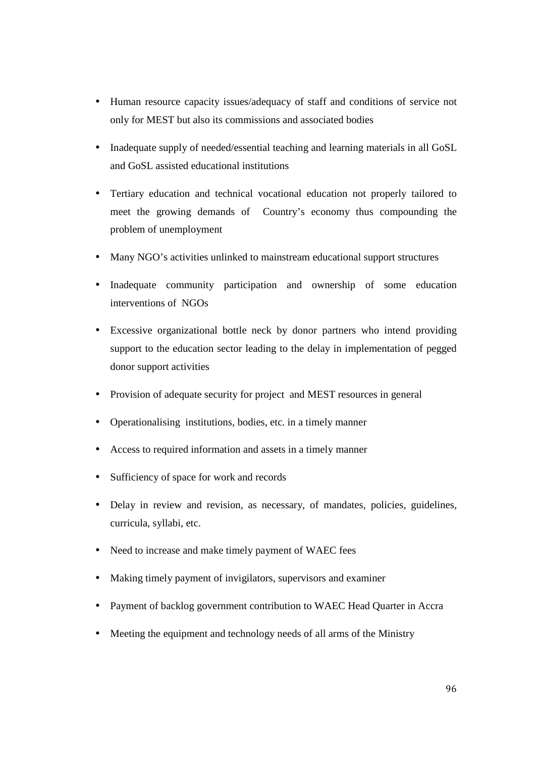- Human resource capacity issues/adequacy of staff and conditions of service not only for MEST but also its commissions and associated bodies
- Inadequate supply of needed/essential teaching and learning materials in all GoSL and GoSL assisted educational institutions
- Tertiary education and technical vocational education not properly tailored to meet the growing demands of Country's economy thus compounding the problem of unemployment
- Many NGO's activities unlinked to mainstream educational support structures
- Inadequate community participation and ownership of some education interventions of NGOs
- Excessive organizational bottle neck by donor partners who intend providing support to the education sector leading to the delay in implementation of pegged donor support activities
- Provision of adequate security for project and MEST resources in general
- Operationalising institutions, bodies, etc. in a timely manner
- Access to required information and assets in a timely manner
- Sufficiency of space for work and records
- Delay in review and revision, as necessary, of mandates, policies, guidelines, curricula, syllabi, etc.
- Need to increase and make timely payment of WAEC fees
- Making timely payment of invigilators, supervisors and examiner
- Payment of backlog government contribution to WAEC Head Quarter in Accra
- Meeting the equipment and technology needs of all arms of the Ministry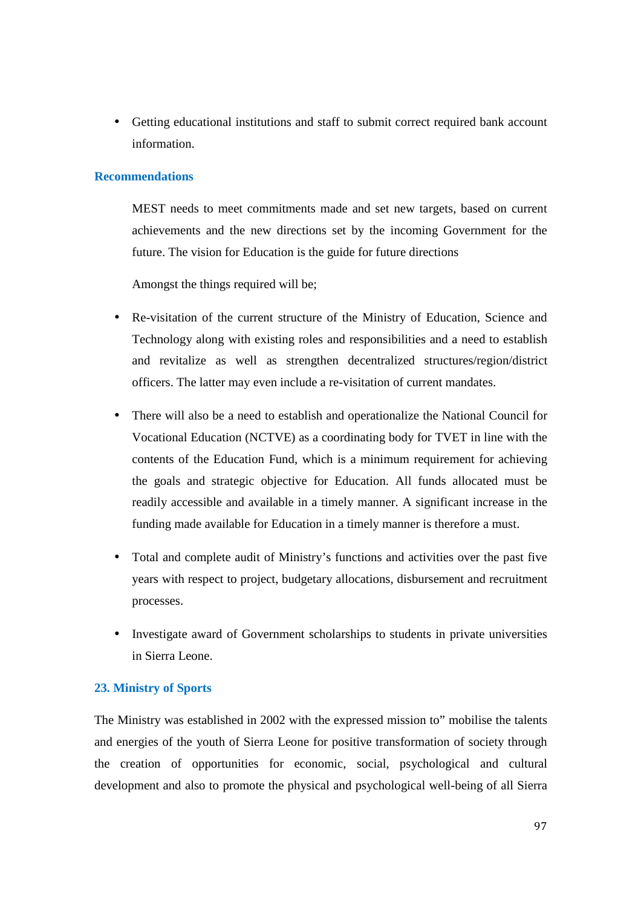- Getting educational institutions and staff to submit correct required bank account information.

### Recommendations

MEST needs to meet commitments made and set new targets, based on current achievements and the new directions set by the incoming Government for the future. The vision for Education is the guide for future directions

Amongst the things required will be;

- Re-visitation of the current structure of the Ministry of Education, Science and Technology along with existing roles and responsibilities and a need to establish and revitalize as well as strengthen decentralized structures/region/district officers. The latter may even include a re-visitation of current mandates.

- There will also be a need to establish and operationalize the National Council for Vocational Education (NCTVE) as a coordinating body for TVET in line with the contents of the Education Fund, which is a minimum requirement for achieving the goals and strategic objective for Education. All funds allocated must be readily accessible and available in a timely manner. A significant increase in the funding made available for Education in a timely manner is therefore a must.

- Total and complete audit of Ministry's functions and activities over the past five years with respect to project, budgetary allocations, disbursement and recruitment processes.

- Investigate award of Government scholarships to students in private universities in Sierra Leone.

## 23. Ministry of Sports

The Ministry was established in 2002 with the expressed mission to" mobilise the talents and energies of the youth of Sierra Leone for positive transformation of society through the creation of opportunities for economic, social, psychological and cultural development and also to promote the physical and psychological well-being of all Sierra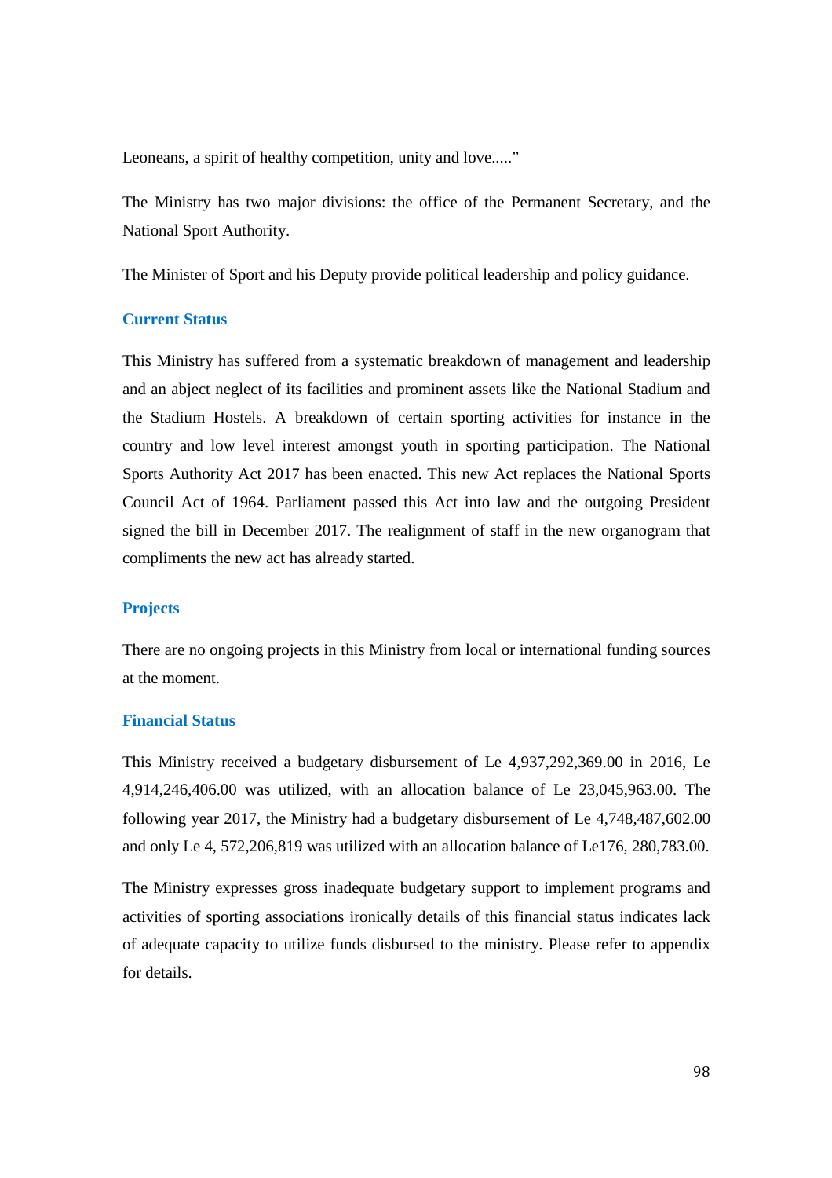Leoneans, a spirit of healthy competition, unity and love....."

The Ministry has two major divisions: the office of the Permanent Secretary, and the National Sport Authority.

The Minister of Sport and his Deputy provide political leadership and policy guidance.

### Current Status

This Ministry has suffered from a systematic breakdown of management and leadership and an abject neglect of its facilities and prominent assets like the National Stadium and the Stadium Hostels. A breakdown of certain sporting activities for instance in the country and low level interest amongst youth in sporting participation. The National Sports Authority Act 2017 has been enacted. This new Act replaces the National Sports Council Act of 1964. Parliament passed this Act into law and the outgoing President signed the bill in December 2017. The realignment of staff in the new organogram that compliments the new act has already started.

### Projects

There are no ongoing projects in this Ministry from local or international funding sources at the moment.

### Financial Status

This Ministry received a budgetary disbursement of Le 4,937,292,369.00 in 2016, Le 4,914,246,406.00 was utilized, with an allocation balance of Le 23,045,963.00. The following year 2017, the Ministry had a budgetary disbursement of Le 4,748,487,602.00 and only Le 4, 572,206,819 was utilized with an allocation balance of Le176, 280,783.00.

The Ministry expresses gross inadequate budgetary support to implement programs and activities of sporting associations ironically details of this financial status indicates lack of adequate capacity to utilize funds disbursed to the ministry. Please refer to appendix for details.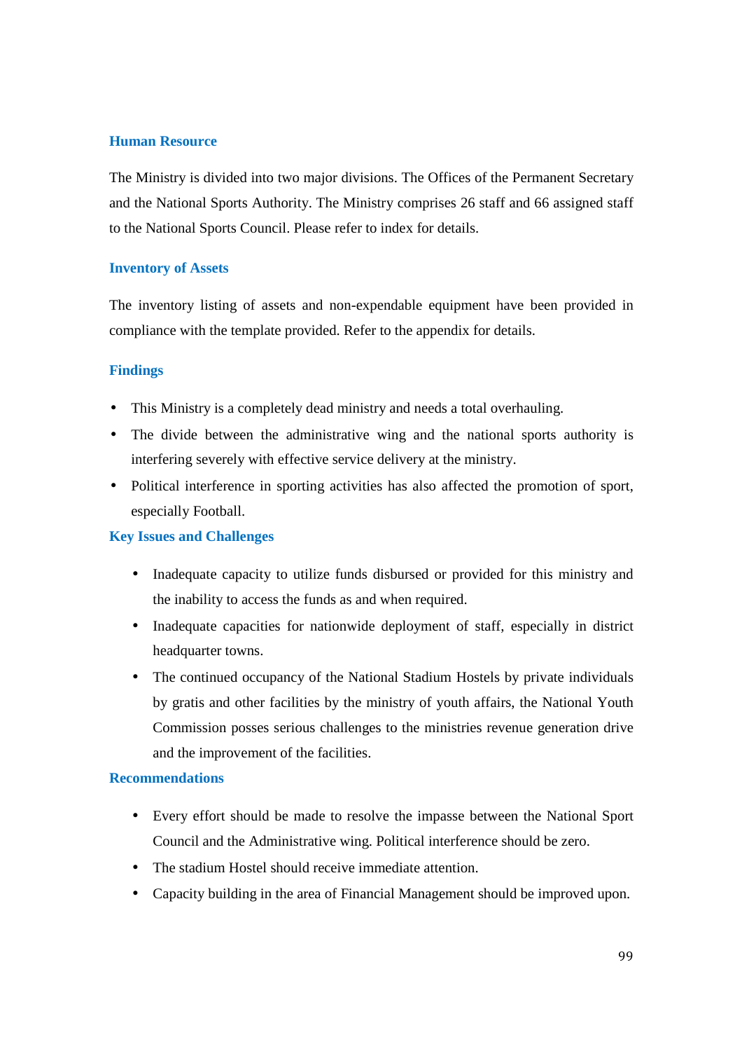### Human Resource

The Ministry is divided into two major divisions. The Offices of the Permanent Secretary and the National Sports Authority. The Ministry comprises 26 staff and 66 assigned staff to the National Sports Council. Please refer to index for details.

### Inventory of Assets

The inventory listing of assets and non-expendable equipment have been provided in compliance with the template provided. Refer to the appendix for details.

### Findings

- This Ministry is a completely dead ministry and needs a total overhauling.
- The divide between the administrative wing and the national sports authority is interfering severely with effective service delivery at the ministry.
- Political interference in sporting activities has also affected the promotion of sport, especially Football.

### Key Issues and Challenges

- Inadequate capacity to utilize funds disbursed or provided for this ministry and the inability to access the funds as and when required.
- Inadequate capacities for nationwide deployment of staff, especially in district headquarter towns.
- The continued occupancy of the National Stadium Hostels by private individuals by gratis and other facilities by the ministry of youth affairs, the National Youth Commission posses serious challenges to the ministries revenue generation drive and the improvement of the facilities.

### Recommendations

- Every effort should be made to resolve the impasse between the National Sport Council and the Administrative wing. Political interference should be zero.
- The stadium Hostel should receive immediate attention.
- Capacity building in the area of Financial Management should be improved upon.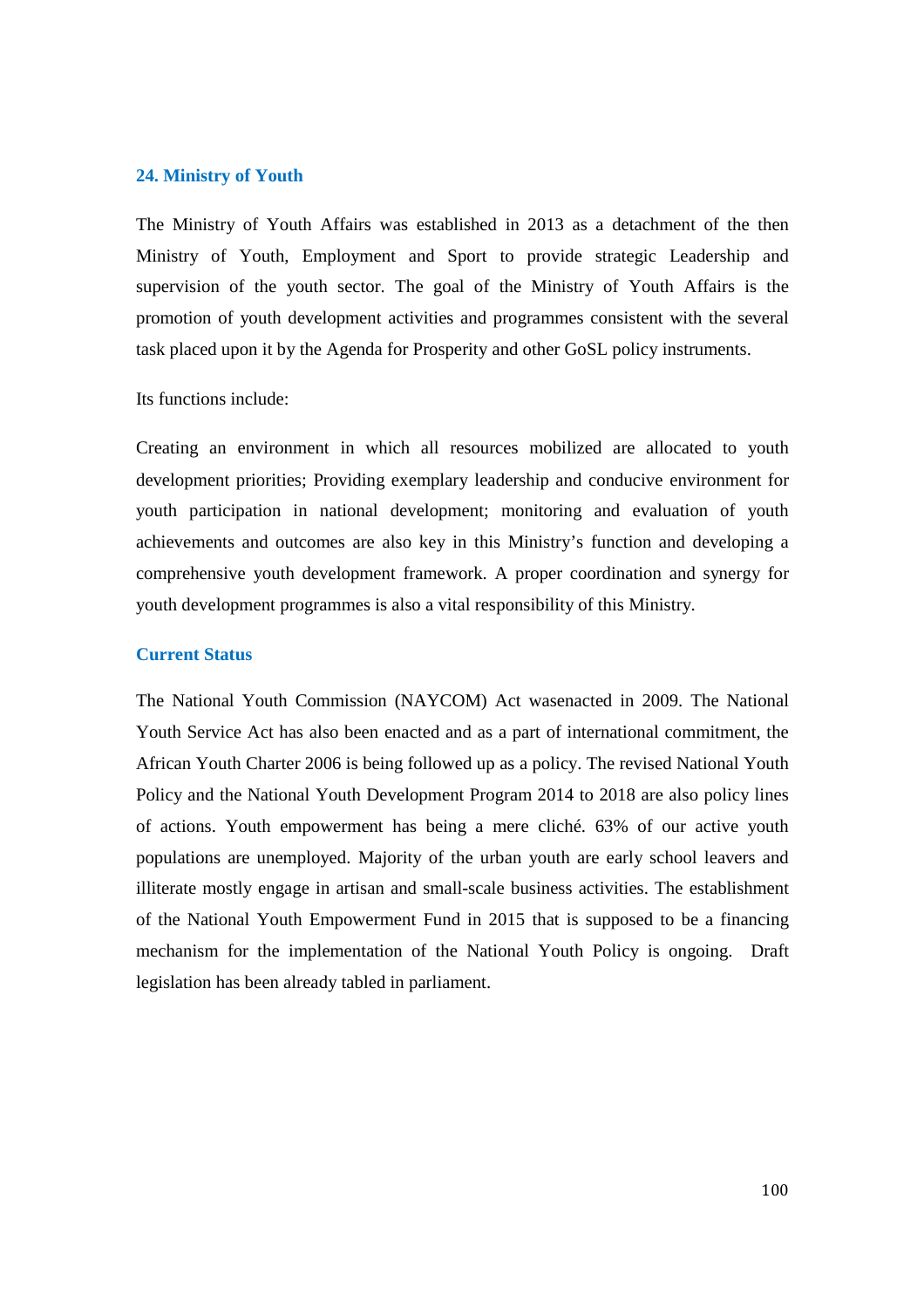## 24. Ministry of Youth

The Ministry of Youth Affairs was established in 2013 as a detachment of the then Ministry of Youth, Employment and Sport to provide strategic Leadership and supervision of the youth sector. The goal of the Ministry of Youth Affairs is the promotion of youth development activities and programmes consistent with the several task placed upon it by the Agenda for Prosperity and other GoSL policy instruments.

Its functions include:

Creating an environment in which all resources mobilized are allocated to youth development priorities; Providing exemplary leadership and conducive environment for youth participation in national development; monitoring and evaluation of youth achievements and outcomes are also key in this Ministry's function and developing a comprehensive youth development framework. A proper coordination and synergy for youth development programmes is also a vital responsibility of this Ministry.

### Current Status

The National Youth Commission (NAYCOM) Act wasenacted in 2009. The National Youth Service Act has also been enacted and as a part of international commitment, the African Youth Charter 2006 is being followed up as a policy. The revised National Youth Policy and the National Youth Development Program 2014 to 2018 are also policy lines of actions. Youth empowerment has being a mere cliché. 63% of our active youth populations are unemployed. Majority of the urban youth are early school leavers and illiterate mostly engage in artisan and small-scale business activities. The establishment of the National Youth Empowerment Fund in 2015 that is supposed to be a financing mechanism for the implementation of the National Youth Policy is ongoing. Draft legislation has been already tabled in parliament.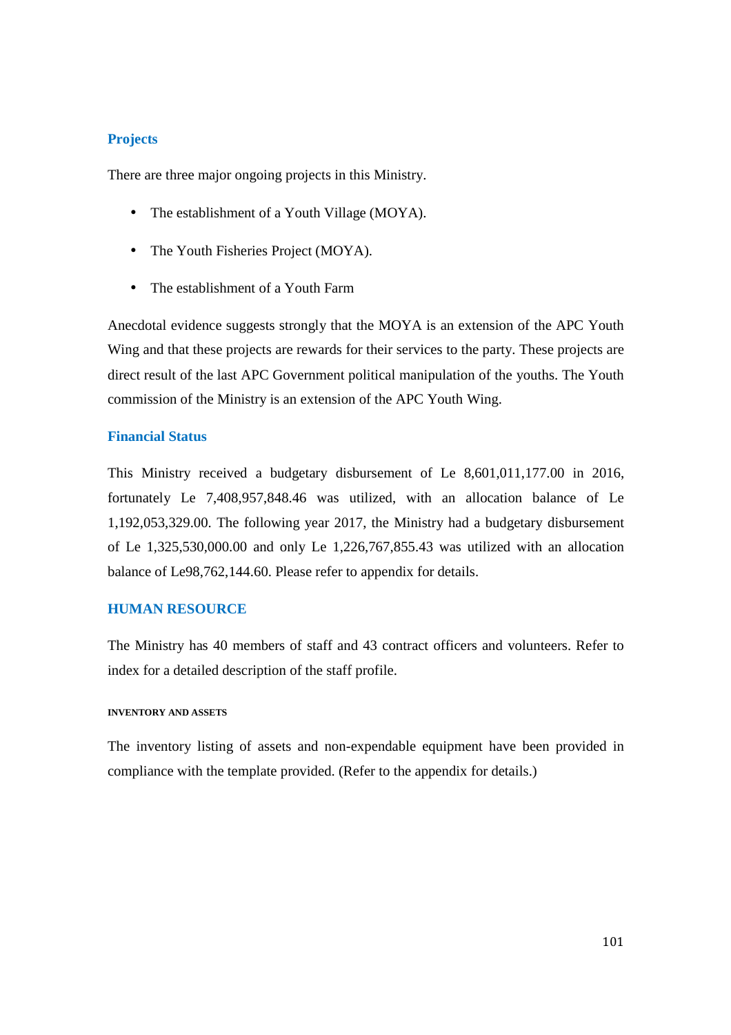## Projects

There are three major ongoing projects in this Ministry.

- The establishment of a Youth Village (MOYA).
- The Youth Fisheries Project (MOYA).
- The establishment of a Youth Farm

Anecdotal evidence suggests strongly that the MOYA is an extension of the APC Youth Wing and that these projects are rewards for their services to the party. These projects are direct result of the last APC Government political manipulation of the youths. The Youth commission of the Ministry is an extension of the APC Youth Wing.

## Financial Status

This Ministry received a budgetary disbursement of Le 8,601,011,177.00 in 2016, fortunately Le 7,408,957,848.46 was utilized, with an allocation balance of Le 1,192,053,329.00. The following year 2017, the Ministry had a budgetary disbursement of Le 1,325,530,000.00 and only Le 1,226,767,855.43 was utilized with an allocation balance of Le98,762,144.60. Please refer to appendix for details.

## HUMAN RESOURCE

The Ministry has 40 members of staff and 43 contract officers and volunteers. Refer to index for a detailed description of the staff profile.

#### INVENTORY AND ASSETS

The inventory listing of assets and non-expendable equipment have been provided in compliance with the template provided. (Refer to the appendix for details.)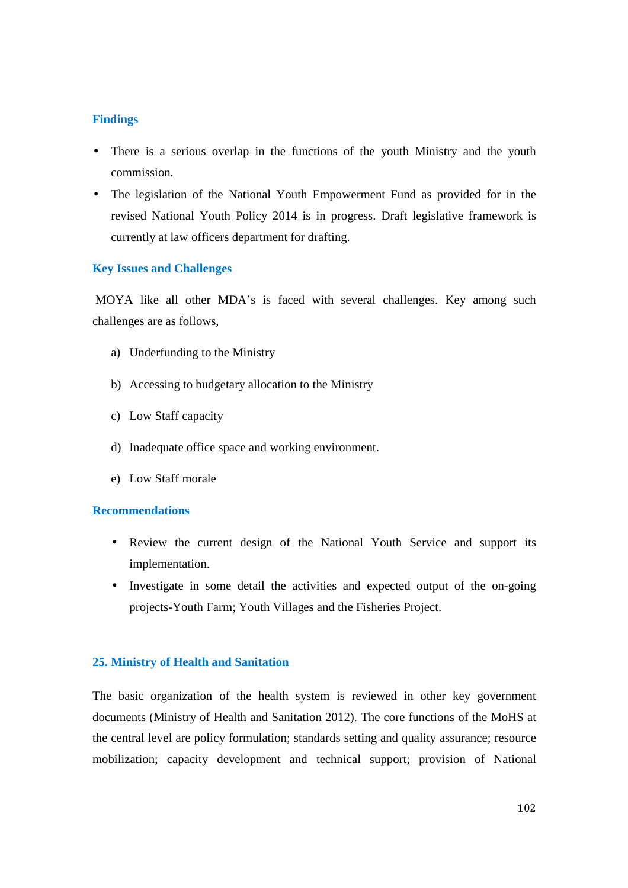### Findings

- There is a serious overlap in the functions of the youth Ministry and the youth commission.
- The legislation of the National Youth Empowerment Fund as provided for in the revised National Youth Policy 2014 is in progress. Draft legislative framework is currently at law officers department for drafting.

### Key Issues and Challenges

MOYA like all other MDA's is faced with several challenges. Key among such challenges are as follows,

a) Underfunding to the Ministry

b) Accessing to budgetary allocation to the Ministry

c) Low Staff capacity

d) Inadequate office space and working environment.

e) Low Staff morale

### Recommendations

- Review the current design of the National Youth Service and support its implementation.
- Investigate in some detail the activities and expected output of the on-going projects-Youth Farm; Youth Villages and the Fisheries Project.

## 25. Ministry of Health and Sanitation

The basic organization of the health system is reviewed in other key government documents (Ministry of Health and Sanitation 2012). The core functions of the MoHS at the central level are policy formulation; standards setting and quality assurance; resource mobilization; capacity development and technical support; provision of National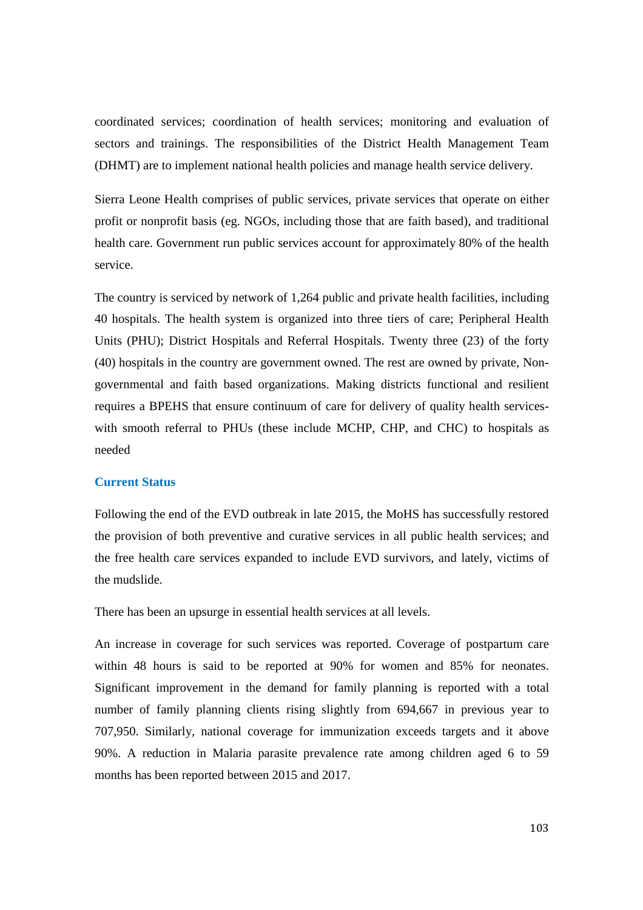coordinated services; coordination of health services; monitoring and evaluation of sectors and trainings. The responsibilities of the District Health Management Team (DHMT) are to implement national health policies and manage health service delivery.

Sierra Leone Health comprises of public services, private services that operate on either profit or nonprofit basis (eg. NGOs, including those that are faith based), and traditional health care. Government run public services account for approximately 80% of the health service.

The country is serviced by network of 1,264 public and private health facilities, including 40 hospitals. The health system is organized into three tiers of care; Peripheral Health Units (PHU); District Hospitals and Referral Hospitals. Twenty three (23) of the forty (40) hospitals in the country are government owned. The rest are owned by private, Non-governmental and faith based organizations. Making districts functional and resilient requires a BPEHS that ensure continuum of care for delivery of quality health services- with smooth referral to PHUs (these include MCHP, CHP, and CHC) to hospitals as needed

### Current Status

Following the end of the EVD outbreak in late 2015, the MoHS has successfully restored the provision of both preventive and curative services in all public health services; and the free health care services expanded to include EVD survivors, and lately, victims of the mudslide.

There has been an upsurge in essential health services at all levels.

An increase in coverage for such services was reported. Coverage of postpartum care within 48 hours is said to be reported at 90% for women and 85% for neonates. Significant improvement in the demand for family planning is reported with a total number of family planning clients rising slightly from 694,667 in previous year to 707,950. Similarly, national coverage for immunization exceeds targets and it above 90%. A reduction in Malaria parasite prevalence rate among children aged 6 to 59 months has been reported between 2015 and 2017.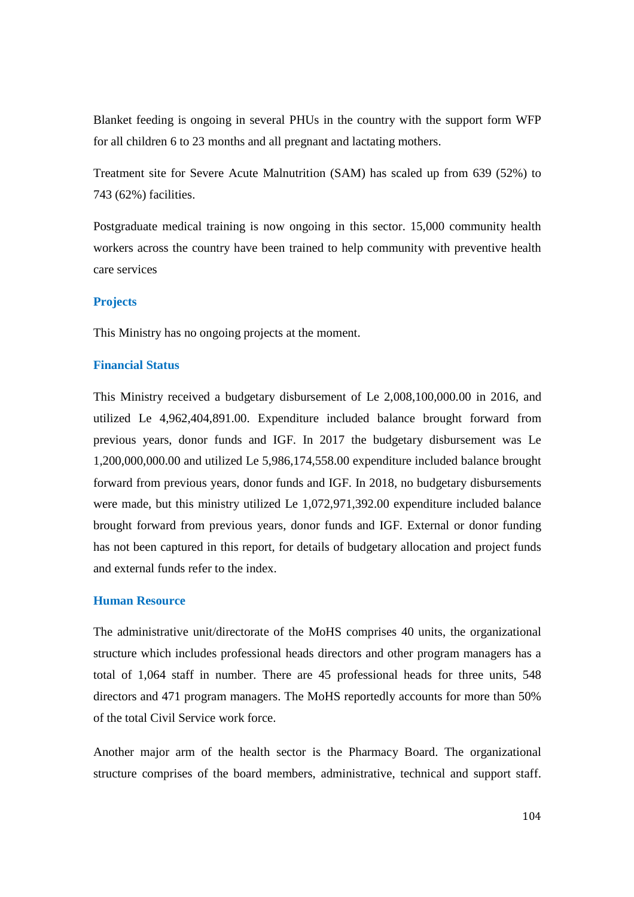Blanket feeding is ongoing in several PHUs in the country with the support form WFP for all children 6 to 23 months and all pregnant and lactating mothers.

Treatment site for Severe Acute Malnutrition (SAM) has scaled up from 639 (52%) to 743 (62%) facilities.

Postgraduate medical training is now ongoing in this sector. 15,000 community health workers across the country have been trained to help community with preventive health care services

### Projects

This Ministry has no ongoing projects at the moment.

### Financial Status

This Ministry received a budgetary disbursement of Le 2,008,100,000.00 in 2016, and utilized Le 4,962,404,891.00. Expenditure included balance brought forward from previous years, donor funds and IGF. In 2017 the budgetary disbursement was Le 1,200,000,000.00 and utilized Le 5,986,174,558.00 expenditure included balance brought forward from previous years, donor funds and IGF. In 2018, no budgetary disbursements were made, but this ministry utilized Le 1,072,971,392.00 expenditure included balance brought forward from previous years, donor funds and IGF. External or donor funding has not been captured in this report, for details of budgetary allocation and project funds and external funds refer to the index.

### Human Resource

The administrative unit/directorate of the MoHS comprises 40 units, the organizational structure which includes professional heads directors and other program managers has a total of 1,064 staff in number. There are 45 professional heads for three units, 548 directors and 471 program managers. The MoHS reportedly accounts for more than 50% of the total Civil Service work force.

Another major arm of the health sector is the Pharmacy Board. The organizational structure comprises of the board members, administrative, technical and support staff.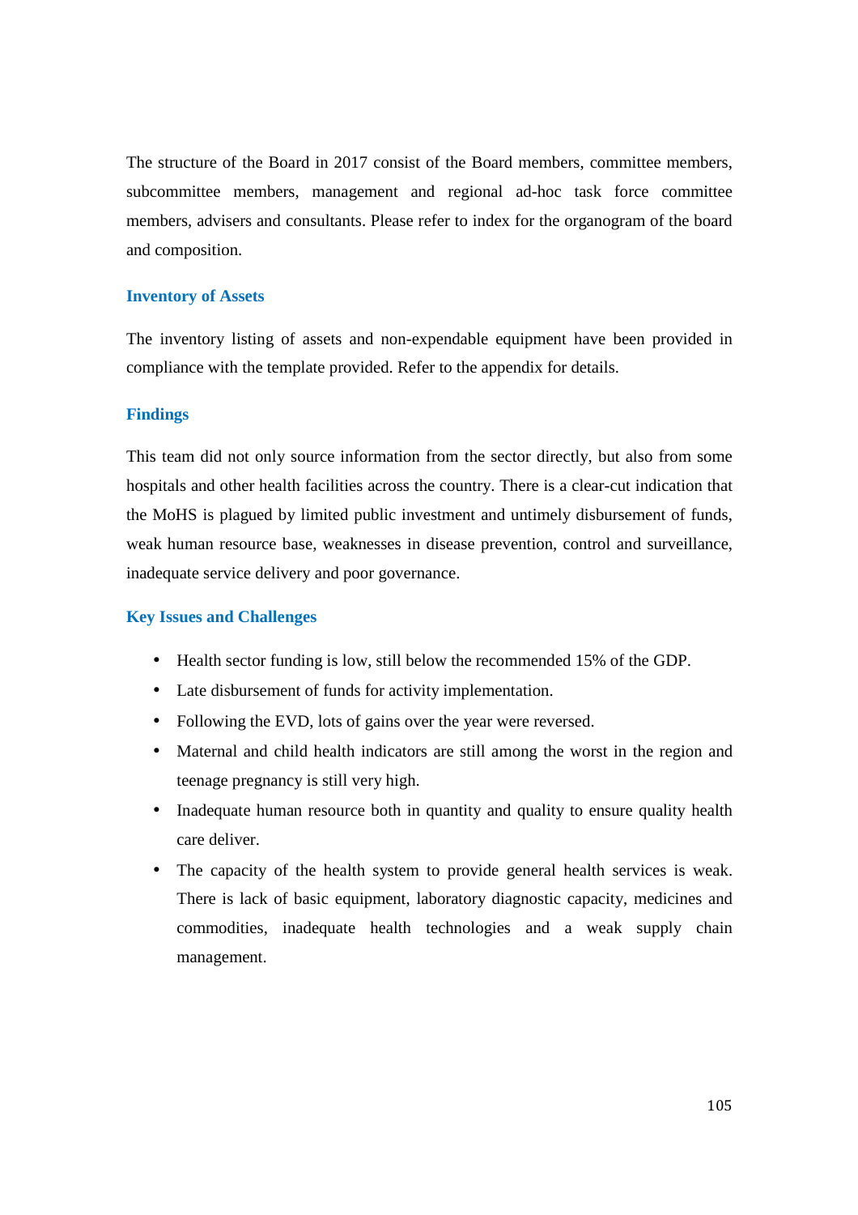The structure of the Board in 2017 consist of the Board members, committee members, subcommittee members, management and regional ad-hoc task force committee members, advisers and consultants. Please refer to index for the organogram of the board and composition.

### Inventory of Assets

The inventory listing of assets and non-expendable equipment have been provided in compliance with the template provided. Refer to the appendix for details.

### Findings

This team did not only source information from the sector directly, but also from some hospitals and other health facilities across the country. There is a clear-cut indication that the MoHS is plagued by limited public investment and untimely disbursement of funds, weak human resource base, weaknesses in disease prevention, control and surveillance, inadequate service delivery and poor governance.

### Key Issues and Challenges

- Health sector funding is low, still below the recommended 15% of the GDP.
- Late disbursement of funds for activity implementation.
- Following the EVD, lots of gains over the year were reversed.
- Maternal and child health indicators are still among the worst in the region and teenage pregnancy is still very high.
- Inadequate human resource both in quantity and quality to ensure quality health care deliver.
- The capacity of the health system to provide general health services is weak. There is lack of basic equipment, laboratory diagnostic capacity, medicines and commodities, inadequate health technologies and a weak supply chain management.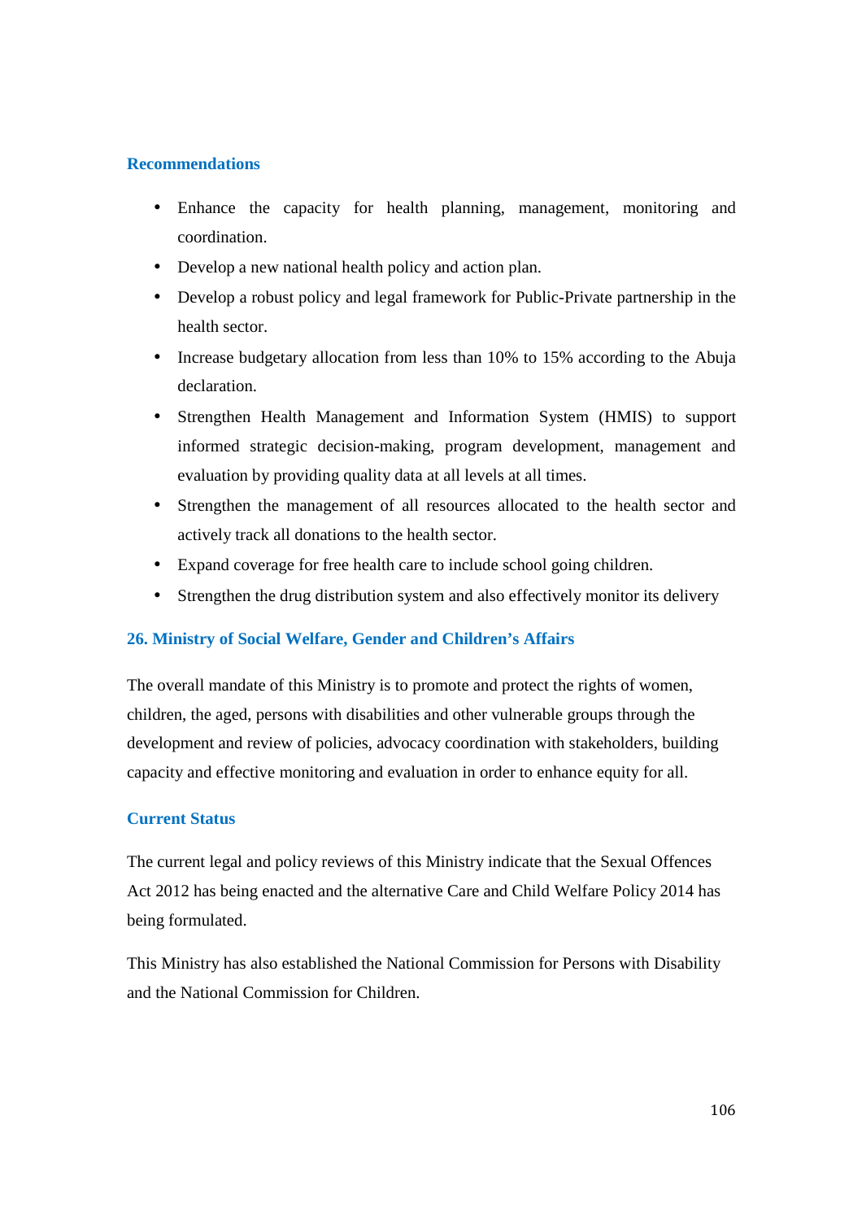### Recommendations

- Enhance the capacity for health planning, management, monitoring and coordination.
- Develop a new national health policy and action plan.
- Develop a robust policy and legal framework for Public-Private partnership in the health sector.
- Increase budgetary allocation from less than 10% to 15% according to the Abuja declaration.
- Strengthen Health Management and Information System (HMIS) to support informed strategic decision-making, program development, management and evaluation by providing quality data at all levels at all times.
- Strengthen the management of all resources allocated to the health sector and actively track all donations to the health sector.
- Expand coverage for free health care to include school going children.
- Strengthen the drug distribution system and also effectively monitor its delivery

## 26. Ministry of Social Welfare, Gender and Children's Affairs

The overall mandate of this Ministry is to promote and protect the rights of women, children, the aged, persons with disabilities and other vulnerable groups through the development and review of policies, advocacy coordination with stakeholders, building capacity and effective monitoring and evaluation in order to enhance equity for all.

### Current Status

The current legal and policy reviews of this Ministry indicate that the Sexual Offences Act 2012 has being enacted and the alternative Care and Child Welfare Policy 2014 has being formulated.

This Ministry has also established the National Commission for Persons with Disability and the National Commission for Children.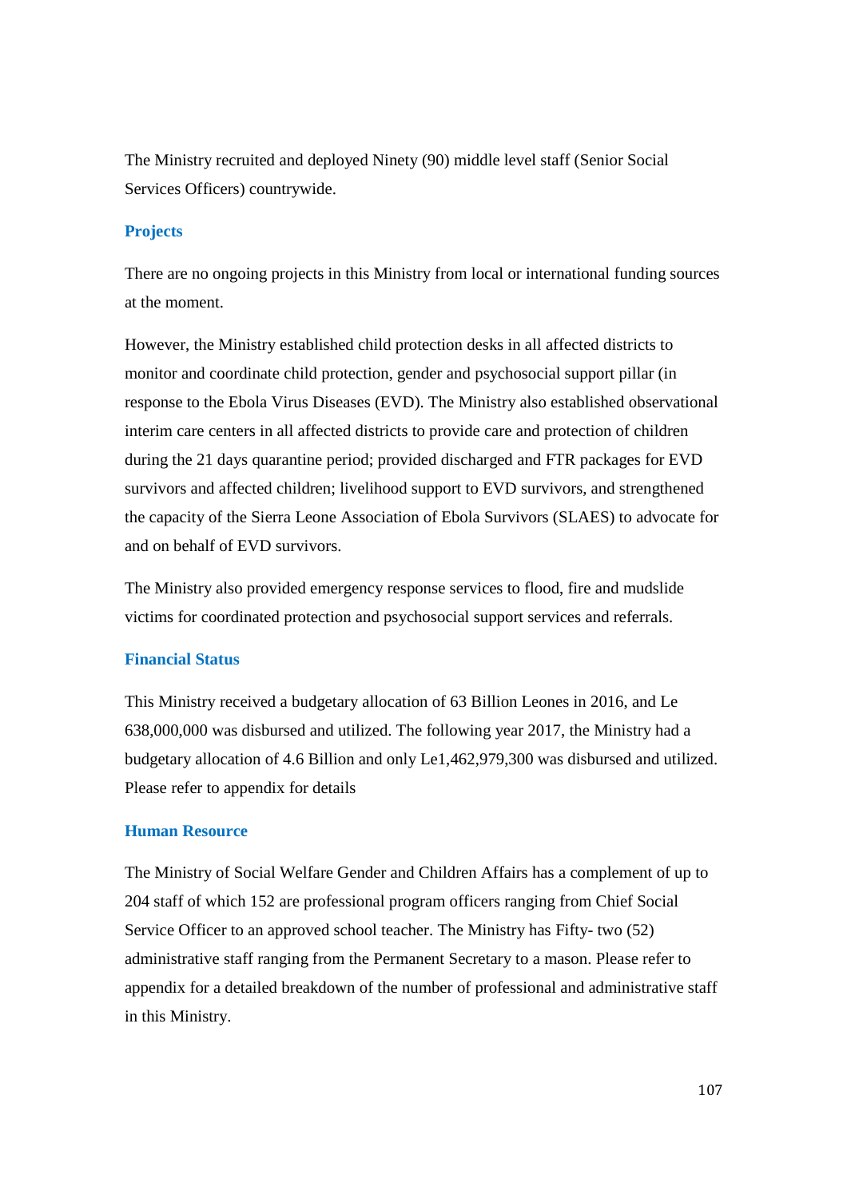The Ministry recruited and deployed Ninety (90) middle level staff (Senior Social Services Officers) countrywide.

### Projects

There are no ongoing projects in this Ministry from local or international funding sources at the moment.

However, the Ministry established child protection desks in all affected districts to monitor and coordinate child protection, gender and psychosocial support pillar (in response to the Ebola Virus Diseases (EVD). The Ministry also established observational interim care centers in all affected districts to provide care and protection of children during the 21 days quarantine period; provided discharged and FTR packages for EVD survivors and affected children; livelihood support to EVD survivors, and strengthened the capacity of the Sierra Leone Association of Ebola Survivors (SLAES) to advocate for and on behalf of EVD survivors.

The Ministry also provided emergency response services to flood, fire and mudslide victims for coordinated protection and psychosocial support services and referrals.

### Financial Status

This Ministry received a budgetary allocation of 63 Billion Leones in 2016, and Le 638,000,000 was disbursed and utilized. The following year 2017, the Ministry had a budgetary allocation of 4.6 Billion and only Le1,462,979,300 was disbursed and utilized. Please refer to appendix for details

### Human Resource

The Ministry of Social Welfare Gender and Children Affairs has a complement of up to 204 staff of which 152 are professional program officers ranging from Chief Social Service Officer to an approved school teacher. The Ministry has Fifty- two (52) administrative staff ranging from the Permanent Secretary to a mason. Please refer to appendix for a detailed breakdown of the number of professional and administrative staff in this Ministry.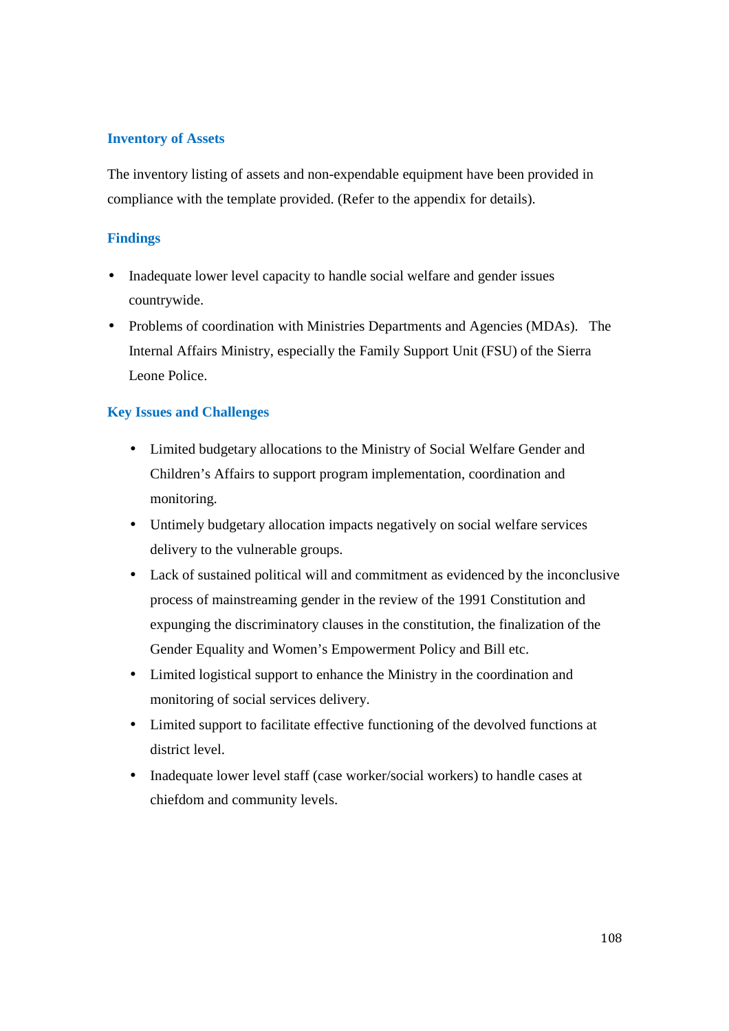### Inventory of Assets

The inventory listing of assets and non-expendable equipment have been provided in compliance with the template provided. (Refer to the appendix for details).

### Findings

- Inadequate lower level capacity to handle social welfare and gender issues countrywide.
- Problems of coordination with Ministries Departments and Agencies (MDAs). The Internal Affairs Ministry, especially the Family Support Unit (FSU) of the Sierra Leone Police.

### Key Issues and Challenges

- Limited budgetary allocations to the Ministry of Social Welfare Gender and Children's Affairs to support program implementation, coordination and monitoring.
- Untimely budgetary allocation impacts negatively on social welfare services delivery to the vulnerable groups.
- Lack of sustained political will and commitment as evidenced by the inconclusive process of mainstreaming gender in the review of the 1991 Constitution and expunging the discriminatory clauses in the constitution, the finalization of the Gender Equality and Women's Empowerment Policy and Bill etc.
- Limited logistical support to enhance the Ministry in the coordination and monitoring of social services delivery.
- Limited support to facilitate effective functioning of the devolved functions at district level.
- Inadequate lower level staff (case worker/social workers) to handle cases at chiefdom and community levels.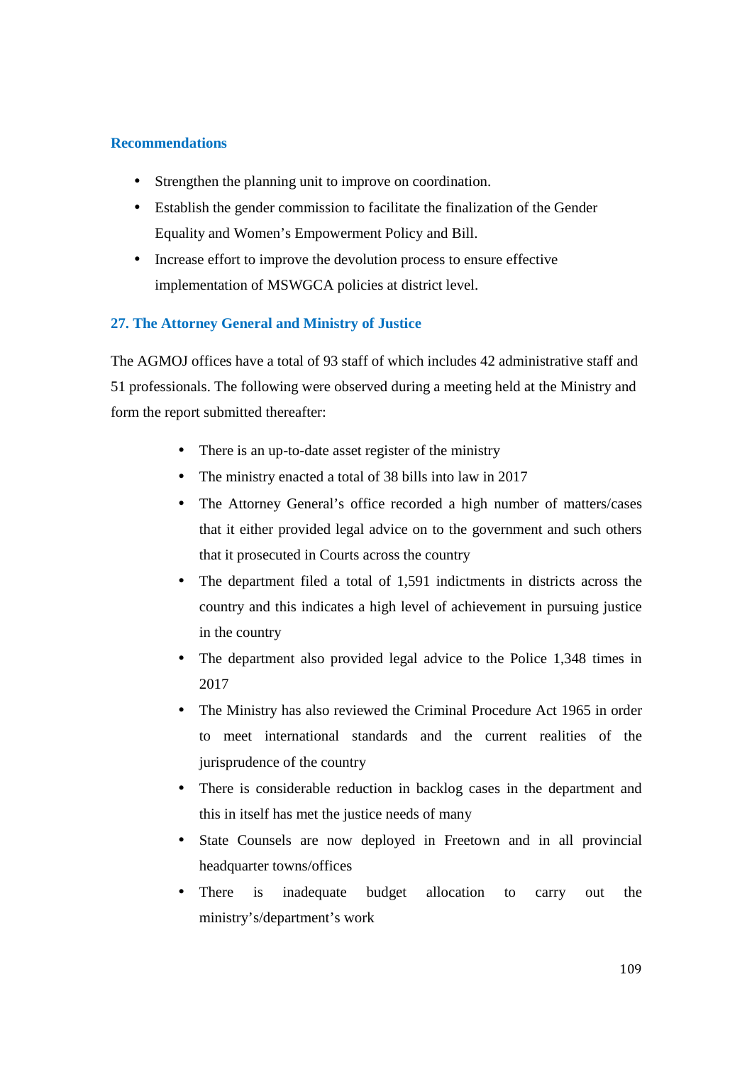### Recommendations

- Strengthen the planning unit to improve on coordination.
- Establish the gender commission to facilitate the finalization of the Gender Equality and Women's Empowerment Policy and Bill.
- Increase effort to improve the devolution process to ensure effective implementation of MSWGCA policies at district level.

### 27. The Attorney General and Ministry of Justice

The AGMOJ offices have a total of 93 staff of which includes 42 administrative staff and 51 professionals. The following were observed during a meeting held at the Ministry and form the report submitted thereafter:

- There is an up-to-date asset register of the ministry
- The ministry enacted a total of 38 bills into law in 2017
- The Attorney General's office recorded a high number of matters/cases that it either provided legal advice on to the government and such others that it prosecuted in Courts across the country
- The department filed a total of 1,591 indictments in districts across the country and this indicates a high level of achievement in pursuing justice in the country
- The department also provided legal advice to the Police 1,348 times in 2017
- The Ministry has also reviewed the Criminal Procedure Act 1965 in order to meet international standards and the current realities of the jurisprudence of the country
- There is considerable reduction in backlog cases in the department and this in itself has met the justice needs of many
- State Counsels are now deployed in Freetown and in all provincial headquarter towns/offices
- There is inadequate budget allocation to carry out the ministry's/department's work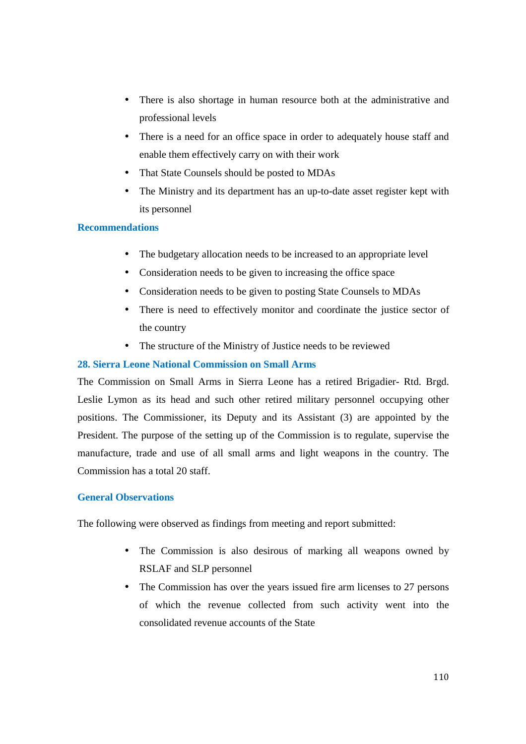- There is also shortage in human resource both at the administrative and professional levels
- There is a need for an office space in order to adequately house staff and enable them effectively carry on with their work
- That State Counsels should be posted to MDAs
- The Ministry and its department has an up-to-date asset register kept with its personnel

### Recommendations

- The budgetary allocation needs to be increased to an appropriate level
- Consideration needs to be given to increasing the office space
- Consideration needs to be given to posting State Counsels to MDAs
- There is need to effectively monitor and coordinate the justice sector of the country
- The structure of the Ministry of Justice needs to be reviewed

## 28. Sierra Leone National Commission on Small Arms

The Commission on Small Arms in Sierra Leone has a retired Brigadier- Rtd. Brgd. Leslie Lymon as its head and such other retired military personnel occupying other positions. The Commissioner, its Deputy and its Assistant (3) are appointed by the President. The purpose of the setting up of the Commission is to regulate, supervise the manufacture, trade and use of all small arms and light weapons in the country. The Commission has a total 20 staff.

### General Observations

The following were observed as findings from meeting and report submitted:

- The Commission is also desirous of marking all weapons owned by RSLAF and SLP personnel
- The Commission has over the years issued fire arm licenses to 27 persons of which the revenue collected from such activity went into the consolidated revenue accounts of the State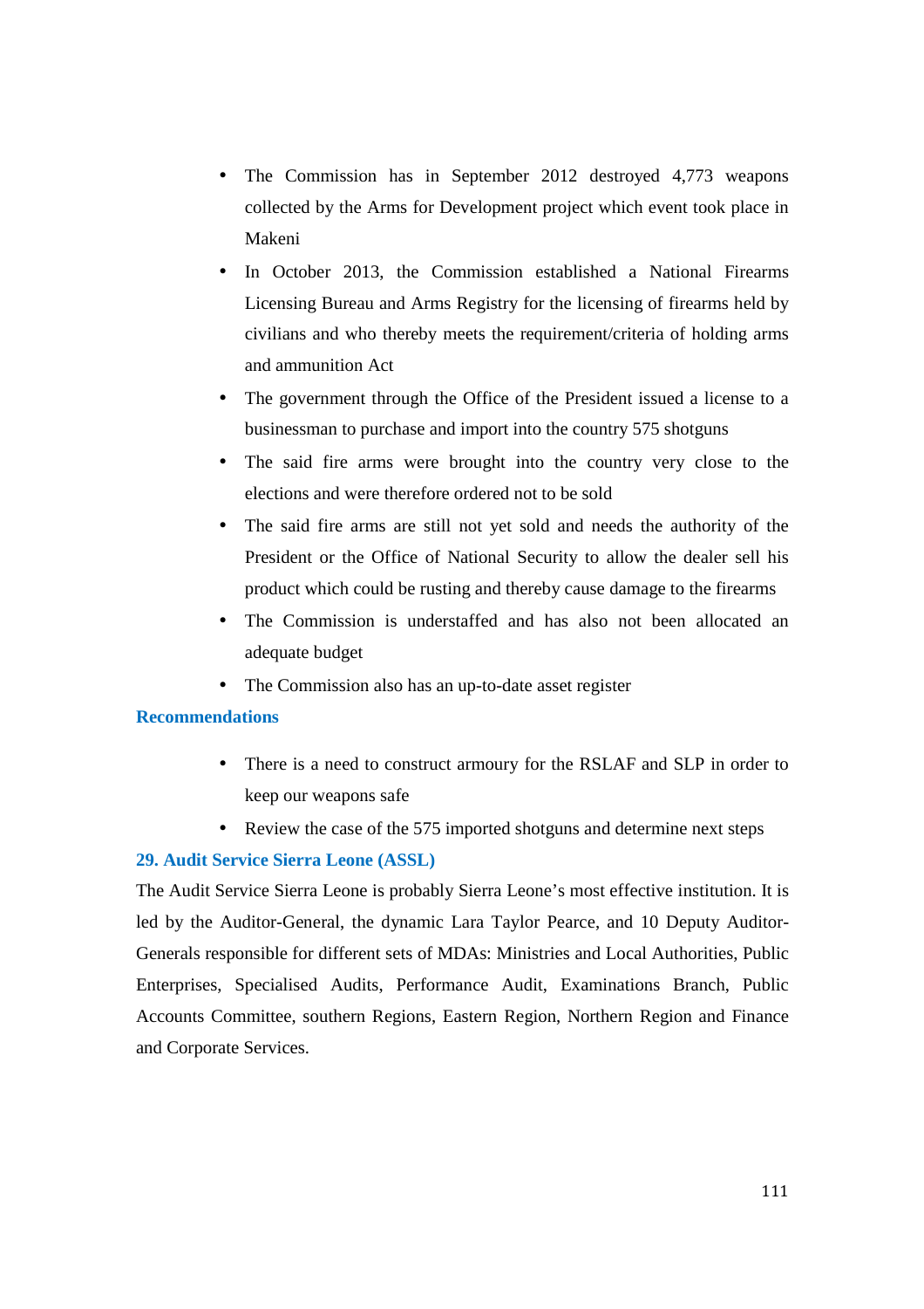- The Commission has in September 2012 destroyed 4,773 weapons collected by the Arms for Development project which event took place in Makeni
- In October 2013, the Commission established a National Firearms Licensing Bureau and Arms Registry for the licensing of firearms held by civilians and who thereby meets the requirement/criteria of holding arms and ammunition Act
- The government through the Office of the President issued a license to a businessman to purchase and import into the country 575 shotguns
- The said fire arms were brought into the country very close to the elections and were therefore ordered not to be sold
- The said fire arms are still not yet sold and needs the authority of the President or the Office of National Security to allow the dealer sell his product which could be rusting and thereby cause damage to the firearms
- The Commission is understaffed and has also not been allocated an adequate budget
- The Commission also has an up-to-date asset register

### Recommendations

- There is a need to construct armoury for the RSLAF and SLP in order to keep our weapons safe
- Review the case of the 575 imported shotguns and determine next steps

## 29. Audit Service Sierra Leone (ASSL)

The Audit Service Sierra Leone is probably Sierra Leone's most effective institution. It is led by the Auditor-General, the dynamic Lara Taylor Pearce, and 10 Deputy Auditor-Generals responsible for different sets of MDAs: Ministries and Local Authorities, Public Enterprises, Specialised Audits, Performance Audit, Examinations Branch, Public Accounts Committee, southern Regions, Eastern Region, Northern Region and Finance and Corporate Services.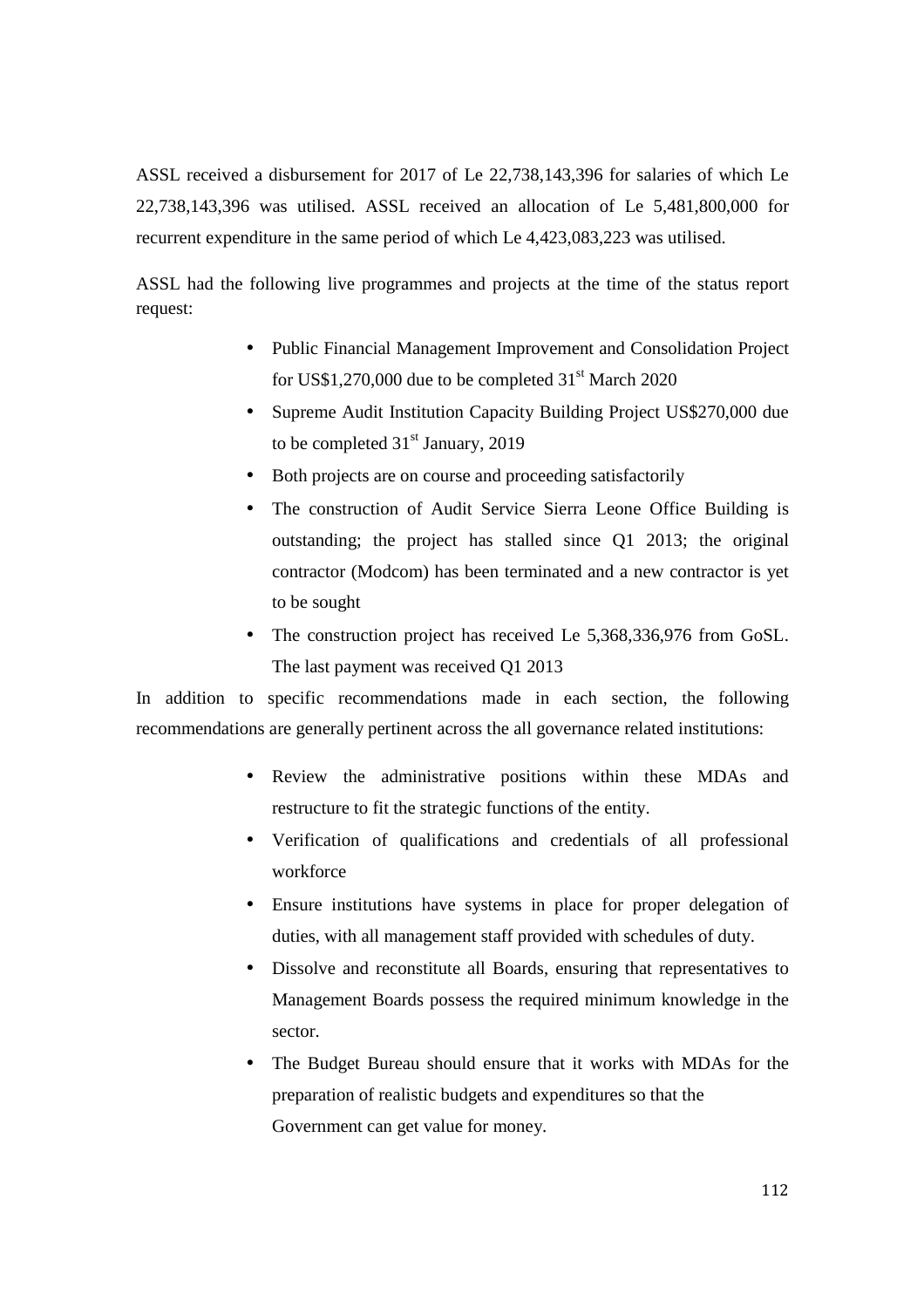ASSL received a disbursement for 2017 of Le 22,738,143,396 for salaries of which Le 22,738,143,396 was utilised. ASSL received an allocation of Le 5,481,800,000 for recurrent expenditure in the same period of which Le 4,423,083,223 was utilised.

ASSL had the following live programmes and projects at the time of the status report request:

- Public Financial Management Improvement and Consolidation Project for US$1,270,000 due to be completed 31st March 2020
- Supreme Audit Institution Capacity Building Project US$270,000 due to be completed 31st January, 2019
- Both projects are on course and proceeding satisfactorily
- The construction of Audit Service Sierra Leone Office Building is outstanding; the project has stalled since Q1 2013; the original contractor (Modcom) has been terminated and a new contractor is yet to be sought
- The construction project has received Le 5,368,336,976 from GoSL. The last payment was received Q1 2013

In addition to specific recommendations made in each section, the following recommendations are generally pertinent across the all governance related institutions:

- Review the administrative positions within these MDAs and restructure to fit the strategic functions of the entity.
- Verification of qualifications and credentials of all professional workforce
- Ensure institutions have systems in place for proper delegation of duties, with all management staff provided with schedules of duty.
- Dissolve and reconstitute all Boards, ensuring that representatives to Management Boards possess the required minimum knowledge in the sector.
- The Budget Bureau should ensure that it works with MDAs for the preparation of realistic budgets and expenditures so that the Government can get value for money.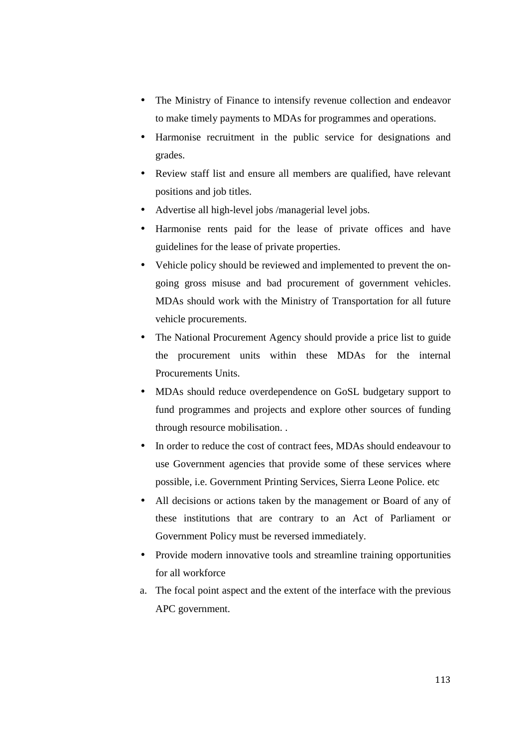- The Ministry of Finance to intensify revenue collection and endeavor to make timely payments to MDAs for programmes and operations.
- Harmonise recruitment in the public service for designations and grades.
- Review staff list and ensure all members are qualified, have relevant positions and job titles.
- Advertise all high-level jobs /managerial level jobs.
- Harmonise rents paid for the lease of private offices and have guidelines for the lease of private properties.
- Vehicle policy should be reviewed and implemented to prevent the on-going gross misuse and bad procurement of government vehicles. MDAs should work with the Ministry of Transportation for all future vehicle procurements.
- The National Procurement Agency should provide a price list to guide the procurement units within these MDAs for the internal Procurements Units.
- MDAs should reduce overdependence on GoSL budgetary support to fund programmes and projects and explore other sources of funding through resource mobilisation. .
- In order to reduce the cost of contract fees, MDAs should endeavour to use Government agencies that provide some of these services where possible, i.e. Government Printing Services, Sierra Leone Police. etc
- All decisions or actions taken by the management or Board of any of these institutions that are contrary to an Act of Parliament or Government Policy must be reversed immediately.
- Provide modern innovative tools and streamline training opportunities for all workforce

a. The focal point aspect and the extent of the interface with the previous APC government.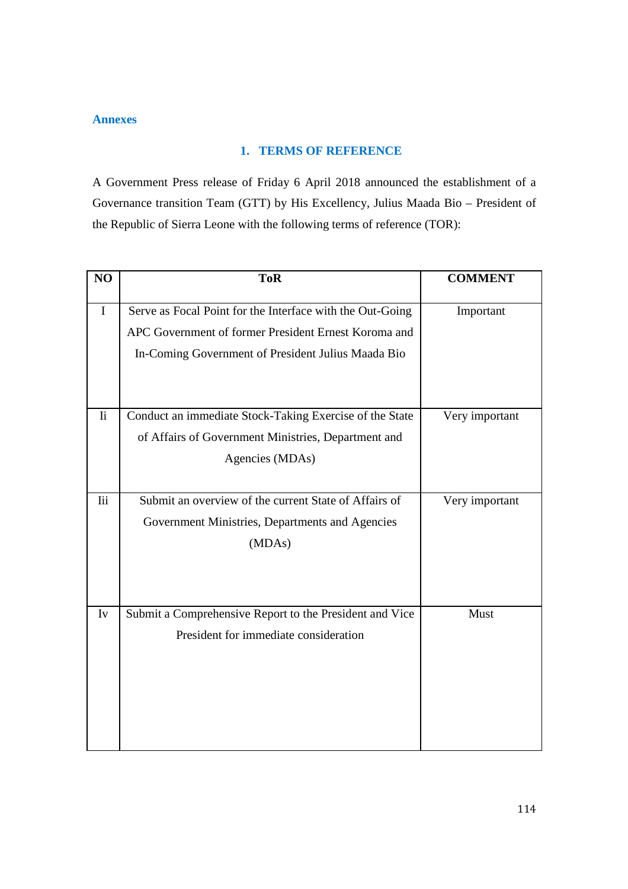## Annexes

### 1. TERMS OF REFERENCE

A Government Press release of Friday 6 April 2018 announced the establishment of a Governance transition Team (GTT) by His Excellency, Julius Maada Bio – President of the Republic of Sierra Leone with the following terms of reference (TOR):

| NO | ToR | COMMENT |
|---|---|---|
| I | Serve as Focal Point for the Interface with the Out-Going APC Government of former President Ernest Koroma and In-Coming Government of President Julius Maada Bio | Important |
| Ii | Conduct an immediate Stock-Taking Exercise of the State of Affairs of Government Ministries, Department and Agencies (MDAs) | Very important |
| Iii | Submit an overview of the current State of Affairs of Government Ministries, Departments and Agencies (MDAs) | Very important |
| Iv | Submit a Comprehensive Report to the President and Vice President for immediate consideration | Must |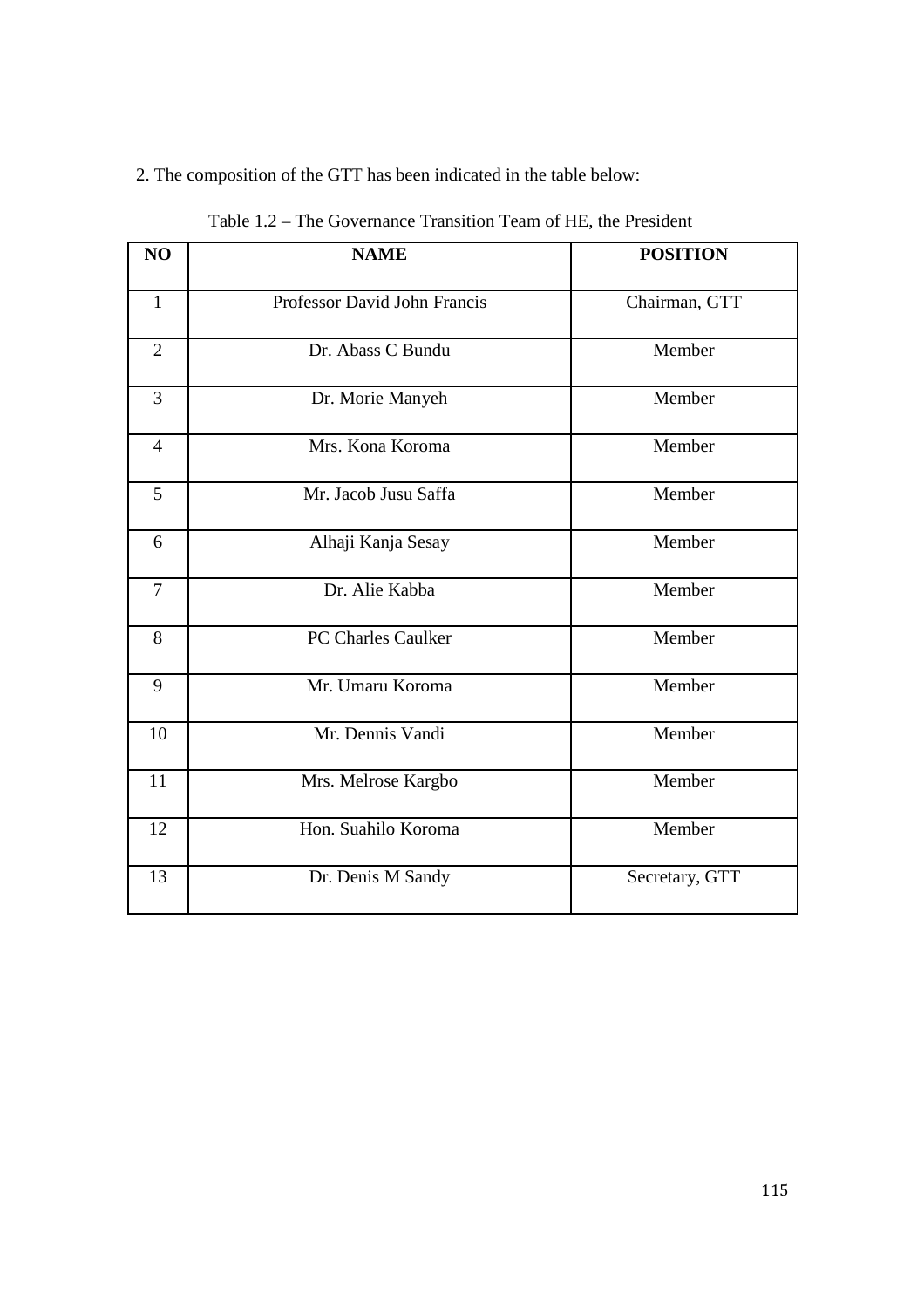2. The composition of the GTT has been indicated in the table below:

Table 1.2 – The Governance Transition Team of HE, the President

| NO | NAME | POSITION |
|---|---|---|
| 1 | Professor David John Francis | Chairman, GTT |
| 2 | Dr. Abass C Bundu | Member |
| 3 | Dr. Morie Manyeh | Member |
| 4 | Mrs. Kona Koroma | Member |
| 5 | Mr. Jacob Jusu Saffa | Member |
| 6 | Alhaji Kanja Sesay | Member |
| 7 | Dr. Alie Kabba | Member |
| 8 | PC Charles Caulker | Member |
| 9 | Mr. Umaru Koroma | Member |
| 10 | Mr. Dennis Vandi | Member |
| 11 | Mrs. Melrose Kargbo | Member |
| 12 | Hon. Suahilo Koroma | Member |
| 13 | Dr. Denis M Sandy | Secretary, GTT |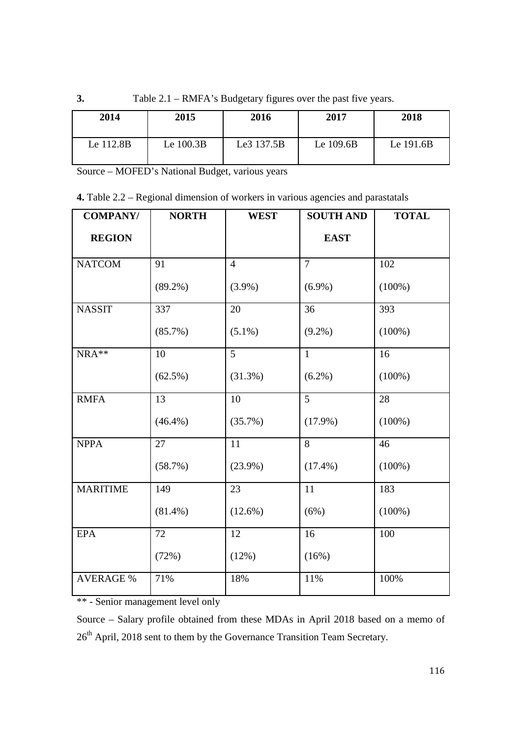**3.** Table 2.1 – RMFA's Budgetary figures over the past five years.

| 2014 | 2015 | 2016 | 2017 | 2018 |
|---|---|---|---|---|
| Le 112.8B | Le 100.3B | Le3 137.5B | Le 109.6B | Le 191.6B |

Source – MOFED's National Budget, various years

**4.** Table 2.2 – Regional dimension of workers in various agencies and parastatals

| COMPANY/ REGION | NORTH | WEST | SOUTH AND EAST | TOTAL |
|---|---|---|---|---|
| NATCOM | 91 (89.2%) | 4 (3.9%) | 7 (6.9%) | 102 (100%) |
| NASSIT | 337 (85.7%) | 20 (5.1%) | 36 (9.2%) | 393 (100%) |
| NRA** | 10 (62.5%) | 5 (31.3%) | 1 (6.2%) | 16 (100%) |
| RMFA | 13 (46.4%) | 10 (35.7%) | 5 (17.9%) | 28 (100%) |
| NPPA | 27 (58.7%) | 11 (23.9%) | 8 (17.4%) | 46 (100%) |
| MARITIME | 149 (81.4%) | 23 (12.6%) | 11 (6%) | 183 (100%) |
| EPA | 72 (72%) | 12 (12%) | 16 (16%) | 100 |
| AVERAGE % | 71% | 18% | 11% | 100% |

** - Senior management level only

Source – Salary profile obtained from these MDAs in April 2018 based on a memo of 26th April, 2018 sent to them by the Governance Transition Team Secretary.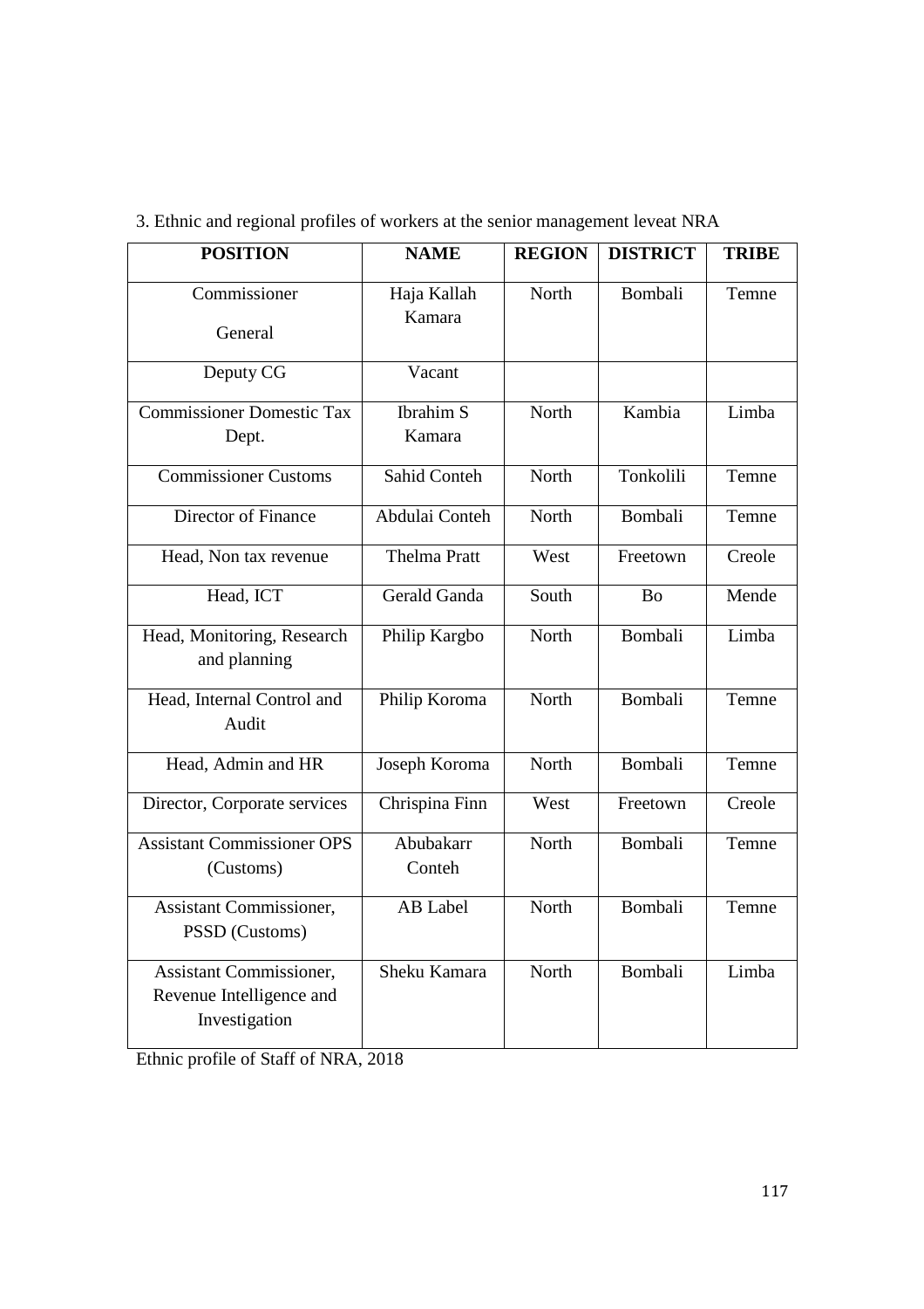3. Ethnic and regional profiles of workers at the senior management leveat NRA

| POSITION | NAME | REGION | DISTRICT | TRIBE |
|---|---|---|---|---|
| Commissioner General | Haja Kallah Kamara | North | Bombali | Temne |
| Deputy CG | Vacant | | | |
| Commissioner Domestic Tax Dept. | Ibrahim S Kamara | North | Kambia | Limba |
| Commissioner Customs | Sahid Conteh | North | Tonkolili | Temne |
| Director of Finance | Abdulai Conteh | North | Bombali | Temne |
| Head, Non tax revenue | Thelma Pratt | West | Freetown | Creole |
| Head, ICT | Gerald Ganda | South | Bo | Mende |
| Head, Monitoring, Research and planning | Philip Kargbo | North | Bombali | Limba |
| Head, Internal Control and Audit | Philip Koroma | North | Bombali | Temne |
| Head, Admin and HR | Joseph Koroma | North | Bombali | Temne |
| Director, Corporate services | Chrispina Finn | West | Freetown | Creole |
| Assistant Commissioner OPS (Customs) | Abubakarr Conteh | North | Bombali | Temne |
| Assistant Commissioner, PSSD (Customs) | AB Label | North | Bombali | Temne |
| Assistant Commissioner, Revenue Intelligence and Investigation | Sheku Kamara | North | Bombali | Limba |

Ethnic profile of Staff of NRA, 2018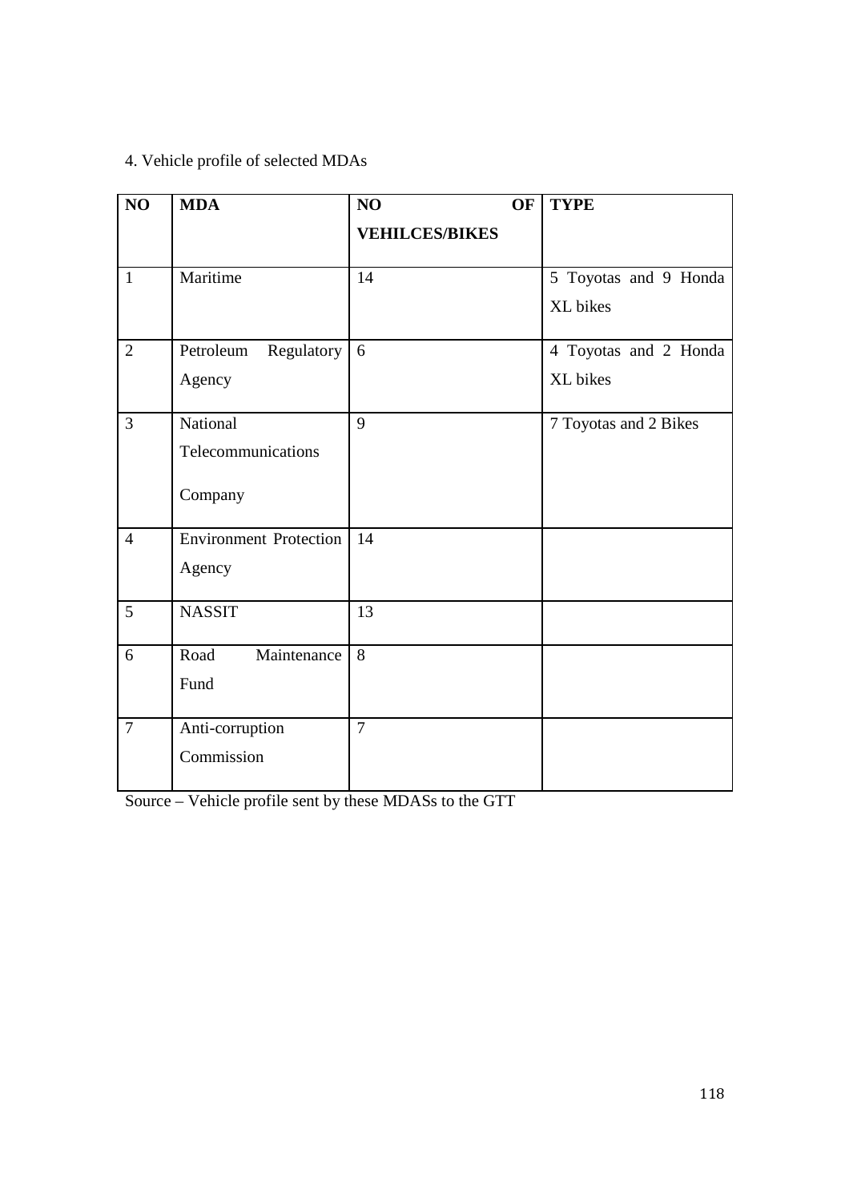4. Vehicle profile of selected MDAs

| NO | MDA | NO OF VEHILCES/BIKES | TYPE |
|---|---|---|---|
| 1 | Maritime | 14 | 5 Toyotas and 9 Honda XL bikes |
| 2 | Petroleum Regulatory Agency | 6 | 4 Toyotas and 2 Honda XL bikes |
| 3 | National Telecommunications Company | 9 | 7 Toyotas and 2 Bikes |
| 4 | Environment Protection Agency | 14 | |
| 5 | NASSIT | 13 | |
| 6 | Road Maintenance Fund | 8 | |
| 7 | Anti-corruption Commission | 7 | |

Source – Vehicle profile sent by these MDASs to the GTT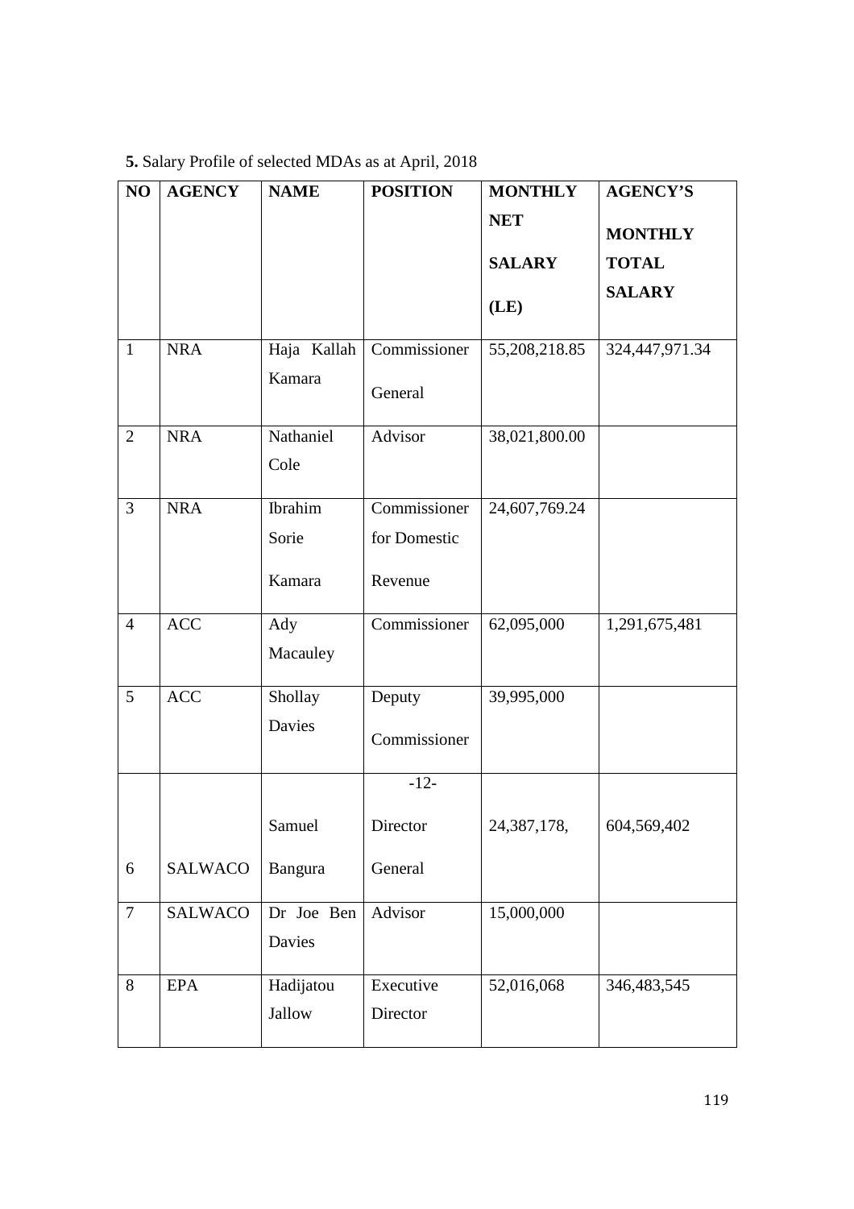**5.** Salary Profile of selected MDAs as at April, 2018

| NO | AGENCY | NAME | POSITION | MONTHLY NET SALARY (LE) | AGENCY'S MONTHLY TOTAL SALARY |
|---|---|---|---|---|---|
| 1 | NRA | Haja Kallah Kamara | Commissioner General | 55,208,218.85 | 324,447,971.34 |
| 2 | NRA | Nathaniel Cole | Advisor | 38,021,800.00 | |
| 3 | NRA | Ibrahim Sorie Kamara | Commissioner for Domestic Revenue | 24,607,769.24 | |
| 4 | ACC | Ady Macauley | Commissioner | 62,095,000 | 1,291,675,481 |
| 5 | ACC | Shollay Davies | Deputy Commissioner | 39,995,000 | |
| 6 | SALWACO | Samuel Bangura | Director General | 24,387,178, | 604,569,402 |
| 7 | SALWACO | Dr Joe Ben Davies | Advisor | 15,000,000 | |
| 8 | EPA | Hadijatou Jallow | Executive Director | 52,016,068 | 346,483,545 |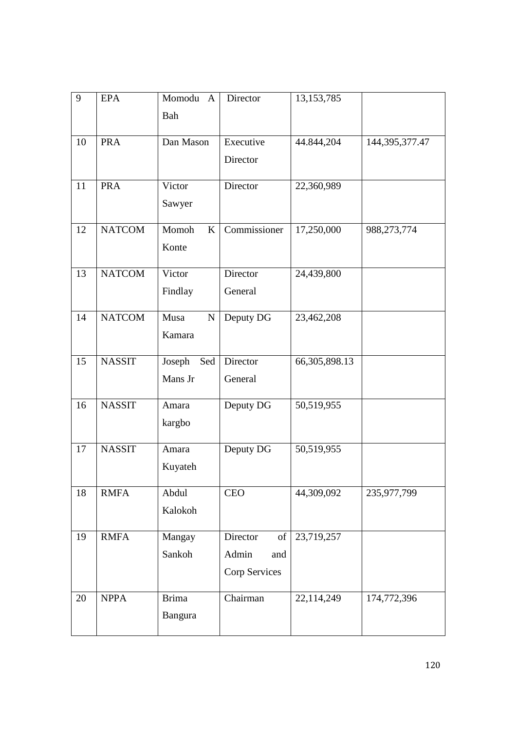| | | | | | |
|---|---|---|---|---|---|
| 9 | EPA | Momodu A Bah | Director | 13,153,785 | |
| 10 | PRA | Dan Mason | Executive Director | 44.844,204 | 144,395,377.47 |
| 11 | PRA | Victor Sawyer | Director | 22,360,989 | |
| 12 | NATCOM | Momoh K Konte | Commissioner | 17,250,000 | 988,273,774 |
| 13 | NATCOM | Victor Findlay | Director General | 24,439,800 | |
| 14 | NATCOM | Musa N Kamara | Deputy DG | 23,462,208 | |
| 15 | NASSIT | Joseph Sed Mans Jr | Director General | 66,305,898.13 | |
| 16 | NASSIT | Amara kargbo | Deputy DG | 50,519,955 | |
| 17 | NASSIT | Amara Kuyateh | Deputy DG | 50,519,955 | |
| 18 | RMFA | Abdul Kalokoh | CEO | 44,309,092 | 235,977,799 |
| 19 | RMFA | Mangay Sankoh | Director of Admin and Corp Services | 23,719,257 | |
| 20 | NPPA | Brima Bangura | Chairman | 22,114,249 | 174,772,396 |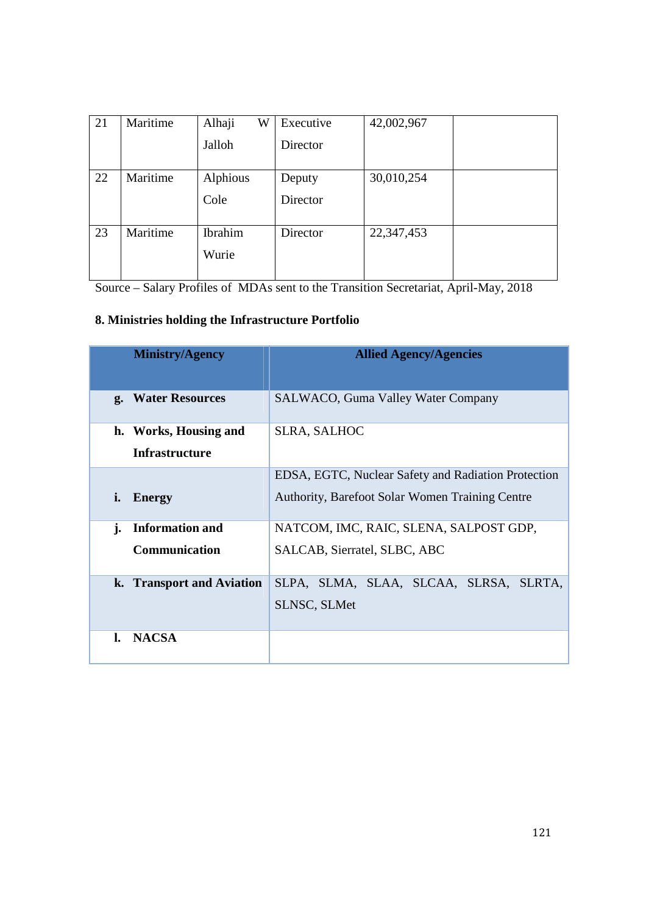| | | | | | |
|---|---|---|---|---|---|
| 21 | Maritime | Alhaji W Jalloh | Executive Director | 42,002,967 | |
| 22 | Maritime | Alphious Cole | Deputy Director | 30,010,254 | |
| 23 | Maritime | Ibrahim Wurie | Director | 22,347,453 | |

Source – Salary Profiles of MDAs sent to the Transition Secretariat, April-May, 2018

### 8. Ministries holding the Infrastructure Portfolio

| Ministry/Agency | Allied Agency/Agencies |
|---|---|
| **g. Water Resources** | SALWACO, Guma Valley Water Company |
| **h. Works, Housing and Infrastructure** | SLRA, SALHOC |
| **i. Energy** | EDSA, EGTC, Nuclear Safety and Radiation Protection Authority, Barefoot Solar Women Training Centre |
| **j. Information and Communication** | NATCOM, IMC, RAIC, SLENA, SALPOST GDP, SALCAB, Sierratel, SLBC, ABC |
| **k. Transport and Aviation** | SLPA, SLMA, SLAA, SLCAA, SLRSA, SLRTA, SLNSC, SLMet |
| **l. NACSA** | |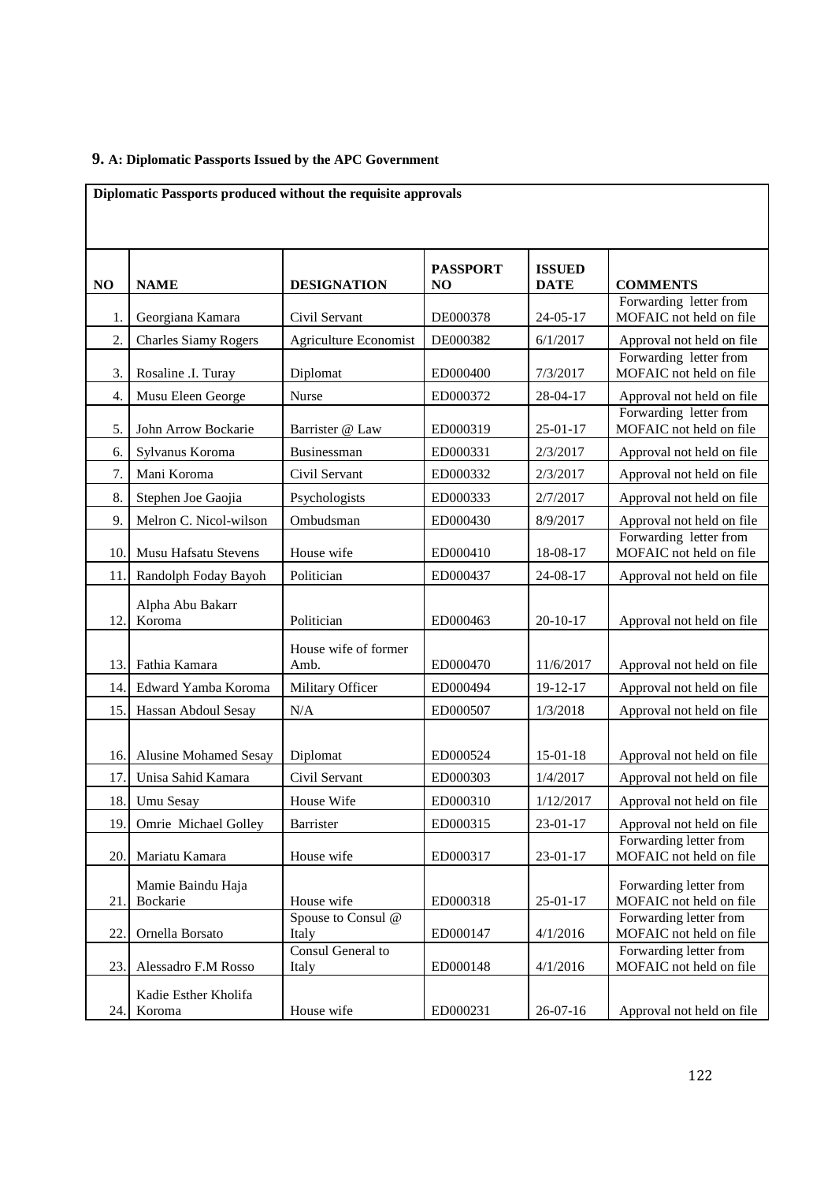## 9. A: Diplomatic Passports Issued by the APC Government

**Diplomatic Passports produced without the requisite approvals**

| NO | NAME | DESIGNATION | PASSPORT NO | ISSUED DATE | COMMENTS |
|---|---|---|---|---|---|
| 1. | Georgiana Kamara | Civil Servant | DE000378 | 24-05-17 | Forwarding letter from MOFAIC not held on file |
| 2. | Charles Siamy Rogers | Agriculture Economist | DE000382 | 6/1/2017 | Approval not held on file |
| 3. | Rosaline .I. Turay | Diplomat | ED000400 | 7/3/2017 | Forwarding letter from MOFAIC not held on file |
| 4. | Musu Eleen George | Nurse | ED000372 | 28-04-17 | Approval not held on file |
| 5. | John Arrow Bockarie | Barrister @ Law | ED000319 | 25-01-17 | Forwarding letter from MOFAIC not held on file |
| 6. | Sylvanus Koroma | Businessman | ED000331 | 2/3/2017 | Approval not held on file |
| 7. | Mani Koroma | Civil Servant | ED000332 | 2/3/2017 | Approval not held on file |
| 8. | Stephen Joe Gaojia | Psychologists | ED000333 | 2/7/2017 | Approval not held on file |
| 9. | Melron C. Nicol-wilson | Ombudsman | ED000430 | 8/9/2017 | Approval not held on file |
| 10. | Musu Hafsatu Stevens | House wife | ED000410 | 18-08-17 | Forwarding letter from MOFAIC not held on file |
| 11. | Randolph Foday Bayoh | Politician | ED000437 | 24-08-17 | Approval not held on file |
| 12. | Alpha Abu Bakarr Koroma | Politician | ED000463 | 20-10-17 | Approval not held on file |
| 13. | Fathia Kamara | House wife of former Amb. | ED000470 | 11/6/2017 | Approval not held on file |
| 14. | Edward Yamba Koroma | Military Officer | ED000494 | 19-12-17 | Approval not held on file |
| 15. | Hassan Abdoul Sesay | N/A | ED000507 | 1/3/2018 | Approval not held on file |
| 16. | Alusine Mohamed Sesay | Diplomat | ED000524 | 15-01-18 | Approval not held on file |
| 17. | Unisa Sahid Kamara | Civil Servant | ED000303 | 1/4/2017 | Approval not held on file |
| 18. | Umu Sesay | House Wife | ED000310 | 1/12/2017 | Approval not held on file |
| 19. | Omrie Michael Golley | Barrister | ED000315 | 23-01-17 | Approval not held on file |
| 20. | Mariatu Kamara | House wife | ED000317 | 23-01-17 | Forwarding letter from MOFAIC not held on file |
| 21. | Mamie Baindu Haja Bockarie | House wife | ED000318 | 25-01-17 | Forwarding letter from MOFAIC not held on file |
| 22. | Ornella Borsato | Spouse to Consul @ Italy | ED000147 | 4/1/2016 | Forwarding letter from MOFAIC not held on file |
| 23. | Alessadro F.M Rosso | Consul General to Italy | ED000148 | 4/1/2016 | Forwarding letter from MOFAIC not held on file |
| 24. | Kadie Esther Kholifa Koroma | House wife | ED000231 | 26-07-16 | Approval not held on file |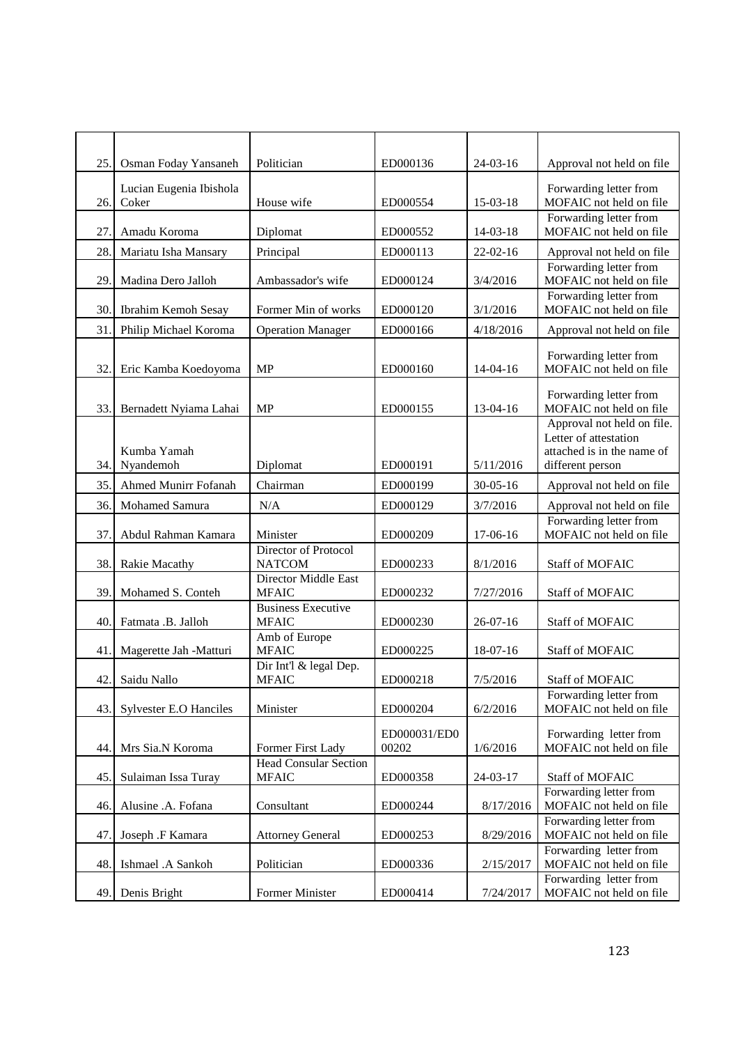| | | | | | |
|---|---|---|---|---|---|
| 25. | Osman Foday Yansaneh | Politician | ED000136 | 24-03-16 | Approval not held on file |
| 26. | Lucian Eugenia Ibishola Coker | House wife | ED000554 | 15-03-18 | Forwarding letter from MOFAIC not held on file |
| 27. | Amadu Koroma | Diplomat | ED000552 | 14-03-18 | Forwarding letter from MOFAIC not held on file |
| 28. | Mariatu Isha Mansary | Principal | ED000113 | 22-02-16 | Approval not held on file |
| 29. | Madina Dero Jalloh | Ambassador's wife | ED000124 | 3/4/2016 | Forwarding letter from MOFAIC not held on file |
| 30. | Ibrahim Kemoh Sesay | Former Min of works | ED000120 | 3/1/2016 | Forwarding letter from MOFAIC not held on file |
| 31. | Philip Michael Koroma | Operation Manager | ED000166 | 4/18/2016 | Approval not held on file |
| 32. | Eric Kamba Koedoyoma | MP | ED000160 | 14-04-16 | Forwarding letter from MOFAIC not held on file |
| 33. | Bernadett Nyiama Lahai | MP | ED000155 | 13-04-16 | Forwarding letter from MOFAIC not held on file |
| 34. | Kumba Yamah Nyandemoh | Diplomat | ED000191 | 5/11/2016 | Approval not held on file. Letter of attestation attached is in the name of different person |
| 35. | Ahmed Munirr Fofanah | Chairman | ED000199 | 30-05-16 | Approval not held on file |
| 36. | Mohamed Samura | N/A | ED000129 | 3/7/2016 | Approval not held on file |
| 37. | Abdul Rahman Kamara | Minister | ED000209 | 17-06-16 | Forwarding letter from MOFAIC not held on file |
| 38. | Rakie Macathy | Director of Protocol NATCOM | ED000233 | 8/1/2016 | Staff of MOFAIC |
| 39. | Mohamed S. Conteh | Director Middle East MFAIC | ED000232 | 7/27/2016 | Staff of MOFAIC |
| 40. | Fatmata .B. Jalloh | Business Executive MFAIC | ED000230 | 26-07-16 | Staff of MOFAIC |
| 41. | Magerette Jah -Matturi | Amb of Europe MFAIC | ED000225 | 18-07-16 | Staff of MOFAIC |
| 42. | Saidu Nallo | Dir Int'l & legal Dep. MFAIC | ED000218 | 7/5/2016 | Staff of MOFAIC |
| 43. | Sylvester E.O Hanciles | Minister | ED000204 | 6/2/2016 | Forwarding letter from MOFAIC not held on file |
| 44. | Mrs Sia.N Koroma | Former First Lady | ED000031/ED000202 | 1/6/2016 | Forwarding letter from MOFAIC not held on file |
| 45. | Sulaiman Issa Turay | Head Consular Section MFAIC | ED000358 | 24-03-17 | Staff of MOFAIC |
| 46. | Alusine .A. Fofana | Consultant | ED000244 | 8/17/2016 | Forwarding letter from MOFAIC not held on file |
| 47. | Joseph .F Kamara | Attorney General | ED000253 | 8/29/2016 | Forwarding letter from MOFAIC not held on file |
| 48. | Ishmael .A Sankoh | Politician | ED000336 | 2/15/2017 | Forwarding letter from MOFAIC not held on file |
| 49. | Denis Bright | Former Minister | ED000414 | 7/24/2017 | Forwarding letter from MOFAIC not held on file |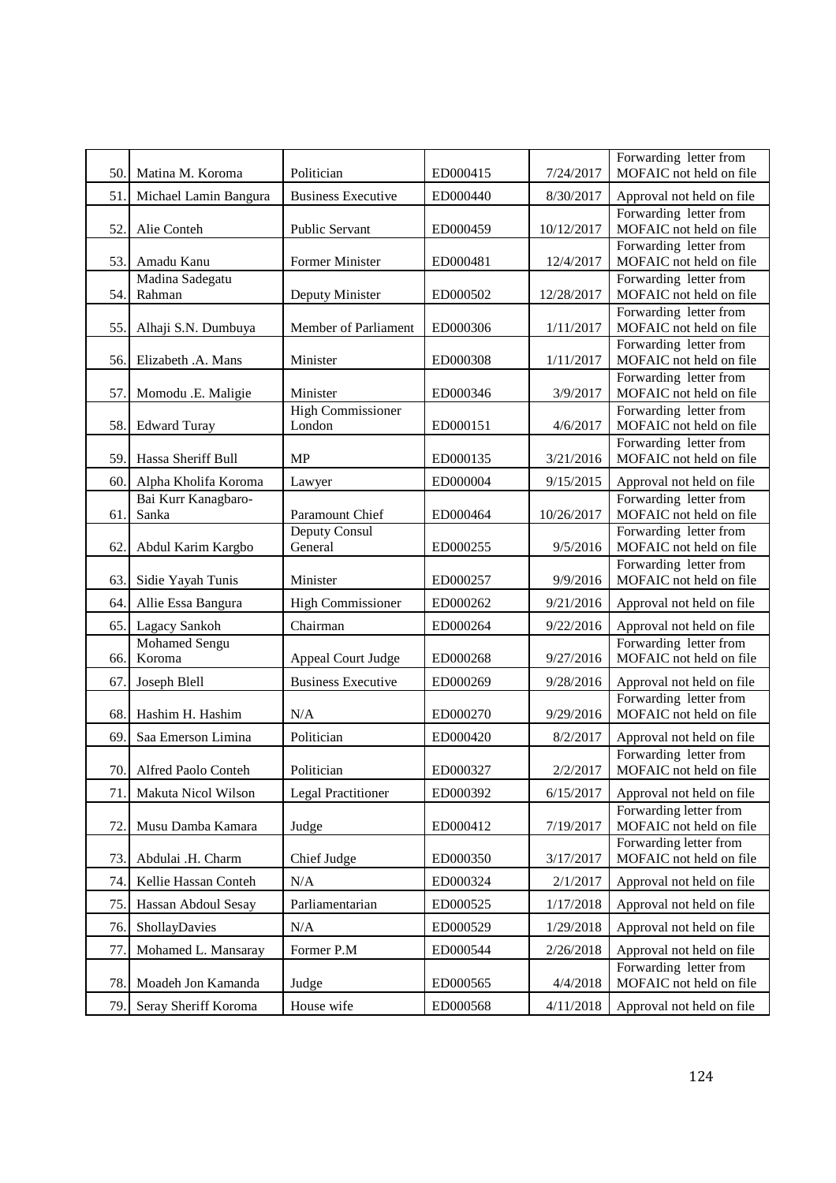| | | | | | |
|---|---|---|---|---|---|
| 50. | Matina M. Koroma | Politician | ED000415 | 7/24/2017 | Forwarding letter from MOFAIC not held on file |
| 51. | Michael Lamin Bangura | Business Executive | ED000440 | 8/30/2017 | Approval not held on file |
| 52. | Alie Conteh | Public Servant | ED000459 | 10/12/2017 | Forwarding letter from MOFAIC not held on file |
| 53. | Amadu Kanu | Former Minister | ED000481 | 12/4/2017 | Forwarding letter from MOFAIC not held on file |
| 54. | Madina Sadegatu Rahman | Deputy Minister | ED000502 | 12/28/2017 | Forwarding letter from MOFAIC not held on file |
| 55. | Alhaji S.N. Dumbuya | Member of Parliament | ED000306 | 1/11/2017 | Forwarding letter from MOFAIC not held on file |
| 56. | Elizabeth .A. Mans | Minister | ED000308 | 1/11/2017 | Forwarding letter from MOFAIC not held on file |
| 57. | Momodu .E. Maligie | Minister | ED000346 | 3/9/2017 | Forwarding letter from MOFAIC not held on file |
| 58. | Edward Turay | High Commissioner London | ED000151 | 4/6/2017 | Forwarding letter from MOFAIC not held on file |
| 59. | Hassa Sheriff Bull | MP | ED000135 | 3/21/2016 | Forwarding letter from MOFAIC not held on file |
| 60. | Alpha Kholifa Koroma | Lawyer | ED000004 | 9/15/2015 | Approval not held on file |
| 61. | Bai Kurr Kanagbaro-Sanka | Paramount Chief | ED000464 | 10/26/2017 | Forwarding letter from MOFAIC not held on file |
| 62. | Abdul Karim Kargbo | Deputy Consul General | ED000255 | 9/5/2016 | Forwarding letter from MOFAIC not held on file |
| 63. | Sidie Yayah Tunis | Minister | ED000257 | 9/9/2016 | Forwarding letter from MOFAIC not held on file |
| 64. | Allie Essa Bangura | High Commissioner | ED000262 | 9/21/2016 | Approval not held on file |
| 65. | Lagacy Sankoh | Chairman | ED000264 | 9/22/2016 | Approval not held on file |
| 66. | Mohamed Sengu Koroma | Appeal Court Judge | ED000268 | 9/27/2016 | Forwarding letter from MOFAIC not held on file |
| 67. | Joseph Blell | Business Executive | ED000269 | 9/28/2016 | Approval not held on file |
| 68. | Hashim H. Hashim | N/A | ED000270 | 9/29/2016 | Forwarding letter from MOFAIC not held on file |
| 69. | Saa Emerson Limina | Politician | ED000420 | 8/2/2017 | Approval not held on file |
| 70. | Alfred Paolo Conteh | Politician | ED000327 | 2/2/2017 | Forwarding letter from MOFAIC not held on file |
| 71. | Makuta Nicol Wilson | Legal Practitioner | ED000392 | 6/15/2017 | Approval not held on file |
| 72. | Musu Damba Kamara | Judge | ED000412 | 7/19/2017 | Forwarding letter from MOFAIC not held on file |
| 73. | Abdulai .H. Charm | Chief Judge | ED000350 | 3/17/2017 | Forwarding letter from MOFAIC not held on file |
| 74. | Kellie Hassan Conteh | N/A | ED000324 | 2/1/2017 | Approval not held on file |
| 75. | Hassan Abdoul Sesay | Parliamentarian | ED000525 | 1/17/2018 | Approval not held on file |
| 76. | ShollayDavies | N/A | ED000529 | 1/29/2018 | Approval not held on file |
| 77. | Mohamed L. Mansaray | Former P.M | ED000544 | 2/26/2018 | Approval not held on file |
| 78. | Moadeh Jon Kamanda | Judge | ED000565 | 4/4/2018 | Forwarding letter from MOFAIC not held on file |
| 79. | Seray Sheriff Koroma | House wife | ED000568 | 4/11/2018 | Approval not held on file |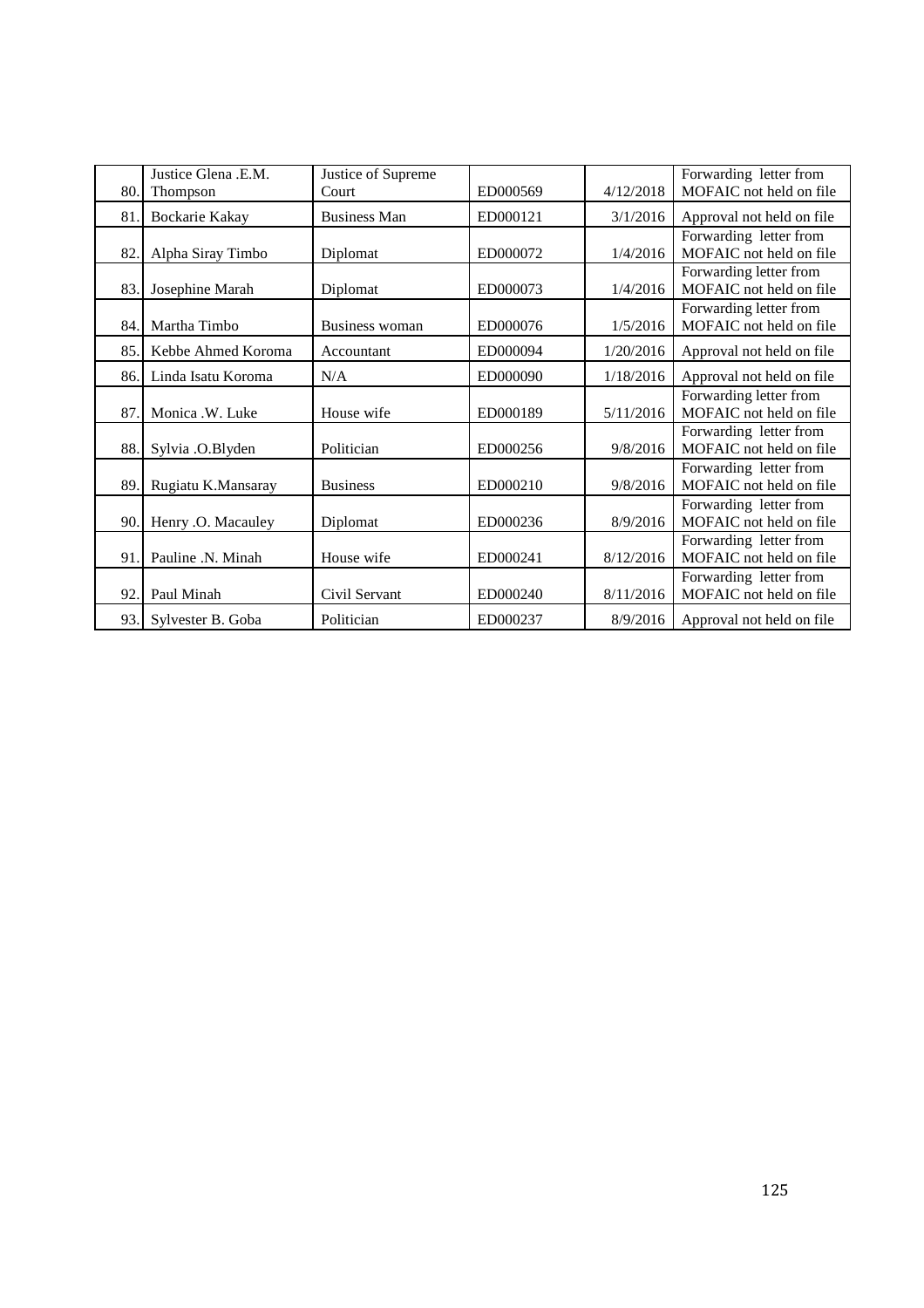| | | | | | |
|---|---|---|---|---|---|
| 80. | Justice Glena .E.M. Thompson | Justice of Supreme Court | ED000569 | 4/12/2018 | Forwarding letter from MOFAIC not held on file |
| 81. | Bockarie Kakay | Business Man | ED000121 | 3/1/2016 | Approval not held on file |
| 82. | Alpha Siray Timbo | Diplomat | ED000072 | 1/4/2016 | Forwarding letter from MOFAIC not held on file |
| 83. | Josephine Marah | Diplomat | ED000073 | 1/4/2016 | Forwarding letter from MOFAIC not held on file |
| 84. | Martha Timbo | Business woman | ED000076 | 1/5/2016 | Forwarding letter from MOFAIC not held on file |
| 85. | Kebbe Ahmed Koroma | Accountant | ED000094 | 1/20/2016 | Approval not held on file |
| 86. | Linda Isatu Koroma | N/A | ED000090 | 1/18/2016 | Approval not held on file |
| 87. | Monica .W. Luke | House wife | ED000189 | 5/11/2016 | Forwarding letter from MOFAIC not held on file |
| 88. | Sylvia .O.Blyden | Politician | ED000256 | 9/8/2016 | Forwarding letter from MOFAIC not held on file |
| 89. | Rugiatu K.Mansaray | Business | ED000210 | 9/8/2016 | Forwarding letter from MOFAIC not held on file |
| 90. | Henry .O. Macauley | Diplomat | ED000236 | 8/9/2016 | Forwarding letter from MOFAIC not held on file |
| 91. | Pauline .N. Minah | House wife | ED000241 | 8/12/2016 | Forwarding letter from MOFAIC not held on file |
| 92. | Paul Minah | Civil Servant | ED000240 | 8/11/2016 | Forwarding letter from MOFAIC not held on file |
| 93. | Sylvester B. Goba | Politician | ED000237 | 8/9/2016 | Approval not held on file |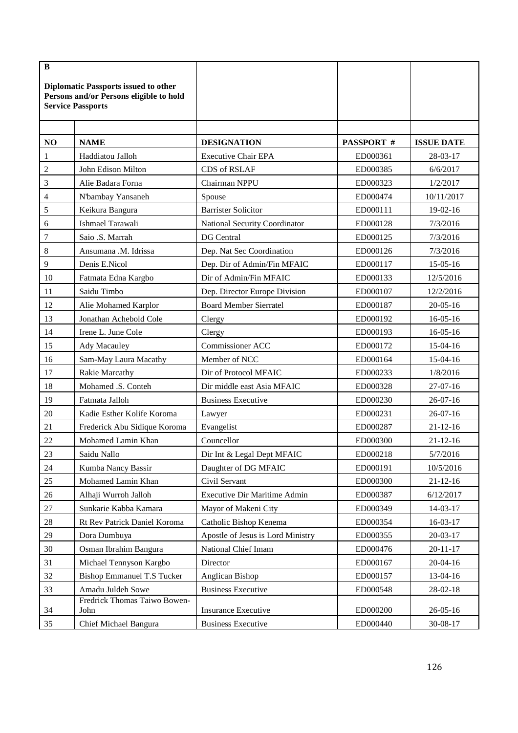**B**

**Diplomatic Passports issued to other Persons and/or Persons eligible to hold Service Passports**

| NO | NAME | DESIGNATION | PASSPORT # | ISSUE DATE |
|---|---|---|---|---|
| 1 | Haddiatou Jalloh | Executive Chair EPA | ED000361 | 28-03-17 |
| 2 | John Edison Milton | CDS of RSLAF | ED000385 | 6/6/2017 |
| 3 | Alie Badara Forna | Chairman NPPU | ED000323 | 1/2/2017 |
| 4 | N'bambay Yansaneh | Spouse | ED000474 | 10/11/2017 |
| 5 | Keikura Bangura | Barrister Solicitor | ED000111 | 19-02-16 |
| 6 | Ishmael Tarawali | National Security Coordinator | ED000128 | 7/3/2016 |
| 7 | Saio .S. Marrah | DG Central | ED000125 | 7/3/2016 |
| 8 | Ansumana .M. Idrissa | Dep. Nat Sec Coordination | ED000126 | 7/3/2016 |
| 9 | Denis E.Nicol | Dep. Dir of Admin/Fin MFAIC | ED000117 | 15-05-16 |
| 10 | Fatmata Edna Kargbo | Dir of Admin/Fin MFAIC | ED000133 | 12/5/2016 |
| 11 | Saidu Timbo | Dep. Director Europe Division | ED000107 | 12/2/2016 |
| 12 | Alie Mohamed Karplor | Board Member Sierratel | ED000187 | 20-05-16 |
| 13 | Jonathan Achebold Cole | Clergy | ED000192 | 16-05-16 |
| 14 | Irene L. June Cole | Clergy | ED000193 | 16-05-16 |
| 15 | Ady Macauley | Commissioner ACC | ED000172 | 15-04-16 |
| 16 | Sam-May Laura Macathy | Member of NCC | ED000164 | 15-04-16 |
| 17 | Rakie Marcathy | Dir of Protocol MFAIC | ED000233 | 1/8/2016 |
| 18 | Mohamed .S. Conteh | Dir middle east Asia MFAIC | ED000328 | 27-07-16 |
| 19 | Fatmata Jalloh | Business Executive | ED000230 | 26-07-16 |
| 20 | Kadie Esther Kolife Koroma | Lawyer | ED000231 | 26-07-16 |
| 21 | Frederick Abu Sidique Koroma | Evangelist | ED000287 | 21-12-16 |
| 22 | Mohamed Lamin Khan | Councellor | ED000300 | 21-12-16 |
| 23 | Saidu Nallo | Dir Int & Legal Dept MFAIC | ED000218 | 5/7/2016 |
| 24 | Kumba Nancy Bassir | Daughter of DG MFAIC | ED000191 | 10/5/2016 |
| 25 | Mohamed Lamin Khan | Civil Servant | ED000300 | 21-12-16 |
| 26 | Alhaji Wurroh Jalloh | Executive Dir Maritime Admin | ED000387 | 6/12/2017 |
| 27 | Sunkarie Kabba Kamara | Mayor of Makeni City | ED000349 | 14-03-17 |
| 28 | Rt Rev Patrick Daniel Koroma | Catholic Bishop Kenema | ED000354 | 16-03-17 |
| 29 | Dora Dumbuya | Apostle of Jesus is Lord Ministry | ED000355 | 20-03-17 |
| 30 | Osman Ibrahim Bangura | National Chief Imam | ED000476 | 20-11-17 |
| 31 | Michael Tennyson Kargbo | Director | ED000167 | 20-04-16 |
| 32 | Bishop Emmanuel T.S Tucker | Anglican Bishop | ED000157 | 13-04-16 |
| 33 | Amadu Juldeh Sowe | Business Executive | ED000548 | 28-02-18 |
| 34 | Fredrick Thomas Taiwo Bowen-John | Insurance Executive | ED000200 | 26-05-16 |
| 35 | Chief Michael Bangura | Business Executive | ED000440 | 30-08-17 |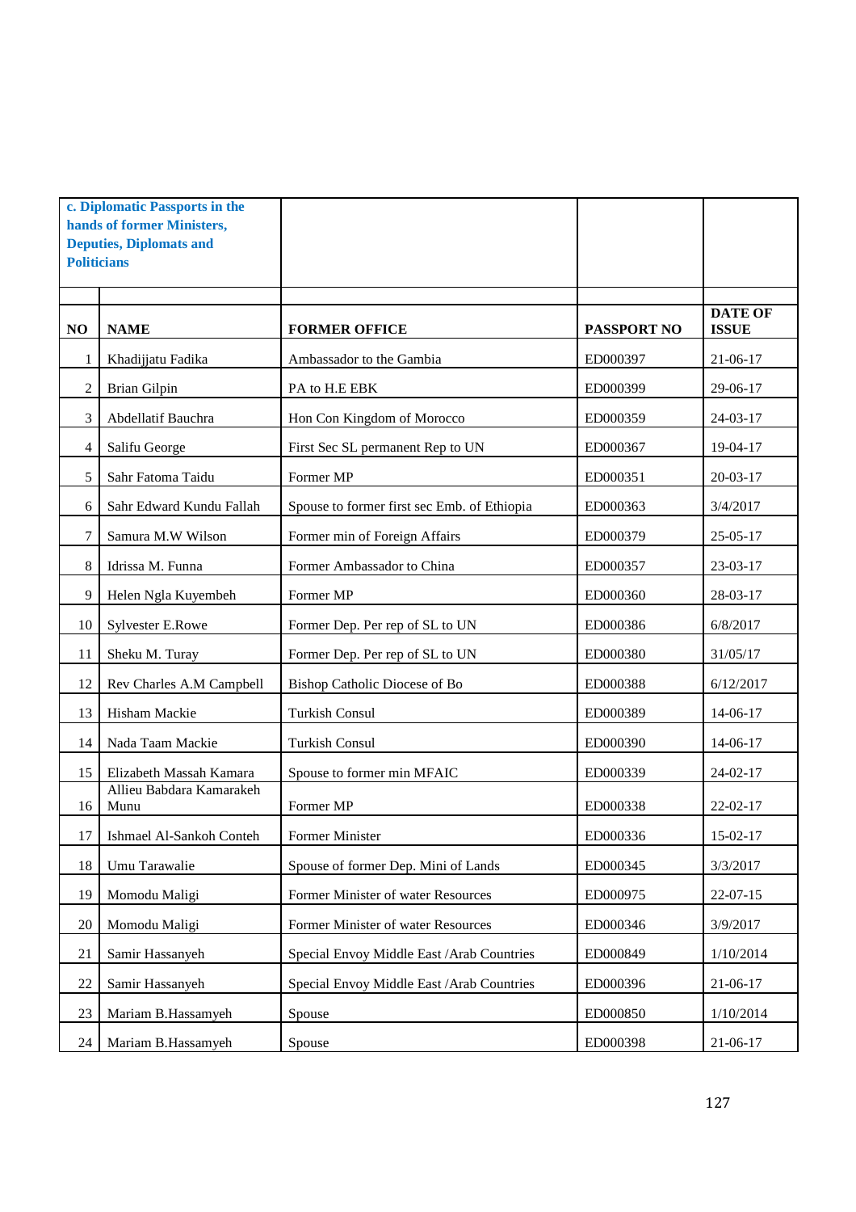| c. Diplomatic Passports in the hands of former Ministers, Deputies, Diplomats and Politicians | | | | |
|---|---|---|---|---|
| | | | | |
| **NO** | **NAME** | **FORMER OFFICE** | **PASSPORT NO** | **DATE OF ISSUE** |
| 1 | Khadijjatu Fadika | Ambassador to the Gambia | ED000397 | 21-06-17 |
| 2 | Brian Gilpin | PA to H.E EBK | ED000399 | 29-06-17 |
| 3 | Abdellatif Bauchra | Hon Con Kingdom of Morocco | ED000359 | 24-03-17 |
| 4 | Salifu George | First Sec SL permanent Rep to UN | ED000367 | 19-04-17 |
| 5 | Sahr Fatoma Taidu | Former MP | ED000351 | 20-03-17 |
| 6 | Sahr Edward Kundu Fallah | Spouse to former first sec Emb. of Ethiopia | ED000363 | 3/4/2017 |
| 7 | Samura M.W Wilson | Former min of Foreign Affairs | ED000379 | 25-05-17 |
| 8 | Idrissa M. Funna | Former Ambassador to China | ED000357 | 23-03-17 |
| 9 | Helen Ngla Kuyembeh | Former MP | ED000360 | 28-03-17 |
| 10 | Sylvester E.Rowe | Former Dep. Per rep of SL to UN | ED000386 | 6/8/2017 |
| 11 | Sheku M. Turay | Former Dep. Per rep of SL to UN | ED000380 | 31/05/17 |
| 12 | Rev Charles A.M Campbell | Bishop Catholic Diocese of Bo | ED000388 | 6/12/2017 |
| 13 | Hisham Mackie | Turkish Consul | ED000389 | 14-06-17 |
| 14 | Nada Taam Mackie | Turkish Consul | ED000390 | 14-06-17 |
| 15 | Elizabeth Massah Kamara | Spouse to former min MFAIC | ED000339 | 24-02-17 |
| 16 | Allieu Babdara Kamarakeh Munu | Former MP | ED000338 | 22-02-17 |
| 17 | Ishmael Al-Sankoh Conteh | Former Minister | ED000336 | 15-02-17 |
| 18 | Umu Tarawalie | Spouse of former Dep. Mini of Lands | ED000345 | 3/3/2017 |
| 19 | Momodu Maligi | Former Minister of water Resources | ED000975 | 22-07-15 |
| 20 | Momodu Maligi | Former Minister of water Resources | ED000346 | 3/9/2017 |
| 21 | Samir Hassanyeh | Special Envoy Middle East /Arab Countries | ED000849 | 1/10/2014 |
| 22 | Samir Hassanyeh | Special Envoy Middle East /Arab Countries | ED000396 | 21-06-17 |
| 23 | Mariam B.Hassamyeh | Spouse | ED000850 | 1/10/2014 |
| 24 | Mariam B.Hassamyeh | Spouse | ED000398 | 21-06-17 |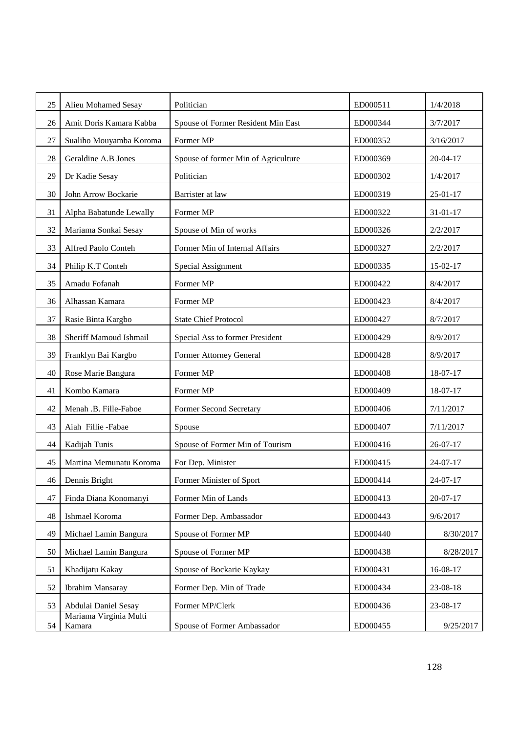| | | | | |
|---|---|---|---|---|
| 25 | Alieu Mohamed Sesay | Politician | ED000511 | 1/4/2018 |
| 26 | Amit Doris Kamara Kabba | Spouse of Former Resident Min East | ED000344 | 3/7/2017 |
| 27 | Sualiho Mouyamba Koroma | Former MP | ED000352 | 3/16/2017 |
| 28 | Geraldine A.B Jones | Spouse of former Min of Agriculture | ED000369 | 20-04-17 |
| 29 | Dr Kadie Sesay | Politician | ED000302 | 1/4/2017 |
| 30 | John Arrow Bockarie | Barrister at law | ED000319 | 25-01-17 |
| 31 | Alpha Babatunde Lewally | Former MP | ED000322 | 31-01-17 |
| 32 | Mariama Sonkai Sesay | Spouse of Min of works | ED000326 | 2/2/2017 |
| 33 | Alfred Paolo Conteh | Former Min of Internal Affairs | ED000327 | 2/2/2017 |
| 34 | Philip K.T Conteh | Special Assignment | ED000335 | 15-02-17 |
| 35 | Amadu Fofanah | Former MP | ED000422 | 8/4/2017 |
| 36 | Alhassan Kamara | Former MP | ED000423 | 8/4/2017 |
| 37 | Rasie Binta Kargbo | State Chief Protocol | ED000427 | 8/7/2017 |
| 38 | Sheriff Mamoud Ishmail | Special Ass to former President | ED000429 | 8/9/2017 |
| 39 | Franklyn Bai Kargbo | Former Attorney General | ED000428 | 8/9/2017 |
| 40 | Rose Marie Bangura | Former MP | ED000408 | 18-07-17 |
| 41 | Kombo Kamara | Former MP | ED000409 | 18-07-17 |
| 42 | Menah .B. Fille-Faboe | Former Second Secretary | ED000406 | 7/11/2017 |
| 43 | Aiah Fillie -Fabae | Spouse | ED000407 | 7/11/2017 |
| 44 | Kadijah Tunis | Spouse of Former Min of Tourism | ED000416 | 26-07-17 |
| 45 | Martina Memunatu Koroma | For Dep. Minister | ED000415 | 24-07-17 |
| 46 | Dennis Bright | Former Minister of Sport | ED000414 | 24-07-17 |
| 47 | Finda Diana Konomanyi | Former Min of Lands | ED000413 | 20-07-17 |
| 48 | Ishmael Koroma | Former Dep. Ambassador | ED000443 | 9/6/2017 |
| 49 | Michael Lamin Bangura | Spouse of Former MP | ED000440 | 8/30/2017 |
| 50 | Michael Lamin Bangura | Spouse of Former MP | ED000438 | 8/28/2017 |
| 51 | Khadijatu Kakay | Spouse of Bockarie Kaykay | ED000431 | 16-08-17 |
| 52 | Ibrahim Mansaray | Former Dep. Min of Trade | ED000434 | 23-08-18 |
| 53 | Abdulai Daniel Sesay | Former MP/Clerk | ED000436 | 23-08-17 |
| 54 | Mariama Virginia Multi Kamara | Spouse of Former Ambassador | ED000455 | 9/25/2017 |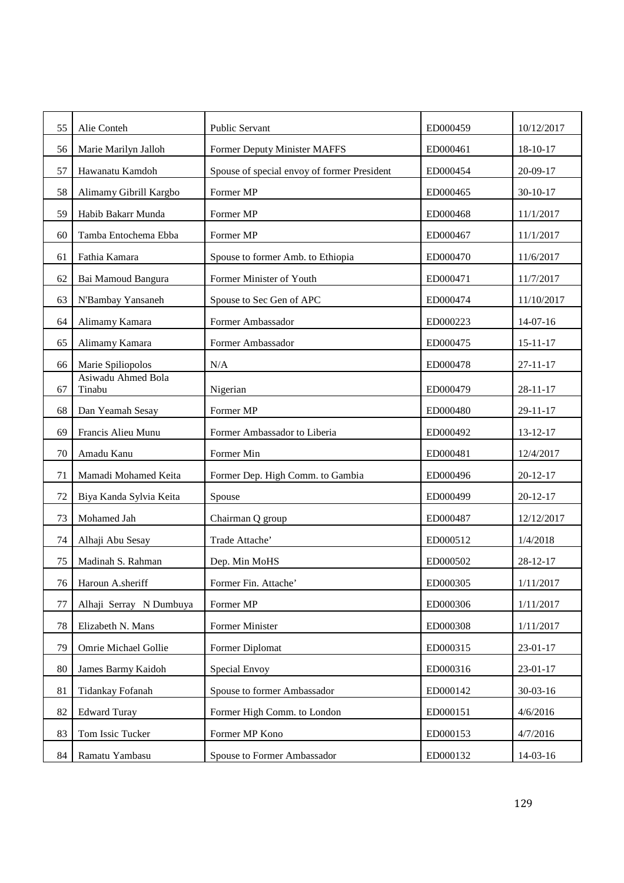| | | | | |
|---|---|---|---|---|
| 55 | Alie Conteh | Public Servant | ED000459 | 10/12/2017 |
| 56 | Marie Marilyn Jalloh | Former Deputy Minister MAFFS | ED000461 | 18-10-17 |
| 57 | Hawanatu Kamdoh | Spouse of special envoy of former President | ED000454 | 20-09-17 |
| 58 | Alimamy Gibrill Kargbo | Former MP | ED000465 | 30-10-17 |
| 59 | Habib Bakarr Munda | Former MP | ED000468 | 11/1/2017 |
| 60 | Tamba Entochema Ebba | Former MP | ED000467 | 11/1/2017 |
| 61 | Fathia Kamara | Spouse to former Amb. to Ethiopia | ED000470 | 11/6/2017 |
| 62 | Bai Mamoud Bangura | Former Minister of Youth | ED000471 | 11/7/2017 |
| 63 | N'Bambay Yansaneh | Spouse to Sec Gen of APC | ED000474 | 11/10/2017 |
| 64 | Alimamy Kamara | Former Ambassador | ED000223 | 14-07-16 |
| 65 | Alimamy Kamara | Former Ambassador | ED000475 | 15-11-17 |
| 66 | Marie Spiliopolos | N/A | ED000478 | 27-11-17 |
| 67 | Asiwadu Ahmed Bola Tinabu | Nigerian | ED000479 | 28-11-17 |
| 68 | Dan Yeamah Sesay | Former MP | ED000480 | 29-11-17 |
| 69 | Francis Alieu Munu | Former Ambassador to Liberia | ED000492 | 13-12-17 |
| 70 | Amadu Kanu | Former Min | ED000481 | 12/4/2017 |
| 71 | Mamadi Mohamed Keita | Former Dep. High Comm. to Gambia | ED000496 | 20-12-17 |
| 72 | Biya Kanda Sylvia Keita | Spouse | ED000499 | 20-12-17 |
| 73 | Mohamed Jah | Chairman Q group | ED000487 | 12/12/2017 |
| 74 | Alhaji Abu Sesay | Trade Attache' | ED000512 | 1/4/2018 |
| 75 | Madinah S. Rahman | Dep. Min MoHS | ED000502 | 28-12-17 |
| 76 | Haroun A.sheriff | Former Fin. Attache' | ED000305 | 1/11/2017 |
| 77 | Alhaji Serray N Dumbuya | Former MP | ED000306 | 1/11/2017 |
| 78 | Elizabeth N. Mans | Former Minister | ED000308 | 1/11/2017 |
| 79 | Omrie Michael Gollie | Former Diplomat | ED000315 | 23-01-17 |
| 80 | James Barmy Kaidoh | Special Envoy | ED000316 | 23-01-17 |
| 81 | Tidankay Fofanah | Spouse to former Ambassador | ED000142 | 30-03-16 |
| 82 | Edward Turay | Former High Comm. to London | ED000151 | 4/6/2016 |
| 83 | Tom Issic Tucker | Former MP Kono | ED000153 | 4/7/2016 |
| 84 | Ramatu Yambasu | Spouse to Former Ambassador | ED000132 | 14-03-16 |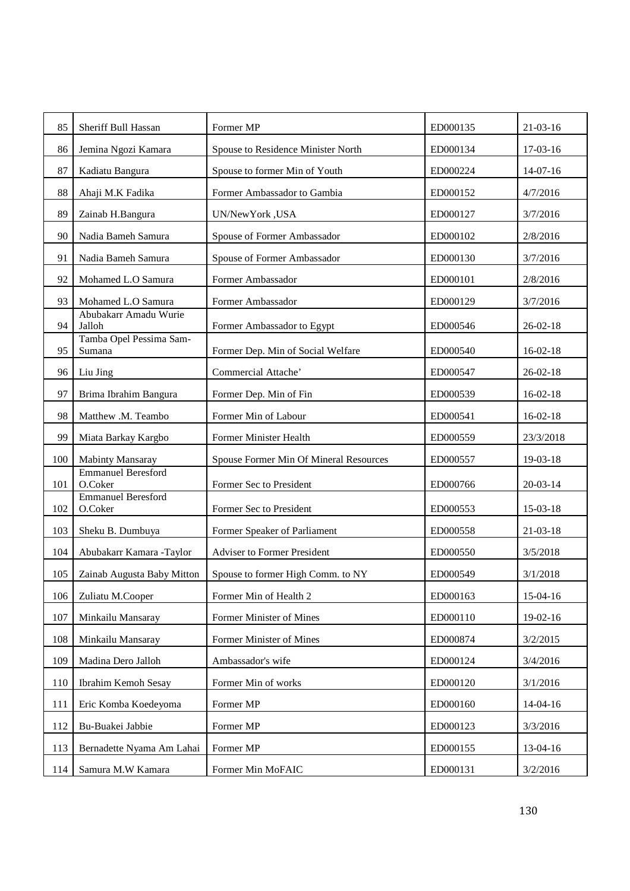| | | | | |
|---|---|---|---|---|
| 85 | Sheriff Bull Hassan | Former MP | ED000135 | 21-03-16 |
| 86 | Jemina Ngozi Kamara | Spouse to Residence Minister North | ED000134 | 17-03-16 |
| 87 | Kadiatu Bangura | Spouse to former Min of Youth | ED000224 | 14-07-16 |
| 88 | Ahaji M.K Fadika | Former Ambassador to Gambia | ED000152 | 4/7/2016 |
| 89 | Zainab H.Bangura | UN/NewYork ,USA | ED000127 | 3/7/2016 |
| 90 | Nadia Bameh Samura | Spouse of Former Ambassador | ED000102 | 2/8/2016 |
| 91 | Nadia Bameh Samura | Spouse of Former Ambassador | ED000130 | 3/7/2016 |
| 92 | Mohamed L.O Samura | Former Ambassador | ED000101 | 2/8/2016 |
| 93 | Mohamed L.O Samura | Former Ambassador | ED000129 | 3/7/2016 |
| 94 | Abubakarr Amadu Wurie Jalloh | Former Ambassador to Egypt | ED000546 | 26-02-18 |
| 95 | Tamba Opel Pessima Sam-Sumana | Former Dep. Min of Social Welfare | ED000540 | 16-02-18 |
| 96 | Liu Jing | Commercial Attache' | ED000547 | 26-02-18 |
| 97 | Brima Ibrahim Bangura | Former Dep. Min of Fin | ED000539 | 16-02-18 |
| 98 | Matthew .M. Teambo | Former Min of Labour | ED000541 | 16-02-18 |
| 99 | Miata Barkay Kargbo | Former Minister Health | ED000559 | 23/3/2018 |
| 100 | Mabinty Mansaray | Spouse Former Min Of Mineral Resources | ED000557 | 19-03-18 |
| 101 | Emmanuel Beresford O.Coker | Former Sec to President | ED000766 | 20-03-14 |
| 102 | Emmanuel Beresford O.Coker | Former Sec to President | ED000553 | 15-03-18 |
| 103 | Sheku B. Dumbuya | Former Speaker of Parliament | ED000558 | 21-03-18 |
| 104 | Abubakarr Kamara -Taylor | Adviser to Former President | ED000550 | 3/5/2018 |
| 105 | Zainab Augusta Baby Mitton | Spouse to former High Comm. to NY | ED000549 | 3/1/2018 |
| 106 | Zuliatu M.Cooper | Former Min of Health 2 | ED000163 | 15-04-16 |
| 107 | Minkailu Mansaray | Former Minister of Mines | ED000110 | 19-02-16 |
| 108 | Minkailu Mansaray | Former Minister of Mines | ED000874 | 3/2/2015 |
| 109 | Madina Dero Jalloh | Ambassador's wife | ED000124 | 3/4/2016 |
| 110 | Ibrahim Kemoh Sesay | Former Min of works | ED000120 | 3/1/2016 |
| 111 | Eric Komba Koedeyoma | Former MP | ED000160 | 14-04-16 |
| 112 | Bu-Buakei Jabbie | Former MP | ED000123 | 3/3/2016 |
| 113 | Bernadette Nyama Am Lahai | Former MP | ED000155 | 13-04-16 |
| 114 | Samura M.W Kamara | Former Min MoFAIC | ED000131 | 3/2/2016 |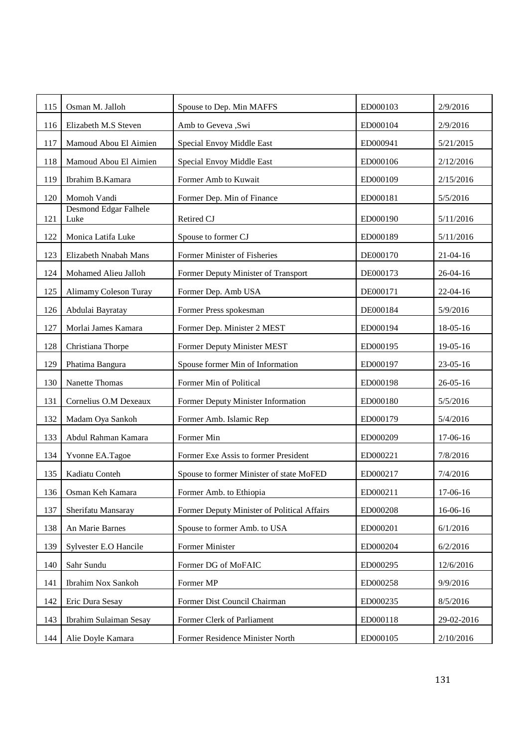| | | | | |
|---|---|---|---|---|
| 115 | Osman M. Jalloh | Spouse to Dep. Min MAFFS | ED000103 | 2/9/2016 |
| 116 | Elizabeth M.S Steven | Amb to Geveva ,Swi | ED000104 | 2/9/2016 |
| 117 | Mamoud Abou El Aimien | Special Envoy Middle East | ED000941 | 5/21/2015 |
| 118 | Mamoud Abou El Aimien | Special Envoy Middle East | ED000106 | 2/12/2016 |
| 119 | Ibrahim B.Kamara | Former Amb to Kuwait | ED000109 | 2/15/2016 |
| 120 | Momoh Vandi | Former Dep. Min of Finance | ED000181 | 5/5/2016 |
| 121 | Desmond Edgar Falhele Luke | Retired CJ | ED000190 | 5/11/2016 |
| 122 | Monica Latifa Luke | Spouse to former CJ | ED000189 | 5/11/2016 |
| 123 | Elizabeth Nnabah Mans | Former Minister of Fisheries | DE000170 | 21-04-16 |
| 124 | Mohamed Alieu Jalloh | Former Deputy Minister of Transport | DE000173 | 26-04-16 |
| 125 | Alimamy Coleson Turay | Former Dep. Amb USA | DE000171 | 22-04-16 |
| 126 | Abdulai Bayratay | Former Press spokesman | DE000184 | 5/9/2016 |
| 127 | Morlai James Kamara | Former Dep. Minister 2 MEST | ED000194 | 18-05-16 |
| 128 | Christiana Thorpe | Former Deputy Minister MEST | ED000195 | 19-05-16 |
| 129 | Phatima Bangura | Spouse former Min of Information | ED000197 | 23-05-16 |
| 130 | Nanette Thomas | Former Min of Political | ED000198 | 26-05-16 |
| 131 | Cornelius O.M Dexeaux | Former Deputy Minister Information | ED000180 | 5/5/2016 |
| 132 | Madam Oya Sankoh | Former Amb. Islamic Rep | ED000179 | 5/4/2016 |
| 133 | Abdul Rahman Kamara | Former Min | ED000209 | 17-06-16 |
| 134 | Yvonne EA.Tagoe | Former Exe Assis to former President | ED000221 | 7/8/2016 |
| 135 | Kadiatu Conteh | Spouse to former Minister of state MoFED | ED000217 | 7/4/2016 |
| 136 | Osman Keh Kamara | Former Amb. to Ethiopia | ED000211 | 17-06-16 |
| 137 | Sherifatu Mansaray | Former Deputy Minister of Political Affairs | ED000208 | 16-06-16 |
| 138 | An Marie Barnes | Spouse to former Amb. to USA | ED000201 | 6/1/2016 |
| 139 | Sylvester E.O Hancile | Former Minister | ED000204 | 6/2/2016 |
| 140 | Sahr Sundu | Former DG of MoFAIC | ED000295 | 12/6/2016 |
| 141 | Ibrahim Nox Sankoh | Former MP | ED000258 | 9/9/2016 |
| 142 | Eric Dura Sesay | Former Dist Council Chairman | ED000235 | 8/5/2016 |
| 143 | Ibrahim Sulaiman Sesay | Former Clerk of Parliament | ED000118 | 29-02-2016 |
| 144 | Alie Doyle Kamara | Former Residence Minister North | ED000105 | 2/10/2016 |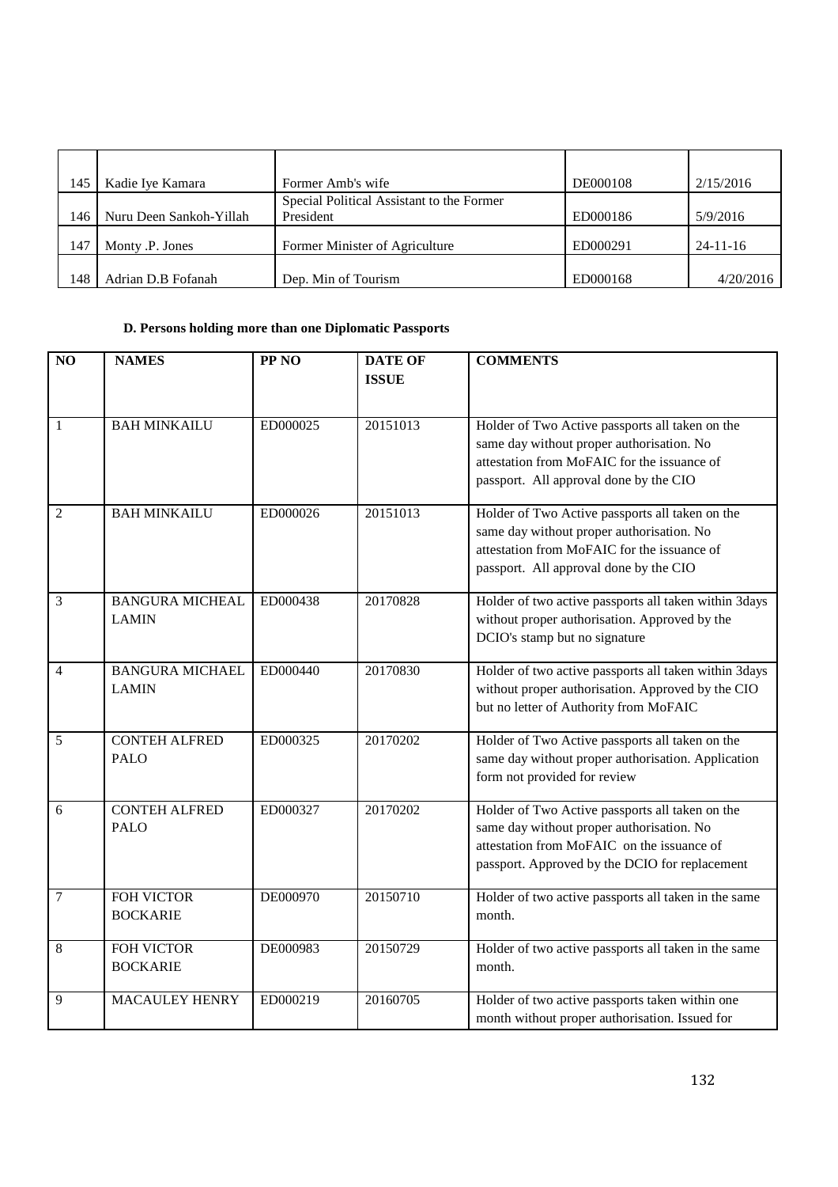| | | | | |
|---|---|---|---|---|
| 145 | Kadie Iye Kamara | Former Amb's wife | DE000108 | 2/15/2016 |
| 146 | Nuru Deen Sankoh-Yillah | Special Political Assistant to the Former President | ED000186 | 5/9/2016 |
| 147 | Monty .P. Jones | Former Minister of Agriculture | ED000291 | 24-11-16 |
| 148 | Adrian D.B Fofanah | Dep. Min of Tourism | ED000168 | 4/20/2016 |

**D. Persons holding more than one Diplomatic Passports**

| NO | NAMES | PP NO | DATE OF ISSUE | COMMENTS |
|---|---|---|---|---|
| 1 | BAH MINKAILU | ED000025 | 20151013 | Holder of Two Active passports all taken on the same day without proper authorisation. No attestation from MoFAIC for the issuance of passport. All approval done by the CIO |
| 2 | BAH MINKAILU | ED000026 | 20151013 | Holder of Two Active passports all taken on the same day without proper authorisation. No attestation from MoFAIC for the issuance of passport. All approval done by the CIO |
| 3 | BANGURA MICHEAL LAMIN | ED000438 | 20170828 | Holder of two active passports all taken within 3days without proper authorisation. Approved by the DCIO's stamp but no signature |
| 4 | BANGURA MICHAEL LAMIN | ED000440 | 20170830 | Holder of two active passports all taken within 3days without proper authorisation. Approved by the CIO but no letter of Authority from MoFAIC |
| 5 | CONTEH ALFRED PALO | ED000325 | 20170202 | Holder of Two Active passports all taken on the same day without proper authorisation. Application form not provided for review |
| 6 | CONTEH ALFRED PALO | ED000327 | 20170202 | Holder of Two Active passports all taken on the same day without proper authorisation. No attestation from MoFAIC on the issuance of passport. Approved by the DCIO for replacement |
| 7 | FOH VICTOR BOCKARIE | DE000970 | 20150710 | Holder of two active passports all taken in the same month. |
| 8 | FOH VICTOR BOCKARIE | DE000983 | 20150729 | Holder of two active passports all taken in the same month. |
| 9 | MACAULEY HENRY | ED000219 | 20160705 | Holder of two active passports taken within one month without proper authorisation. Issued for |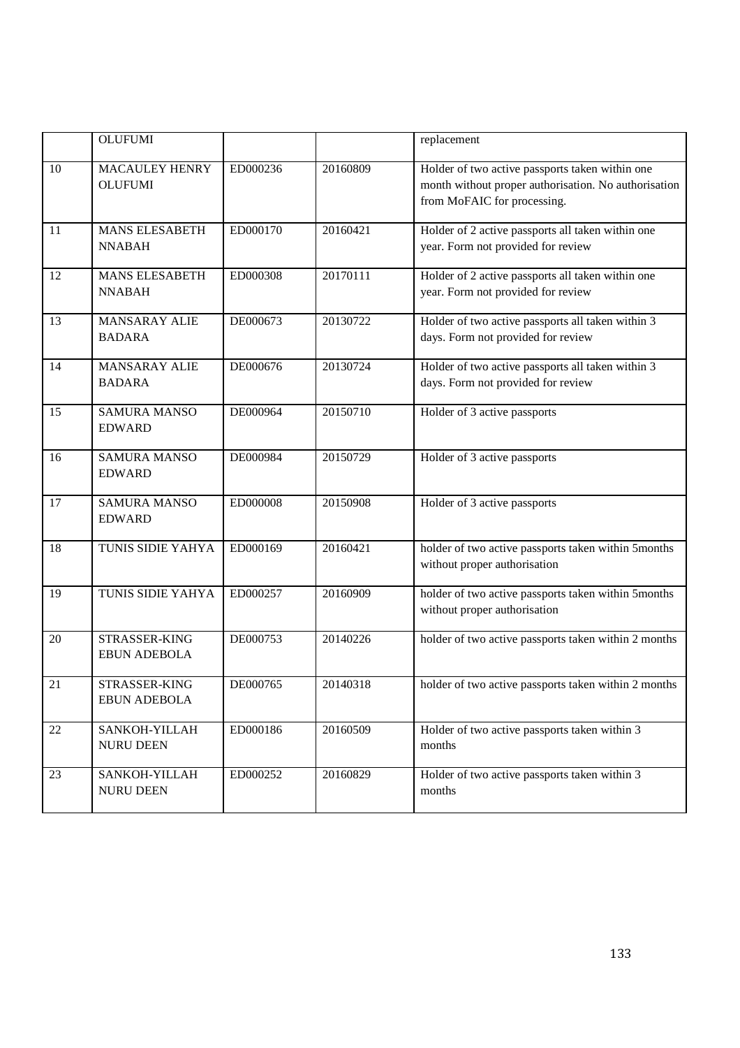| | | | | |
|---|---|---|---|---|
| | OLUFUMI | | | replacement |
| 10 | MACAULEY HENRY OLUFUMI | ED000236 | 20160809 | Holder of two active passports taken within one month without proper authorisation. No authorisation from MoFAIC for processing. |
| 11 | MANS ELESABETH NNABAH | ED000170 | 20160421 | Holder of 2 active passports all taken within one year. Form not provided for review |
| 12 | MANS ELESABETH NNABAH | ED000308 | 20170111 | Holder of 2 active passports all taken within one year. Form not provided for review |
| 13 | MANSARAY ALIE BADARA | DE000673 | 20130722 | Holder of two active passports all taken within 3 days. Form not provided for review |
| 14 | MANSARAY ALIE BADARA | DE000676 | 20130724 | Holder of two active passports all taken within 3 days. Form not provided for review |
| 15 | SAMURA MANSO EDWARD | DE000964 | 20150710 | Holder of 3 active passports |
| 16 | SAMURA MANSO EDWARD | DE000984 | 20150729 | Holder of 3 active passports |
| 17 | SAMURA MANSO EDWARD | ED000008 | 20150908 | Holder of 3 active passports |
| 18 | TUNIS SIDIE YAHYA | ED000169 | 20160421 | holder of two active passports taken within 5months without proper authorisation |
| 19 | TUNIS SIDIE YAHYA | ED000257 | 20160909 | holder of two active passports taken within 5months without proper authorisation |
| 20 | STRASSER-KING EBUN ADEBOLA | DE000753 | 20140226 | holder of two active passports taken within 2 months |
| 21 | STRASSER-KING EBUN ADEBOLA | DE000765 | 20140318 | holder of two active passports taken within 2 months |
| 22 | SANKOH-YILLAH NURU DEEN | ED000186 | 20160509 | Holder of two active passports taken within 3 months |
| 23 | SANKOH-YILLAH NURU DEEN | ED000252 | 20160829 | Holder of two active passports taken within 3 months |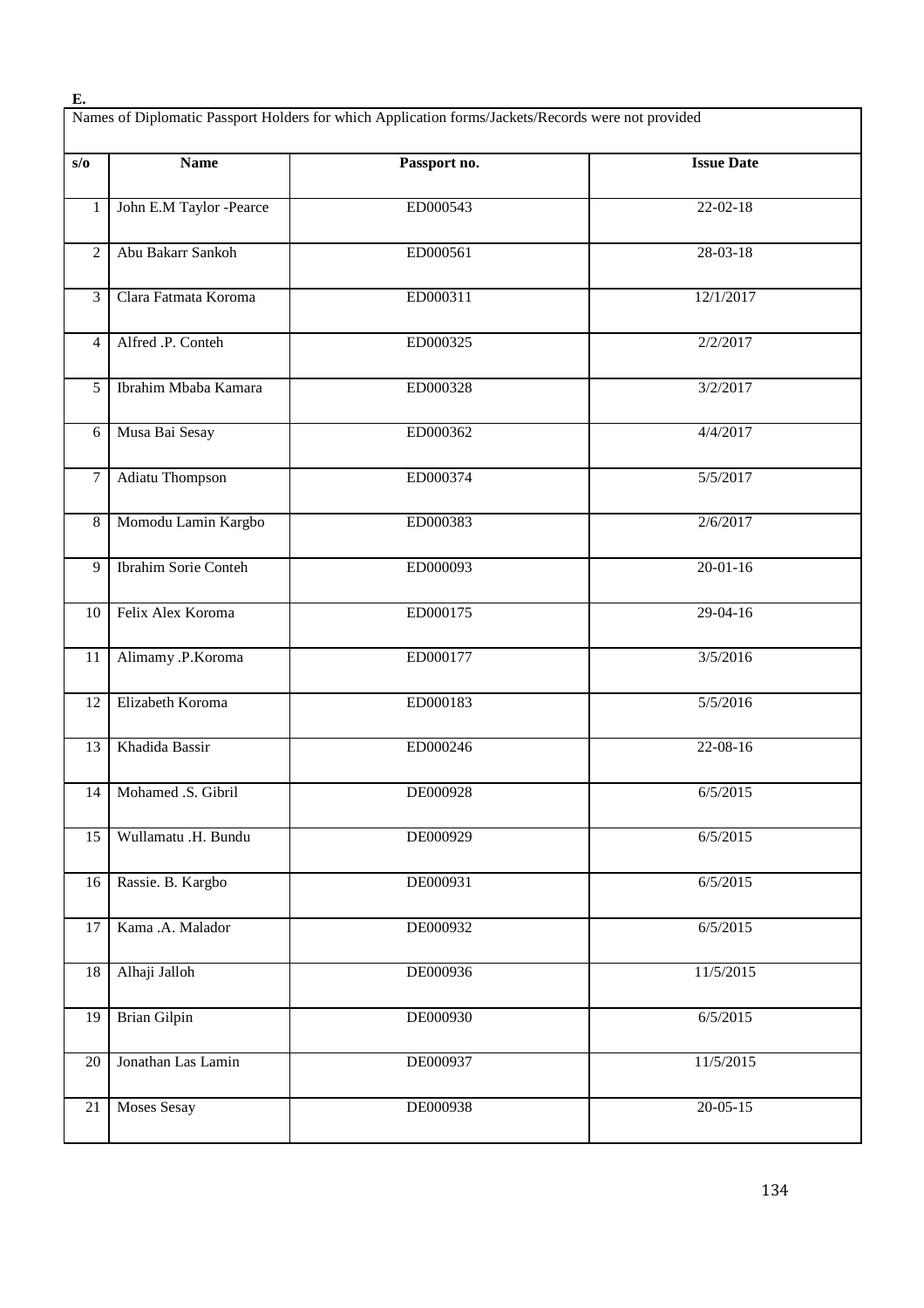**E.**

Names of Diplomatic Passport Holders for which Application forms/Jackets/Records were not provided

| s/o | Name | Passport no. | Issue Date |
|---|---|---|---|
| 1 | John E.M Taylor -Pearce | ED000543 | 22-02-18 |
| 2 | Abu Bakarr Sankoh | ED000561 | 28-03-18 |
| 3 | Clara Fatmata Koroma | ED000311 | 12/1/2017 |
| 4 | Alfred .P. Conteh | ED000325 | 2/2/2017 |
| 5 | Ibrahim Mbaba Kamara | ED000328 | 3/2/2017 |
| 6 | Musa Bai Sesay | ED000362 | 4/4/2017 |
| 7 | Adiatu Thompson | ED000374 | 5/5/2017 |
| 8 | Momodu Lamin Kargbo | ED000383 | 2/6/2017 |
| 9 | Ibrahim Sorie Conteh | ED000093 | 20-01-16 |
| 10 | Felix Alex Koroma | ED000175 | 29-04-16 |
| 11 | Alimamy .P.Koroma | ED000177 | 3/5/2016 |
| 12 | Elizabeth Koroma | ED000183 | 5/5/2016 |
| 13 | Khadida Bassir | ED000246 | 22-08-16 |
| 14 | Mohamed .S. Gibril | DE000928 | 6/5/2015 |
| 15 | Wullamatu .H. Bundu | DE000929 | 6/5/2015 |
| 16 | Rassie. B. Kargbo | DE000931 | 6/5/2015 |
| 17 | Kama .A. Malador | DE000932 | 6/5/2015 |
| 18 | Alhaji Jalloh | DE000936 | 11/5/2015 |
| 19 | Brian Gilpin | DE000930 | 6/5/2015 |
| 20 | Jonathan Las Lamin | DE000937 | 11/5/2015 |
| 21 | Moses Sesay | DE000938 | 20-05-15 |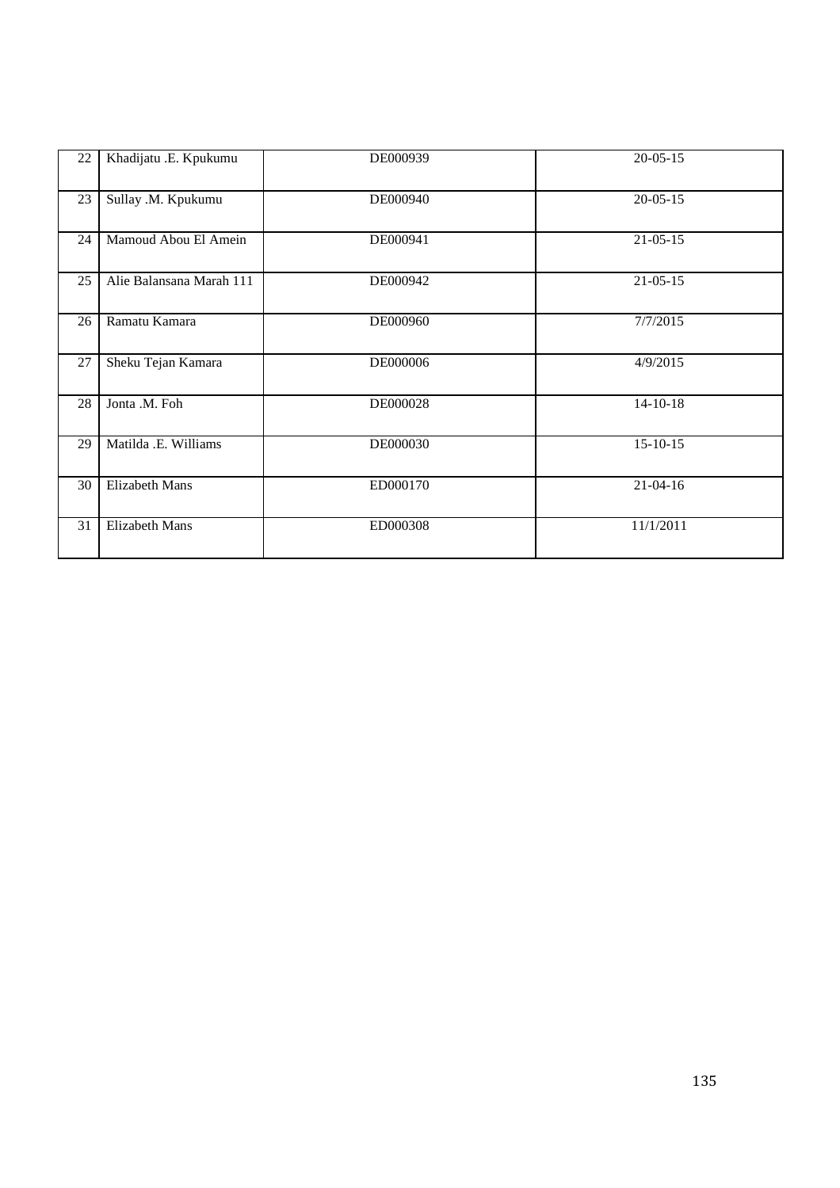| | | | |
|---|---|---|---|
| 22 | Khadijatu .E. Kpukumu | DE000939 | 20-05-15 |
| 23 | Sullay .M. Kpukumu | DE000940 | 20-05-15 |
| 24 | Mamoud Abou El Amein | DE000941 | 21-05-15 |
| 25 | Alie Balansana Marah 111 | DE000942 | 21-05-15 |
| 26 | Ramatu Kamara | DE000960 | 7/7/2015 |
| 27 | Sheku Tejan Kamara | DE000006 | 4/9/2015 |
| 28 | Jonta .M. Foh | DE000028 | 14-10-18 |
| 29 | Matilda .E. Williams | DE000030 | 15-10-15 |
| 30 | Elizabeth Mans | ED000170 | 21-04-16 |
| 31 | Elizabeth Mans | ED000308 | 11/1/2011 |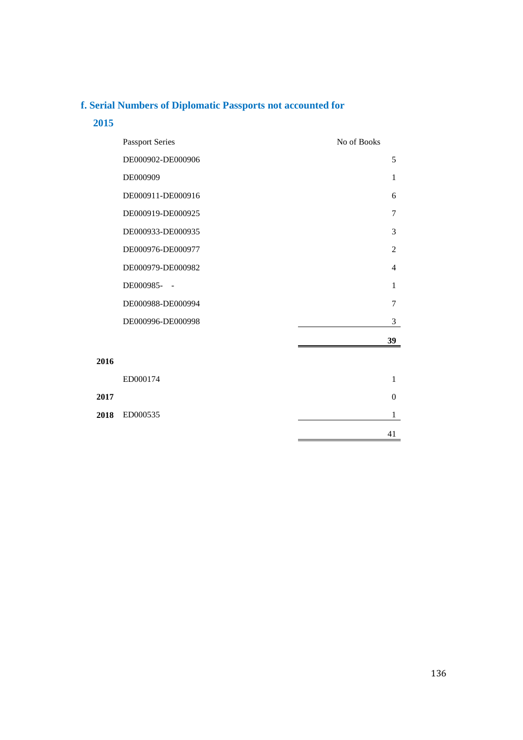## f. Serial Numbers of Diplomatic Passports not accounted for

### 2015

| | Passport Series | No of Books |
|---|---|---|
| | DE000902-DE000906 | 5 |
| | DE000909 | 1 |
| | DE000911-DE000916 | 6 |
| | DE000919-DE000925 | 7 |
| | DE000933-DE000935 | 3 |
| | DE000976-DE000977 | 2 |
| | DE000979-DE000982 | 4 |
| | DE000985- - | 1 |
| | DE000988-DE000994 | 7 |
| | DE000996-DE000998 | 3 |
| | | **39** |
| **2016** | | |
| | ED000174 | 1 |
| **2017** | | 0 |
| **2018** | ED000535 | 1 |
| | | 41 |